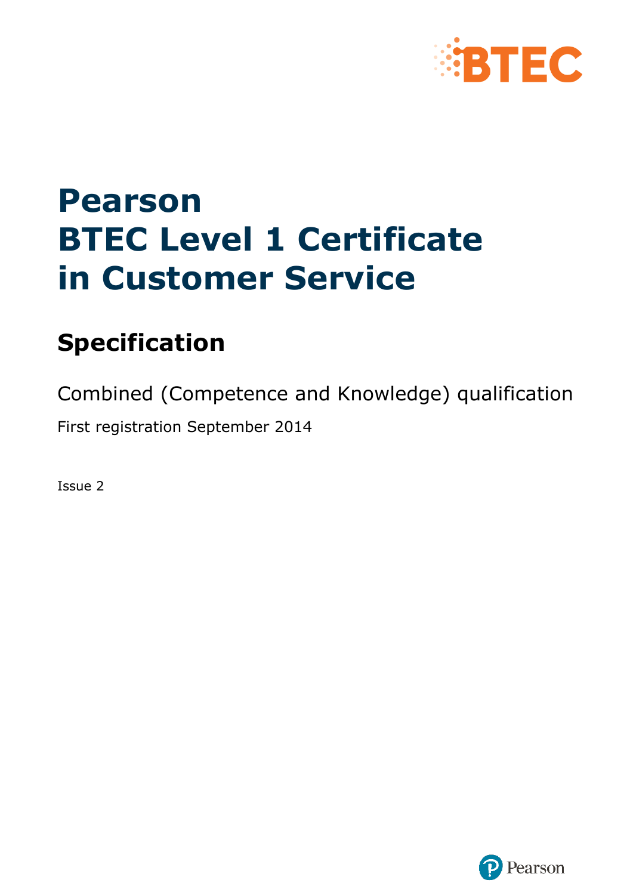# Pearson BTEC Level 1 Certificate in Customer Service

## Specification

Combined (Competence and Knowledge) qualification

First registration September 2014

Issue 2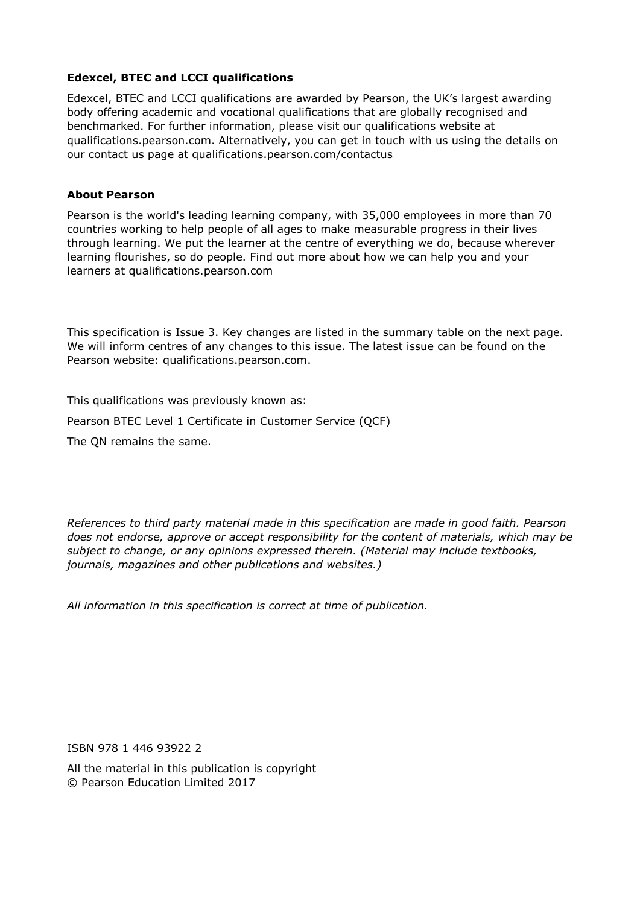**Edexcel, BTEC and LCCI qualifications**

Edexcel, BTEC and LCCI qualifications are awarded by Pearson, the UK's largest awarding body offering academic and vocational qualifications that are globally recognised and benchmarked. For further information, please visit our qualifications website at qualifications.pearson.com. Alternatively, you can get in touch with us using the details on our contact us page at qualifications.pearson.com/contactus

**About Pearson**

Pearson is the world's leading learning company, with 35,000 employees in more than 70 countries working to help people of all ages to make measurable progress in their lives through learning. We put the learner at the centre of everything we do, because wherever learning flourishes, so do people. Find out more about how we can help you and your learners at qualifications.pearson.com

This specification is Issue 3. Key changes are listed in the summary table on the next page. We will inform centres of any changes to this issue. The latest issue can be found on the Pearson website: qualifications.pearson.com.

This qualifications was previously known as:

Pearson BTEC Level 1 Certificate in Customer Service (QCF)

The QN remains the same.

*References to third party material made in this specification are made in good faith. Pearson does not endorse, approve or accept responsibility for the content of materials, which may be subject to change, or any opinions expressed therein. (Material may include textbooks, journals, magazines and other publications and websites.)*

*All information in this specification is correct at time of publication.*

ISBN 978 1 446 93922 2

All the material in this publication is copyright
© Pearson Education Limited 2017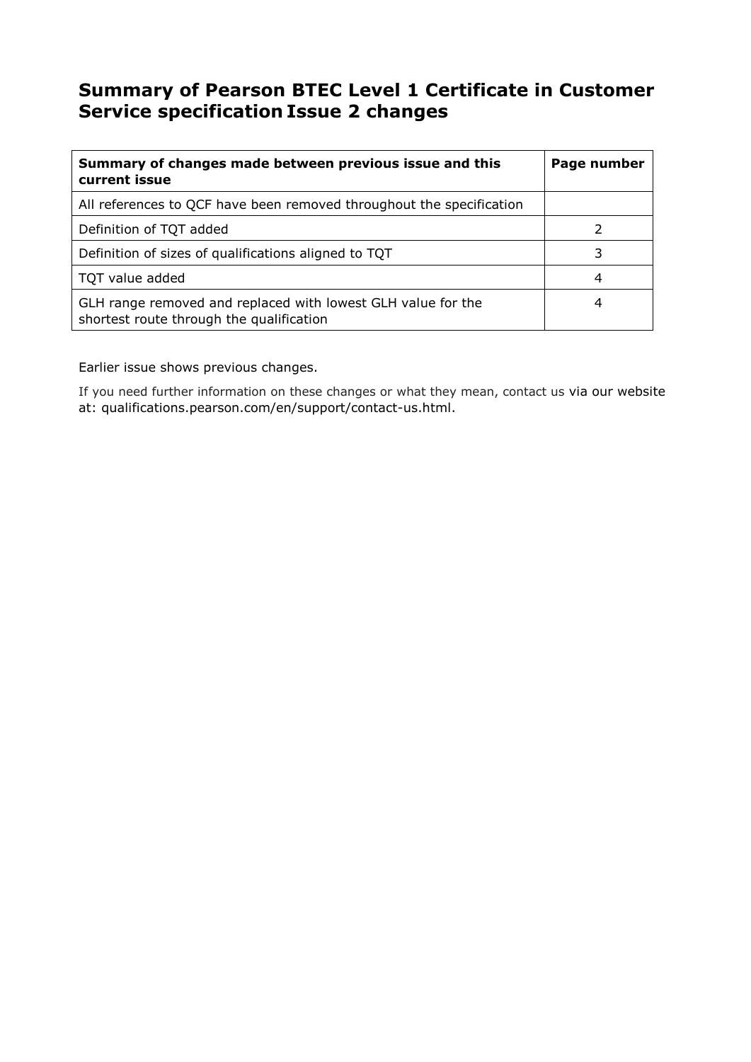# Summary of Pearson BTEC Level 1 Certificate in Customer Service specification Issue 2 changes

| **Summary of changes made between previous issue and this current issue** | **Page number** |
|---|---|
| All references to QCF have been removed throughout the specification | |
| Definition of TQT added | 2 |
| Definition of sizes of qualifications aligned to TQT | 3 |
| TQT value added | 4 |
| GLH range removed and replaced with lowest GLH value for the shortest route through the qualification | 4 |

Earlier issue shows previous changes.

If you need further information on these changes or what they mean, contact us via our website at: qualifications.pearson.com/en/support/contact-us.html.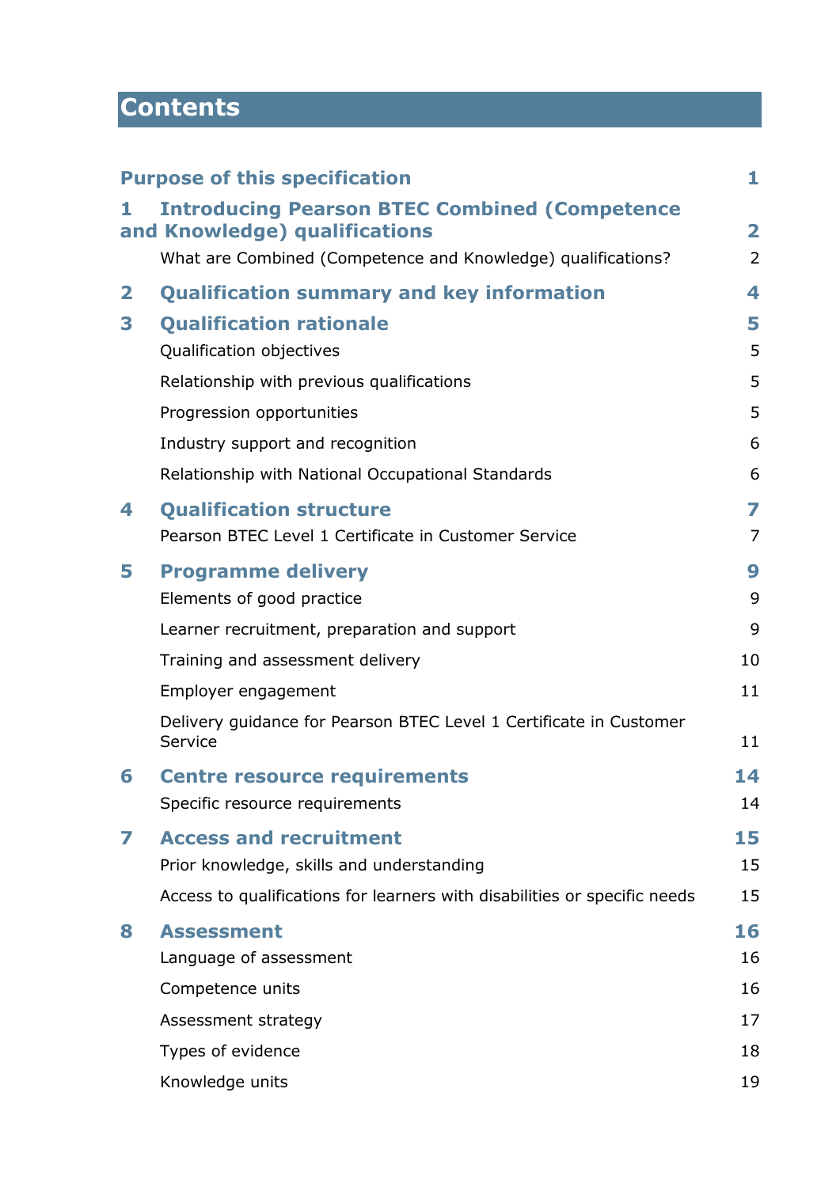# Contents

| | |
|---|---|
| **Purpose of this specification** | **1** |
| **1 Introducing Pearson BTEC Combined (Competence and Knowledge) qualifications** | **2** |
| What are Combined (Competence and Knowledge) qualifications? | 2 |
| **2 Qualification summary and key information** | **4** |
| **3 Qualification rationale** | **5** |
| Qualification objectives | 5 |
| Relationship with previous qualifications | 5 |
| Progression opportunities | 5 |
| Industry support and recognition | 6 |
| Relationship with National Occupational Standards | 6 |
| **4 Qualification structure** | **7** |
| Pearson BTEC Level 1 Certificate in Customer Service | 7 |
| **5 Programme delivery** | **9** |
| Elements of good practice | 9 |
| Learner recruitment, preparation and support | 9 |
| Training and assessment delivery | 10 |
| Employer engagement | 11 |
| Delivery guidance for Pearson BTEC Level 1 Certificate in Customer Service | 11 |
| **6 Centre resource requirements** | **14** |
| Specific resource requirements | 14 |
| **7 Access and recruitment** | **15** |
| Prior knowledge, skills and understanding | 15 |
| Access to qualifications for learners with disabilities or specific needs | 15 |
| **8 Assessment** | **16** |
| Language of assessment | 16 |
| Competence units | 16 |
| Assessment strategy | 17 |
| Types of evidence | 18 |
| Knowledge units | 19 |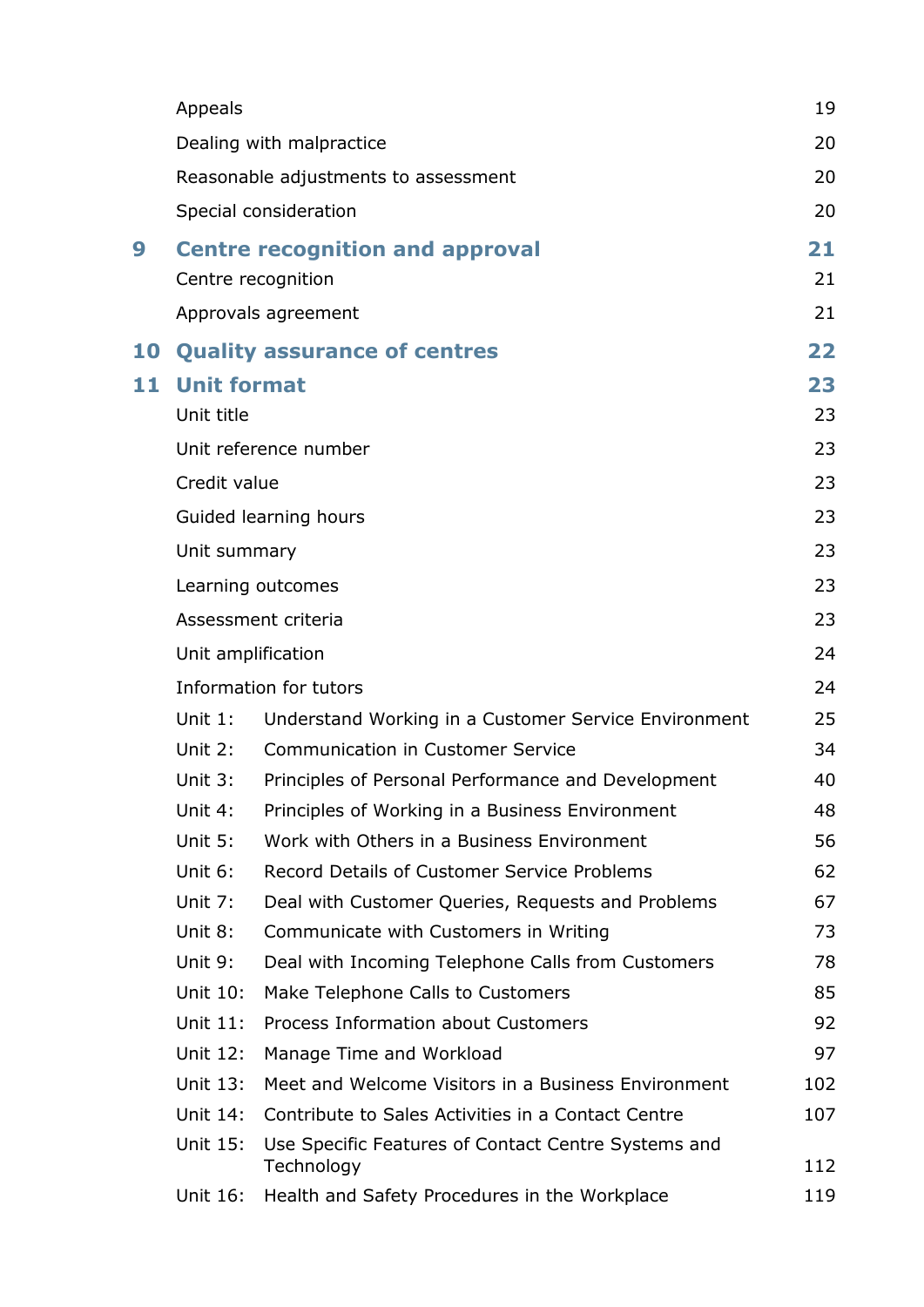| | | |
|---|---|---|
| | Appeals | 19 |
| | Dealing with malpractice | 20 |
| | Reasonable adjustments to assessment | 20 |
| | Special consideration | 20 |
| **9** | **Centre recognition and approval** | **21** |
| | Centre recognition | 21 |
| | Approvals agreement | 21 |
| **10** | **Quality assurance of centres** | **22** |
| **11** | **Unit format** | **23** |
| | Unit title | 23 |
| | Unit reference number | 23 |
| | Credit value | 23 |
| | Guided learning hours | 23 |
| | Unit summary | 23 |
| | Learning outcomes | 23 |
| | Assessment criteria | 23 |
| | Unit amplification | 24 |
| | Information for tutors | 24 |
| | Unit 1: Understand Working in a Customer Service Environment | 25 |
| | Unit 2: Communication in Customer Service | 34 |
| | Unit 3: Principles of Personal Performance and Development | 40 |
| | Unit 4: Principles of Working in a Business Environment | 48 |
| | Unit 5: Work with Others in a Business Environment | 56 |
| | Unit 6: Record Details of Customer Service Problems | 62 |
| | Unit 7: Deal with Customer Queries, Requests and Problems | 67 |
| | Unit 8: Communicate with Customers in Writing | 73 |
| | Unit 9: Deal with Incoming Telephone Calls from Customers | 78 |
| | Unit 10: Make Telephone Calls to Customers | 85 |
| | Unit 11: Process Information about Customers | 92 |
| | Unit 12: Manage Time and Workload | 97 |
| | Unit 13: Meet and Welcome Visitors in a Business Environment | 102 |
| | Unit 14: Contribute to Sales Activities in a Contact Centre | 107 |
| | Unit 15: Use Specific Features of Contact Centre Systems and Technology | 112 |
| | Unit 16: Health and Safety Procedures in the Workplace | 119 |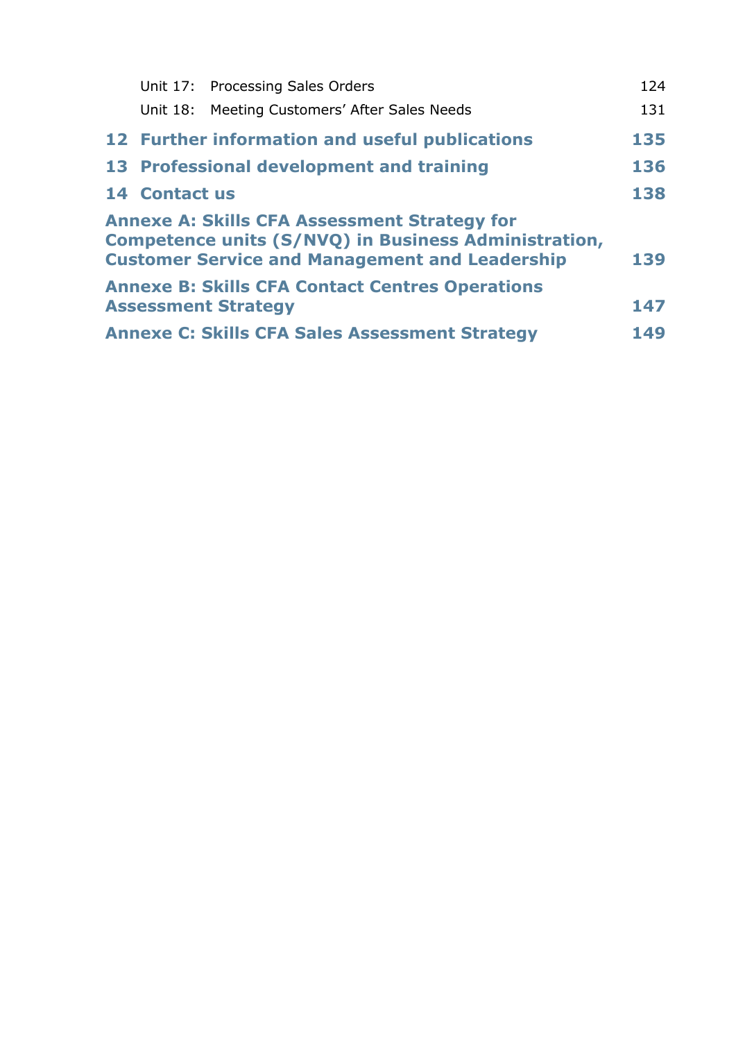| | |
|---|---|
| Unit 17: Processing Sales Orders | 124 |
| Unit 18: Meeting Customers' After Sales Needs | 131 |
| **12 Further information and useful publications** | **135** |
| **13 Professional development and training** | **136** |
| **14 Contact us** | **138** |
| **Annexe A: Skills CFA Assessment Strategy for Competence units (S/NVQ) in Business Administration, Customer Service and Management and Leadership** | **139** |
| **Annexe B: Skills CFA Contact Centres Operations Assessment Strategy** | **147** |
| **Annexe C: Skills CFA Sales Assessment Strategy** | **149** |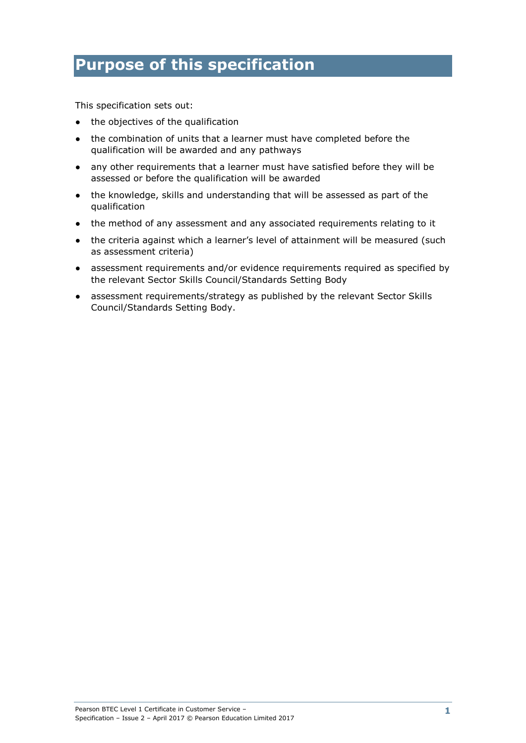# Purpose of this specification

This specification sets out:

- the objectives of the qualification
- the combination of units that a learner must have completed before the qualification will be awarded and any pathways
- any other requirements that a learner must have satisfied before they will be assessed or before the qualification will be awarded
- the knowledge, skills and understanding that will be assessed as part of the qualification
- the method of any assessment and any associated requirements relating to it
- the criteria against which a learner's level of attainment will be measured (such as assessment criteria)
- assessment requirements and/or evidence requirements required as specified by the relevant Sector Skills Council/Standards Setting Body
- assessment requirements/strategy as published by the relevant Sector Skills Council/Standards Setting Body.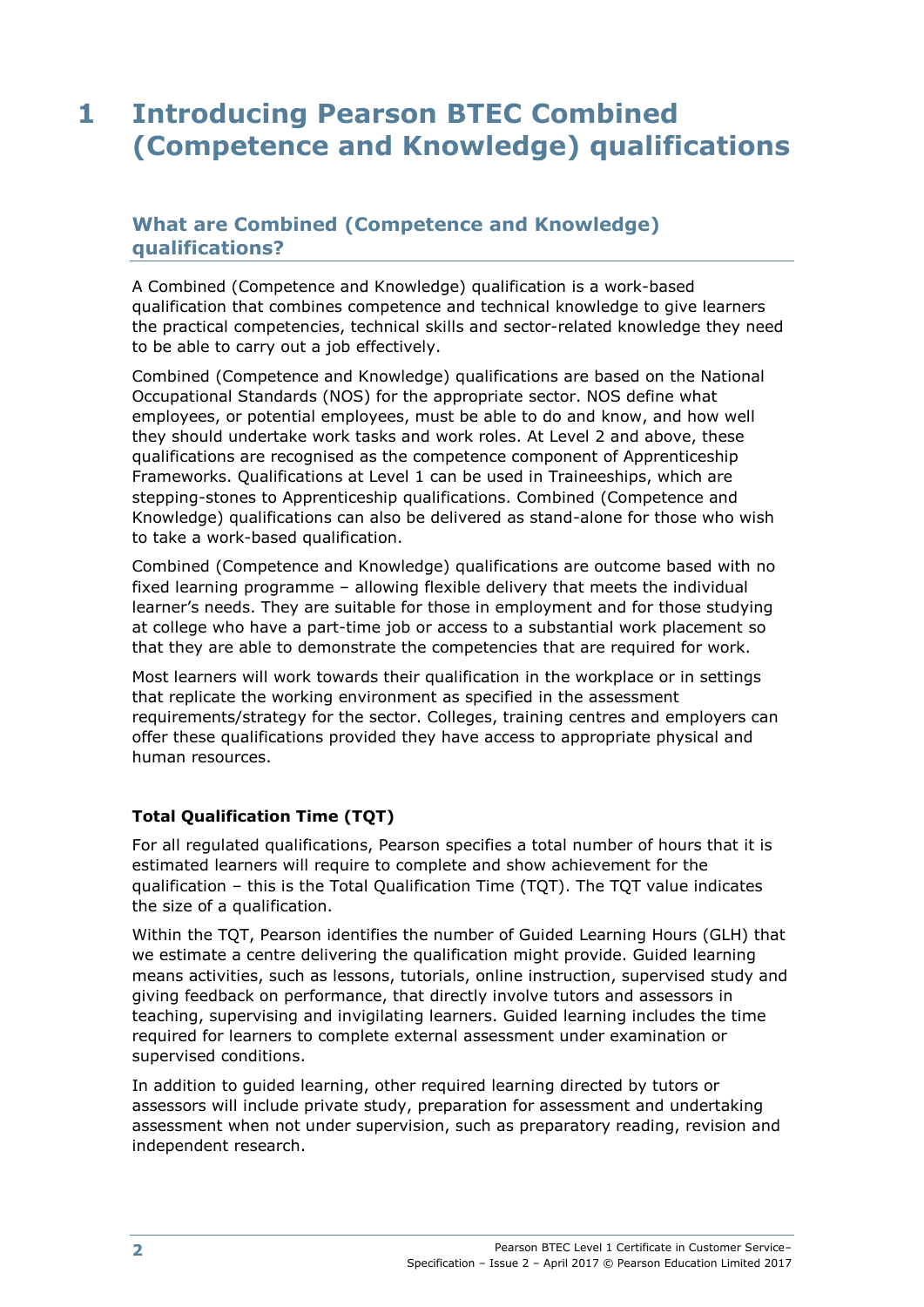# 1 Introducing Pearson BTEC Combined (Competence and Knowledge) qualifications

## What are Combined (Competence and Knowledge) qualifications?

A Combined (Competence and Knowledge) qualification is a work-based qualification that combines competence and technical knowledge to give learners the practical competencies, technical skills and sector-related knowledge they need to be able to carry out a job effectively.

Combined (Competence and Knowledge) qualifications are based on the National Occupational Standards (NOS) for the appropriate sector. NOS define what employees, or potential employees, must be able to do and know, and how well they should undertake work tasks and work roles. At Level 2 and above, these qualifications are recognised as the competence component of Apprenticeship Frameworks. Qualifications at Level 1 can be used in Traineeships, which are stepping-stones to Apprenticeship qualifications. Combined (Competence and Knowledge) qualifications can also be delivered as stand-alone for those who wish to take a work-based qualification.

Combined (Competence and Knowledge) qualifications are outcome based with no fixed learning programme – allowing flexible delivery that meets the individual learner's needs. They are suitable for those in employment and for those studying at college who have a part-time job or access to a substantial work placement so that they are able to demonstrate the competencies that are required for work.

Most learners will work towards their qualification in the workplace or in settings that replicate the working environment as specified in the assessment requirements/strategy for the sector. Colleges, training centres and employers can offer these qualifications provided they have access to appropriate physical and human resources.

### Total Qualification Time (TQT)

For all regulated qualifications, Pearson specifies a total number of hours that it is estimated learners will require to complete and show achievement for the qualification – this is the Total Qualification Time (TQT). The TQT value indicates the size of a qualification.

Within the TQT, Pearson identifies the number of Guided Learning Hours (GLH) that we estimate a centre delivering the qualification might provide. Guided learning means activities, such as lessons, tutorials, online instruction, supervised study and giving feedback on performance, that directly involve tutors and assessors in teaching, supervising and invigilating learners. Guided learning includes the time required for learners to complete external assessment under examination or supervised conditions.

In addition to guided learning, other required learning directed by tutors or assessors will include private study, preparation for assessment and undertaking assessment when not under supervision, such as preparatory reading, revision and independent research.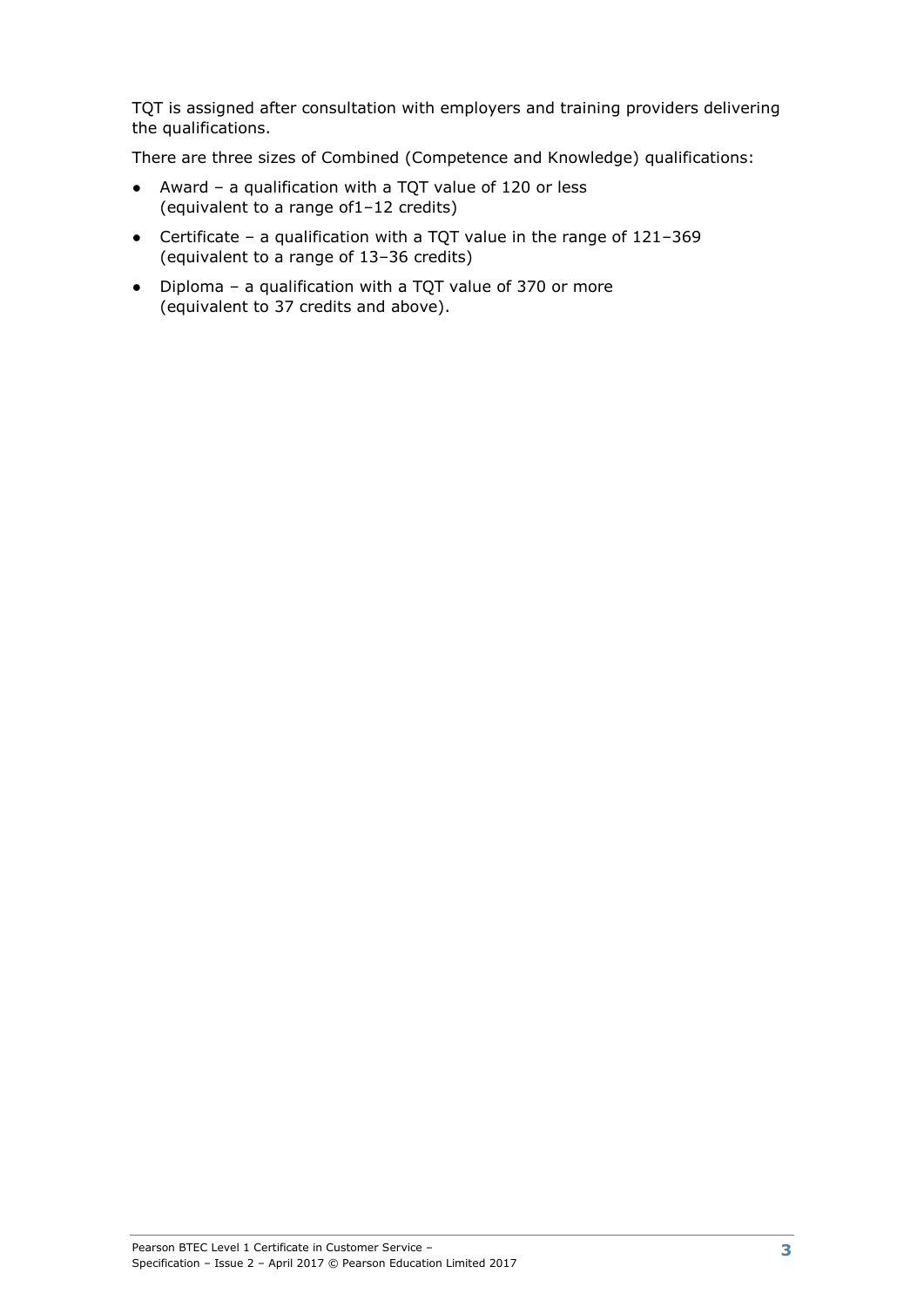TQT is assigned after consultation with employers and training providers delivering the qualifications.

There are three sizes of Combined (Competence and Knowledge) qualifications:

- Award – a qualification with a TQT value of 120 or less (equivalent to a range of1–12 credits)
- Certificate – a qualification with a TQT value in the range of 121–369 (equivalent to a range of 13–36 credits)
- Diploma – a qualification with a TQT value of 370 or more (equivalent to 37 credits and above).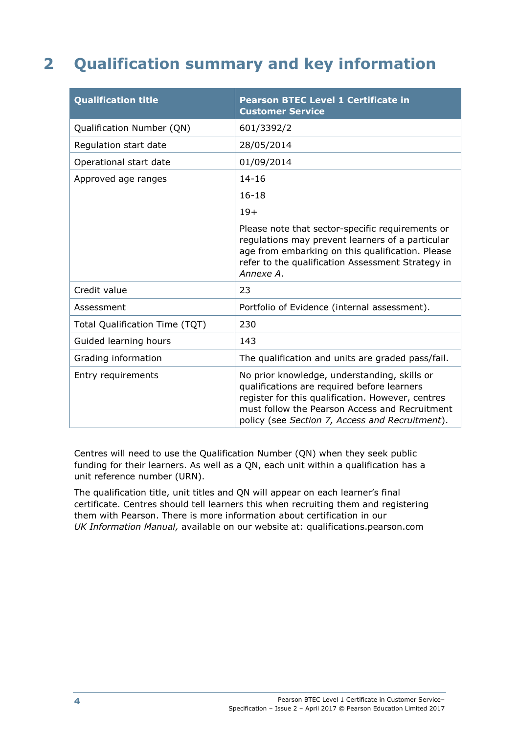# 2 Qualification summary and key information

| Qualification title | Pearson BTEC Level 1 Certificate in Customer Service |
|---|---|
| Qualification Number (QN) | 601/3392/2 |
| Regulation start date | 28/05/2014 |
| Operational start date | 01/09/2014 |
| Approved age ranges | 14-16<br>16-18<br>19+<br>Please note that sector-specific requirements or regulations may prevent learners of a particular age from embarking on this qualification. Please refer to the qualification Assessment Strategy in *Annexe A*. |
| Credit value | 23 |
| Assessment | Portfolio of Evidence (internal assessment). |
| Total Qualification Time (TQT) | 230 |
| Guided learning hours | 143 |
| Grading information | The qualification and units are graded pass/fail. |
| Entry requirements | No prior knowledge, understanding, skills or qualifications are required before learners register for this qualification. However, centres must follow the Pearson Access and Recruitment policy (see *Section 7, Access and Recruitment*). |

Centres will need to use the Qualification Number (QN) when they seek public funding for their learners. As well as a QN, each unit within a qualification has a unit reference number (URN).

The qualification title, unit titles and QN will appear on each learner's final certificate. Centres should tell learners this when recruiting them and registering them with Pearson. There is more information about certification in our *UK Information Manual,* available on our website at: qualifications.pearson.com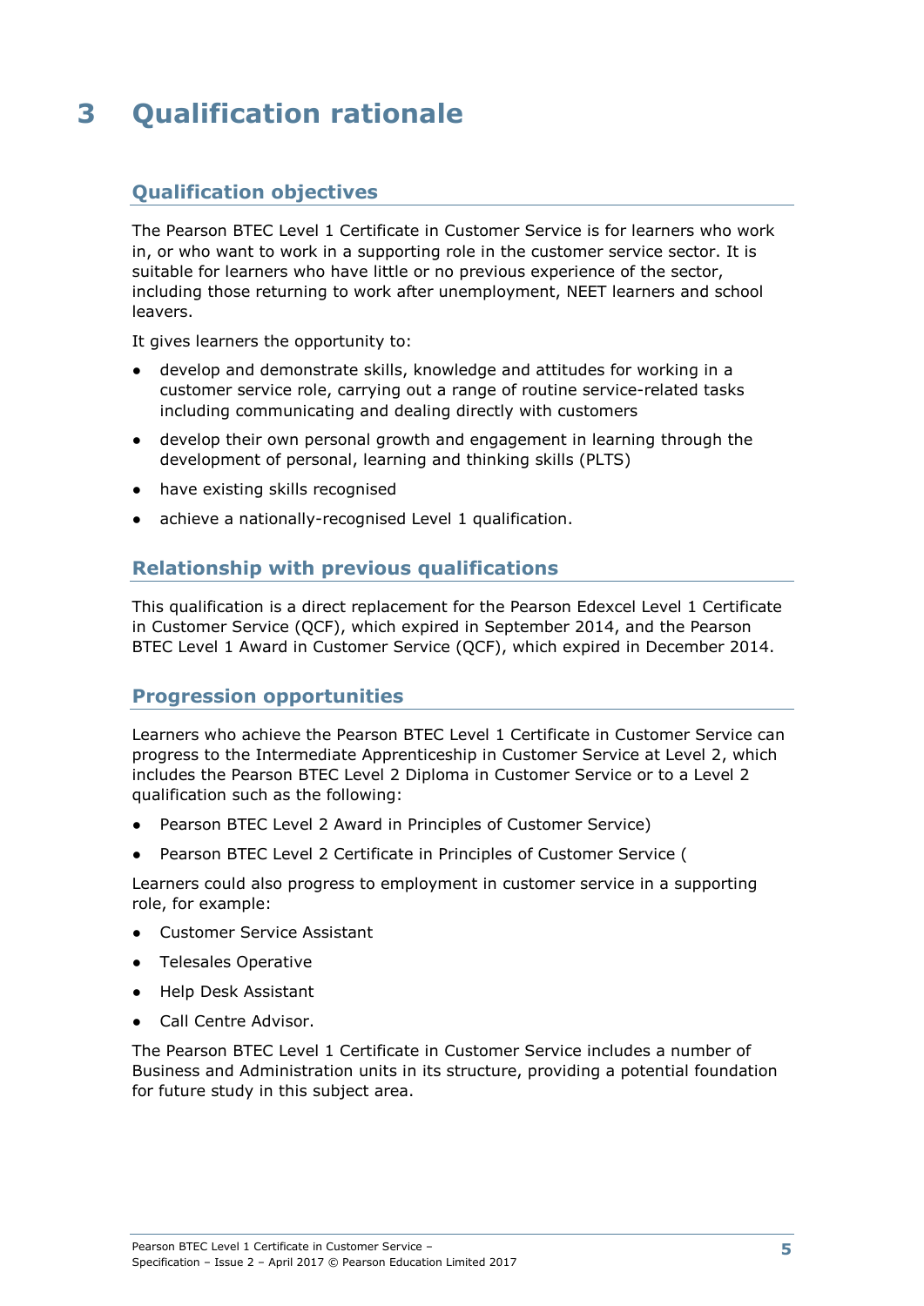# 3 Qualification rationale

## Qualification objectives

The Pearson BTEC Level 1 Certificate in Customer Service is for learners who work in, or who want to work in a supporting role in the customer service sector. It is suitable for learners who have little or no previous experience of the sector, including those returning to work after unemployment, NEET learners and school leavers.

It gives learners the opportunity to:

- develop and demonstrate skills, knowledge and attitudes for working in a customer service role, carrying out a range of routine service-related tasks including communicating and dealing directly with customers
- develop their own personal growth and engagement in learning through the development of personal, learning and thinking skills (PLTS)
- have existing skills recognised
- achieve a nationally-recognised Level 1 qualification.

## Relationship with previous qualifications

This qualification is a direct replacement for the Pearson Edexcel Level 1 Certificate in Customer Service (QCF), which expired in September 2014, and the Pearson BTEC Level 1 Award in Customer Service (QCF), which expired in December 2014.

## Progression opportunities

Learners who achieve the Pearson BTEC Level 1 Certificate in Customer Service can progress to the Intermediate Apprenticeship in Customer Service at Level 2, which includes the Pearson BTEC Level 2 Diploma in Customer Service or to a Level 2 qualification such as the following:

- Pearson BTEC Level 2 Award in Principles of Customer Service)
- Pearson BTEC Level 2 Certificate in Principles of Customer Service (

Learners could also progress to employment in customer service in a supporting role, for example:

- Customer Service Assistant
- Telesales Operative
- Help Desk Assistant
- Call Centre Advisor.

The Pearson BTEC Level 1 Certificate in Customer Service includes a number of Business and Administration units in its structure, providing a potential foundation for future study in this subject area.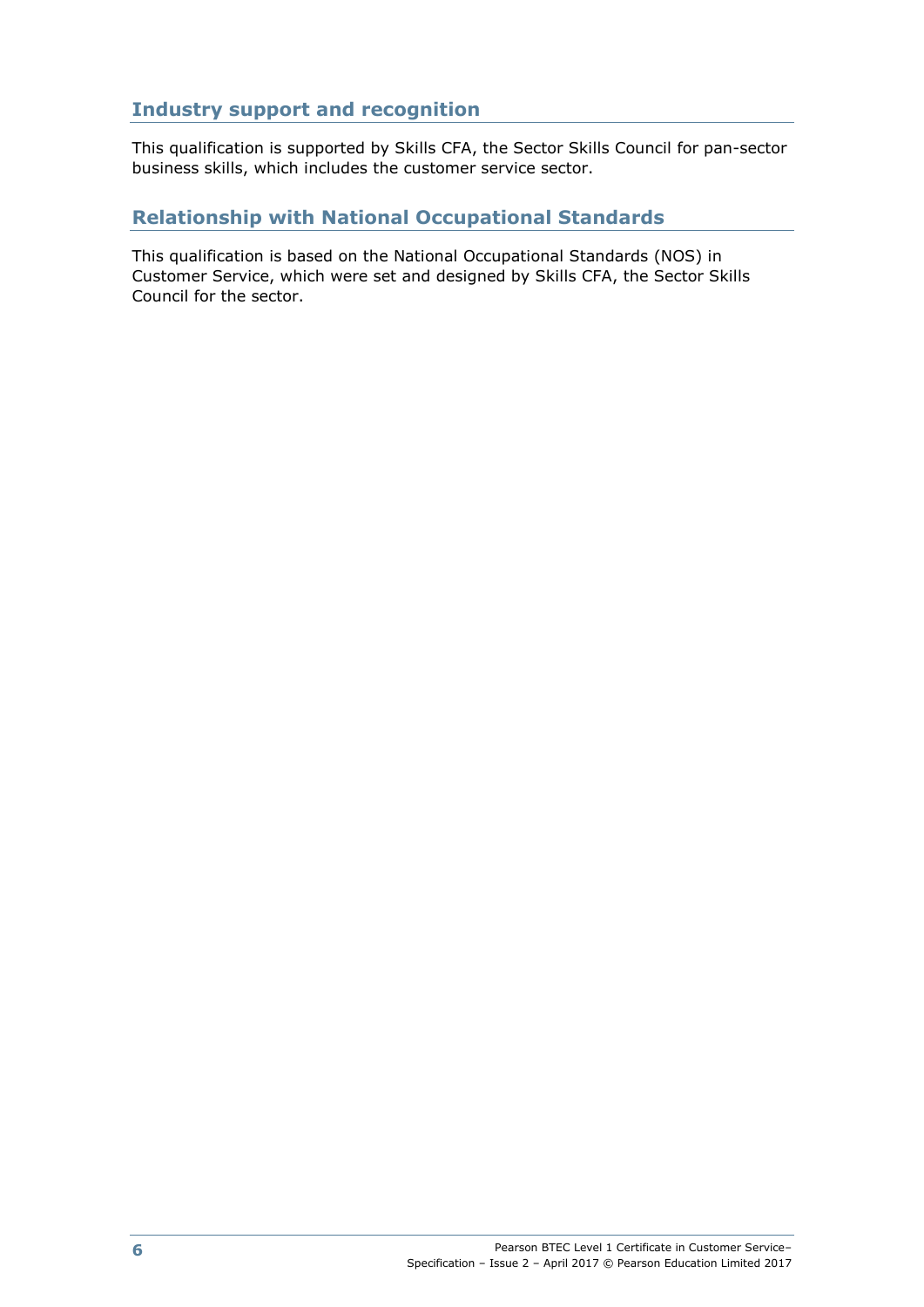## Industry support and recognition

This qualification is supported by Skills CFA, the Sector Skills Council for pan-sector business skills, which includes the customer service sector.

## Relationship with National Occupational Standards

This qualification is based on the National Occupational Standards (NOS) in Customer Service, which were set and designed by Skills CFA, the Sector Skills Council for the sector.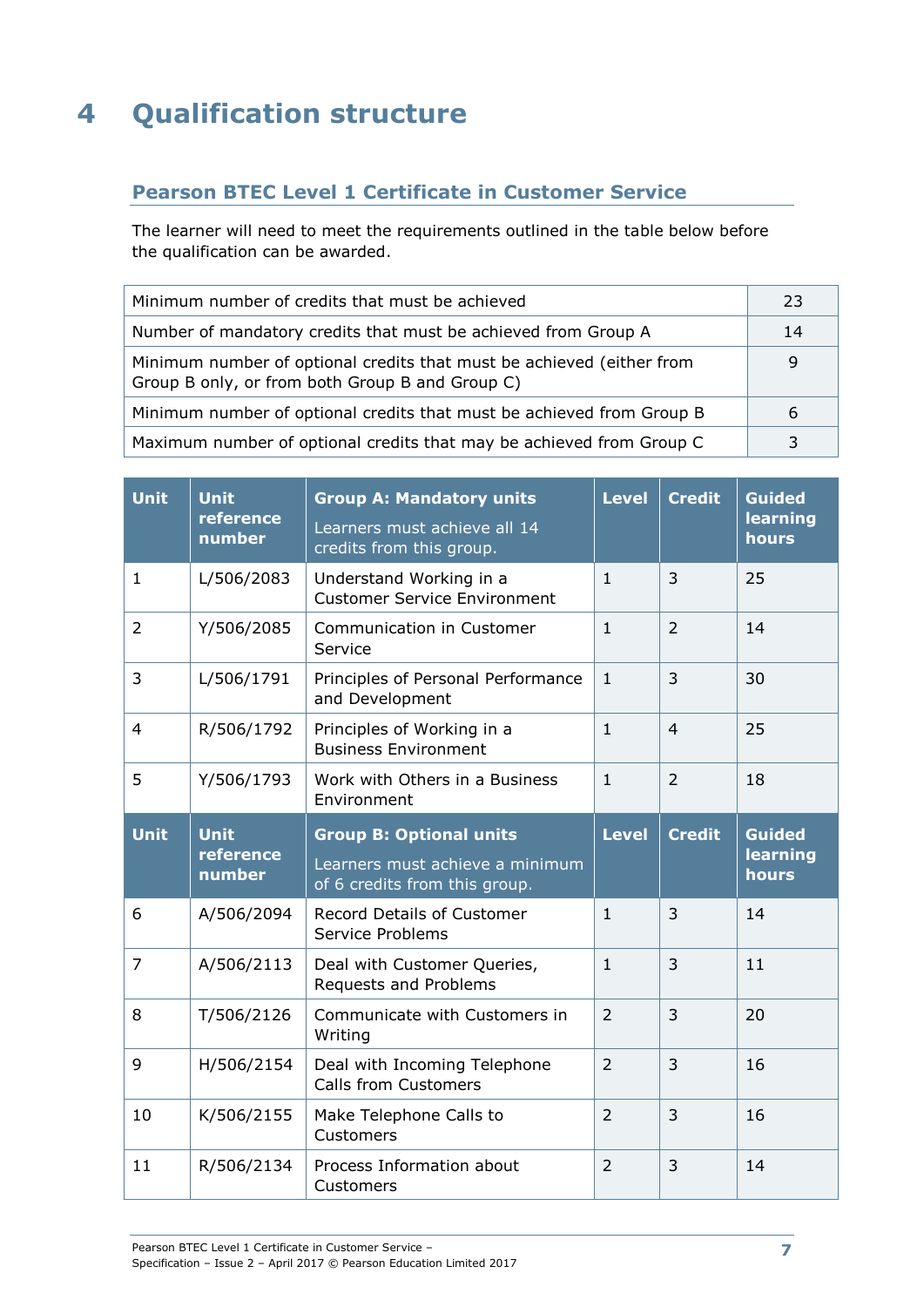# 4 Qualification structure

## Pearson BTEC Level 1 Certificate in Customer Service

The learner will need to meet the requirements outlined in the table below before the qualification can be awarded.

| | |
|---|---|
| Minimum number of credits that must be achieved | 23 |
| Number of mandatory credits that must be achieved from Group A | 14 |
| Minimum number of optional credits that must be achieved (either from Group B only, or from both Group B and Group C) | 9 |
| Minimum number of optional credits that must be achieved from Group B | 6 |
| Maximum number of optional credits that may be achieved from Group C | 3 |

| Unit | Unit reference number | Group A: Mandatory units<br>Learners must achieve all 14 credits from this group. | Level | Credit | Guided learning hours |
|---|---|---|---|---|---|
| 1 | L/506/2083 | Understand Working in a Customer Service Environment | 1 | 3 | 25 |
| 2 | Y/506/2085 | Communication in Customer Service | 1 | 2 | 14 |
| 3 | L/506/1791 | Principles of Personal Performance and Development | 1 | 3 | 30 |
| 4 | R/506/1792 | Principles of Working in a Business Environment | 1 | 4 | 25 |
| 5 | Y/506/1793 | Work with Others in a Business Environment | 1 | 2 | 18 |
| **Unit** | **Unit reference number** | **Group B: Optional units**<br>Learners must achieve a minimum of 6 credits from this group. | **Level** | **Credit** | **Guided learning hours** |
| 6 | A/506/2094 | Record Details of Customer Service Problems | 1 | 3 | 14 |
| 7 | A/506/2113 | Deal with Customer Queries, Requests and Problems | 1 | 3 | 11 |
| 8 | T/506/2126 | Communicate with Customers in Writing | 2 | 3 | 20 |
| 9 | H/506/2154 | Deal with Incoming Telephone Calls from Customers | 2 | 3 | 16 |
| 10 | K/506/2155 | Make Telephone Calls to Customers | 2 | 3 | 16 |
| 11 | R/506/2134 | Process Information about Customers | 2 | 3 | 14 |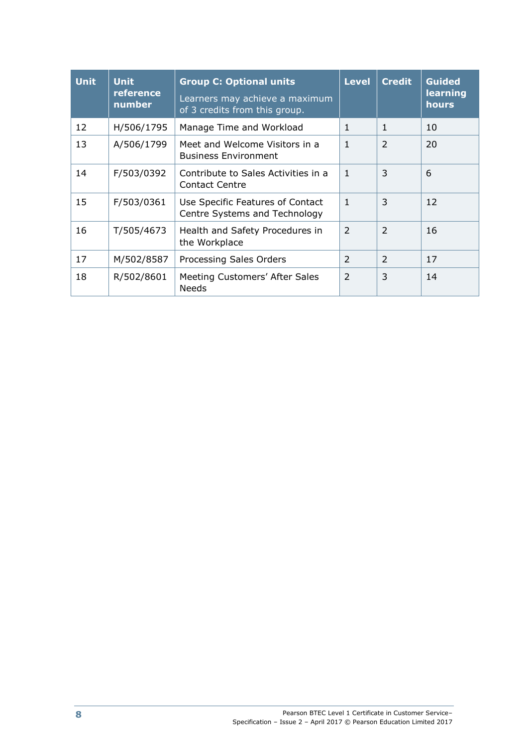| Unit | Unit reference number | Group C: Optional units<br>Learners may achieve a maximum of 3 credits from this group. | Level | Credit | Guided learning hours |
|---|---|---|---|---|---|
| 12 | H/506/1795 | Manage Time and Workload | 1 | 1 | 10 |
| 13 | A/506/1799 | Meet and Welcome Visitors in a Business Environment | 1 | 2 | 20 |
| 14 | F/503/0392 | Contribute to Sales Activities in a Contact Centre | 1 | 3 | 6 |
| 15 | F/503/0361 | Use Specific Features of Contact Centre Systems and Technology | 1 | 3 | 12 |
| 16 | T/505/4673 | Health and Safety Procedures in the Workplace | 2 | 2 | 16 |
| 17 | M/502/8587 | Processing Sales Orders | 2 | 2 | 17 |
| 18 | R/502/8601 | Meeting Customers' After Sales Needs | 2 | 3 | 14 |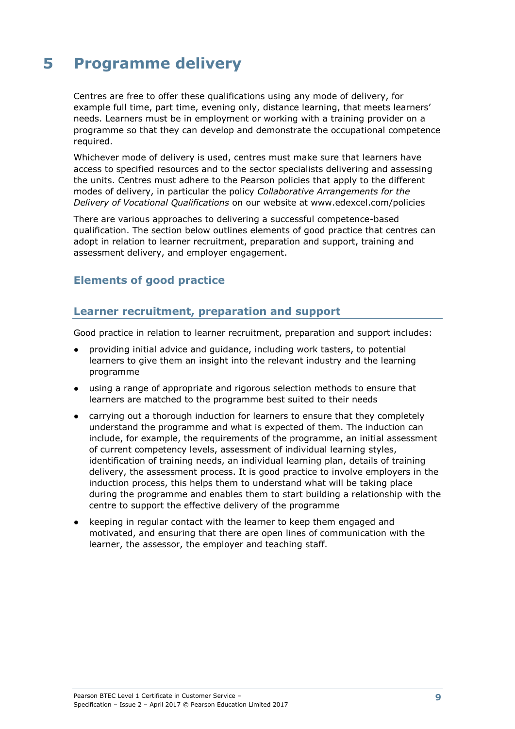# 5 Programme delivery

Centres are free to offer these qualifications using any mode of delivery, for example full time, part time, evening only, distance learning, that meets learners' needs. Learners must be in employment or working with a training provider on a programme so that they can develop and demonstrate the occupational competence required.

Whichever mode of delivery is used, centres must make sure that learners have access to specified resources and to the sector specialists delivering and assessing the units. Centres must adhere to the Pearson policies that apply to the different modes of delivery, in particular the policy *Collaborative Arrangements for the Delivery of Vocational Qualifications* on our website at www.edexcel.com/policies

There are various approaches to delivering a successful competence-based qualification. The section below outlines elements of good practice that centres can adopt in relation to learner recruitment, preparation and support, training and assessment delivery, and employer engagement.

## Elements of good practice

### Learner recruitment, preparation and support

Good practice in relation to learner recruitment, preparation and support includes:

- providing initial advice and guidance, including work tasters, to potential learners to give them an insight into the relevant industry and the learning programme
- using a range of appropriate and rigorous selection methods to ensure that learners are matched to the programme best suited to their needs
- carrying out a thorough induction for learners to ensure that they completely understand the programme and what is expected of them. The induction can include, for example, the requirements of the programme, an initial assessment of current competency levels, assessment of individual learning styles, identification of training needs, an individual learning plan, details of training delivery, the assessment process. It is good practice to involve employers in the induction process, this helps them to understand what will be taking place during the programme and enables them to start building a relationship with the centre to support the effective delivery of the programme
- keeping in regular contact with the learner to keep them engaged and motivated, and ensuring that there are open lines of communication with the learner, the assessor, the employer and teaching staff.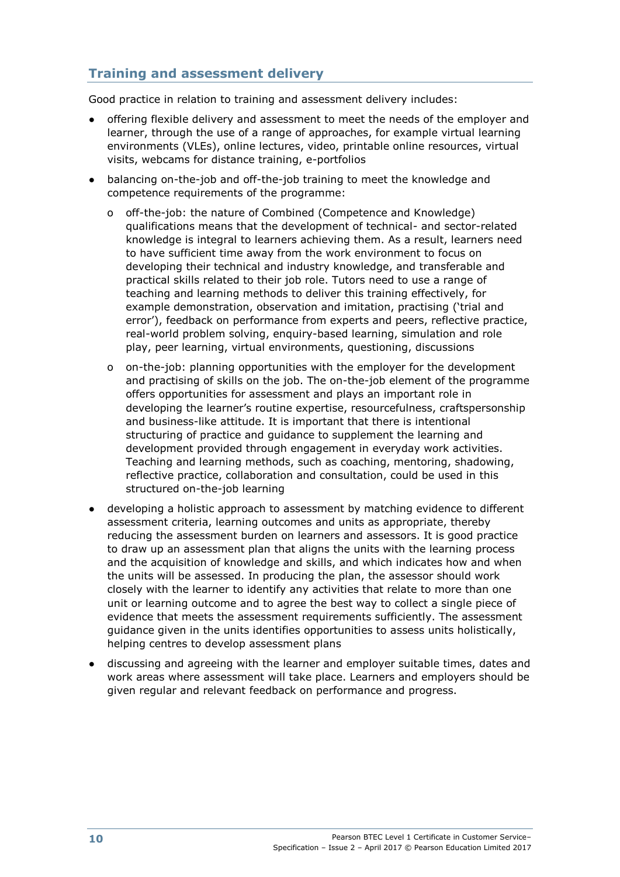## Training and assessment delivery

Good practice in relation to training and assessment delivery includes:

- offering flexible delivery and assessment to meet the needs of the employer and learner, through the use of a range of approaches, for example virtual learning environments (VLEs), online lectures, video, printable online resources, virtual visits, webcams for distance training, e-portfolios
- balancing on-the-job and off-the-job training to meet the knowledge and competence requirements of the programme:
  - off-the-job: the nature of Combined (Competence and Knowledge) qualifications means that the development of technical- and sector-related knowledge is integral to learners achieving them. As a result, learners need to have sufficient time away from the work environment to focus on developing their technical and industry knowledge, and transferable and practical skills related to their job role. Tutors need to use a range of teaching and learning methods to deliver this training effectively, for example demonstration, observation and imitation, practising ('trial and error'), feedback on performance from experts and peers, reflective practice, real-world problem solving, enquiry-based learning, simulation and role play, peer learning, virtual environments, questioning, discussions
  - on-the-job: planning opportunities with the employer for the development and practising of skills on the job. The on-the-job element of the programme offers opportunities for assessment and plays an important role in developing the learner's routine expertise, resourcefulness, craftspersonship and business-like attitude. It is important that there is intentional structuring of practice and guidance to supplement the learning and development provided through engagement in everyday work activities. Teaching and learning methods, such as coaching, mentoring, shadowing, reflective practice, collaboration and consultation, could be used in this structured on-the-job learning
- developing a holistic approach to assessment by matching evidence to different assessment criteria, learning outcomes and units as appropriate, thereby reducing the assessment burden on learners and assessors. It is good practice to draw up an assessment plan that aligns the units with the learning process and the acquisition of knowledge and skills, and which indicates how and when the units will be assessed. In producing the plan, the assessor should work closely with the learner to identify any activities that relate to more than one unit or learning outcome and to agree the best way to collect a single piece of evidence that meets the assessment requirements sufficiently. The assessment guidance given in the units identifies opportunities to assess units holistically, helping centres to develop assessment plans
- discussing and agreeing with the learner and employer suitable times, dates and work areas where assessment will take place. Learners and employers should be given regular and relevant feedback on performance and progress.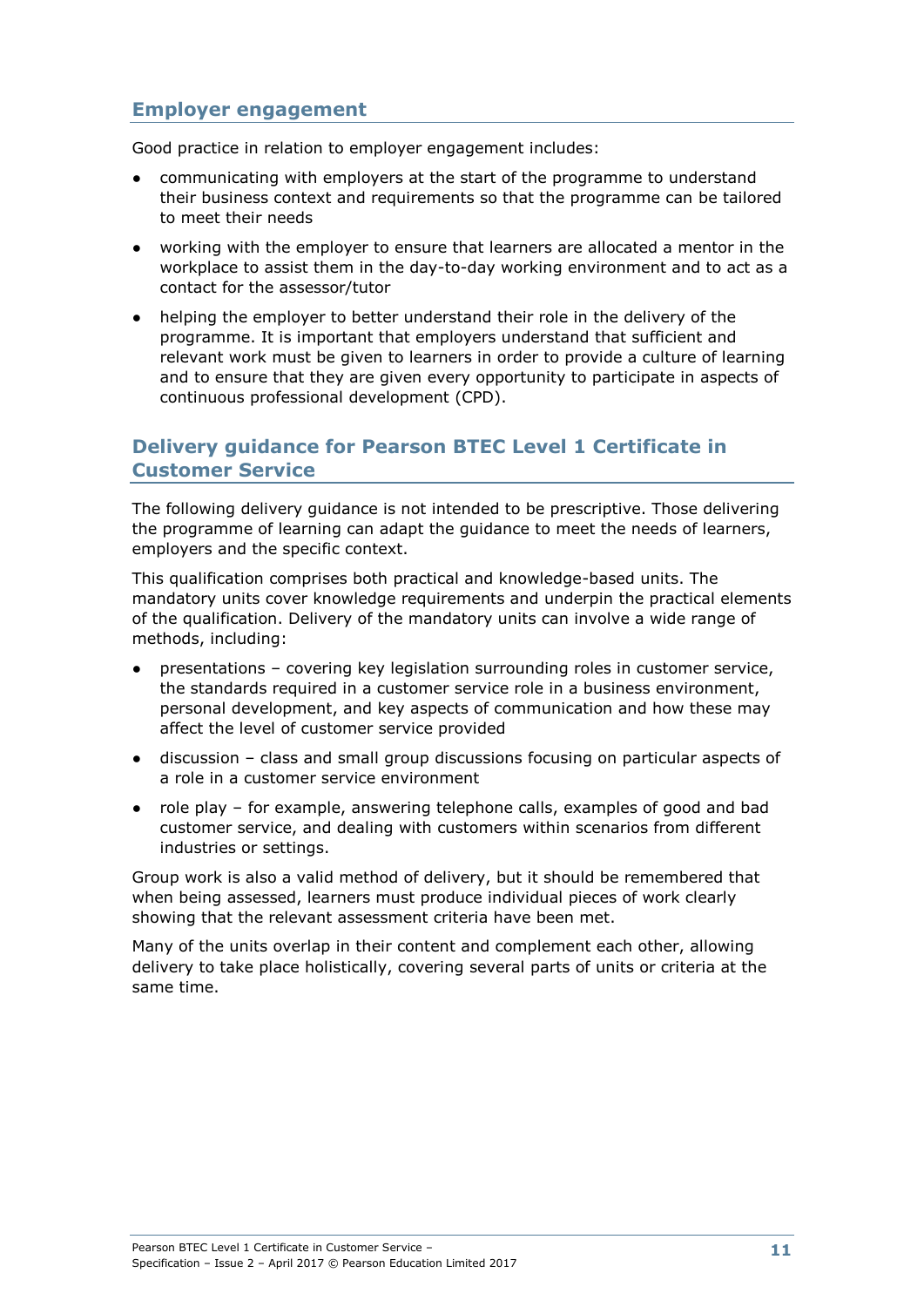## Employer engagement

Good practice in relation to employer engagement includes:

- communicating with employers at the start of the programme to understand their business context and requirements so that the programme can be tailored to meet their needs
- working with the employer to ensure that learners are allocated a mentor in the workplace to assist them in the day-to-day working environment and to act as a contact for the assessor/tutor
- helping the employer to better understand their role in the delivery of the programme. It is important that employers understand that sufficient and relevant work must be given to learners in order to provide a culture of learning and to ensure that they are given every opportunity to participate in aspects of continuous professional development (CPD).

## Delivery guidance for Pearson BTEC Level 1 Certificate in Customer Service

The following delivery guidance is not intended to be prescriptive. Those delivering the programme of learning can adapt the guidance to meet the needs of learners, employers and the specific context.

This qualification comprises both practical and knowledge-based units. The mandatory units cover knowledge requirements and underpin the practical elements of the qualification. Delivery of the mandatory units can involve a wide range of methods, including:

- presentations – covering key legislation surrounding roles in customer service, the standards required in a customer service role in a business environment, personal development, and key aspects of communication and how these may affect the level of customer service provided
- discussion – class and small group discussions focusing on particular aspects of a role in a customer service environment
- role play – for example, answering telephone calls, examples of good and bad customer service, and dealing with customers within scenarios from different industries or settings.

Group work is also a valid method of delivery, but it should be remembered that when being assessed, learners must produce individual pieces of work clearly showing that the relevant assessment criteria have been met.

Many of the units overlap in their content and complement each other, allowing delivery to take place holistically, covering several parts of units or criteria at the same time.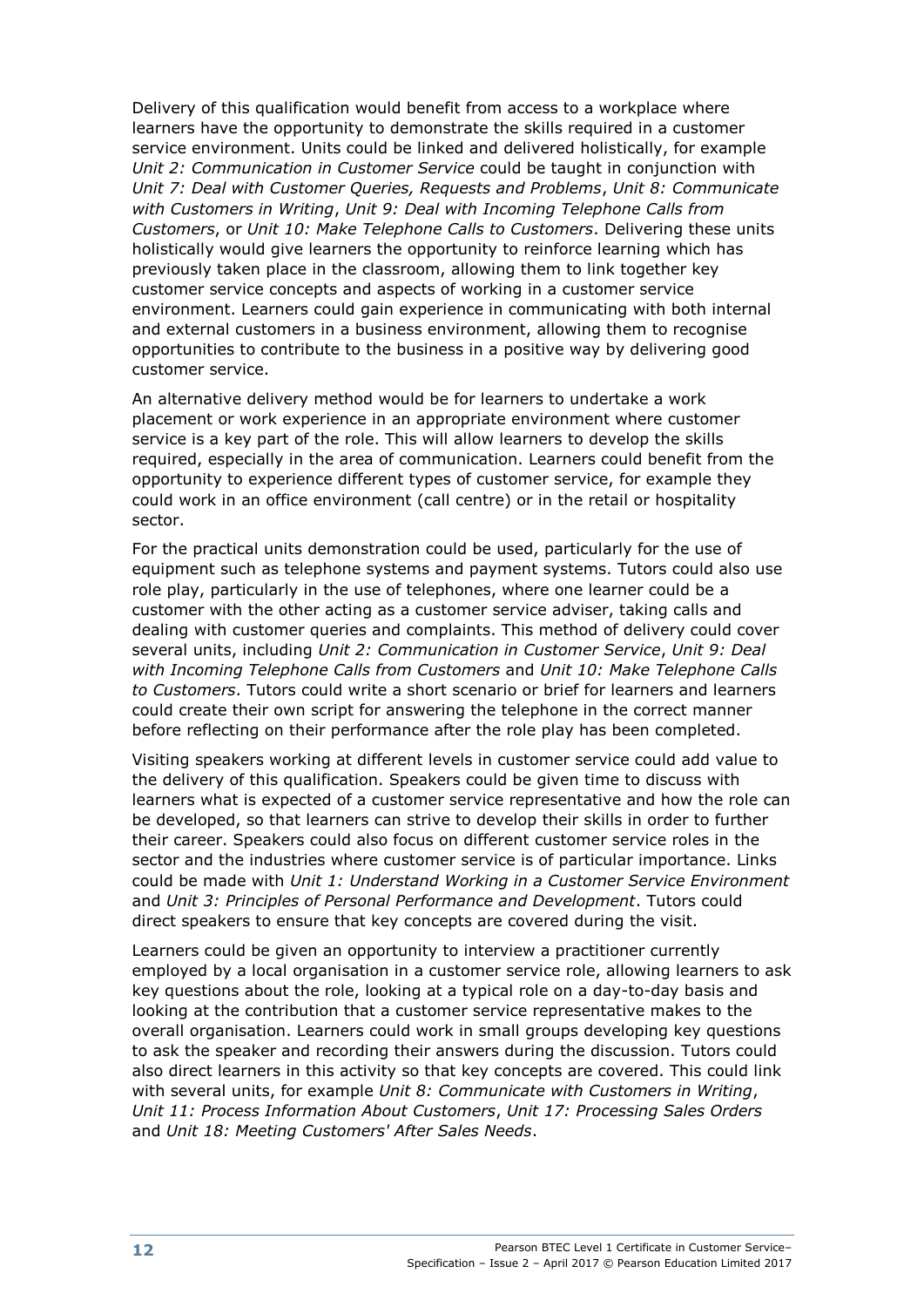Delivery of this qualification would benefit from access to a workplace where learners have the opportunity to demonstrate the skills required in a customer service environment. Units could be linked and delivered holistically, for example *Unit 2: Communication in Customer Service* could be taught in conjunction with *Unit 7: Deal with Customer Queries, Requests and Problems*, *Unit 8: Communicate with Customers in Writing*, *Unit 9: Deal with Incoming Telephone Calls from Customers*, or *Unit 10: Make Telephone Calls to Customers*. Delivering these units holistically would give learners the opportunity to reinforce learning which has previously taken place in the classroom, allowing them to link together key customer service concepts and aspects of working in a customer service environment. Learners could gain experience in communicating with both internal and external customers in a business environment, allowing them to recognise opportunities to contribute to the business in a positive way by delivering good customer service.

An alternative delivery method would be for learners to undertake a work placement or work experience in an appropriate environment where customer service is a key part of the role. This will allow learners to develop the skills required, especially in the area of communication. Learners could benefit from the opportunity to experience different types of customer service, for example they could work in an office environment (call centre) or in the retail or hospitality sector.

For the practical units demonstration could be used, particularly for the use of equipment such as telephone systems and payment systems. Tutors could also use role play, particularly in the use of telephones, where one learner could be a customer with the other acting as a customer service adviser, taking calls and dealing with customer queries and complaints. This method of delivery could cover several units, including *Unit 2: Communication in Customer Service*, *Unit 9: Deal with Incoming Telephone Calls from Customers* and *Unit 10: Make Telephone Calls to Customers*. Tutors could write a short scenario or brief for learners and learners could create their own script for answering the telephone in the correct manner before reflecting on their performance after the role play has been completed.

Visiting speakers working at different levels in customer service could add value to the delivery of this qualification. Speakers could be given time to discuss with learners what is expected of a customer service representative and how the role can be developed, so that learners can strive to develop their skills in order to further their career. Speakers could also focus on different customer service roles in the sector and the industries where customer service is of particular importance. Links could be made with *Unit 1: Understand Working in a Customer Service Environment* and *Unit 3: Principles of Personal Performance and Development*. Tutors could direct speakers to ensure that key concepts are covered during the visit.

Learners could be given an opportunity to interview a practitioner currently employed by a local organisation in a customer service role, allowing learners to ask key questions about the role, looking at a typical role on a day-to-day basis and looking at the contribution that a customer service representative makes to the overall organisation. Learners could work in small groups developing key questions to ask the speaker and recording their answers during the discussion. Tutors could also direct learners in this activity so that key concepts are covered. This could link with several units, for example *Unit 8: Communicate with Customers in Writing*, *Unit 11: Process Information About Customers*, *Unit 17: Processing Sales Orders* and *Unit 18: Meeting Customers' After Sales Needs*.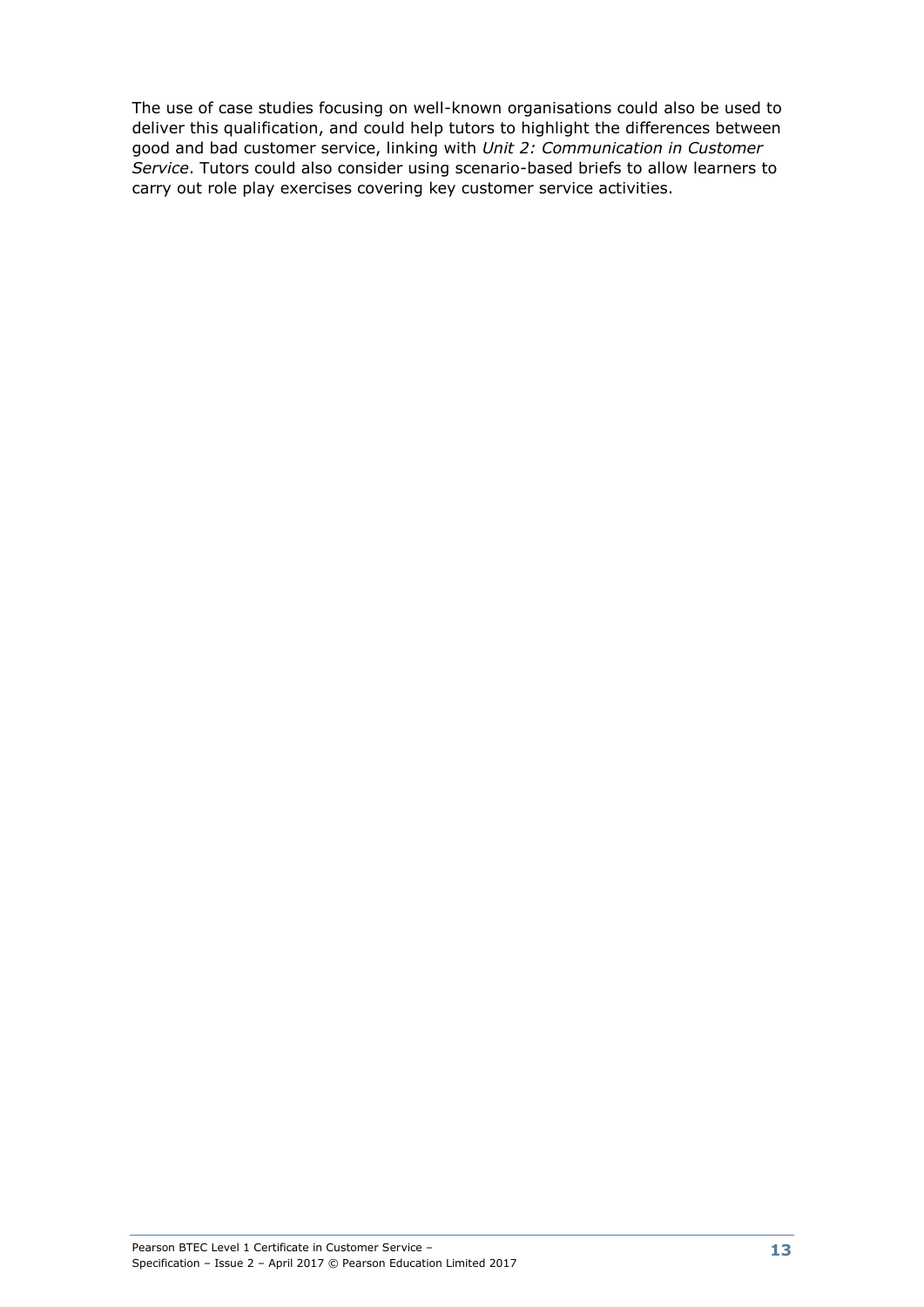The use of case studies focusing on well-known organisations could also be used to deliver this qualification, and could help tutors to highlight the differences between good and bad customer service, linking with *Unit 2: Communication in Customer Service*. Tutors could also consider using scenario-based briefs to allow learners to carry out role play exercises covering key customer service activities.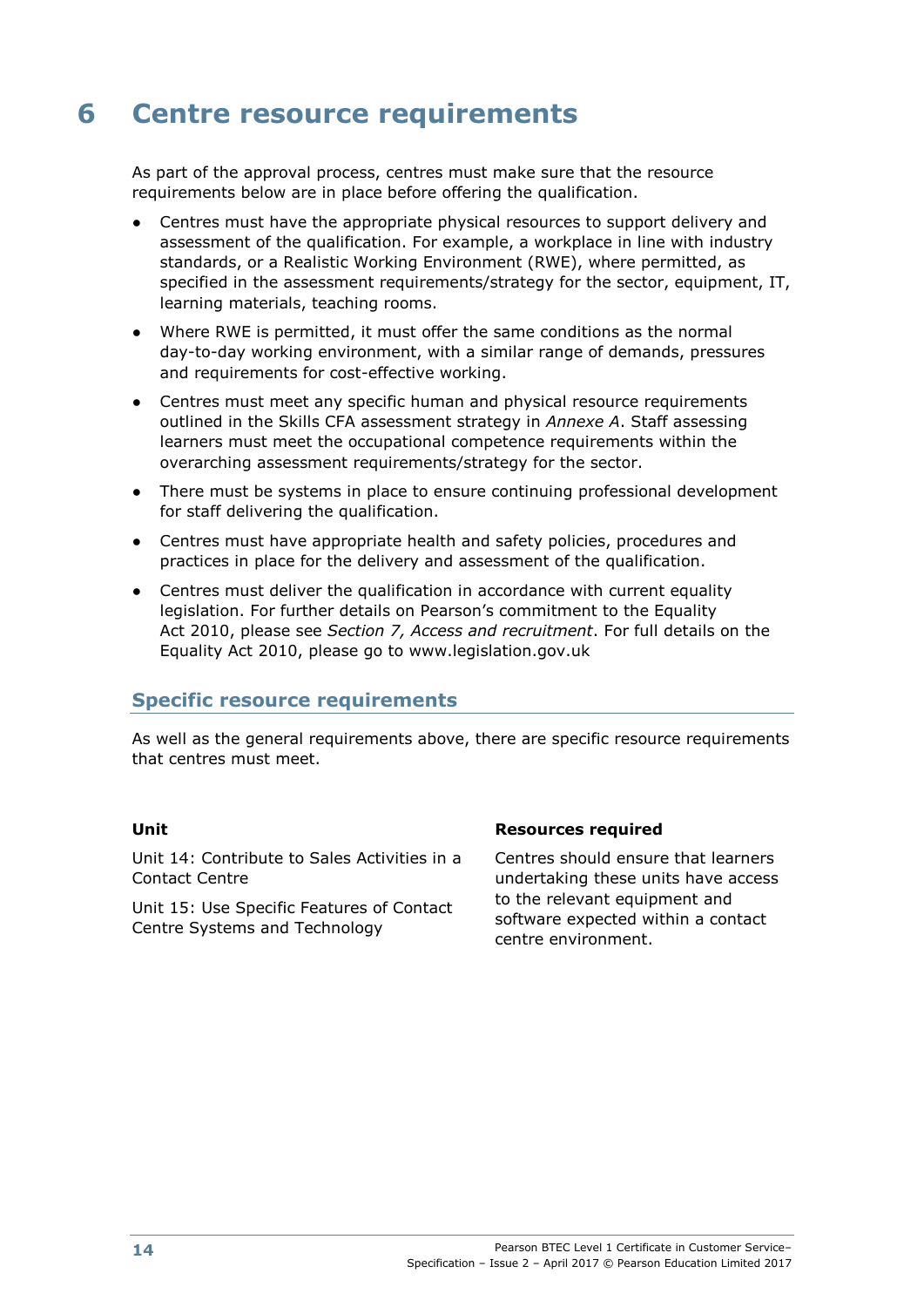# 6 Centre resource requirements

As part of the approval process, centres must make sure that the resource requirements below are in place before offering the qualification.

- Centres must have the appropriate physical resources to support delivery and assessment of the qualification. For example, a workplace in line with industry standards, or a Realistic Working Environment (RWE), where permitted, as specified in the assessment requirements/strategy for the sector, equipment, IT, learning materials, teaching rooms.
- Where RWE is permitted, it must offer the same conditions as the normal day-to-day working environment, with a similar range of demands, pressures and requirements for cost-effective working.
- Centres must meet any specific human and physical resource requirements outlined in the Skills CFA assessment strategy in *Annexe A*. Staff assessing learners must meet the occupational competence requirements within the overarching assessment requirements/strategy for the sector.
- There must be systems in place to ensure continuing professional development for staff delivering the qualification.
- Centres must have appropriate health and safety policies, procedures and practices in place for the delivery and assessment of the qualification.
- Centres must deliver the qualification in accordance with current equality legislation. For further details on Pearson's commitment to the Equality Act 2010, please see *Section 7, Access and recruitment*. For full details on the Equality Act 2010, please go to www.legislation.gov.uk

## Specific resource requirements

As well as the general requirements above, there are specific resource requirements that centres must meet.

| Unit | Resources required |
|---|---|
| Unit 14: Contribute to Sales Activities in a Contact Centre<br><br>Unit 15: Use Specific Features of Contact Centre Systems and Technology | Centres should ensure that learners undertaking these units have access to the relevant equipment and software expected within a contact centre environment. |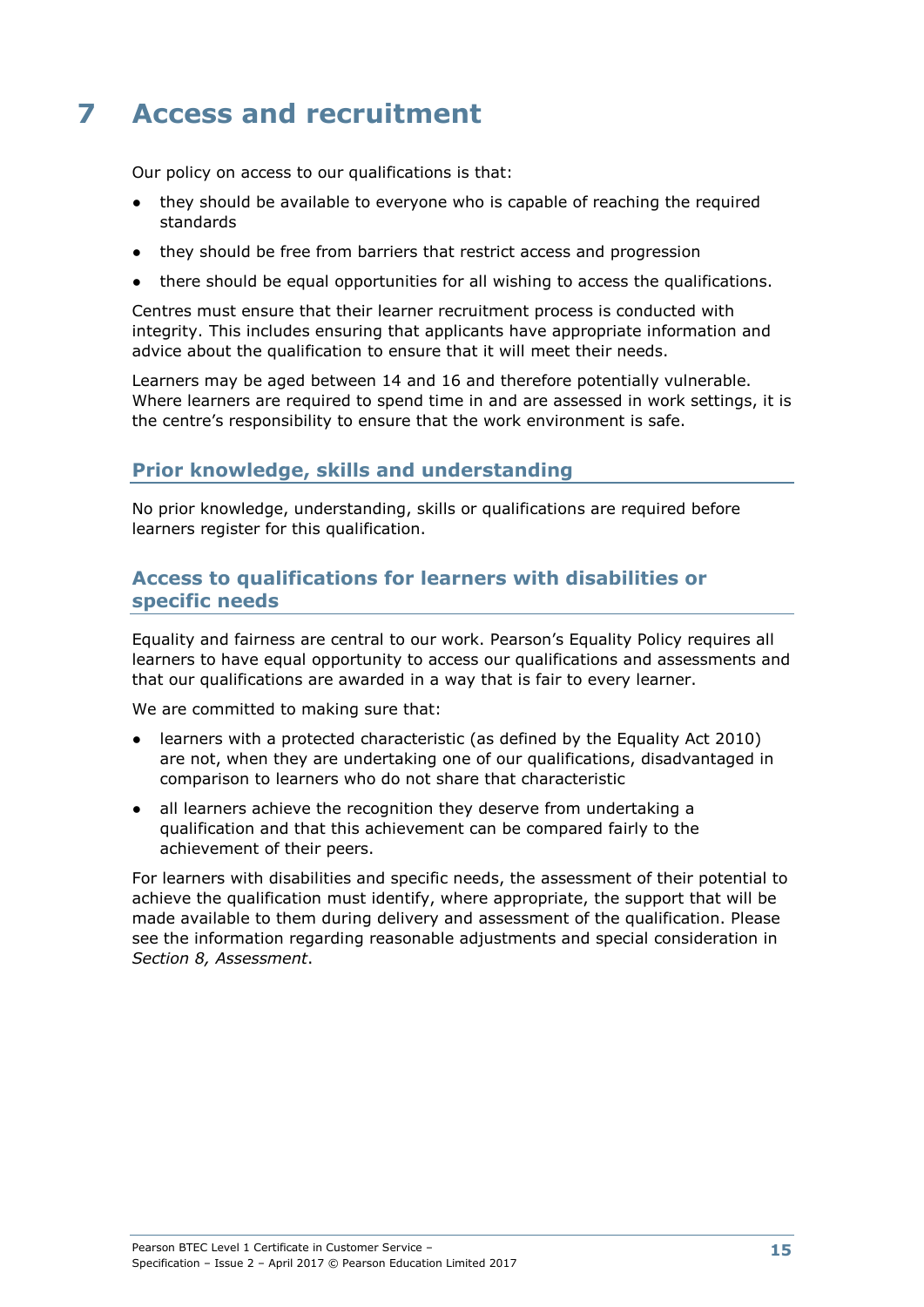# 7 Access and recruitment

Our policy on access to our qualifications is that:

- they should be available to everyone who is capable of reaching the required standards
- they should be free from barriers that restrict access and progression
- there should be equal opportunities for all wishing to access the qualifications.

Centres must ensure that their learner recruitment process is conducted with integrity. This includes ensuring that applicants have appropriate information and advice about the qualification to ensure that it will meet their needs.

Learners may be aged between 14 and 16 and therefore potentially vulnerable. Where learners are required to spend time in and are assessed in work settings, it is the centre's responsibility to ensure that the work environment is safe.

## Prior knowledge, skills and understanding

No prior knowledge, understanding, skills or qualifications are required before learners register for this qualification.

## Access to qualifications for learners with disabilities or specific needs

Equality and fairness are central to our work. Pearson's Equality Policy requires all learners to have equal opportunity to access our qualifications and assessments and that our qualifications are awarded in a way that is fair to every learner.

We are committed to making sure that:

- learners with a protected characteristic (as defined by the Equality Act 2010) are not, when they are undertaking one of our qualifications, disadvantaged in comparison to learners who do not share that characteristic
- all learners achieve the recognition they deserve from undertaking a qualification and that this achievement can be compared fairly to the achievement of their peers.

For learners with disabilities and specific needs, the assessment of their potential to achieve the qualification must identify, where appropriate, the support that will be made available to them during delivery and assessment of the qualification. Please see the information regarding reasonable adjustments and special consideration in *Section 8, Assessment*.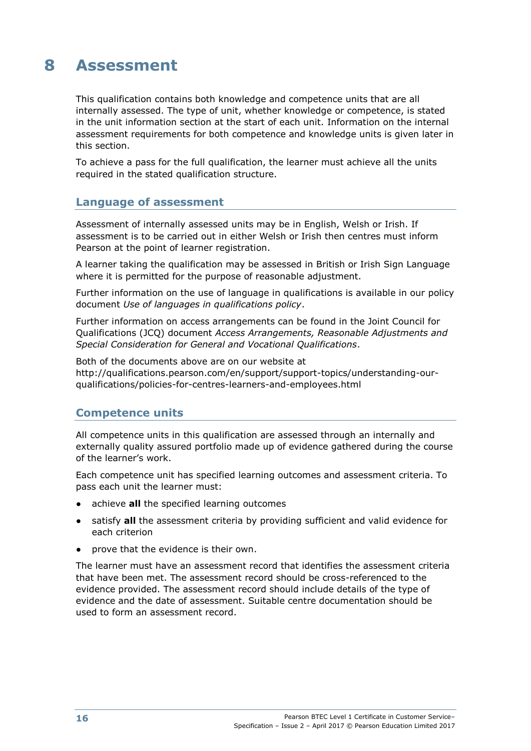# 8 Assessment

This qualification contains both knowledge and competence units that are all internally assessed. The type of unit, whether knowledge or competence, is stated in the unit information section at the start of each unit. Information on the internal assessment requirements for both competence and knowledge units is given later in this section.

To achieve a pass for the full qualification, the learner must achieve all the units required in the stated qualification structure.

## Language of assessment

Assessment of internally assessed units may be in English, Welsh or Irish. If assessment is to be carried out in either Welsh or Irish then centres must inform Pearson at the point of learner registration.

A learner taking the qualification may be assessed in British or Irish Sign Language where it is permitted for the purpose of reasonable adjustment.

Further information on the use of language in qualifications is available in our policy document *Use of languages in qualifications policy*.

Further information on access arrangements can be found in the Joint Council for Qualifications (JCQ) document *Access Arrangements, Reasonable Adjustments and Special Consideration for General and Vocational Qualifications*.

Both of the documents above are on our website at http://qualifications.pearson.com/en/support/support-topics/understanding-our-qualifications/policies-for-centres-learners-and-employees.html

## Competence units

All competence units in this qualification are assessed through an internally and externally quality assured portfolio made up of evidence gathered during the course of the learner's work.

Each competence unit has specified learning outcomes and assessment criteria. To pass each unit the learner must:

- achieve **all** the specified learning outcomes
- satisfy **all** the assessment criteria by providing sufficient and valid evidence for each criterion
- prove that the evidence is their own.

The learner must have an assessment record that identifies the assessment criteria that have been met. The assessment record should be cross-referenced to the evidence provided. The assessment record should include details of the type of evidence and the date of assessment. Suitable centre documentation should be used to form an assessment record.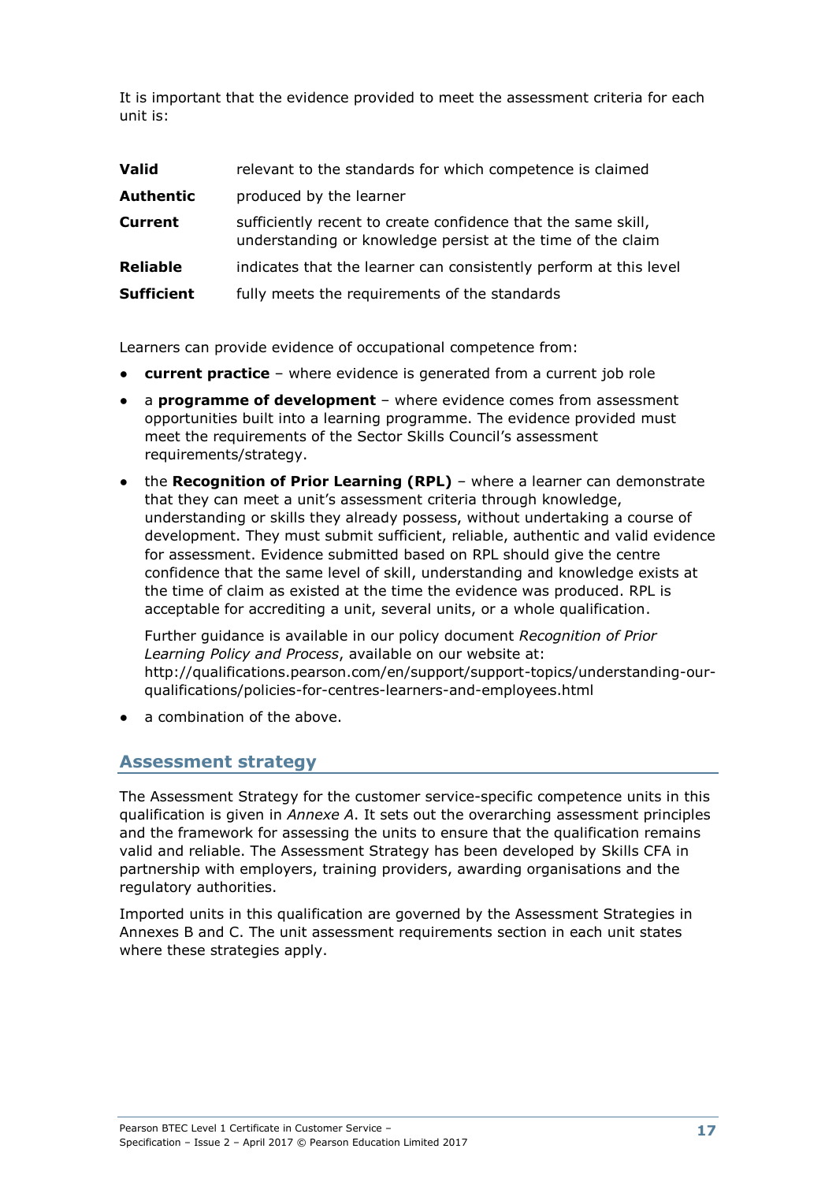It is important that the evidence provided to meet the assessment criteria for each unit is:

| | |
|---|---|
| **Valid** | relevant to the standards for which competence is claimed |
| **Authentic** | produced by the learner |
| **Current** | sufficiently recent to create confidence that the same skill, understanding or knowledge persist at the time of the claim |
| **Reliable** | indicates that the learner can consistently perform at this level |
| **Sufficient** | fully meets the requirements of the standards |

Learners can provide evidence of occupational competence from:

- **current practice** – where evidence is generated from a current job role
- a **programme of development** – where evidence comes from assessment opportunities built into a learning programme. The evidence provided must meet the requirements of the Sector Skills Council's assessment requirements/strategy.
- the **Recognition of Prior Learning (RPL)** – where a learner can demonstrate that they can meet a unit's assessment criteria through knowledge, understanding or skills they already possess, without undertaking a course of development. They must submit sufficient, reliable, authentic and valid evidence for assessment. Evidence submitted based on RPL should give the centre confidence that the same level of skill, understanding and knowledge exists at the time of claim as existed at the time the evidence was produced. RPL is acceptable for accrediting a unit, several units, or a whole qualification.

  Further guidance is available in our policy document *Recognition of Prior Learning Policy and Process*, available on our website at: http://qualifications.pearson.com/en/support/support-topics/understanding-our-qualifications/policies-for-centres-learners-and-employees.html
- a combination of the above.

## Assessment strategy

The Assessment Strategy for the customer service-specific competence units in this qualification is given in *Annexe A*. It sets out the overarching assessment principles and the framework for assessing the units to ensure that the qualification remains valid and reliable. The Assessment Strategy has been developed by Skills CFA in partnership with employers, training providers, awarding organisations and the regulatory authorities.

Imported units in this qualification are governed by the Assessment Strategies in Annexes B and C. The unit assessment requirements section in each unit states where these strategies apply.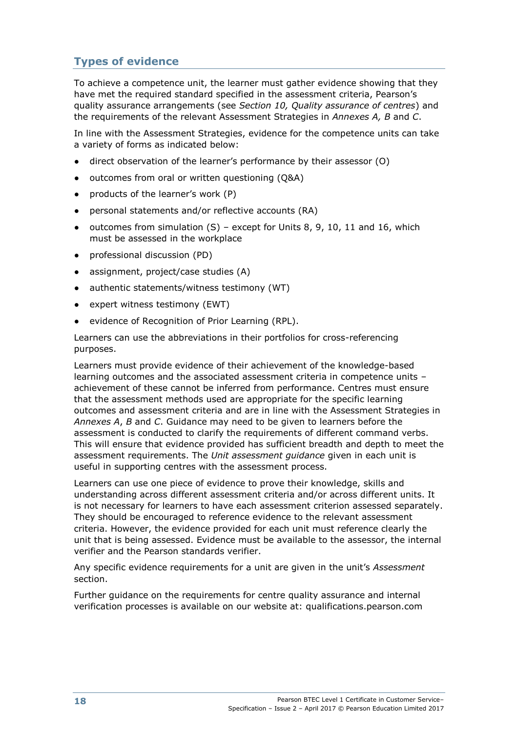## Types of evidence

To achieve a competence unit, the learner must gather evidence showing that they have met the required standard specified in the assessment criteria, Pearson's quality assurance arrangements (see *Section 10, Quality assurance of centres*) and the requirements of the relevant Assessment Strategies in *Annexes A, B* and *C*.

In line with the Assessment Strategies, evidence for the competence units can take a variety of forms as indicated below:

- direct observation of the learner's performance by their assessor (O)
- outcomes from oral or written questioning (Q&A)
- products of the learner's work (P)
- personal statements and/or reflective accounts (RA)
- outcomes from simulation (S) – except for Units 8, 9, 10, 11 and 16, which must be assessed in the workplace
- professional discussion (PD)
- assignment, project/case studies (A)
- authentic statements/witness testimony (WT)
- expert witness testimony (EWT)
- evidence of Recognition of Prior Learning (RPL).

Learners can use the abbreviations in their portfolios for cross-referencing purposes.

Learners must provide evidence of their achievement of the knowledge-based learning outcomes and the associated assessment criteria in competence units – achievement of these cannot be inferred from performance. Centres must ensure that the assessment methods used are appropriate for the specific learning outcomes and assessment criteria and are in line with the Assessment Strategies in *Annexes A*, *B* and *C*. Guidance may need to be given to learners before the assessment is conducted to clarify the requirements of different command verbs. This will ensure that evidence provided has sufficient breadth and depth to meet the assessment requirements. The *Unit assessment guidance* given in each unit is useful in supporting centres with the assessment process.

Learners can use one piece of evidence to prove their knowledge, skills and understanding across different assessment criteria and/or across different units. It is not necessary for learners to have each assessment criterion assessed separately. They should be encouraged to reference evidence to the relevant assessment criteria. However, the evidence provided for each unit must reference clearly the unit that is being assessed. Evidence must be available to the assessor, the internal verifier and the Pearson standards verifier.

Any specific evidence requirements for a unit are given in the unit's *Assessment* section.

Further guidance on the requirements for centre quality assurance and internal verification processes is available on our website at: qualifications.pearson.com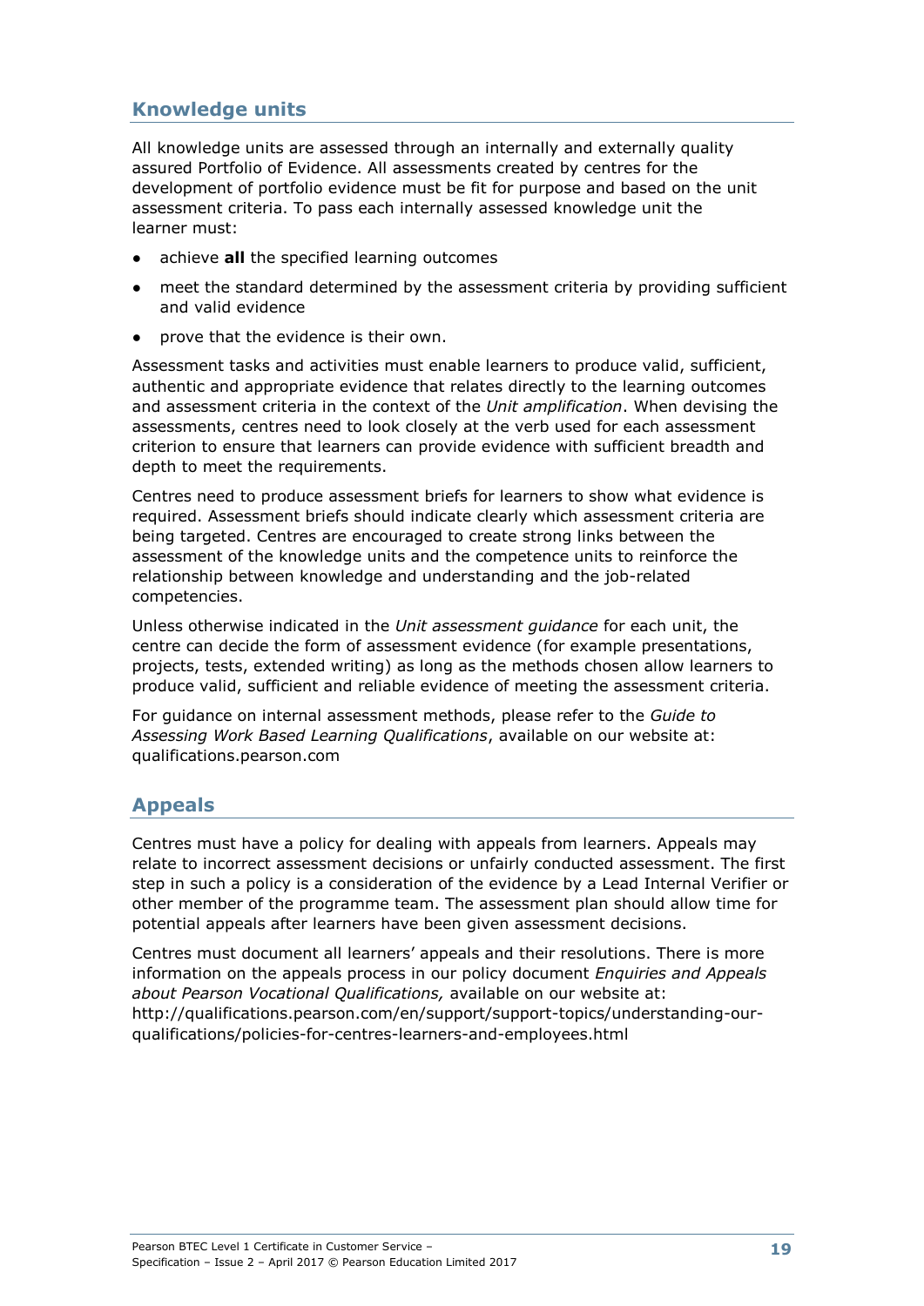## Knowledge units

All knowledge units are assessed through an internally and externally quality assured Portfolio of Evidence. All assessments created by centres for the development of portfolio evidence must be fit for purpose and based on the unit assessment criteria. To pass each internally assessed knowledge unit the learner must:

- achieve **all** the specified learning outcomes
- meet the standard determined by the assessment criteria by providing sufficient and valid evidence
- prove that the evidence is their own.

Assessment tasks and activities must enable learners to produce valid, sufficient, authentic and appropriate evidence that relates directly to the learning outcomes and assessment criteria in the context of the *Unit amplification*. When devising the assessments, centres need to look closely at the verb used for each assessment criterion to ensure that learners can provide evidence with sufficient breadth and depth to meet the requirements.

Centres need to produce assessment briefs for learners to show what evidence is required. Assessment briefs should indicate clearly which assessment criteria are being targeted. Centres are encouraged to create strong links between the assessment of the knowledge units and the competence units to reinforce the relationship between knowledge and understanding and the job-related competencies.

Unless otherwise indicated in the *Unit assessment guidance* for each unit, the centre can decide the form of assessment evidence (for example presentations, projects, tests, extended writing) as long as the methods chosen allow learners to produce valid, sufficient and reliable evidence of meeting the assessment criteria.

For guidance on internal assessment methods, please refer to the *Guide to Assessing Work Based Learning Qualifications*, available on our website at: qualifications.pearson.com

## Appeals

Centres must have a policy for dealing with appeals from learners. Appeals may relate to incorrect assessment decisions or unfairly conducted assessment. The first step in such a policy is a consideration of the evidence by a Lead Internal Verifier or other member of the programme team. The assessment plan should allow time for potential appeals after learners have been given assessment decisions.

Centres must document all learners' appeals and their resolutions. There is more information on the appeals process in our policy document *Enquiries and Appeals about Pearson Vocational Qualifications,* available on our website at: http://qualifications.pearson.com/en/support/support-topics/understanding-our-qualifications/policies-for-centres-learners-and-employees.html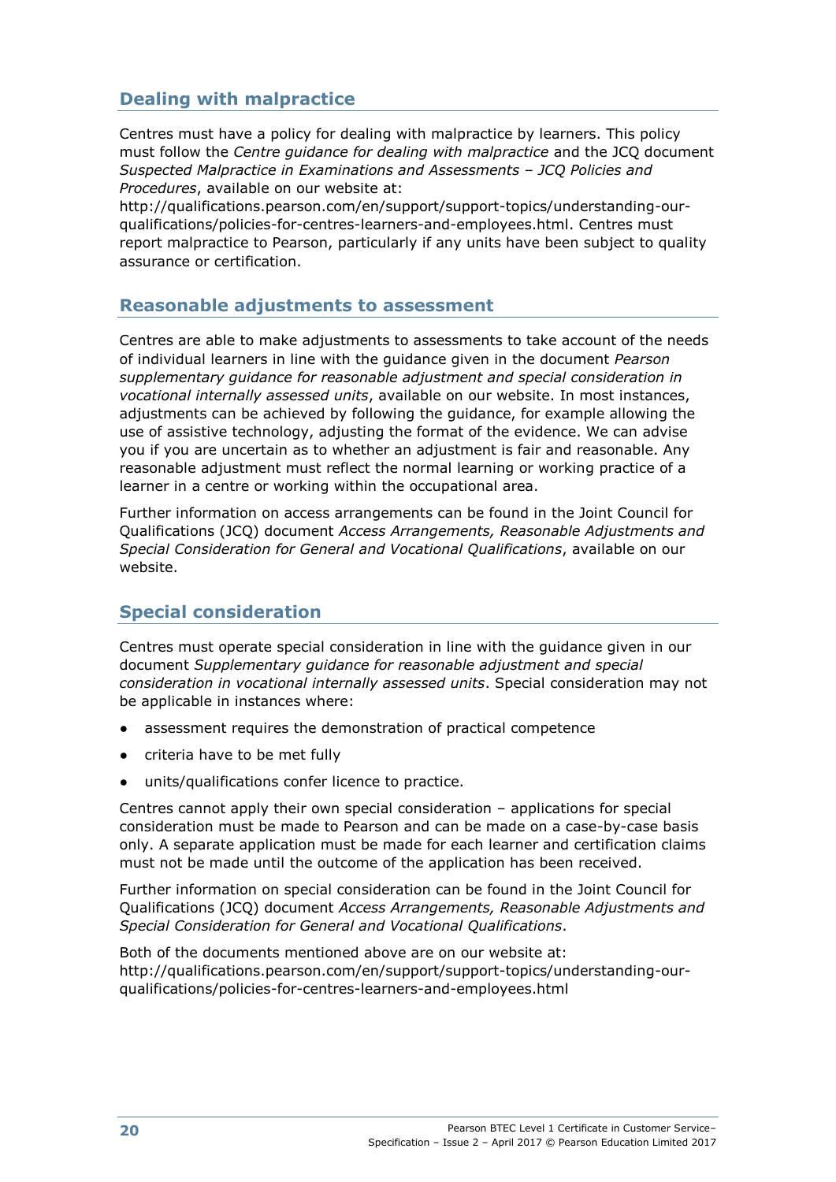## Dealing with malpractice

Centres must have a policy for dealing with malpractice by learners. This policy must follow the *Centre guidance for dealing with malpractice* and the JCQ document *Suspected Malpractice in Examinations and Assessments – JCQ Policies and Procedures*, available on our website at: http://qualifications.pearson.com/en/support/support-topics/understanding-our-qualifications/policies-for-centres-learners-and-employees.html. Centres must report malpractice to Pearson, particularly if any units have been subject to quality assurance or certification.

## Reasonable adjustments to assessment

Centres are able to make adjustments to assessments to take account of the needs of individual learners in line with the guidance given in the document *Pearson supplementary guidance for reasonable adjustment and special consideration in vocational internally assessed units*, available on our website. In most instances, adjustments can be achieved by following the guidance, for example allowing the use of assistive technology, adjusting the format of the evidence. We can advise you if you are uncertain as to whether an adjustment is fair and reasonable. Any reasonable adjustment must reflect the normal learning or working practice of a learner in a centre or working within the occupational area.

Further information on access arrangements can be found in the Joint Council for Qualifications (JCQ) document *Access Arrangements, Reasonable Adjustments and Special Consideration for General and Vocational Qualifications*, available on our website.

## Special consideration

Centres must operate special consideration in line with the guidance given in our document *Supplementary guidance for reasonable adjustment and special consideration in vocational internally assessed units*. Special consideration may not be applicable in instances where:

- assessment requires the demonstration of practical competence
- criteria have to be met fully
- units/qualifications confer licence to practice.

Centres cannot apply their own special consideration – applications for special consideration must be made to Pearson and can be made on a case-by-case basis only. A separate application must be made for each learner and certification claims must not be made until the outcome of the application has been received.

Further information on special consideration can be found in the Joint Council for Qualifications (JCQ) document *Access Arrangements, Reasonable Adjustments and Special Consideration for General and Vocational Qualifications*.

Both of the documents mentioned above are on our website at: http://qualifications.pearson.com/en/support/support-topics/understanding-our-qualifications/policies-for-centres-learners-and-employees.html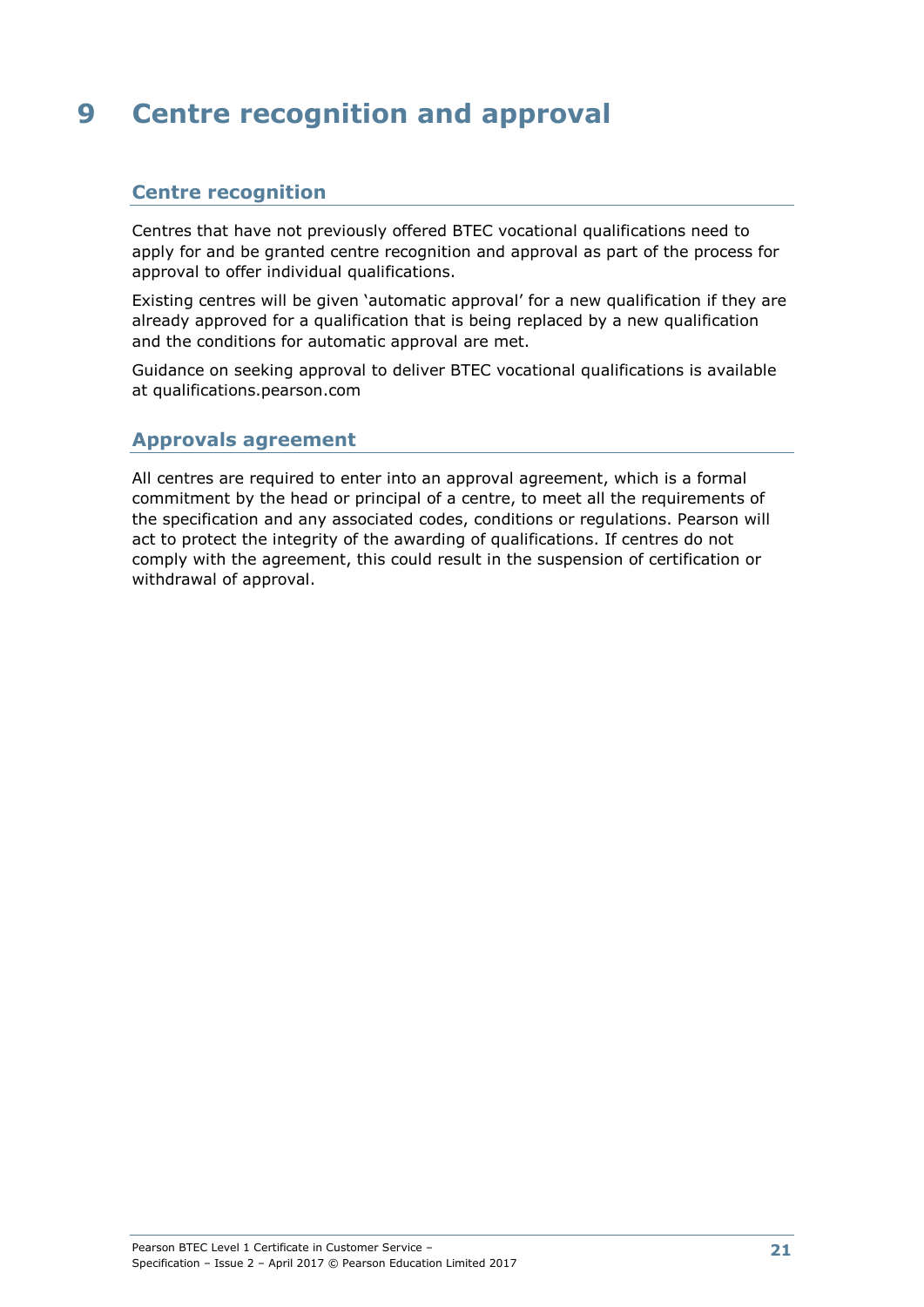# 9 Centre recognition and approval

## Centre recognition

Centres that have not previously offered BTEC vocational qualifications need to apply for and be granted centre recognition and approval as part of the process for approval to offer individual qualifications.

Existing centres will be given 'automatic approval' for a new qualification if they are already approved for a qualification that is being replaced by a new qualification and the conditions for automatic approval are met.

Guidance on seeking approval to deliver BTEC vocational qualifications is available at qualifications.pearson.com

## Approvals agreement

All centres are required to enter into an approval agreement, which is a formal commitment by the head or principal of a centre, to meet all the requirements of the specification and any associated codes, conditions or regulations. Pearson will act to protect the integrity of the awarding of qualifications. If centres do not comply with the agreement, this could result in the suspension of certification or withdrawal of approval.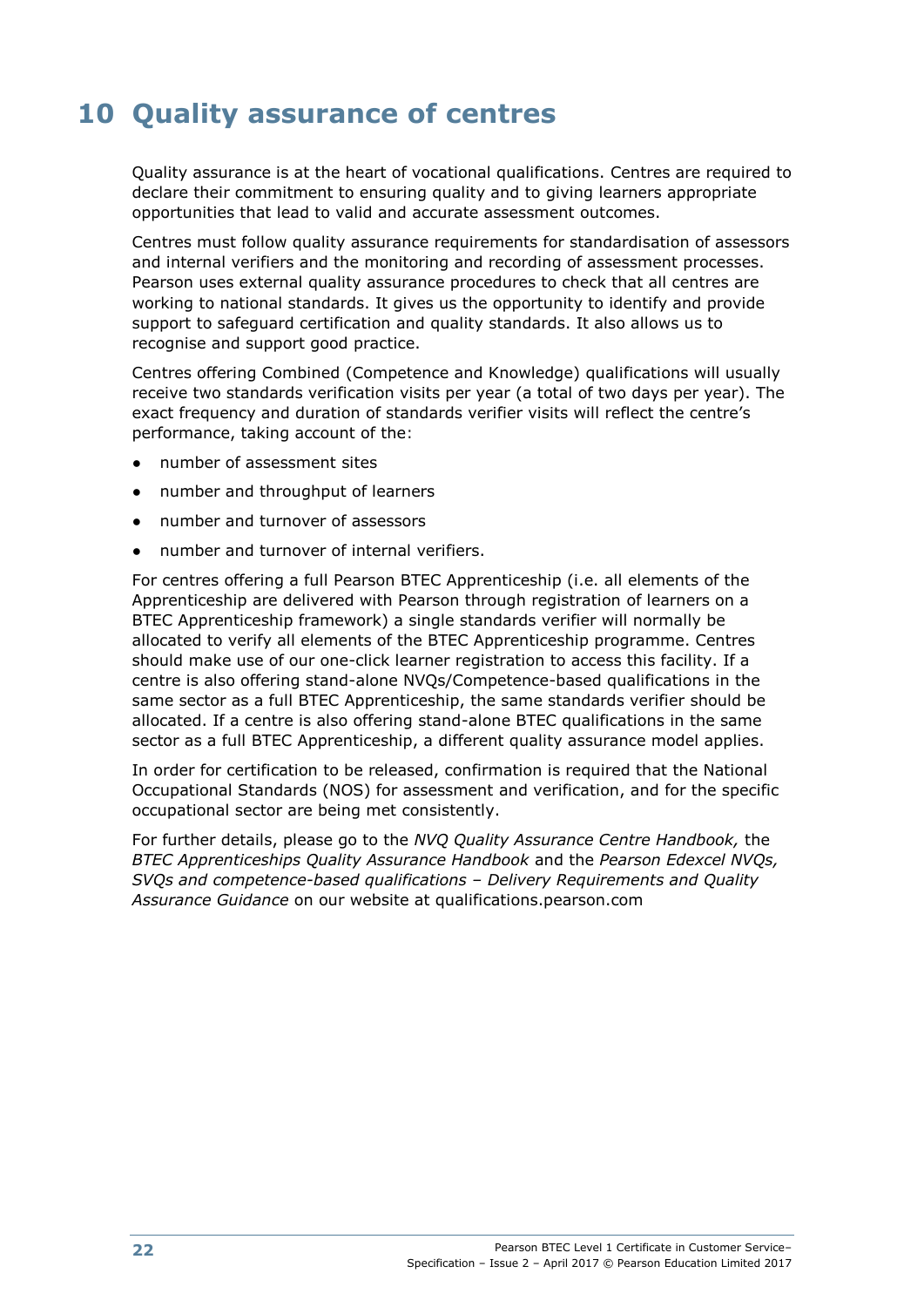# 10 Quality assurance of centres

Quality assurance is at the heart of vocational qualifications. Centres are required to declare their commitment to ensuring quality and to giving learners appropriate opportunities that lead to valid and accurate assessment outcomes.

Centres must follow quality assurance requirements for standardisation of assessors and internal verifiers and the monitoring and recording of assessment processes. Pearson uses external quality assurance procedures to check that all centres are working to national standards. It gives us the opportunity to identify and provide support to safeguard certification and quality standards. It also allows us to recognise and support good practice.

Centres offering Combined (Competence and Knowledge) qualifications will usually receive two standards verification visits per year (a total of two days per year). The exact frequency and duration of standards verifier visits will reflect the centre's performance, taking account of the:

- number of assessment sites
- number and throughput of learners
- number and turnover of assessors
- number and turnover of internal verifiers.

For centres offering a full Pearson BTEC Apprenticeship (i.e. all elements of the Apprenticeship are delivered with Pearson through registration of learners on a BTEC Apprenticeship framework) a single standards verifier will normally be allocated to verify all elements of the BTEC Apprenticeship programme. Centres should make use of our one-click learner registration to access this facility. If a centre is also offering stand-alone NVQs/Competence-based qualifications in the same sector as a full BTEC Apprenticeship, the same standards verifier should be allocated. If a centre is also offering stand-alone BTEC qualifications in the same sector as a full BTEC Apprenticeship, a different quality assurance model applies.

In order for certification to be released, confirmation is required that the National Occupational Standards (NOS) for assessment and verification, and for the specific occupational sector are being met consistently.

For further details, please go to the *NVQ Quality Assurance Centre Handbook,* the *BTEC Apprenticeships Quality Assurance Handbook* and the *Pearson Edexcel NVQs, SVQs and competence-based qualifications – Delivery Requirements and Quality Assurance Guidance* on our website at qualifications.pearson.com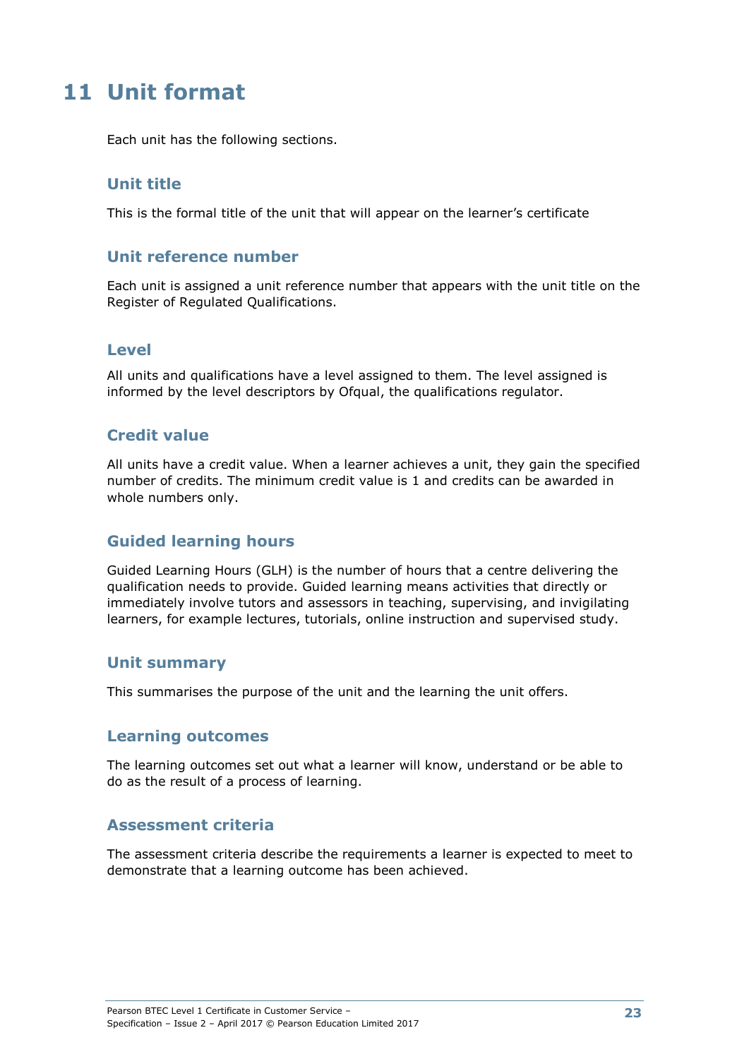# 11 Unit format

Each unit has the following sections.

## Unit title

This is the formal title of the unit that will appear on the learner's certificate

## Unit reference number

Each unit is assigned a unit reference number that appears with the unit title on the Register of Regulated Qualifications.

## Level

All units and qualifications have a level assigned to them. The level assigned is informed by the level descriptors by Ofqual, the qualifications regulator.

## Credit value

All units have a credit value. When a learner achieves a unit, they gain the specified number of credits. The minimum credit value is 1 and credits can be awarded in whole numbers only.

## Guided learning hours

Guided Learning Hours (GLH) is the number of hours that a centre delivering the qualification needs to provide. Guided learning means activities that directly or immediately involve tutors and assessors in teaching, supervising, and invigilating learners, for example lectures, tutorials, online instruction and supervised study.

## Unit summary

This summarises the purpose of the unit and the learning the unit offers.

## Learning outcomes

The learning outcomes set out what a learner will know, understand or be able to do as the result of a process of learning.

## Assessment criteria

The assessment criteria describe the requirements a learner is expected to meet to demonstrate that a learning outcome has been achieved.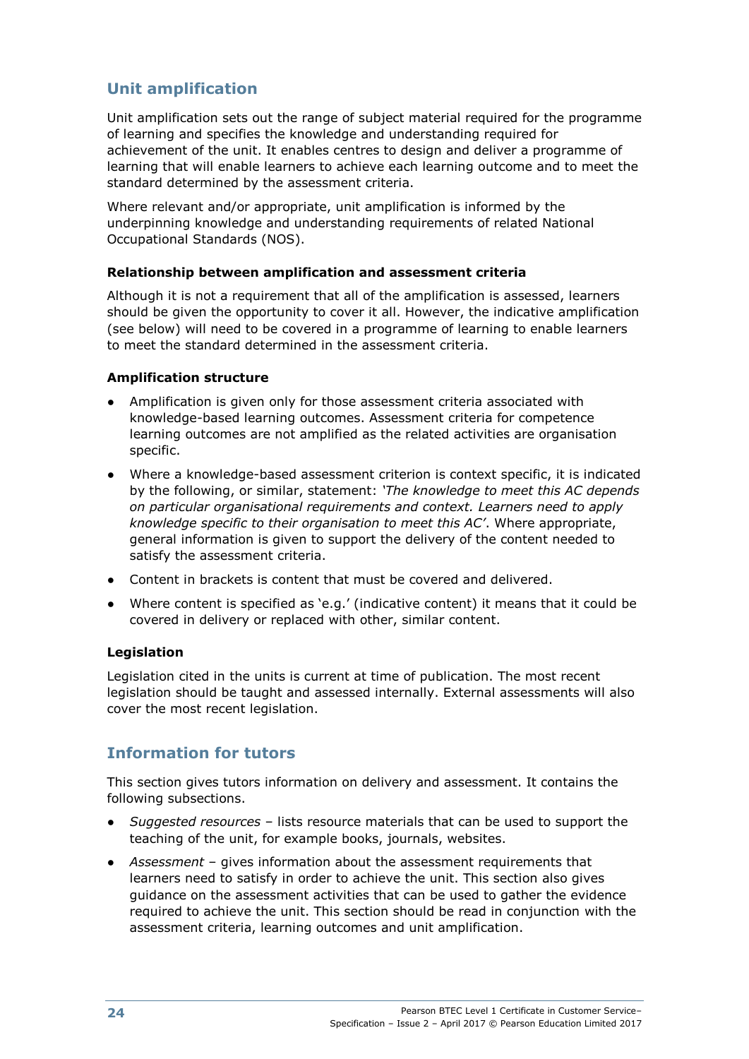## Unit amplification

Unit amplification sets out the range of subject material required for the programme of learning and specifies the knowledge and understanding required for achievement of the unit. It enables centres to design and deliver a programme of learning that will enable learners to achieve each learning outcome and to meet the standard determined by the assessment criteria.

Where relevant and/or appropriate, unit amplification is informed by the underpinning knowledge and understanding requirements of related National Occupational Standards (NOS).

**Relationship between amplification and assessment criteria**

Although it is not a requirement that all of the amplification is assessed, learners should be given the opportunity to cover it all. However, the indicative amplification (see below) will need to be covered in a programme of learning to enable learners to meet the standard determined in the assessment criteria.

**Amplification structure**

- Amplification is given only for those assessment criteria associated with knowledge-based learning outcomes. Assessment criteria for competence learning outcomes are not amplified as the related activities are organisation specific.
- Where a knowledge-based assessment criterion is context specific, it is indicated by the following, or similar, statement: *'The knowledge to meet this AC depends on particular organisational requirements and context. Learners need to apply knowledge specific to their organisation to meet this AC'*. Where appropriate, general information is given to support the delivery of the content needed to satisfy the assessment criteria.
- Content in brackets is content that must be covered and delivered.
- Where content is specified as 'e.g.' (indicative content) it means that it could be covered in delivery or replaced with other, similar content.

**Legislation**

Legislation cited in the units is current at time of publication. The most recent legislation should be taught and assessed internally. External assessments will also cover the most recent legislation.

## Information for tutors

This section gives tutors information on delivery and assessment. It contains the following subsections.

- *Suggested resources* – lists resource materials that can be used to support the teaching of the unit, for example books, journals, websites.
- *Assessment* – gives information about the assessment requirements that learners need to satisfy in order to achieve the unit. This section also gives guidance on the assessment activities that can be used to gather the evidence required to achieve the unit. This section should be read in conjunction with the assessment criteria, learning outcomes and unit amplification.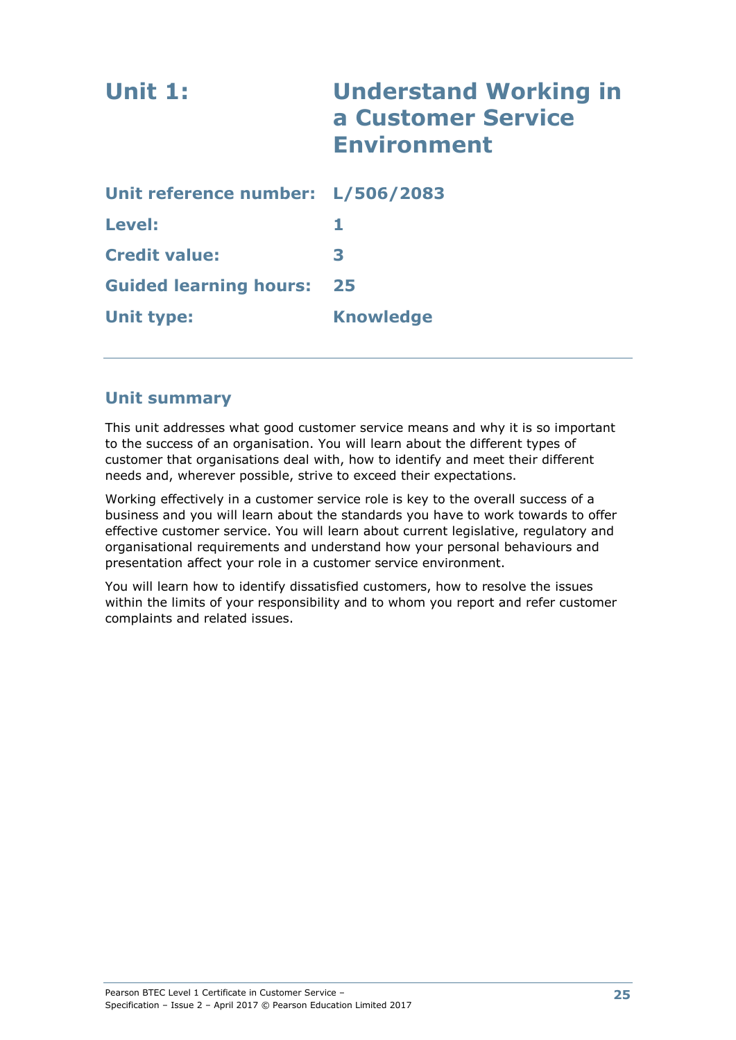# Unit 1: Understand Working in a Customer Service Environment

| | |
|---|---|
| **Unit reference number:** | **L/506/2083** |
| **Level:** | **1** |
| **Credit value:** | **3** |
| **Guided learning hours:** | **25** |
| **Unit type:** | **Knowledge** |

## Unit summary

This unit addresses what good customer service means and why it is so important to the success of an organisation. You will learn about the different types of customer that organisations deal with, how to identify and meet their different needs and, wherever possible, strive to exceed their expectations.

Working effectively in a customer service role is key to the overall success of a business and you will learn about the standards you have to work towards to offer effective customer service. You will learn about current legislative, regulatory and organisational requirements and understand how your personal behaviours and presentation affect your role in a customer service environment.

You will learn how to identify dissatisfied customers, how to resolve the issues within the limits of your responsibility and to whom you report and refer customer complaints and related issues.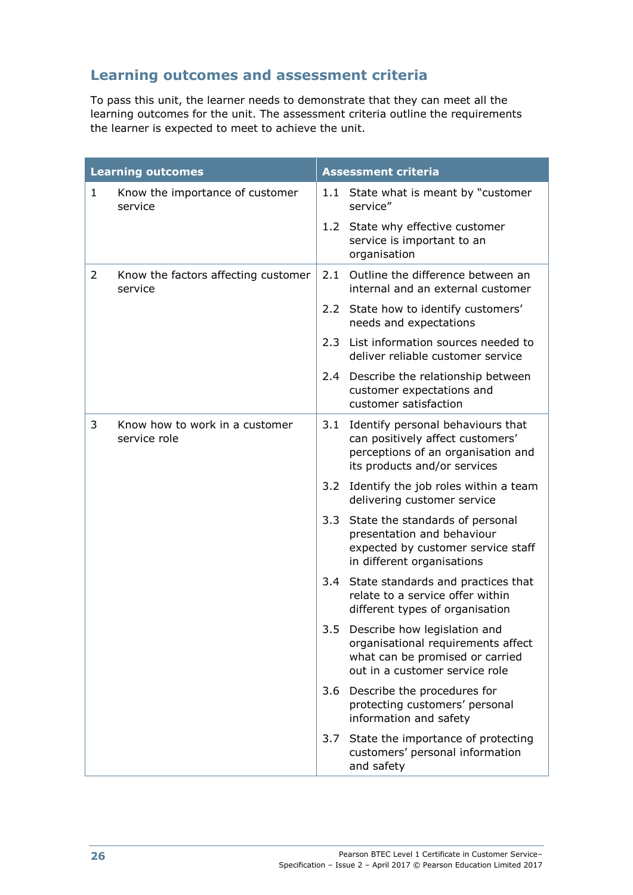## Learning outcomes and assessment criteria

To pass this unit, the learner needs to demonstrate that they can meet all the learning outcomes for the unit. The assessment criteria outline the requirements the learner is expected to meet to achieve the unit.

| Learning outcomes | Assessment criteria |
|---|---|
| 1 Know the importance of customer service | 1.1 State what is meant by "customer service" |
| | 1.2 State why effective customer service is important to an organisation |
| 2 Know the factors affecting customer service | 2.1 Outline the difference between an internal and an external customer |
| | 2.2 State how to identify customers' needs and expectations |
| | 2.3 List information sources needed to deliver reliable customer service |
| | 2.4 Describe the relationship between customer expectations and customer satisfaction |
| 3 Know how to work in a customer service role | 3.1 Identify personal behaviours that can positively affect customers' perceptions of an organisation and its products and/or services |
| | 3.2 Identify the job roles within a team delivering customer service |
| | 3.3 State the standards of personal presentation and behaviour expected by customer service staff in different organisations |
| | 3.4 State standards and practices that relate to a service offer within different types of organisation |
| | 3.5 Describe how legislation and organisational requirements affect what can be promised or carried out in a customer service role |
| | 3.6 Describe the procedures for protecting customers' personal information and safety |
| | 3.7 State the importance of protecting customers' personal information and safety |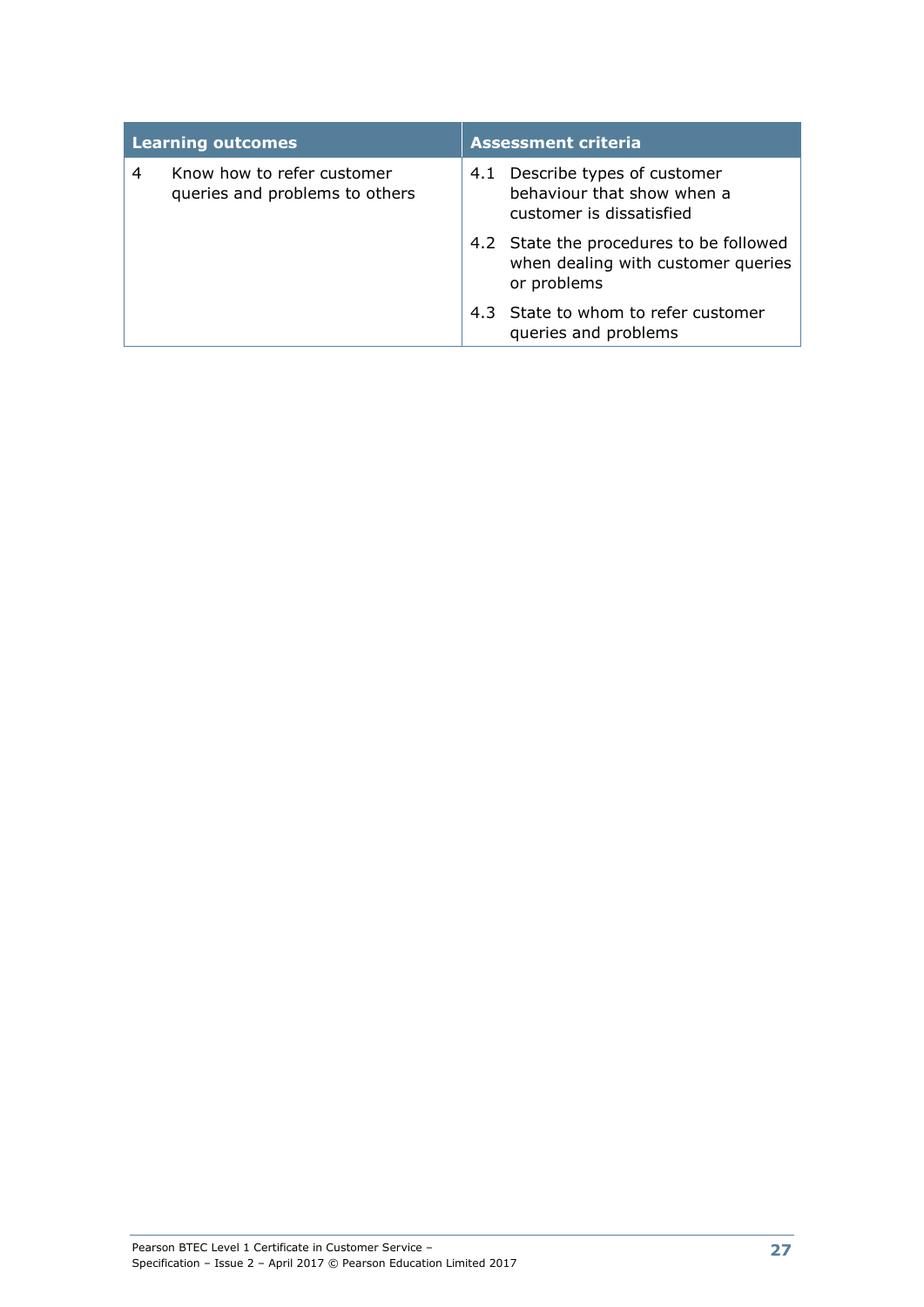| Learning outcomes | Assessment criteria |
|---|---|
| 4 Know how to refer customer queries and problems to others | 4.1 Describe types of customer behaviour that show when a customer is dissatisfied |
| | 4.2 State the procedures to be followed when dealing with customer queries or problems |
| | 4.3 State to whom to refer customer queries and problems |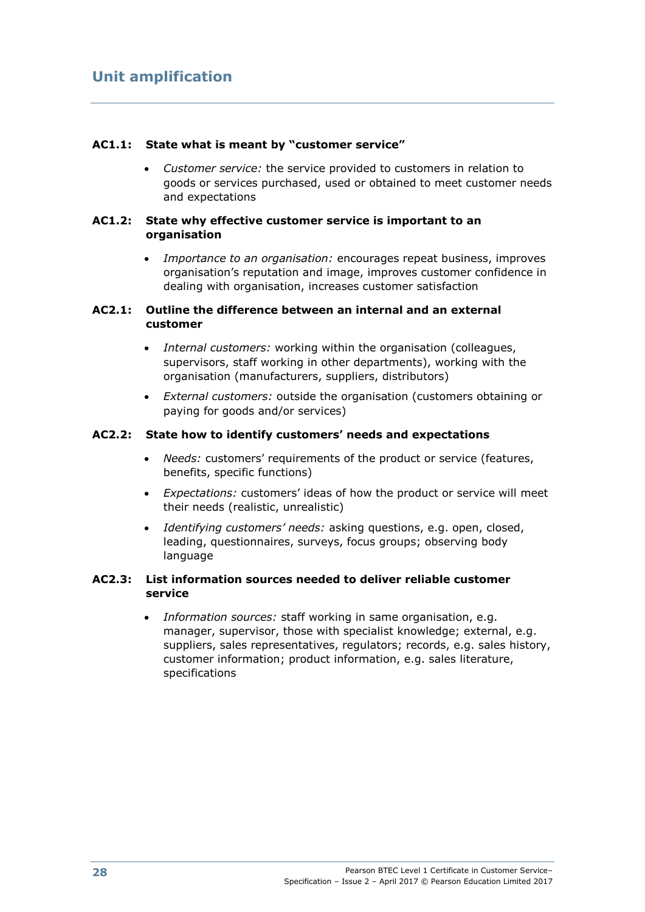## Unit amplification

**AC1.1: State what is meant by "customer service"**

- *Customer service:* the service provided to customers in relation to goods or services purchased, used or obtained to meet customer needs and expectations

**AC1.2: State why effective customer service is important to an organisation**

- *Importance to an organisation:* encourages repeat business, improves organisation's reputation and image, improves customer confidence in dealing with organisation, increases customer satisfaction

**AC2.1: Outline the difference between an internal and an external customer**

- *Internal customers:* working within the organisation (colleagues, supervisors, staff working in other departments), working with the organisation (manufacturers, suppliers, distributors)
- *External customers:* outside the organisation (customers obtaining or paying for goods and/or services)

**AC2.2: State how to identify customers' needs and expectations**

- *Needs:* customers' requirements of the product or service (features, benefits, specific functions)
- *Expectations:* customers' ideas of how the product or service will meet their needs (realistic, unrealistic)
- *Identifying customers' needs:* asking questions, e.g. open, closed, leading, questionnaires, surveys, focus groups; observing body language

**AC2.3: List information sources needed to deliver reliable customer service**

- *Information sources:* staff working in same organisation, e.g. manager, supervisor, those with specialist knowledge; external, e.g. suppliers, sales representatives, regulators; records, e.g. sales history, customer information; product information, e.g. sales literature, specifications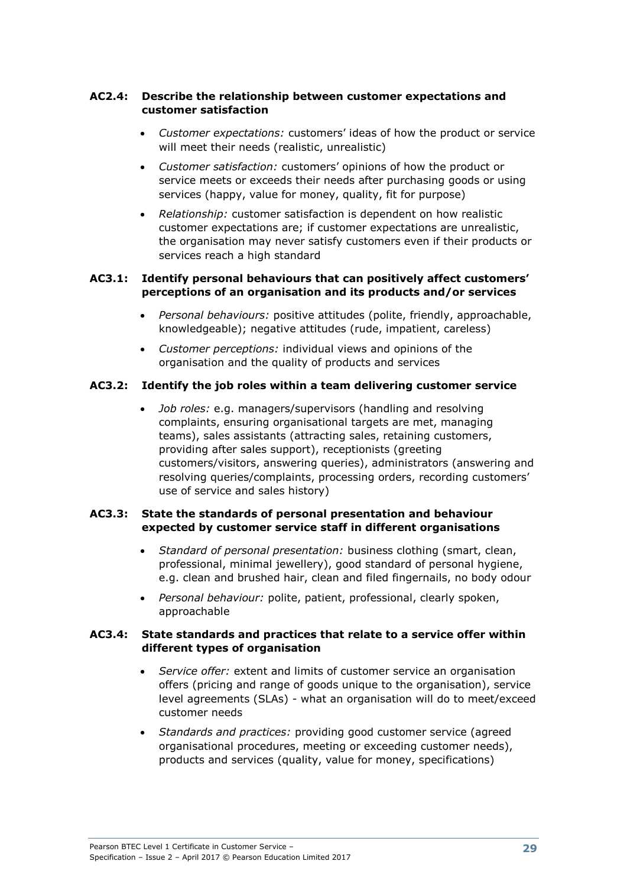**AC2.4: Describe the relationship between customer expectations and customer satisfaction**

- *Customer expectations:* customers' ideas of how the product or service will meet their needs (realistic, unrealistic)
- *Customer satisfaction:* customers' opinions of how the product or service meets or exceeds their needs after purchasing goods or using services (happy, value for money, quality, fit for purpose)
- *Relationship:* customer satisfaction is dependent on how realistic customer expectations are; if customer expectations are unrealistic, the organisation may never satisfy customers even if their products or services reach a high standard

**AC3.1: Identify personal behaviours that can positively affect customers' perceptions of an organisation and its products and/or services**

- *Personal behaviours:* positive attitudes (polite, friendly, approachable, knowledgeable); negative attitudes (rude, impatient, careless)
- *Customer perceptions:* individual views and opinions of the organisation and the quality of products and services

**AC3.2: Identify the job roles within a team delivering customer service**

- *Job roles:* e.g. managers/supervisors (handling and resolving complaints, ensuring organisational targets are met, managing teams), sales assistants (attracting sales, retaining customers, providing after sales support), receptionists (greeting customers/visitors, answering queries), administrators (answering and resolving queries/complaints, processing orders, recording customers' use of service and sales history)

**AC3.3: State the standards of personal presentation and behaviour expected by customer service staff in different organisations**

- *Standard of personal presentation:* business clothing (smart, clean, professional, minimal jewellery), good standard of personal hygiene, e.g. clean and brushed hair, clean and filed fingernails, no body odour
- *Personal behaviour:* polite, patient, professional, clearly spoken, approachable

**AC3.4: State standards and practices that relate to a service offer within different types of organisation**

- *Service offer:* extent and limits of customer service an organisation offers (pricing and range of goods unique to the organisation), service level agreements (SLAs) - what an organisation will do to meet/exceed customer needs
- *Standards and practices:* providing good customer service (agreed organisational procedures, meeting or exceeding customer needs), products and services (quality, value for money, specifications)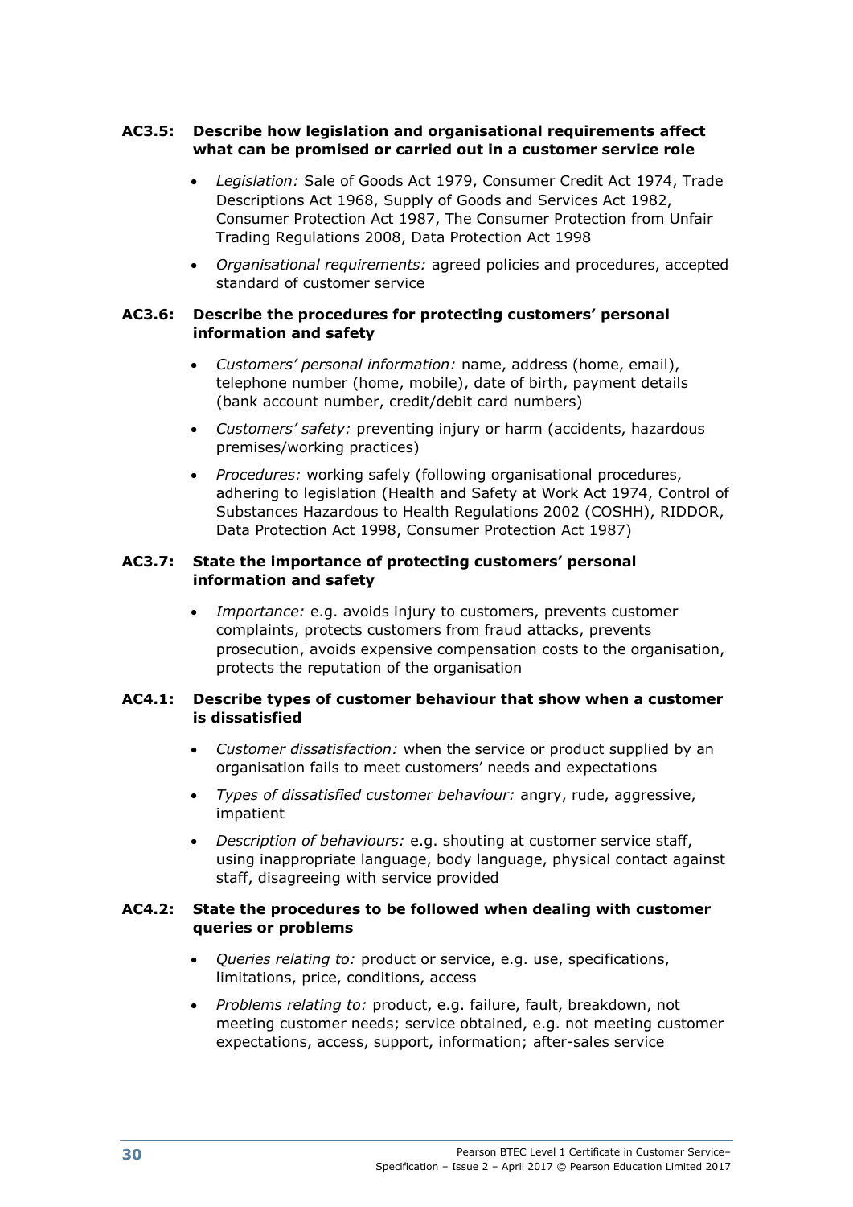**AC3.5: Describe how legislation and organisational requirements affect what can be promised or carried out in a customer service role**

- *Legislation:* Sale of Goods Act 1979, Consumer Credit Act 1974, Trade Descriptions Act 1968, Supply of Goods and Services Act 1982, Consumer Protection Act 1987, The Consumer Protection from Unfair Trading Regulations 2008, Data Protection Act 1998
- *Organisational requirements:* agreed policies and procedures, accepted standard of customer service

**AC3.6: Describe the procedures for protecting customers' personal information and safety**

- *Customers' personal information:* name, address (home, email), telephone number (home, mobile), date of birth, payment details (bank account number, credit/debit card numbers)
- *Customers' safety:* preventing injury or harm (accidents, hazardous premises/working practices)
- *Procedures:* working safely (following organisational procedures, adhering to legislation (Health and Safety at Work Act 1974, Control of Substances Hazardous to Health Regulations 2002 (COSHH), RIDDOR, Data Protection Act 1998, Consumer Protection Act 1987)

**AC3.7: State the importance of protecting customers' personal information and safety**

- *Importance:* e.g. avoids injury to customers, prevents customer complaints, protects customers from fraud attacks, prevents prosecution, avoids expensive compensation costs to the organisation, protects the reputation of the organisation

**AC4.1: Describe types of customer behaviour that show when a customer is dissatisfied**

- *Customer dissatisfaction:* when the service or product supplied by an organisation fails to meet customers' needs and expectations
- *Types of dissatisfied customer behaviour:* angry, rude, aggressive, impatient
- *Description of behaviours:* e.g. shouting at customer service staff, using inappropriate language, body language, physical contact against staff, disagreeing with service provided

**AC4.2: State the procedures to be followed when dealing with customer queries or problems**

- *Queries relating to:* product or service, e.g. use, specifications, limitations, price, conditions, access
- *Problems relating to:* product, e.g. failure, fault, breakdown, not meeting customer needs; service obtained, e.g. not meeting customer expectations, access, support, information; after-sales service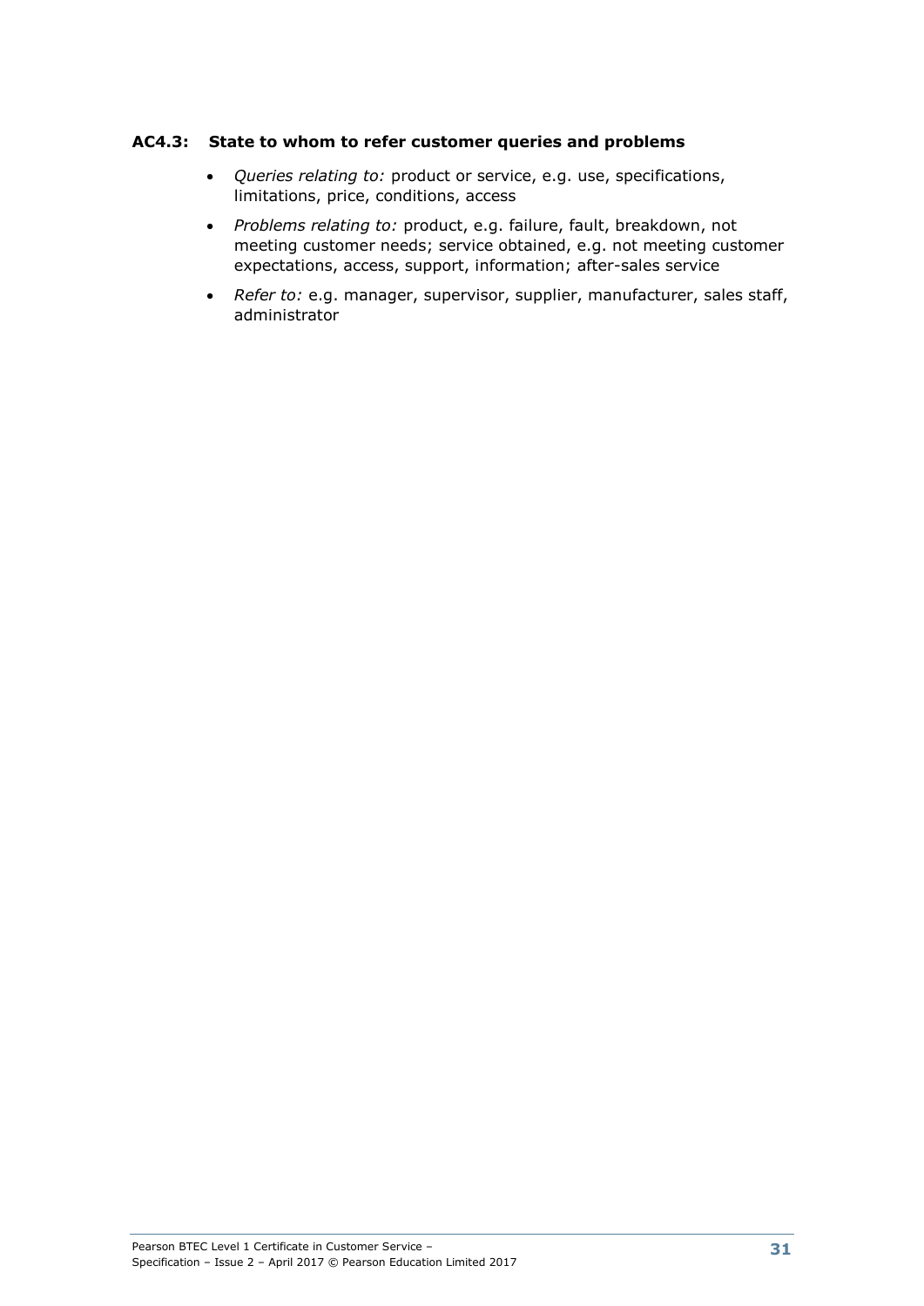### AC4.3: State to whom to refer customer queries and problems

- *Queries relating to:* product or service, e.g. use, specifications, limitations, price, conditions, access
- *Problems relating to:* product, e.g. failure, fault, breakdown, not meeting customer needs; service obtained, e.g. not meeting customer expectations, access, support, information; after-sales service
- *Refer to:* e.g. manager, supervisor, supplier, manufacturer, sales staff, administrator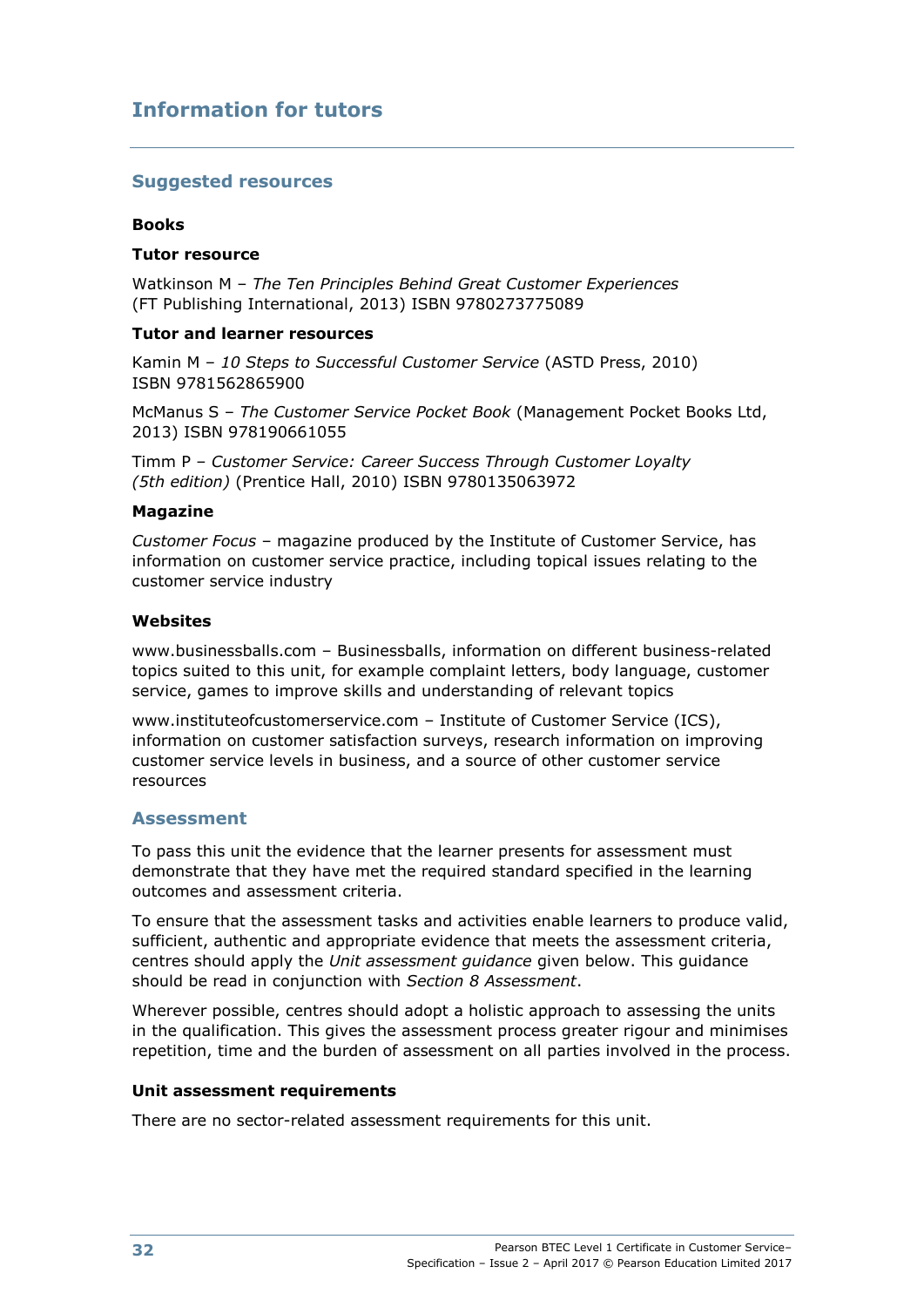## Information for tutors

### Suggested resources

**Books**

**Tutor resource**

Watkinson M – *The Ten Principles Behind Great Customer Experiences* (FT Publishing International, 2013) ISBN 9780273775089

**Tutor and learner resources**

Kamin M – *10 Steps to Successful Customer Service* (ASTD Press, 2010) ISBN 9781562865900

McManus S – *The Customer Service Pocket Book* (Management Pocket Books Ltd, 2013) ISBN 978190661055

Timm P – *Customer Service: Career Success Through Customer Loyalty (5th edition)* (Prentice Hall, 2010) ISBN 9780135063972

**Magazine**

*Customer Focus* – magazine produced by the Institute of Customer Service, has information on customer service practice, including topical issues relating to the customer service industry

**Websites**

www.businessballs.com – Businessballs, information on different business-related topics suited to this unit, for example complaint letters, body language, customer service, games to improve skills and understanding of relevant topics

www.instituteofcustomerservice.com – Institute of Customer Service (ICS), information on customer satisfaction surveys, research information on improving customer service levels in business, and a source of other customer service resources

### Assessment

To pass this unit the evidence that the learner presents for assessment must demonstrate that they have met the required standard specified in the learning outcomes and assessment criteria.

To ensure that the assessment tasks and activities enable learners to produce valid, sufficient, authentic and appropriate evidence that meets the assessment criteria, centres should apply the *Unit assessment guidance* given below. This guidance should be read in conjunction with *Section 8 Assessment*.

Wherever possible, centres should adopt a holistic approach to assessing the units in the qualification. This gives the assessment process greater rigour and minimises repetition, time and the burden of assessment on all parties involved in the process.

**Unit assessment requirements**

There are no sector-related assessment requirements for this unit.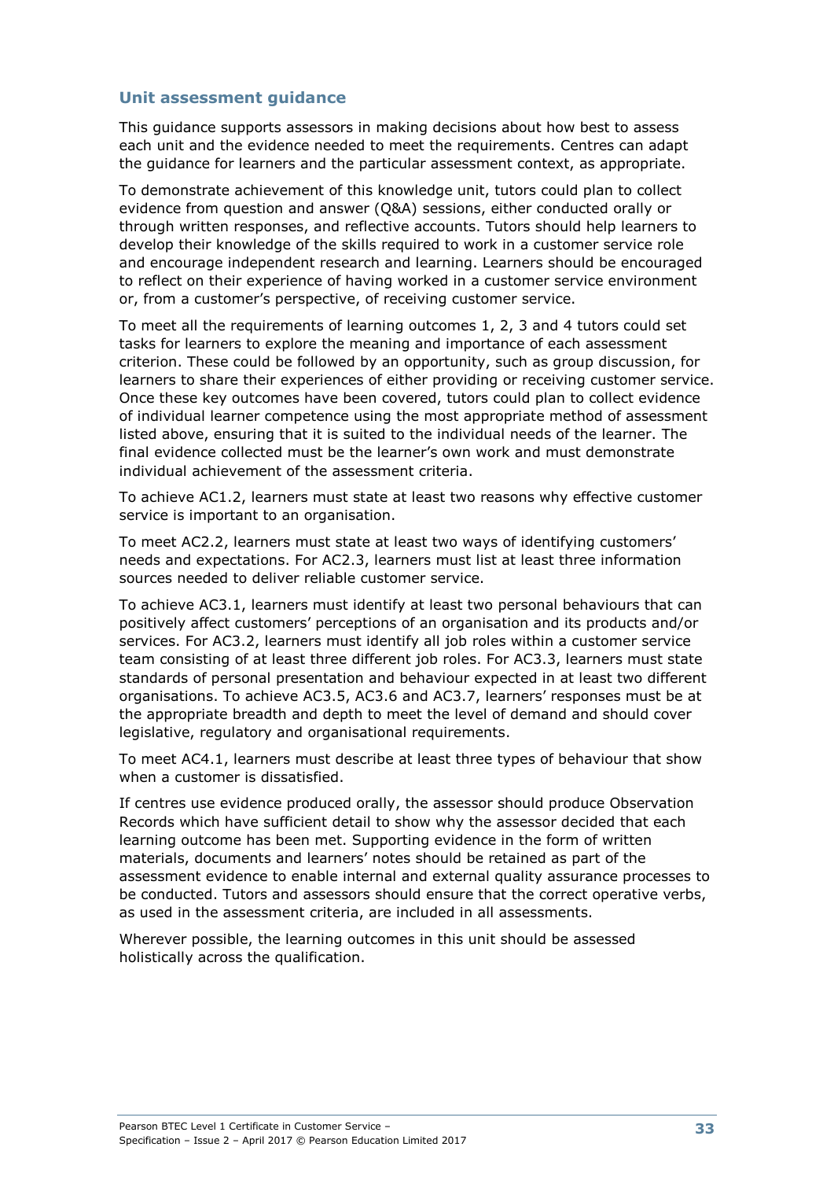### Unit assessment guidance

This guidance supports assessors in making decisions about how best to assess each unit and the evidence needed to meet the requirements. Centres can adapt the guidance for learners and the particular assessment context, as appropriate.

To demonstrate achievement of this knowledge unit, tutors could plan to collect evidence from question and answer (Q&A) sessions, either conducted orally or through written responses, and reflective accounts. Tutors should help learners to develop their knowledge of the skills required to work in a customer service role and encourage independent research and learning. Learners should be encouraged to reflect on their experience of having worked in a customer service environment or, from a customer's perspective, of receiving customer service.

To meet all the requirements of learning outcomes 1, 2, 3 and 4 tutors could set tasks for learners to explore the meaning and importance of each assessment criterion. These could be followed by an opportunity, such as group discussion, for learners to share their experiences of either providing or receiving customer service. Once these key outcomes have been covered, tutors could plan to collect evidence of individual learner competence using the most appropriate method of assessment listed above, ensuring that it is suited to the individual needs of the learner. The final evidence collected must be the learner's own work and must demonstrate individual achievement of the assessment criteria.

To achieve AC1.2, learners must state at least two reasons why effective customer service is important to an organisation.

To meet AC2.2, learners must state at least two ways of identifying customers' needs and expectations. For AC2.3, learners must list at least three information sources needed to deliver reliable customer service.

To achieve AC3.1, learners must identify at least two personal behaviours that can positively affect customers' perceptions of an organisation and its products and/or services. For AC3.2, learners must identify all job roles within a customer service team consisting of at least three different job roles. For AC3.3, learners must state standards of personal presentation and behaviour expected in at least two different organisations. To achieve AC3.5, AC3.6 and AC3.7, learners' responses must be at the appropriate breadth and depth to meet the level of demand and should cover legislative, regulatory and organisational requirements.

To meet AC4.1, learners must describe at least three types of behaviour that show when a customer is dissatisfied.

If centres use evidence produced orally, the assessor should produce Observation Records which have sufficient detail to show why the assessor decided that each learning outcome has been met. Supporting evidence in the form of written materials, documents and learners' notes should be retained as part of the assessment evidence to enable internal and external quality assurance processes to be conducted. Tutors and assessors should ensure that the correct operative verbs, as used in the assessment criteria, are included in all assessments.

Wherever possible, the learning outcomes in this unit should be assessed holistically across the qualification.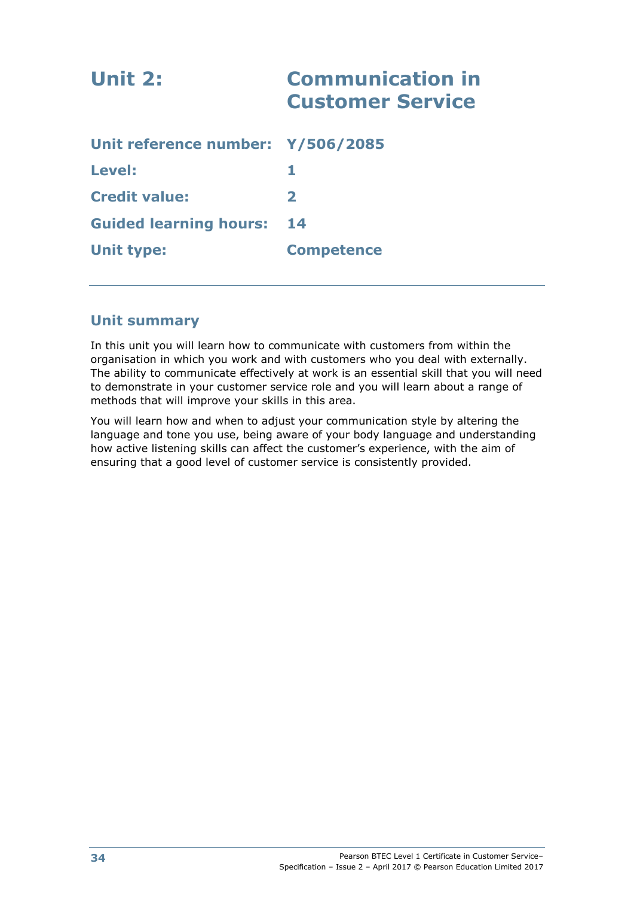# Unit 2: Communication in Customer Service

| | |
|---|---|
| **Unit reference number:** | **Y/506/2085** |
| **Level:** | **1** |
| **Credit value:** | **2** |
| **Guided learning hours:** | **14** |
| **Unit type:** | **Competence** |

## Unit summary

In this unit you will learn how to communicate with customers from within the organisation in which you work and with customers who you deal with externally. The ability to communicate effectively at work is an essential skill that you will need to demonstrate in your customer service role and you will learn about a range of methods that will improve your skills in this area.

You will learn how and when to adjust your communication style by altering the language and tone you use, being aware of your body language and understanding how active listening skills can affect the customer's experience, with the aim of ensuring that a good level of customer service is consistently provided.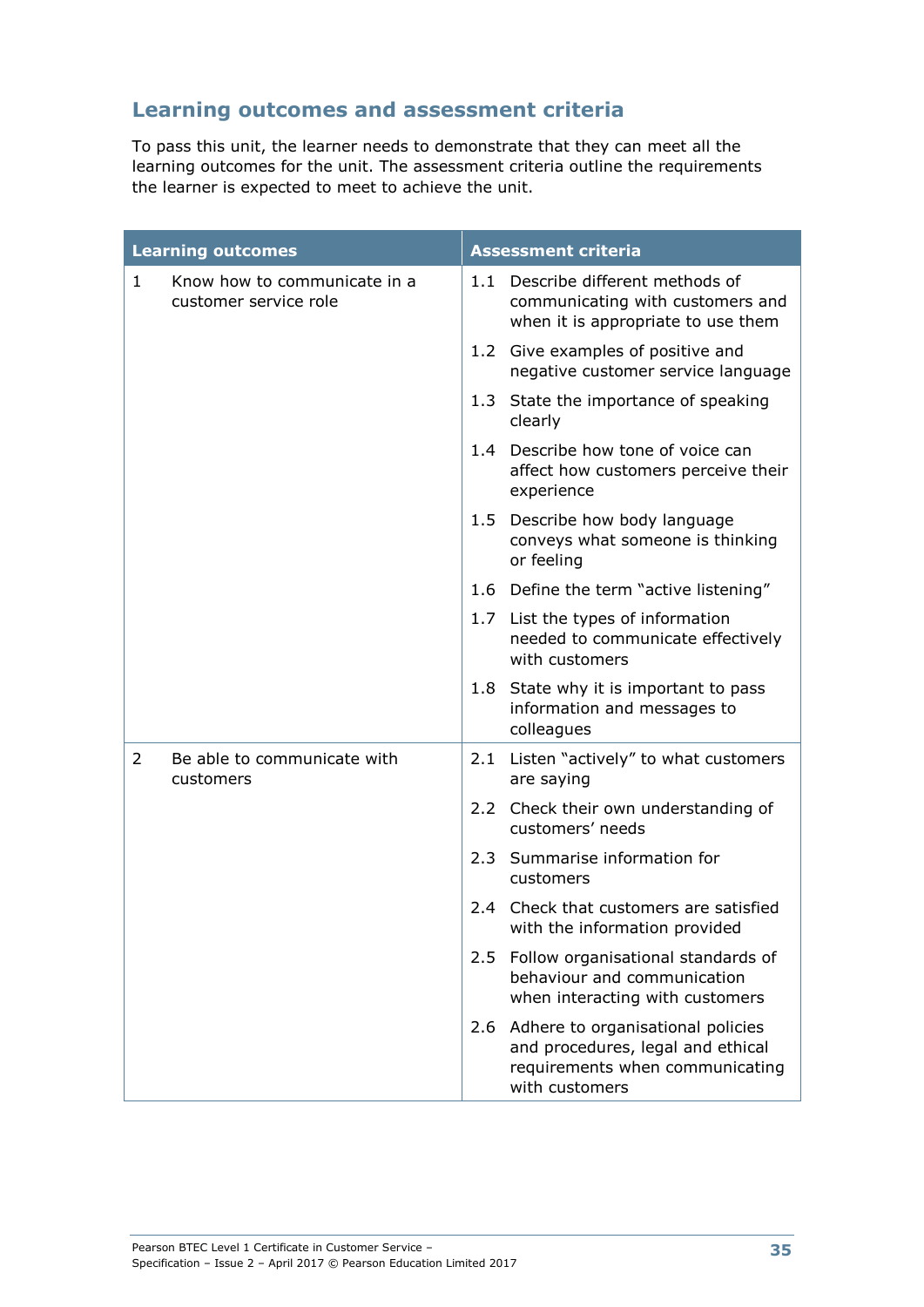## Learning outcomes and assessment criteria

To pass this unit, the learner needs to demonstrate that they can meet all the learning outcomes for the unit. The assessment criteria outline the requirements the learner is expected to meet to achieve the unit.

| Learning outcomes | Assessment criteria |
|---|---|
| 1 Know how to communicate in a customer service role | 1.1 Describe different methods of communicating with customers and when it is appropriate to use them |
| | 1.2 Give examples of positive and negative customer service language |
| | 1.3 State the importance of speaking clearly |
| | 1.4 Describe how tone of voice can affect how customers perceive their experience |
| | 1.5 Describe how body language conveys what someone is thinking or feeling |
| | 1.6 Define the term "active listening" |
| | 1.7 List the types of information needed to communicate effectively with customers |
| | 1.8 State why it is important to pass information and messages to colleagues |
| 2 Be able to communicate with customers | 2.1 Listen "actively" to what customers are saying |
| | 2.2 Check their own understanding of customers' needs |
| | 2.3 Summarise information for customers |
| | 2.4 Check that customers are satisfied with the information provided |
| | 2.5 Follow organisational standards of behaviour and communication when interacting with customers |
| | 2.6 Adhere to organisational policies and procedures, legal and ethical requirements when communicating with customers |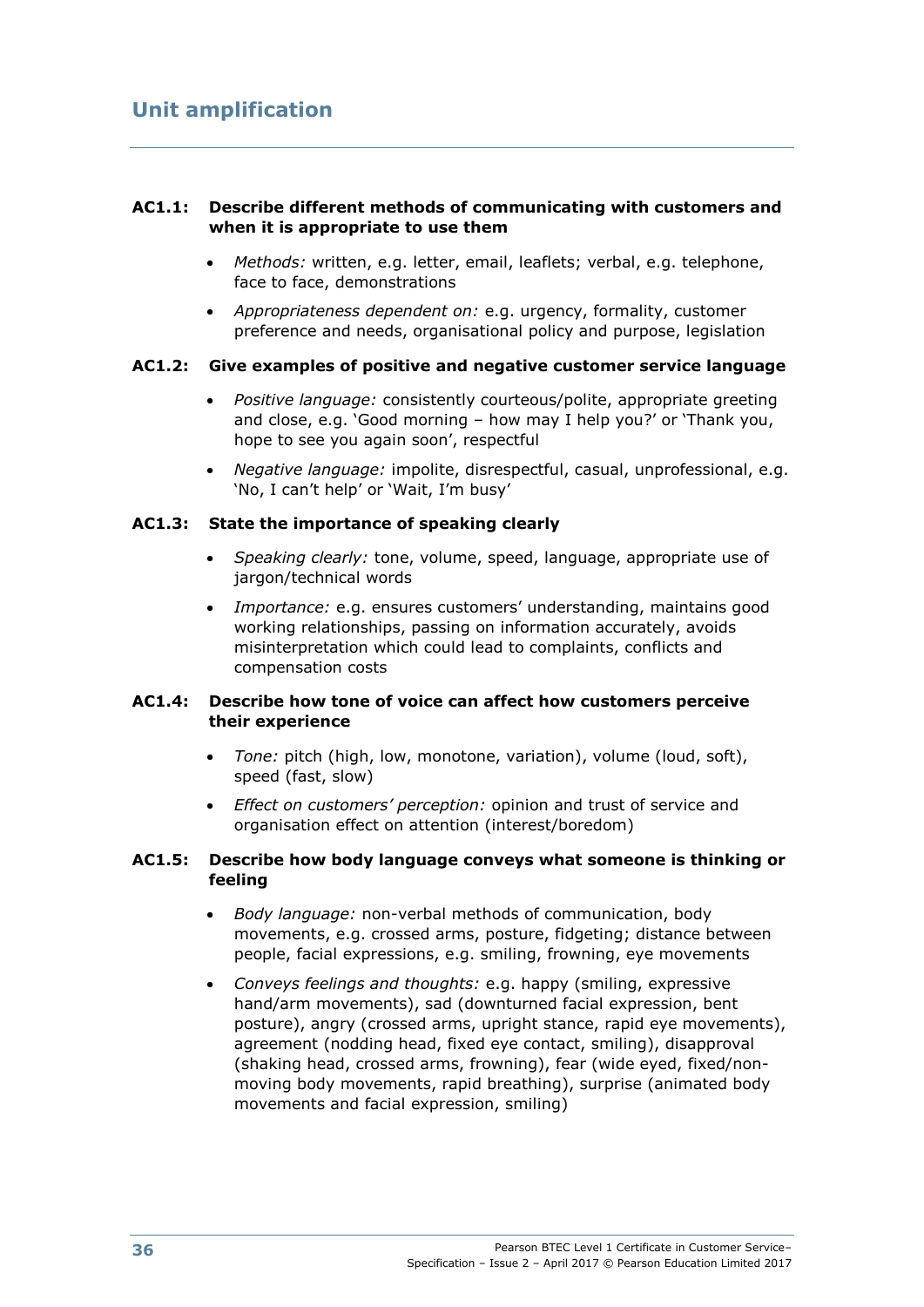## Unit amplification

**AC1.1: Describe different methods of communicating with customers and when it is appropriate to use them**

- *Methods:* written, e.g. letter, email, leaflets; verbal, e.g. telephone, face to face, demonstrations
- *Appropriateness dependent on:* e.g. urgency, formality, customer preference and needs, organisational policy and purpose, legislation

**AC1.2: Give examples of positive and negative customer service language**

- *Positive language:* consistently courteous/polite, appropriate greeting and close, e.g. 'Good morning – how may I help you?' or 'Thank you, hope to see you again soon', respectful
- *Negative language:* impolite, disrespectful, casual, unprofessional, e.g. 'No, I can't help' or 'Wait, I'm busy'

**AC1.3: State the importance of speaking clearly**

- *Speaking clearly:* tone, volume, speed, language, appropriate use of jargon/technical words
- *Importance:* e.g. ensures customers' understanding, maintains good working relationships, passing on information accurately, avoids misinterpretation which could lead to complaints, conflicts and compensation costs

**AC1.4: Describe how tone of voice can affect how customers perceive their experience**

- *Tone:* pitch (high, low, monotone, variation), volume (loud, soft), speed (fast, slow)
- *Effect on customers' perception:* opinion and trust of service and organisation effect on attention (interest/boredom)

**AC1.5: Describe how body language conveys what someone is thinking or feeling**

- *Body language:* non-verbal methods of communication, body movements, e.g. crossed arms, posture, fidgeting; distance between people, facial expressions, e.g. smiling, frowning, eye movements
- *Conveys feelings and thoughts:* e.g. happy (smiling, expressive hand/arm movements), sad (downturned facial expression, bent posture), angry (crossed arms, upright stance, rapid eye movements), agreement (nodding head, fixed eye contact, smiling), disapproval (shaking head, crossed arms, frowning), fear (wide eyed, fixed/non-moving body movements, rapid breathing), surprise (animated body movements and facial expression, smiling)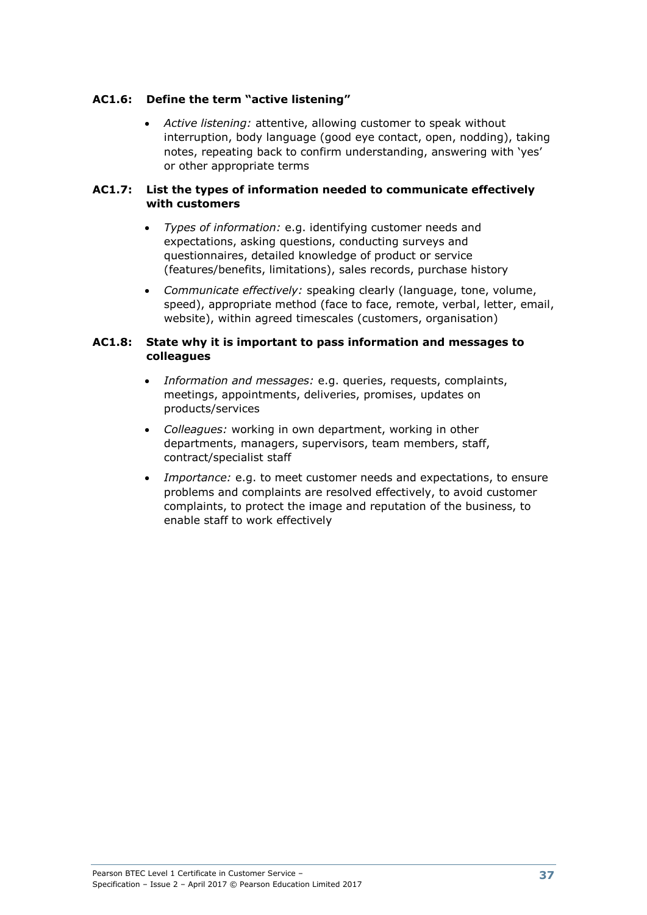**AC1.6: Define the term "active listening"**

- *Active listening:* attentive, allowing customer to speak without interruption, body language (good eye contact, open, nodding), taking notes, repeating back to confirm understanding, answering with 'yes' or other appropriate terms

**AC1.7: List the types of information needed to communicate effectively with customers**

- *Types of information:* e.g. identifying customer needs and expectations, asking questions, conducting surveys and questionnaires, detailed knowledge of product or service (features/benefits, limitations), sales records, purchase history
- *Communicate effectively:* speaking clearly (language, tone, volume, speed), appropriate method (face to face, remote, verbal, letter, email, website), within agreed timescales (customers, organisation)

**AC1.8: State why it is important to pass information and messages to colleagues**

- *Information and messages:* e.g. queries, requests, complaints, meetings, appointments, deliveries, promises, updates on products/services
- *Colleagues:* working in own department, working in other departments, managers, supervisors, team members, staff, contract/specialist staff
- *Importance:* e.g. to meet customer needs and expectations, to ensure problems and complaints are resolved effectively, to avoid customer complaints, to protect the image and reputation of the business, to enable staff to work effectively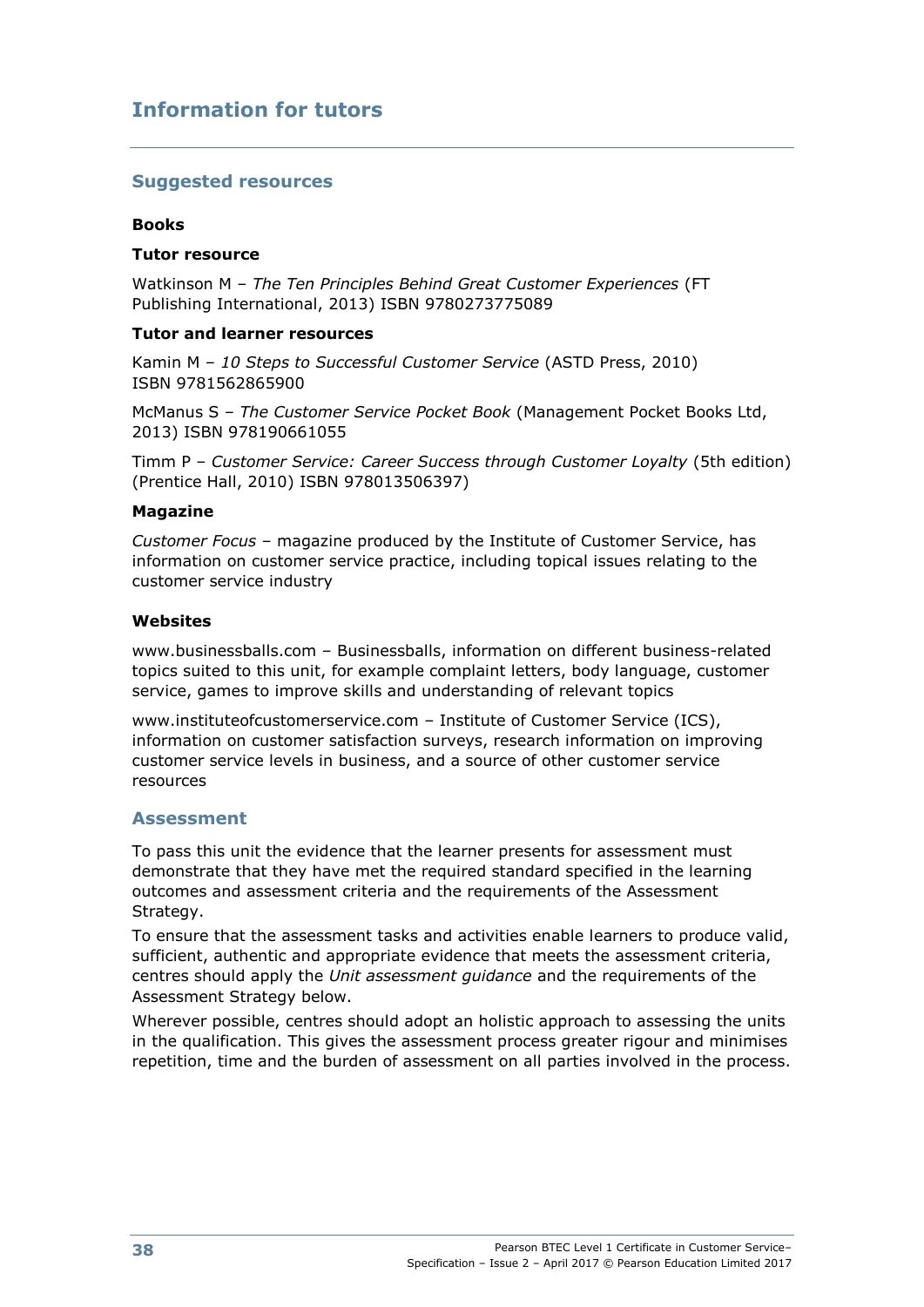# Information for tutors

## Suggested resources

### Books

**Tutor resource**

Watkinson M – *The Ten Principles Behind Great Customer Experiences* (FT Publishing International, 2013) ISBN 9780273775089

**Tutor and learner resources**

Kamin M – *10 Steps to Successful Customer Service* (ASTD Press, 2010) ISBN 9781562865900

McManus S – *The Customer Service Pocket Book* (Management Pocket Books Ltd, 2013) ISBN 978190661055

Timm P – *Customer Service: Career Success through Customer Loyalty* (5th edition) (Prentice Hall, 2010) ISBN 978013506397)

### Magazine

*Customer Focus* – magazine produced by the Institute of Customer Service, has information on customer service practice, including topical issues relating to the customer service industry

### Websites

www.businessballs.com – Businessballs, information on different business-related topics suited to this unit, for example complaint letters, body language, customer service, games to improve skills and understanding of relevant topics

www.instituteofcustomerservice.com – Institute of Customer Service (ICS), information on customer satisfaction surveys, research information on improving customer service levels in business, and a source of other customer service resources

## Assessment

To pass this unit the evidence that the learner presents for assessment must demonstrate that they have met the required standard specified in the learning outcomes and assessment criteria and the requirements of the Assessment Strategy.

To ensure that the assessment tasks and activities enable learners to produce valid, sufficient, authentic and appropriate evidence that meets the assessment criteria, centres should apply the *Unit assessment guidance* and the requirements of the Assessment Strategy below.

Wherever possible, centres should adopt an holistic approach to assessing the units in the qualification. This gives the assessment process greater rigour and minimises repetition, time and the burden of assessment on all parties involved in the process.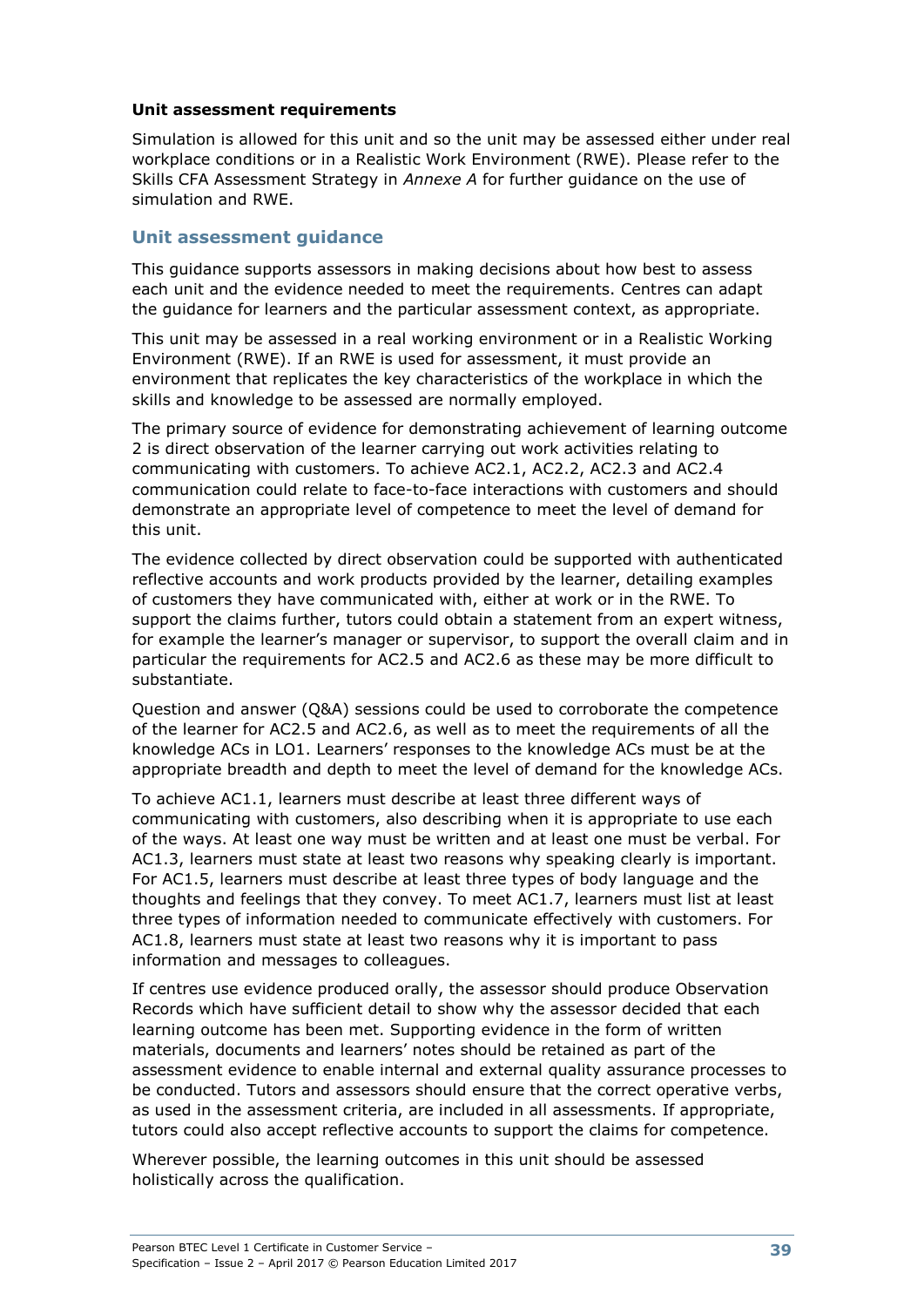**Unit assessment requirements**

Simulation is allowed for this unit and so the unit may be assessed either under real workplace conditions or in a Realistic Work Environment (RWE). Please refer to the Skills CFA Assessment Strategy in *Annexe A* for further guidance on the use of simulation and RWE.

## Unit assessment guidance

This guidance supports assessors in making decisions about how best to assess each unit and the evidence needed to meet the requirements. Centres can adapt the guidance for learners and the particular assessment context, as appropriate.

This unit may be assessed in a real working environment or in a Realistic Working Environment (RWE). If an RWE is used for assessment, it must provide an environment that replicates the key characteristics of the workplace in which the skills and knowledge to be assessed are normally employed.

The primary source of evidence for demonstrating achievement of learning outcome 2 is direct observation of the learner carrying out work activities relating to communicating with customers. To achieve AC2.1, AC2.2, AC2.3 and AC2.4 communication could relate to face-to-face interactions with customers and should demonstrate an appropriate level of competence to meet the level of demand for this unit.

The evidence collected by direct observation could be supported with authenticated reflective accounts and work products provided by the learner, detailing examples of customers they have communicated with, either at work or in the RWE. To support the claims further, tutors could obtain a statement from an expert witness, for example the learner's manager or supervisor, to support the overall claim and in particular the requirements for AC2.5 and AC2.6 as these may be more difficult to substantiate.

Question and answer (Q&A) sessions could be used to corroborate the competence of the learner for AC2.5 and AC2.6, as well as to meet the requirements of all the knowledge ACs in LO1. Learners' responses to the knowledge ACs must be at the appropriate breadth and depth to meet the level of demand for the knowledge ACs.

To achieve AC1.1, learners must describe at least three different ways of communicating with customers, also describing when it is appropriate to use each of the ways. At least one way must be written and at least one must be verbal. For AC1.3, learners must state at least two reasons why speaking clearly is important. For AC1.5, learners must describe at least three types of body language and the thoughts and feelings that they convey. To meet AC1.7, learners must list at least three types of information needed to communicate effectively with customers. For AC1.8, learners must state at least two reasons why it is important to pass information and messages to colleagues.

If centres use evidence produced orally, the assessor should produce Observation Records which have sufficient detail to show why the assessor decided that each learning outcome has been met. Supporting evidence in the form of written materials, documents and learners' notes should be retained as part of the assessment evidence to enable internal and external quality assurance processes to be conducted. Tutors and assessors should ensure that the correct operative verbs, as used in the assessment criteria, are included in all assessments. If appropriate, tutors could also accept reflective accounts to support the claims for competence.

Wherever possible, the learning outcomes in this unit should be assessed holistically across the qualification.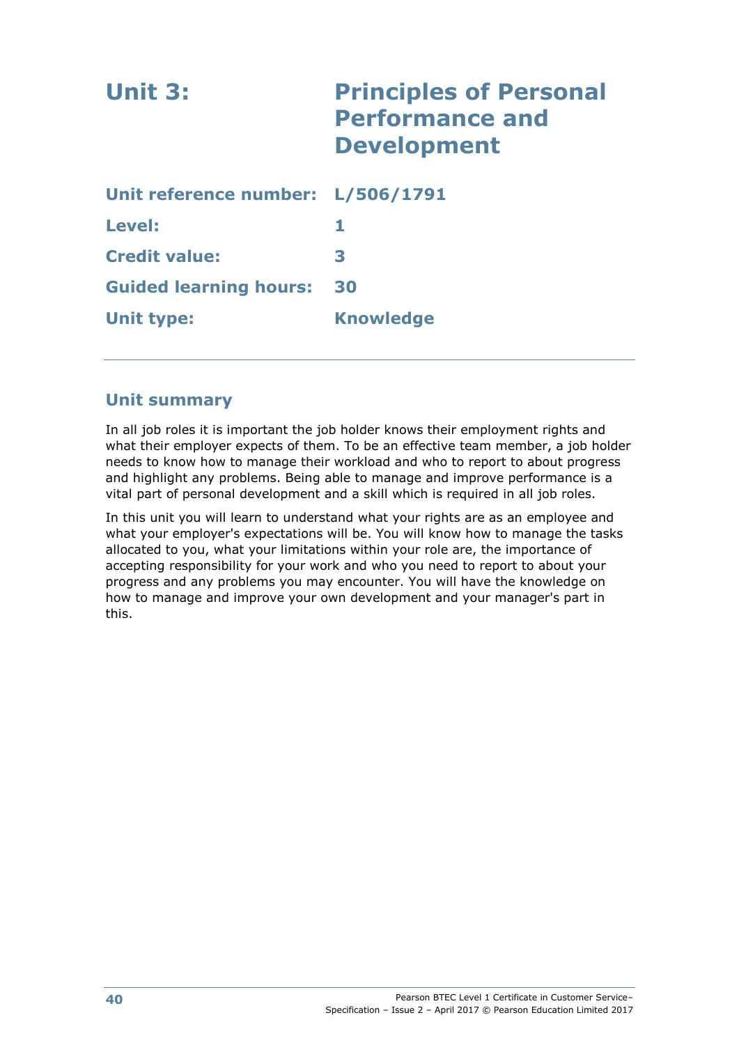# Unit 3: Principles of Personal Performance and Development

| | |
|---|---|
| **Unit reference number:** | **L/506/1791** |
| **Level:** | **1** |
| **Credit value:** | **3** |
| **Guided learning hours:** | **30** |
| **Unit type:** | **Knowledge** |

## Unit summary

In all job roles it is important the job holder knows their employment rights and what their employer expects of them. To be an effective team member, a job holder needs to know how to manage their workload and who to report to about progress and highlight any problems. Being able to manage and improve performance is a vital part of personal development and a skill which is required in all job roles.

In this unit you will learn to understand what your rights are as an employee and what your employer's expectations will be. You will know how to manage the tasks allocated to you, what your limitations within your role are, the importance of accepting responsibility for your work and who you need to report to about your progress and any problems you may encounter. You will have the knowledge on how to manage and improve your own development and your manager's part in this.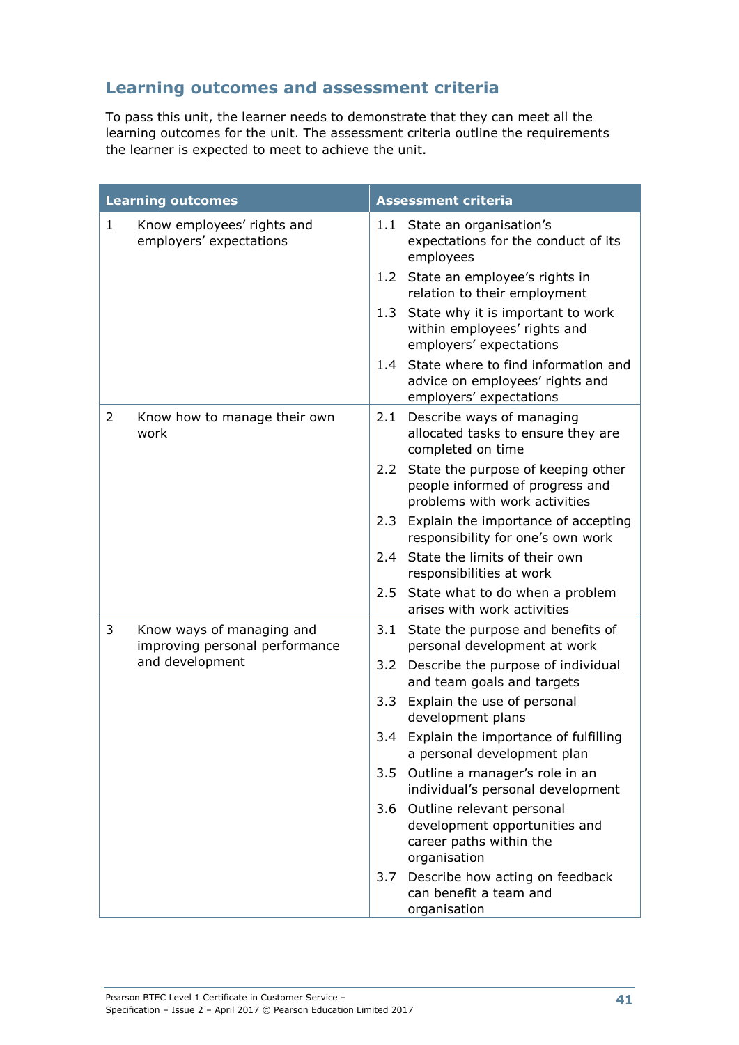## Learning outcomes and assessment criteria

To pass this unit, the learner needs to demonstrate that they can meet all the learning outcomes for the unit. The assessment criteria outline the requirements the learner is expected to meet to achieve the unit.

| Learning outcomes | Assessment criteria |
|---|---|
| 1 Know employees' rights and employers' expectations | 1.1 State an organisation's expectations for the conduct of its employees<br>1.2 State an employee's rights in relation to their employment<br>1.3 State why it is important to work within employees' rights and employers' expectations<br>1.4 State where to find information and advice on employees' rights and employers' expectations |
| 2 Know how to manage their own work | 2.1 Describe ways of managing allocated tasks to ensure they are completed on time<br>2.2 State the purpose of keeping other people informed of progress and problems with work activities<br>2.3 Explain the importance of accepting responsibility for one's own work<br>2.4 State the limits of their own responsibilities at work<br>2.5 State what to do when a problem arises with work activities |
| 3 Know ways of managing and improving personal performance and development | 3.1 State the purpose and benefits of personal development at work<br>3.2 Describe the purpose of individual and team goals and targets<br>3.3 Explain the use of personal development plans<br>3.4 Explain the importance of fulfilling a personal development plan<br>3.5 Outline a manager's role in an individual's personal development<br>3.6 Outline relevant personal development opportunities and career paths within the organisation<br>3.7 Describe how acting on feedback can benefit a team and organisation |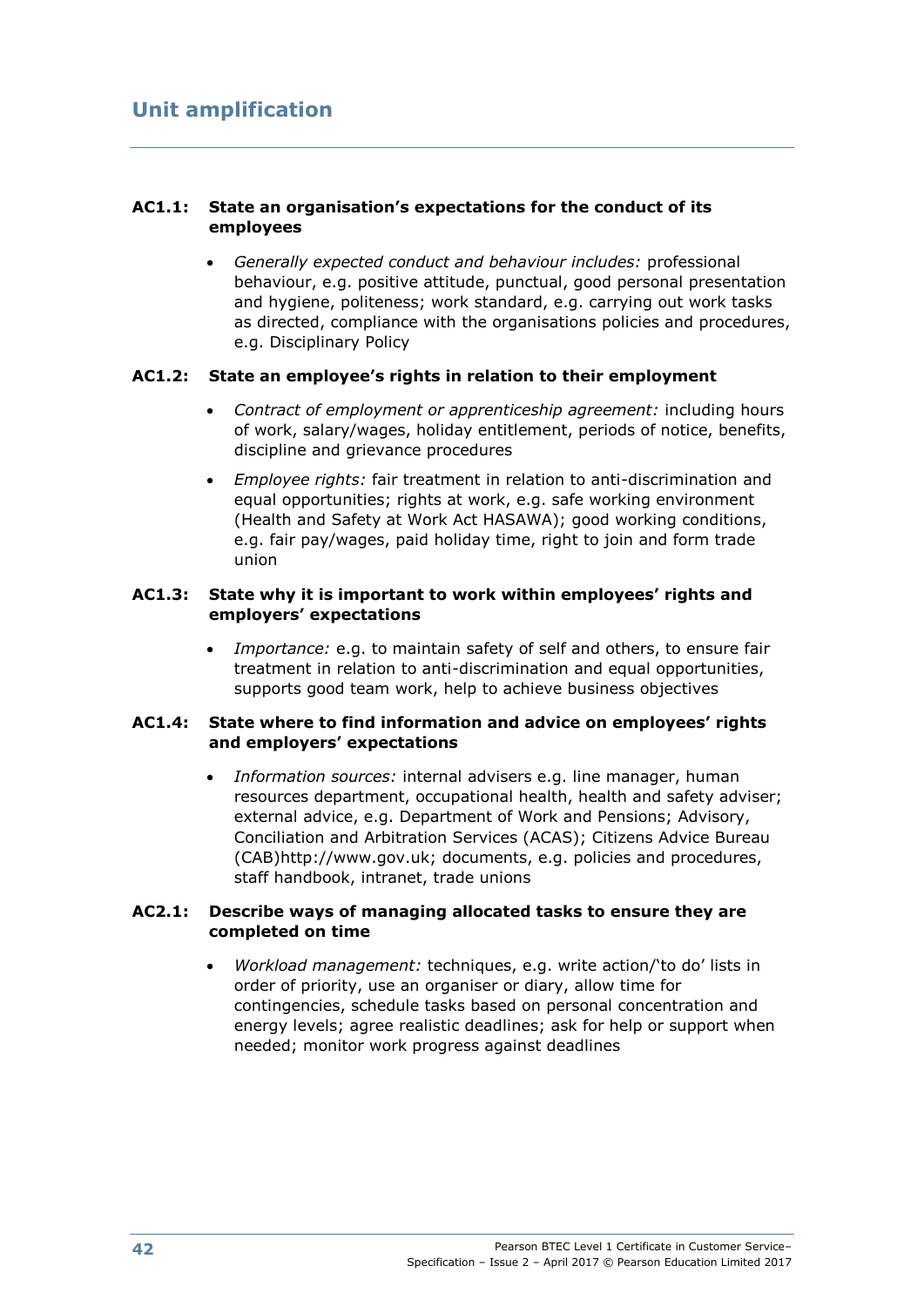## Unit amplification

**AC1.1: State an organisation's expectations for the conduct of its employees**

- *Generally expected conduct and behaviour includes:* professional behaviour, e.g. positive attitude, punctual, good personal presentation and hygiene, politeness; work standard, e.g. carrying out work tasks as directed, compliance with the organisations policies and procedures, e.g. Disciplinary Policy

**AC1.2: State an employee's rights in relation to their employment**

- *Contract of employment or apprenticeship agreement:* including hours of work, salary/wages, holiday entitlement, periods of notice, benefits, discipline and grievance procedures
- *Employee rights:* fair treatment in relation to anti-discrimination and equal opportunities; rights at work, e.g. safe working environment (Health and Safety at Work Act HASAWA); good working conditions, e.g. fair pay/wages, paid holiday time, right to join and form trade union

**AC1.3: State why it is important to work within employees' rights and employers' expectations**

- *Importance:* e.g. to maintain safety of self and others, to ensure fair treatment in relation to anti-discrimination and equal opportunities, supports good team work, help to achieve business objectives

**AC1.4: State where to find information and advice on employees' rights and employers' expectations**

- *Information sources:* internal advisers e.g. line manager, human resources department, occupational health, health and safety adviser; external advice, e.g. Department of Work and Pensions; Advisory, Conciliation and Arbitration Services (ACAS); Citizens Advice Bureau (CAB)http://www.gov.uk; documents, e.g. policies and procedures, staff handbook, intranet, trade unions

**AC2.1: Describe ways of managing allocated tasks to ensure they are completed on time**

- *Workload management:* techniques, e.g. write action/'to do' lists in order of priority, use an organiser or diary, allow time for contingencies, schedule tasks based on personal concentration and energy levels; agree realistic deadlines; ask for help or support when needed; monitor work progress against deadlines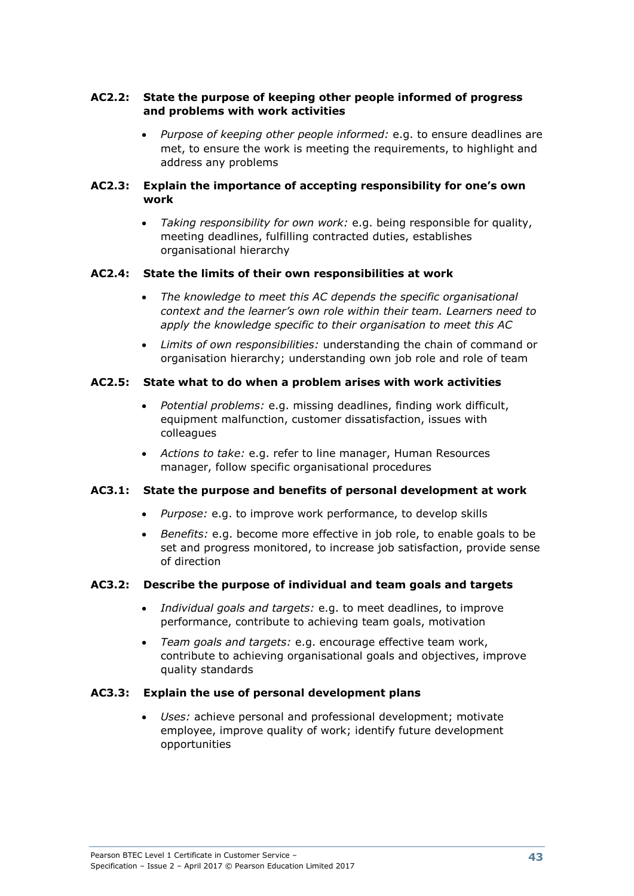**AC2.2: State the purpose of keeping other people informed of progress and problems with work activities**

- *Purpose of keeping other people informed:* e.g. to ensure deadlines are met, to ensure the work is meeting the requirements, to highlight and address any problems

**AC2.3: Explain the importance of accepting responsibility for one's own work**

- *Taking responsibility for own work:* e.g. being responsible for quality, meeting deadlines, fulfilling contracted duties, establishes organisational hierarchy

**AC2.4: State the limits of their own responsibilities at work**

- *The knowledge to meet this AC depends the specific organisational context and the learner's own role within their team. Learners need to apply the knowledge specific to their organisation to meet this AC*
- *Limits of own responsibilities:* understanding the chain of command or organisation hierarchy; understanding own job role and role of team

**AC2.5: State what to do when a problem arises with work activities**

- *Potential problems:* e.g. missing deadlines, finding work difficult, equipment malfunction, customer dissatisfaction, issues with colleagues
- *Actions to take:* e.g. refer to line manager, Human Resources manager, follow specific organisational procedures

**AC3.1: State the purpose and benefits of personal development at work**

- *Purpose:* e.g. to improve work performance, to develop skills
- *Benefits:* e.g. become more effective in job role, to enable goals to be set and progress monitored, to increase job satisfaction, provide sense of direction

**AC3.2: Describe the purpose of individual and team goals and targets**

- *Individual goals and targets:* e.g. to meet deadlines, to improve performance, contribute to achieving team goals, motivation
- *Team goals and targets:* e.g. encourage effective team work, contribute to achieving organisational goals and objectives, improve quality standards

**AC3.3: Explain the use of personal development plans**

- *Uses:* achieve personal and professional development; motivate employee, improve quality of work; identify future development opportunities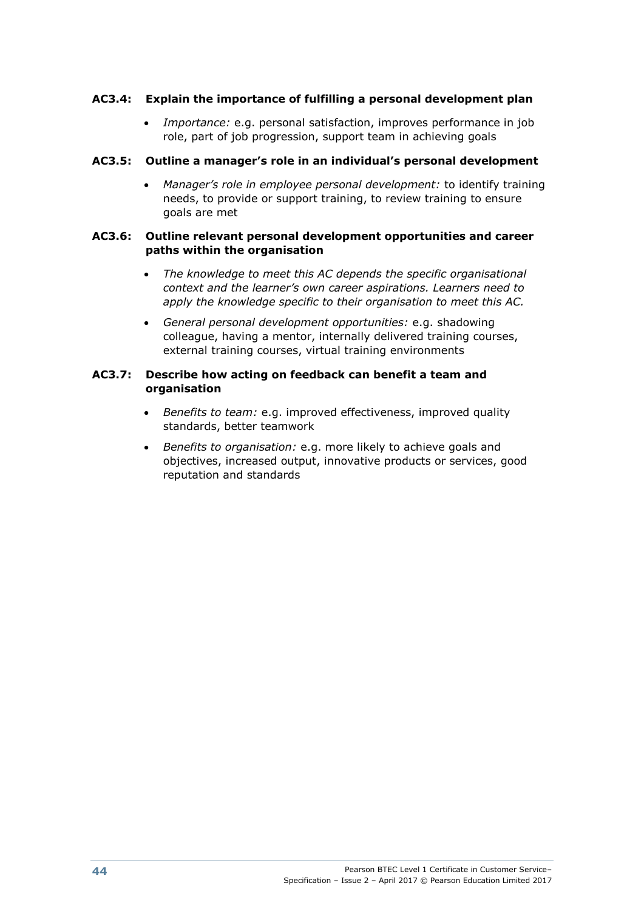**AC3.4: Explain the importance of fulfilling a personal development plan**

- *Importance:* e.g. personal satisfaction, improves performance in job role, part of job progression, support team in achieving goals

**AC3.5: Outline a manager's role in an individual's personal development**

- *Manager's role in employee personal development:* to identify training needs, to provide or support training, to review training to ensure goals are met

**AC3.6: Outline relevant personal development opportunities and career paths within the organisation**

- *The knowledge to meet this AC depends the specific organisational context and the learner's own career aspirations. Learners need to apply the knowledge specific to their organisation to meet this AC.*
- *General personal development opportunities:* e.g. shadowing colleague, having a mentor, internally delivered training courses, external training courses, virtual training environments

**AC3.7: Describe how acting on feedback can benefit a team and organisation**

- *Benefits to team:* e.g. improved effectiveness, improved quality standards, better teamwork
- *Benefits to organisation:* e.g. more likely to achieve goals and objectives, increased output, innovative products or services, good reputation and standards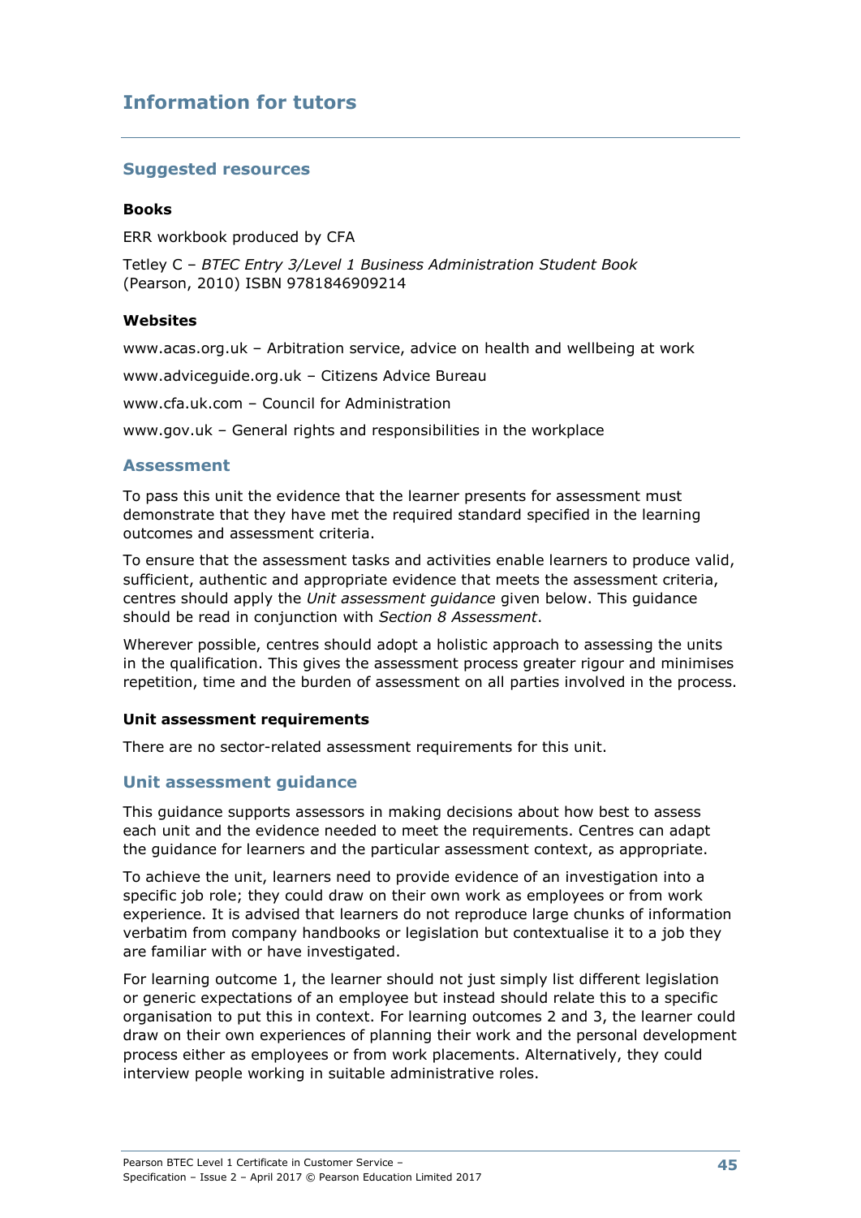# Information for tutors

## Suggested resources

**Books**

ERR workbook produced by CFA

Tetley C – *BTEC Entry 3/Level 1 Business Administration Student Book* (Pearson, 2010) ISBN 9781846909214

**Websites**

www.acas.org.uk – Arbitration service, advice on health and wellbeing at work

www.adviceguide.org.uk – Citizens Advice Bureau

www.cfa.uk.com – Council for Administration

www.gov.uk – General rights and responsibilities in the workplace

## Assessment

To pass this unit the evidence that the learner presents for assessment must demonstrate that they have met the required standard specified in the learning outcomes and assessment criteria.

To ensure that the assessment tasks and activities enable learners to produce valid, sufficient, authentic and appropriate evidence that meets the assessment criteria, centres should apply the *Unit assessment guidance* given below. This guidance should be read in conjunction with *Section 8 Assessment*.

Wherever possible, centres should adopt a holistic approach to assessing the units in the qualification. This gives the assessment process greater rigour and minimises repetition, time and the burden of assessment on all parties involved in the process.

**Unit assessment requirements**

There are no sector-related assessment requirements for this unit.

## Unit assessment guidance

This guidance supports assessors in making decisions about how best to assess each unit and the evidence needed to meet the requirements. Centres can adapt the guidance for learners and the particular assessment context, as appropriate.

To achieve the unit, learners need to provide evidence of an investigation into a specific job role; they could draw on their own work as employees or from work experience. It is advised that learners do not reproduce large chunks of information verbatim from company handbooks or legislation but contextualise it to a job they are familiar with or have investigated.

For learning outcome 1, the learner should not just simply list different legislation or generic expectations of an employee but instead should relate this to a specific organisation to put this in context. For learning outcomes 2 and 3, the learner could draw on their own experiences of planning their work and the personal development process either as employees or from work placements. Alternatively, they could interview people working in suitable administrative roles.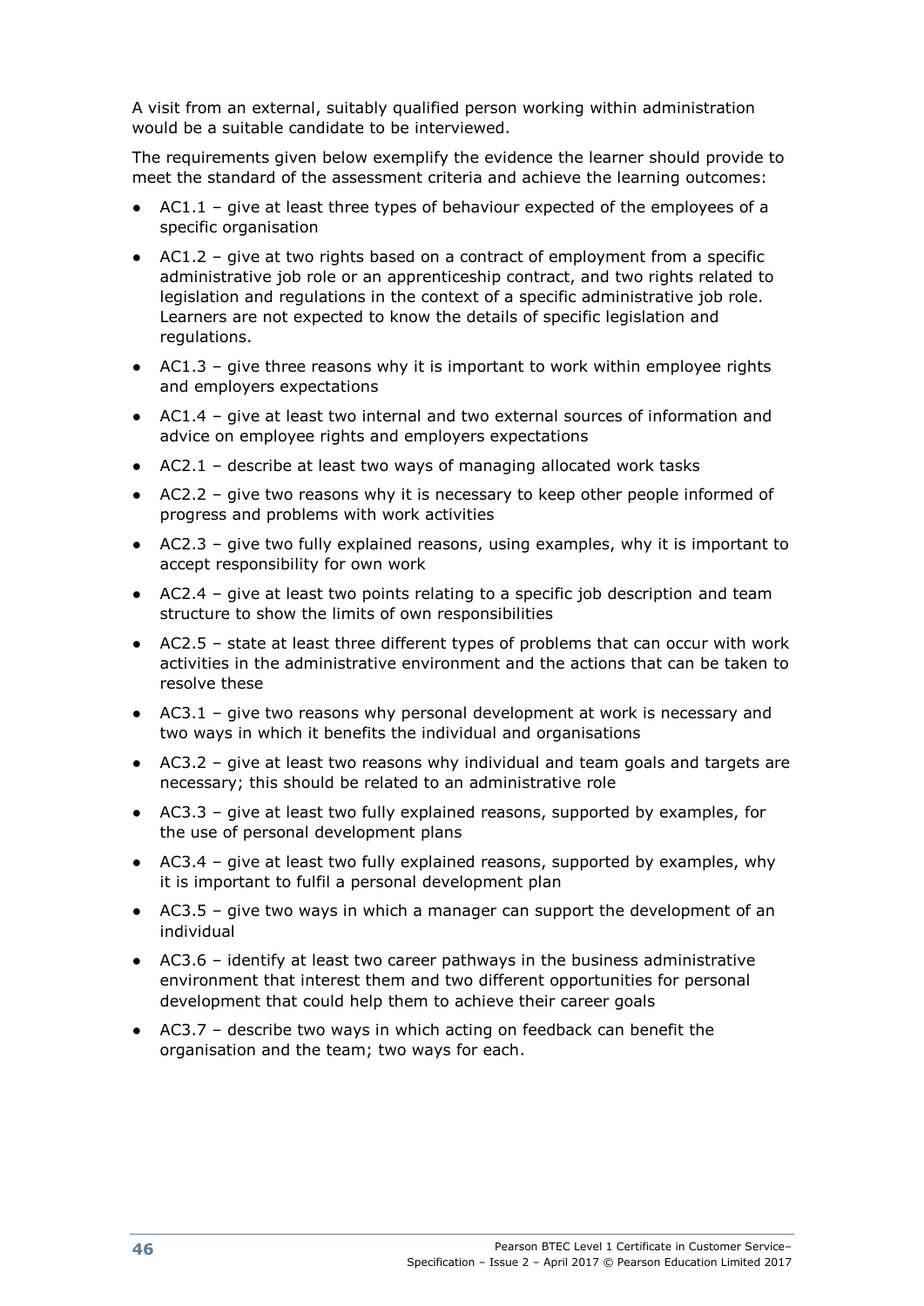A visit from an external, suitably qualified person working within administration would be a suitable candidate to be interviewed.

The requirements given below exemplify the evidence the learner should provide to meet the standard of the assessment criteria and achieve the learning outcomes:

- AC1.1 – give at least three types of behaviour expected of the employees of a specific organisation
- AC1.2 – give at two rights based on a contract of employment from a specific administrative job role or an apprenticeship contract, and two rights related to legislation and regulations in the context of a specific administrative job role. Learners are not expected to know the details of specific legislation and regulations.
- AC1.3 – give three reasons why it is important to work within employee rights and employers expectations
- AC1.4 – give at least two internal and two external sources of information and advice on employee rights and employers expectations
- AC2.1 – describe at least two ways of managing allocated work tasks
- AC2.2 – give two reasons why it is necessary to keep other people informed of progress and problems with work activities
- AC2.3 – give two fully explained reasons, using examples, why it is important to accept responsibility for own work
- AC2.4 – give at least two points relating to a specific job description and team structure to show the limits of own responsibilities
- AC2.5 – state at least three different types of problems that can occur with work activities in the administrative environment and the actions that can be taken to resolve these
- AC3.1 – give two reasons why personal development at work is necessary and two ways in which it benefits the individual and organisations
- AC3.2 – give at least two reasons why individual and team goals and targets are necessary; this should be related to an administrative role
- AC3.3 – give at least two fully explained reasons, supported by examples, for the use of personal development plans
- AC3.4 – give at least two fully explained reasons, supported by examples, why it is important to fulfil a personal development plan
- AC3.5 – give two ways in which a manager can support the development of an individual
- AC3.6 – identify at least two career pathways in the business administrative environment that interest them and two different opportunities for personal development that could help them to achieve their career goals
- AC3.7 – describe two ways in which acting on feedback can benefit the organisation and the team; two ways for each.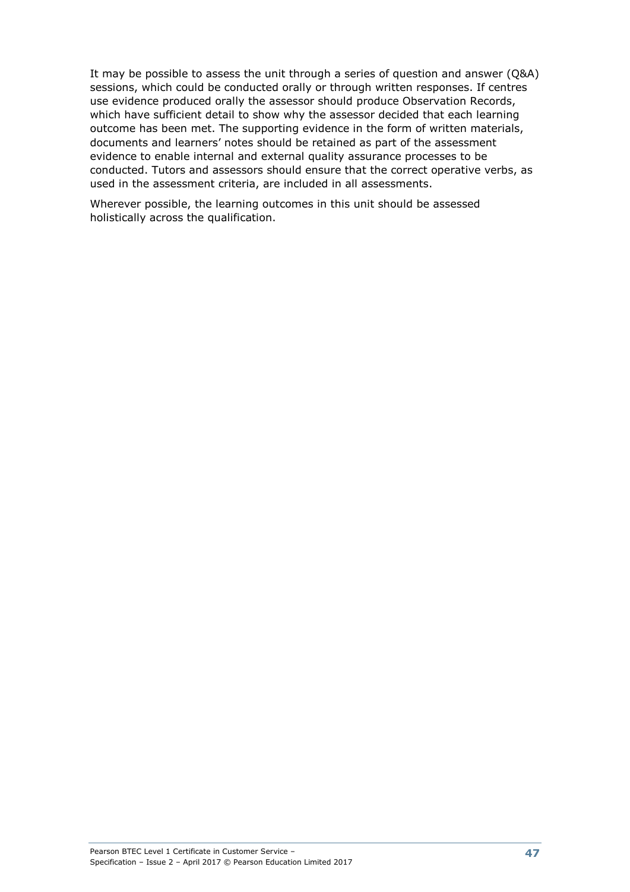It may be possible to assess the unit through a series of question and answer (Q&A) sessions, which could be conducted orally or through written responses. If centres use evidence produced orally the assessor should produce Observation Records, which have sufficient detail to show why the assessor decided that each learning outcome has been met. The supporting evidence in the form of written materials, documents and learners' notes should be retained as part of the assessment evidence to enable internal and external quality assurance processes to be conducted. Tutors and assessors should ensure that the correct operative verbs, as used in the assessment criteria, are included in all assessments.

Wherever possible, the learning outcomes in this unit should be assessed holistically across the qualification.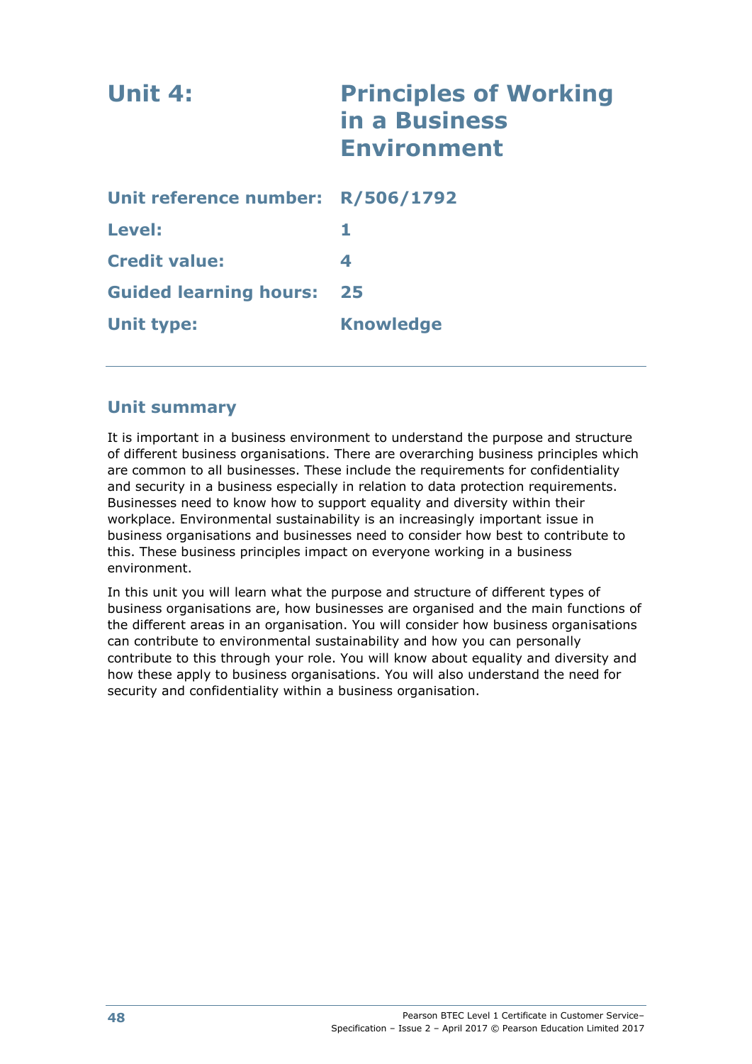# Unit 4: Principles of Working in a Business Environment

| | |
|---|---|
| **Unit reference number:** | **R/506/1792** |
| **Level:** | **1** |
| **Credit value:** | **4** |
| **Guided learning hours:** | **25** |
| **Unit type:** | **Knowledge** |

## Unit summary

It is important in a business environment to understand the purpose and structure of different business organisations. There are overarching business principles which are common to all businesses. These include the requirements for confidentiality and security in a business especially in relation to data protection requirements. Businesses need to know how to support equality and diversity within their workplace. Environmental sustainability is an increasingly important issue in business organisations and businesses need to consider how best to contribute to this. These business principles impact on everyone working in a business environment.

In this unit you will learn what the purpose and structure of different types of business organisations are, how businesses are organised and the main functions of the different areas in an organisation. You will consider how business organisations can contribute to environmental sustainability and how you can personally contribute to this through your role. You will know about equality and diversity and how these apply to business organisations. You will also understand the need for security and confidentiality within a business organisation.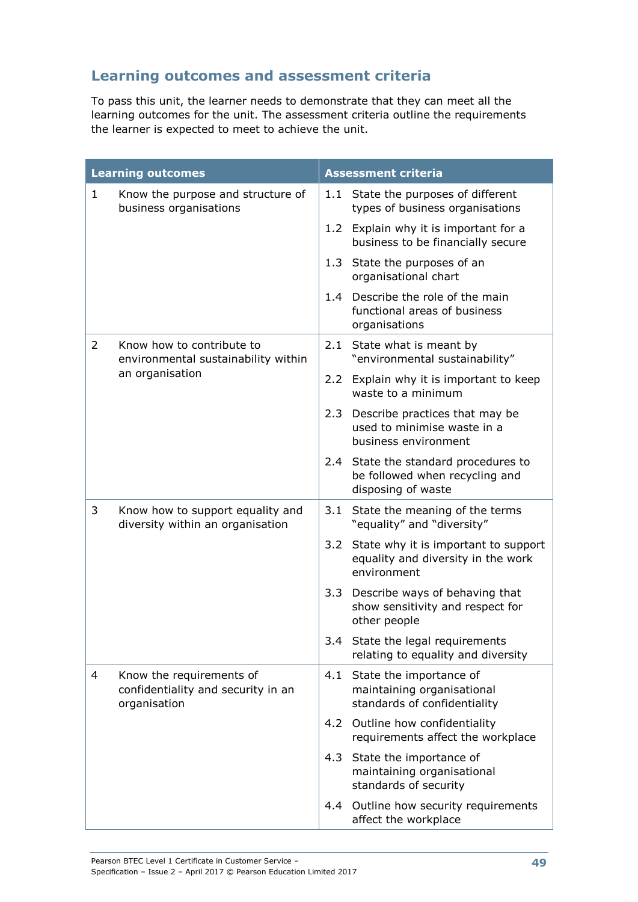## Learning outcomes and assessment criteria

To pass this unit, the learner needs to demonstrate that they can meet all the learning outcomes for the unit. The assessment criteria outline the requirements the learner is expected to meet to achieve the unit.

| Learning outcomes | Assessment criteria |
|---|---|
| 1 Know the purpose and structure of business organisations | 1.1 State the purposes of different types of business organisations |
| | 1.2 Explain why it is important for a business to be financially secure |
| | 1.3 State the purposes of an organisational chart |
| | 1.4 Describe the role of the main functional areas of business organisations |
| 2 Know how to contribute to environmental sustainability within an organisation | 2.1 State what is meant by "environmental sustainability" |
| | 2.2 Explain why it is important to keep waste to a minimum |
| | 2.3 Describe practices that may be used to minimise waste in a business environment |
| | 2.4 State the standard procedures to be followed when recycling and disposing of waste |
| 3 Know how to support equality and diversity within an organisation | 3.1 State the meaning of the terms "equality" and "diversity" |
| | 3.2 State why it is important to support equality and diversity in the work environment |
| | 3.3 Describe ways of behaving that show sensitivity and respect for other people |
| | 3.4 State the legal requirements relating to equality and diversity |
| 4 Know the requirements of confidentiality and security in an organisation | 4.1 State the importance of maintaining organisational standards of confidentiality |
| | 4.2 Outline how confidentiality requirements affect the workplace |
| | 4.3 State the importance of maintaining organisational standards of security |
| | 4.4 Outline how security requirements affect the workplace |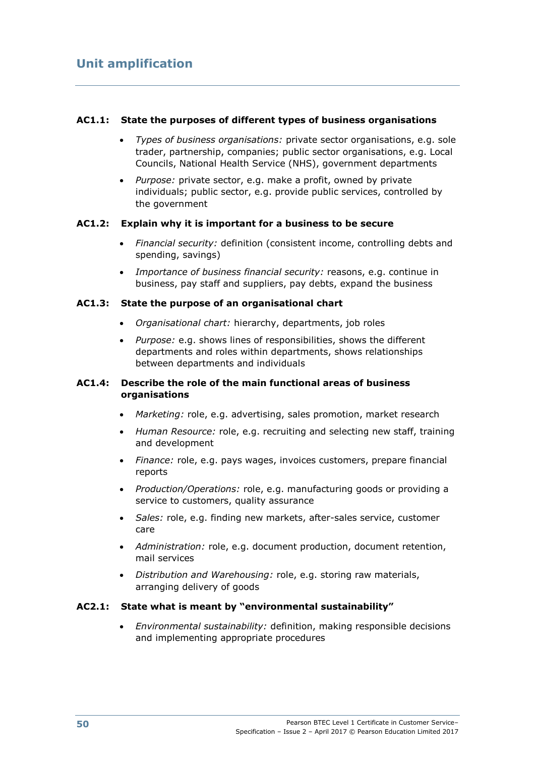## Unit amplification

**AC1.1: State the purposes of different types of business organisations**

- *Types of business organisations:* private sector organisations, e.g. sole trader, partnership, companies; public sector organisations, e.g. Local Councils, National Health Service (NHS), government departments
- *Purpose:* private sector, e.g. make a profit, owned by private individuals; public sector, e.g. provide public services, controlled by the government

**AC1.2: Explain why it is important for a business to be secure**

- *Financial security:* definition (consistent income, controlling debts and spending, savings)
- *Importance of business financial security:* reasons, e.g. continue in business, pay staff and suppliers, pay debts, expand the business

**AC1.3: State the purpose of an organisational chart**

- *Organisational chart:* hierarchy, departments, job roles
- *Purpose:* e.g. shows lines of responsibilities, shows the different departments and roles within departments, shows relationships between departments and individuals

**AC1.4: Describe the role of the main functional areas of business organisations**

- *Marketing:* role, e.g. advertising, sales promotion, market research
- *Human Resource:* role, e.g. recruiting and selecting new staff, training and development
- *Finance:* role, e.g. pays wages, invoices customers, prepare financial reports
- *Production/Operations:* role, e.g. manufacturing goods or providing a service to customers, quality assurance
- *Sales:* role, e.g. finding new markets, after-sales service, customer care
- *Administration:* role, e.g. document production, document retention, mail services
- *Distribution and Warehousing:* role, e.g. storing raw materials, arranging delivery of goods

**AC2.1: State what is meant by "environmental sustainability"**

- *Environmental sustainability:* definition, making responsible decisions and implementing appropriate procedures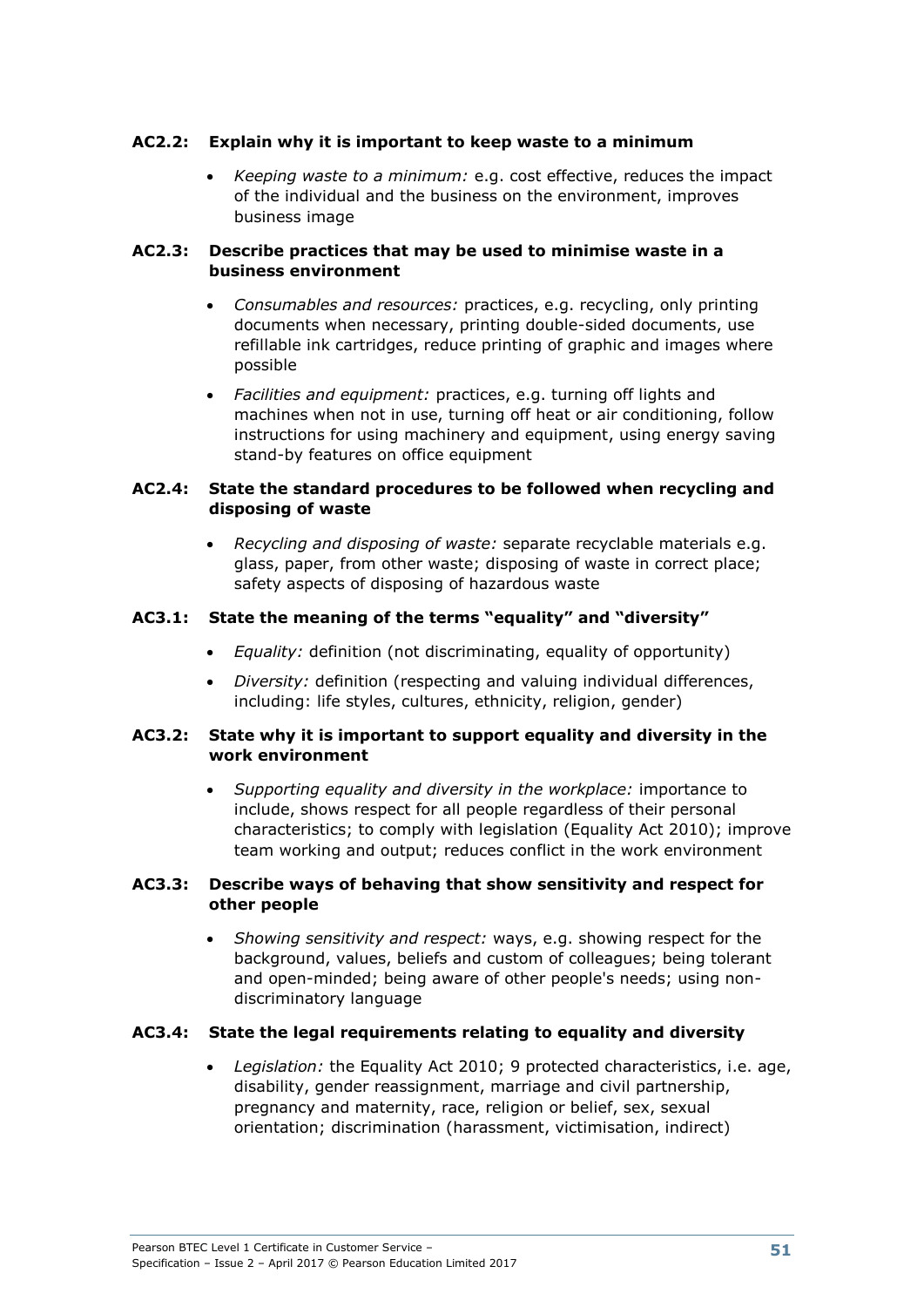**AC2.2: Explain why it is important to keep waste to a minimum**

- *Keeping waste to a minimum:* e.g. cost effective, reduces the impact of the individual and the business on the environment, improves business image

**AC2.3: Describe practices that may be used to minimise waste in a business environment**

- *Consumables and resources:* practices, e.g. recycling, only printing documents when necessary, printing double-sided documents, use refillable ink cartridges, reduce printing of graphic and images where possible
- *Facilities and equipment:* practices, e.g. turning off lights and machines when not in use, turning off heat or air conditioning, follow instructions for using machinery and equipment, using energy saving stand-by features on office equipment

**AC2.4: State the standard procedures to be followed when recycling and disposing of waste**

- *Recycling and disposing of waste:* separate recyclable materials e.g. glass, paper, from other waste; disposing of waste in correct place; safety aspects of disposing of hazardous waste

**AC3.1: State the meaning of the terms "equality" and "diversity"**

- *Equality:* definition (not discriminating, equality of opportunity)
- *Diversity:* definition (respecting and valuing individual differences, including: life styles, cultures, ethnicity, religion, gender)

**AC3.2: State why it is important to support equality and diversity in the work environment**

- *Supporting equality and diversity in the workplace:* importance to include, shows respect for all people regardless of their personal characteristics; to comply with legislation (Equality Act 2010); improve team working and output; reduces conflict in the work environment

**AC3.3: Describe ways of behaving that show sensitivity and respect for other people**

- *Showing sensitivity and respect:* ways, e.g. showing respect for the background, values, beliefs and custom of colleagues; being tolerant and open-minded; being aware of other people's needs; using non-discriminatory language

**AC3.4: State the legal requirements relating to equality and diversity**

- *Legislation:* the Equality Act 2010; 9 protected characteristics, i.e. age, disability, gender reassignment, marriage and civil partnership, pregnancy and maternity, race, religion or belief, sex, sexual orientation; discrimination (harassment, victimisation, indirect)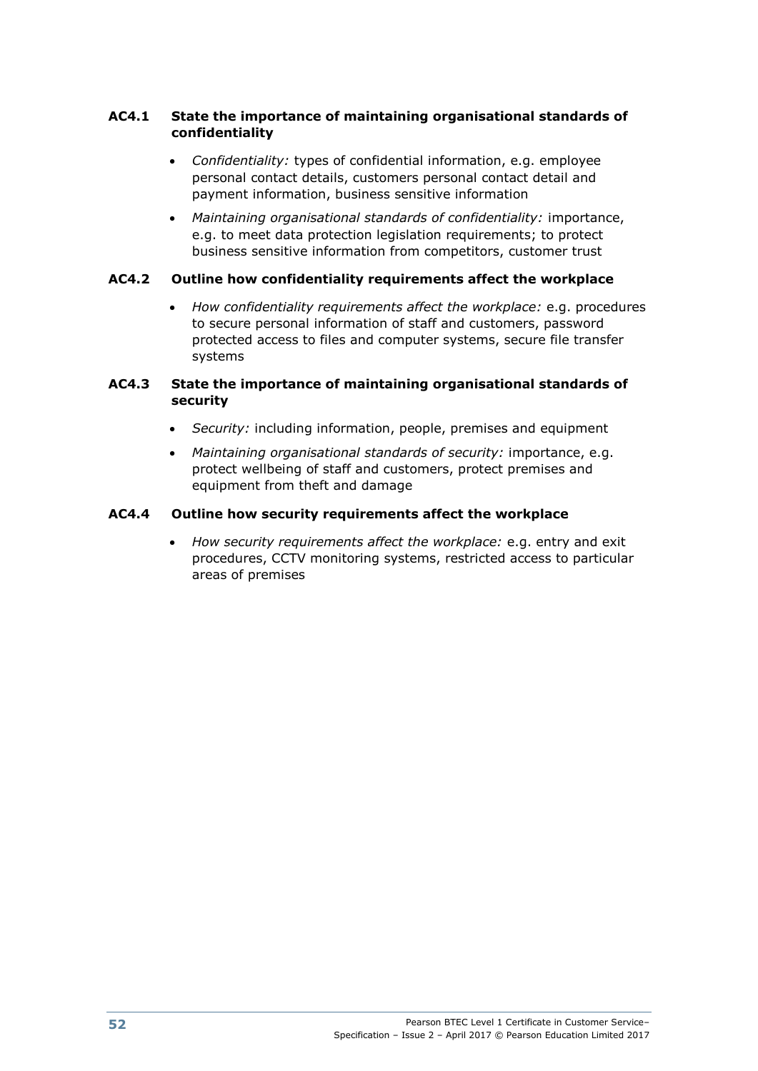### AC4.1 State the importance of maintaining organisational standards of confidentiality

- *Confidentiality:* types of confidential information, e.g. employee personal contact details, customers personal contact detail and payment information, business sensitive information
- *Maintaining organisational standards of confidentiality:* importance, e.g. to meet data protection legislation requirements; to protect business sensitive information from competitors, customer trust

### AC4.2 Outline how confidentiality requirements affect the workplace

- *How confidentiality requirements affect the workplace:* e.g. procedures to secure personal information of staff and customers, password protected access to files and computer systems, secure file transfer systems

### AC4.3 State the importance of maintaining organisational standards of security

- *Security:* including information, people, premises and equipment
- *Maintaining organisational standards of security:* importance, e.g. protect wellbeing of staff and customers, protect premises and equipment from theft and damage

### AC4.4 Outline how security requirements affect the workplace

- *How security requirements affect the workplace:* e.g. entry and exit procedures, CCTV monitoring systems, restricted access to particular areas of premises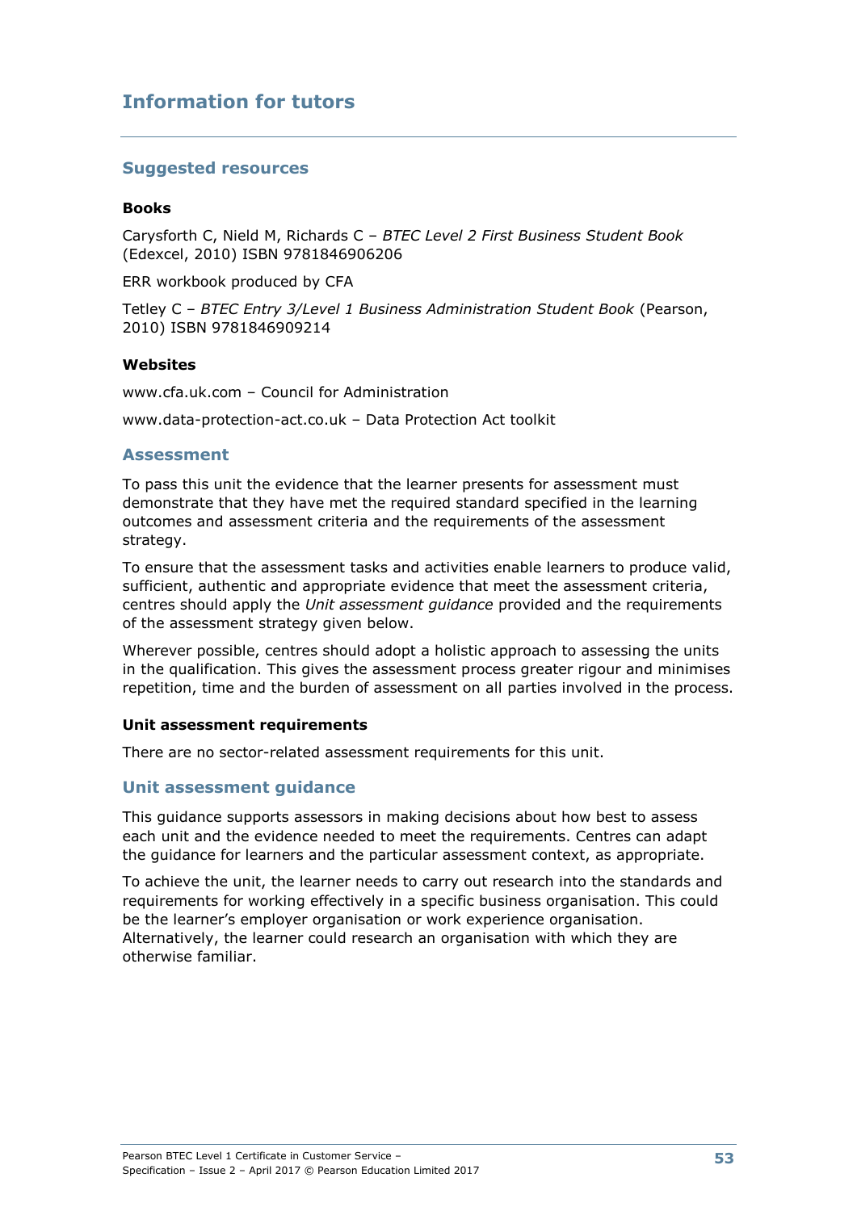# Information for tutors

## Suggested resources

**Books**

Carysforth C, Nield M, Richards C – *BTEC Level 2 First Business Student Book* (Edexcel, 2010) ISBN 9781846906206

ERR workbook produced by CFA

Tetley C – *BTEC Entry 3/Level 1 Business Administration Student Book* (Pearson, 2010) ISBN 9781846909214

**Websites**

www.cfa.uk.com – Council for Administration

www.data-protection-act.co.uk – Data Protection Act toolkit

## Assessment

To pass this unit the evidence that the learner presents for assessment must demonstrate that they have met the required standard specified in the learning outcomes and assessment criteria and the requirements of the assessment strategy.

To ensure that the assessment tasks and activities enable learners to produce valid, sufficient, authentic and appropriate evidence that meet the assessment criteria, centres should apply the *Unit assessment guidance* provided and the requirements of the assessment strategy given below.

Wherever possible, centres should adopt a holistic approach to assessing the units in the qualification. This gives the assessment process greater rigour and minimises repetition, time and the burden of assessment on all parties involved in the process.

**Unit assessment requirements**

There are no sector-related assessment requirements for this unit.

## Unit assessment guidance

This guidance supports assessors in making decisions about how best to assess each unit and the evidence needed to meet the requirements. Centres can adapt the guidance for learners and the particular assessment context, as appropriate.

To achieve the unit, the learner needs to carry out research into the standards and requirements for working effectively in a specific business organisation. This could be the learner's employer organisation or work experience organisation. Alternatively, the learner could research an organisation with which they are otherwise familiar.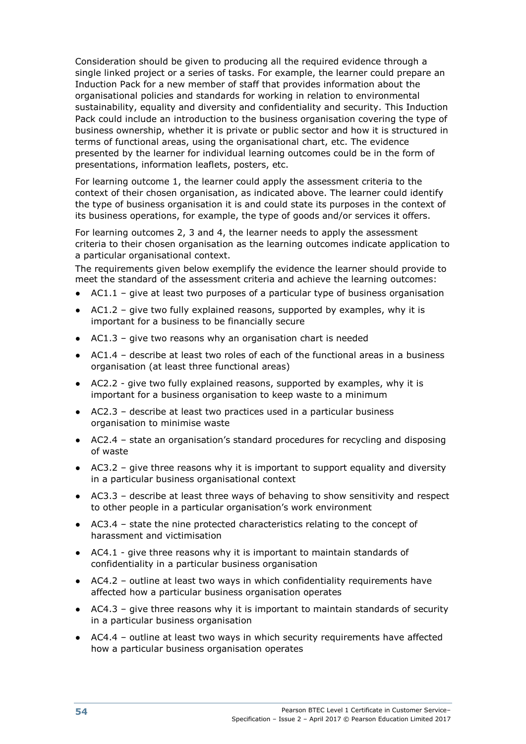Consideration should be given to producing all the required evidence through a single linked project or a series of tasks. For example, the learner could prepare an Induction Pack for a new member of staff that provides information about the organisational policies and standards for working in relation to environmental sustainability, equality and diversity and confidentiality and security. This Induction Pack could include an introduction to the business organisation covering the type of business ownership, whether it is private or public sector and how it is structured in terms of functional areas, using the organisational chart, etc. The evidence presented by the learner for individual learning outcomes could be in the form of presentations, information leaflets, posters, etc.

For learning outcome 1, the learner could apply the assessment criteria to the context of their chosen organisation, as indicated above. The learner could identify the type of business organisation it is and could state its purposes in the context of its business operations, for example, the type of goods and/or services it offers.

For learning outcomes 2, 3 and 4, the learner needs to apply the assessment criteria to their chosen organisation as the learning outcomes indicate application to a particular organisational context.

The requirements given below exemplify the evidence the learner should provide to meet the standard of the assessment criteria and achieve the learning outcomes:

- AC1.1 – give at least two purposes of a particular type of business organisation
- AC1.2 – give two fully explained reasons, supported by examples, why it is important for a business to be financially secure
- AC1.3 – give two reasons why an organisation chart is needed
- AC1.4 – describe at least two roles of each of the functional areas in a business organisation (at least three functional areas)
- AC2.2 - give two fully explained reasons, supported by examples, why it is important for a business organisation to keep waste to a minimum
- AC2.3 – describe at least two practices used in a particular business organisation to minimise waste
- AC2.4 – state an organisation's standard procedures for recycling and disposing of waste
- AC3.2 – give three reasons why it is important to support equality and diversity in a particular business organisational context
- AC3.3 – describe at least three ways of behaving to show sensitivity and respect to other people in a particular organisation's work environment
- AC3.4 – state the nine protected characteristics relating to the concept of harassment and victimisation
- AC4.1 - give three reasons why it is important to maintain standards of confidentiality in a particular business organisation
- AC4.2 – outline at least two ways in which confidentiality requirements have affected how a particular business organisation operates
- AC4.3 – give three reasons why it is important to maintain standards of security in a particular business organisation
- AC4.4 – outline at least two ways in which security requirements have affected how a particular business organisation operates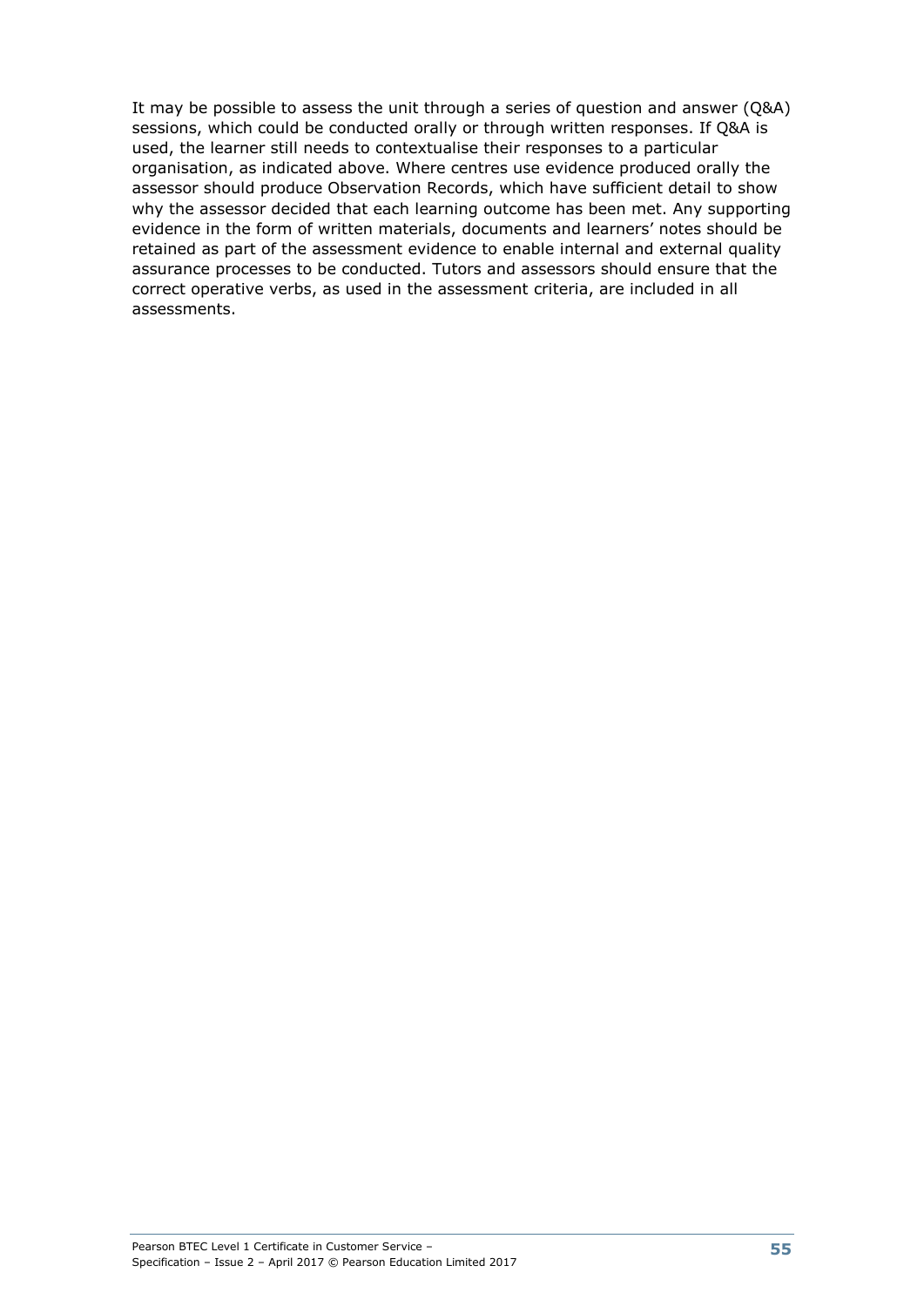It may be possible to assess the unit through a series of question and answer (Q&A) sessions, which could be conducted orally or through written responses. If Q&A is used, the learner still needs to contextualise their responses to a particular organisation, as indicated above. Where centres use evidence produced orally the assessor should produce Observation Records, which have sufficient detail to show why the assessor decided that each learning outcome has been met. Any supporting evidence in the form of written materials, documents and learners' notes should be retained as part of the assessment evidence to enable internal and external quality assurance processes to be conducted. Tutors and assessors should ensure that the correct operative verbs, as used in the assessment criteria, are included in all assessments.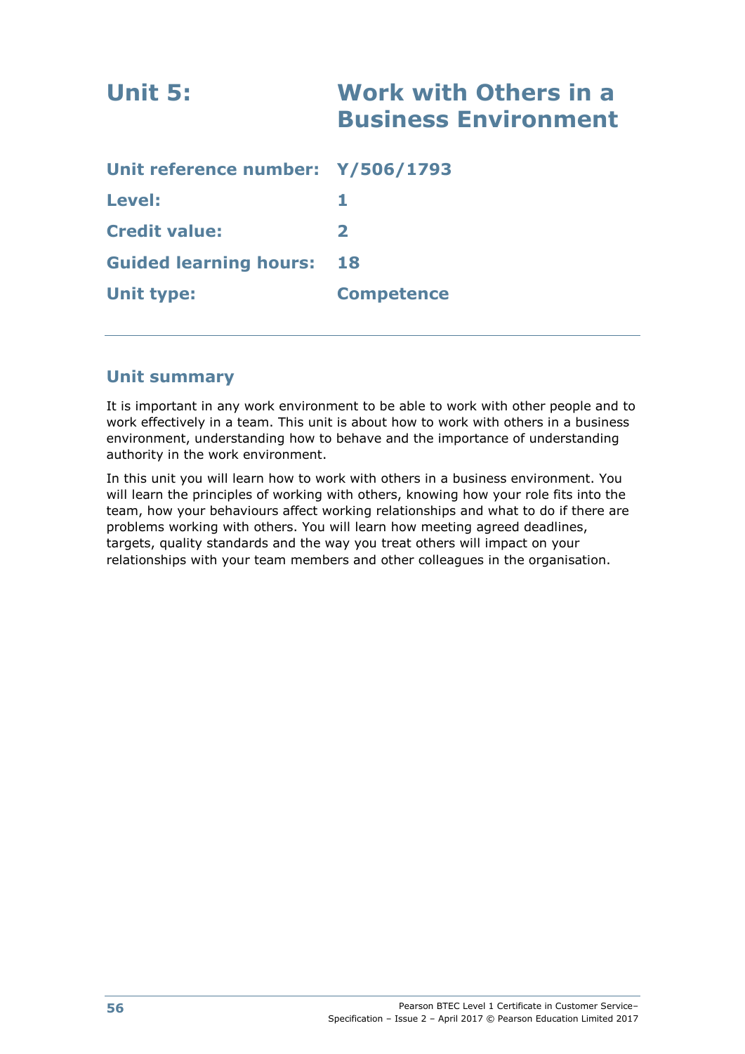# Unit 5: Work with Others in a Business Environment

| | |
|---|---|
| **Unit reference number:** | **Y/506/1793** |
| **Level:** | **1** |
| **Credit value:** | **2** |
| **Guided learning hours:** | **18** |
| **Unit type:** | **Competence** |

## Unit summary

It is important in any work environment to be able to work with other people and to work effectively in a team. This unit is about how to work with others in a business environment, understanding how to behave and the importance of understanding authority in the work environment.

In this unit you will learn how to work with others in a business environment. You will learn the principles of working with others, knowing how your role fits into the team, how your behaviours affect working relationships and what to do if there are problems working with others. You will learn how meeting agreed deadlines, targets, quality standards and the way you treat others will impact on your relationships with your team members and other colleagues in the organisation.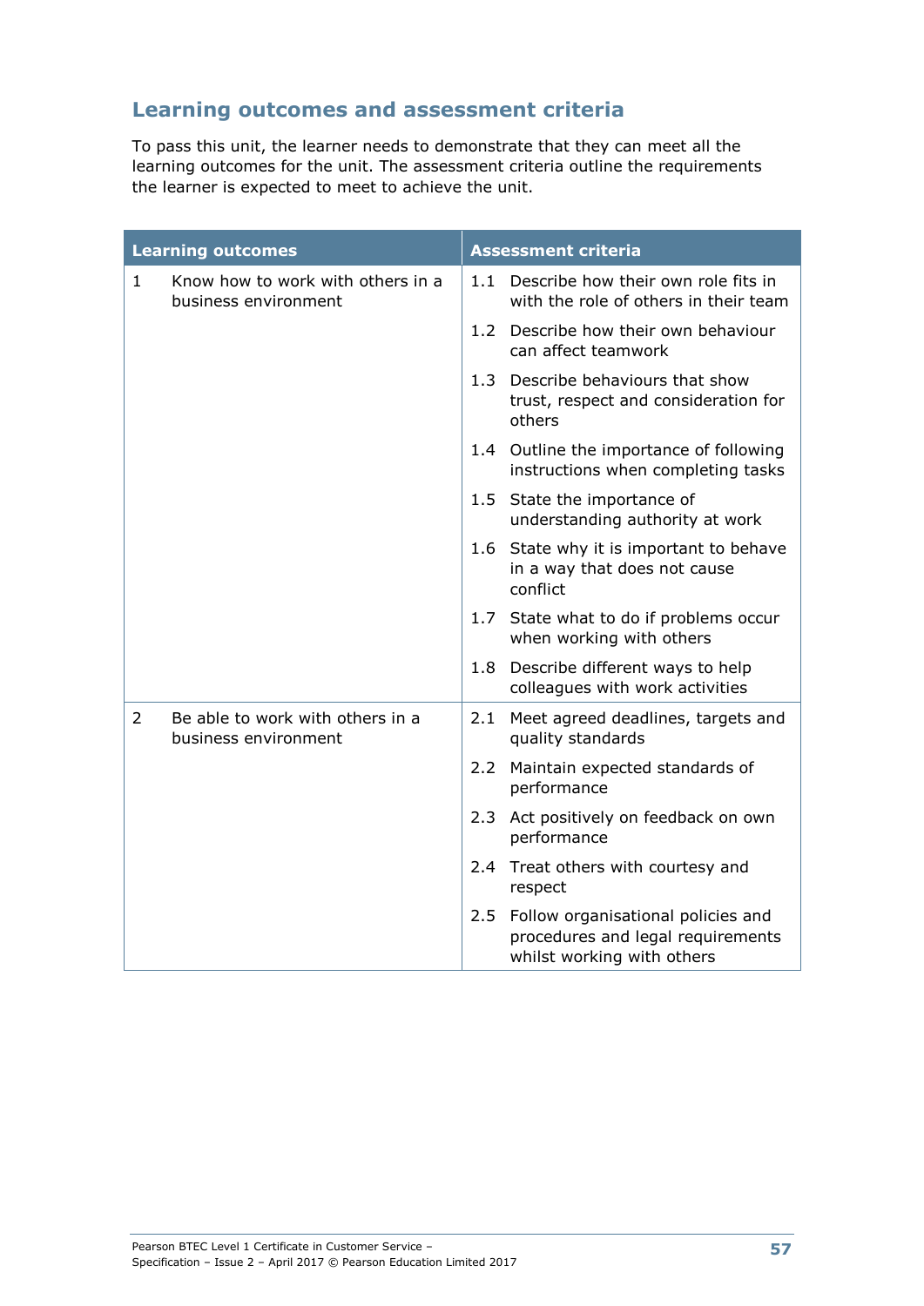## Learning outcomes and assessment criteria

To pass this unit, the learner needs to demonstrate that they can meet all the learning outcomes for the unit. The assessment criteria outline the requirements the learner is expected to meet to achieve the unit.

| Learning outcomes | Assessment criteria |
|---|---|
| 1 Know how to work with others in a business environment | 1.1 Describe how their own role fits in with the role of others in their team |
| | 1.2 Describe how their own behaviour can affect teamwork |
| | 1.3 Describe behaviours that show trust, respect and consideration for others |
| | 1.4 Outline the importance of following instructions when completing tasks |
| | 1.5 State the importance of understanding authority at work |
| | 1.6 State why it is important to behave in a way that does not cause conflict |
| | 1.7 State what to do if problems occur when working with others |
| | 1.8 Describe different ways to help colleagues with work activities |
| 2 Be able to work with others in a business environment | 2.1 Meet agreed deadlines, targets and quality standards |
| | 2.2 Maintain expected standards of performance |
| | 2.3 Act positively on feedback on own performance |
| | 2.4 Treat others with courtesy and respect |
| | 2.5 Follow organisational policies and procedures and legal requirements whilst working with others |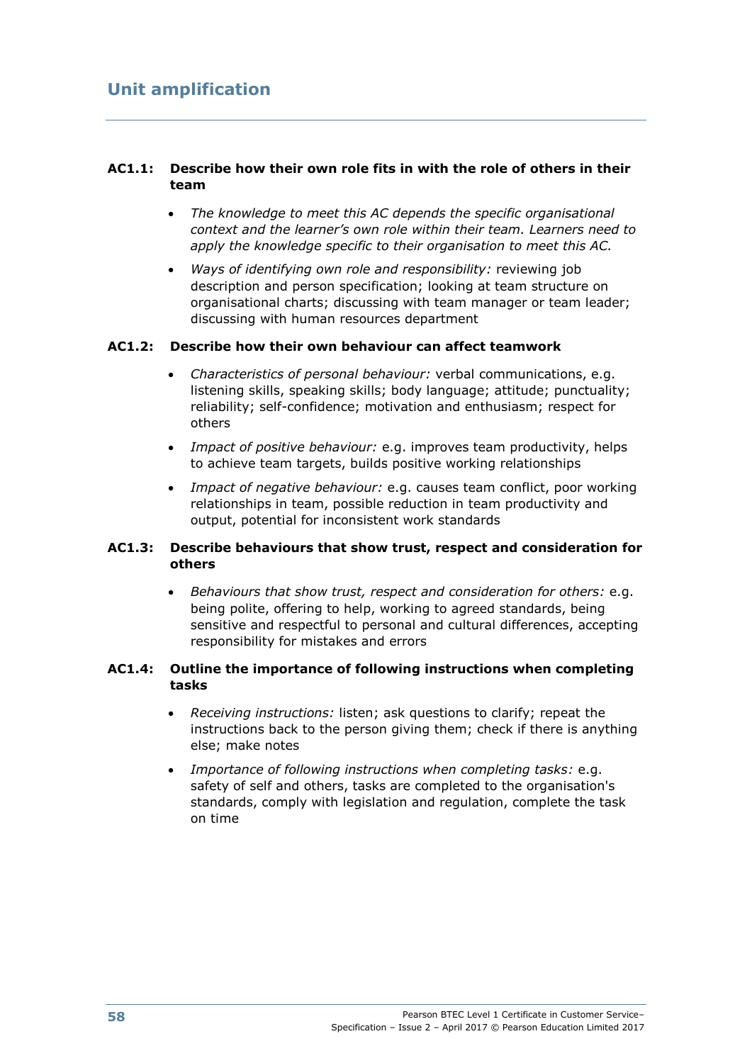## Unit amplification

**AC1.1: Describe how their own role fits in with the role of others in their team**

- *The knowledge to meet this AC depends the specific organisational context and the learner's own role within their team. Learners need to apply the knowledge specific to their organisation to meet this AC.*
- *Ways of identifying own role and responsibility:* reviewing job description and person specification; looking at team structure on organisational charts; discussing with team manager or team leader; discussing with human resources department

**AC1.2: Describe how their own behaviour can affect teamwork**

- *Characteristics of personal behaviour:* verbal communications, e.g. listening skills, speaking skills; body language; attitude; punctuality; reliability; self-confidence; motivation and enthusiasm; respect for others
- *Impact of positive behaviour:* e.g. improves team productivity, helps to achieve team targets, builds positive working relationships
- *Impact of negative behaviour:* e.g. causes team conflict, poor working relationships in team, possible reduction in team productivity and output, potential for inconsistent work standards

**AC1.3: Describe behaviours that show trust, respect and consideration for others**

- *Behaviours that show trust, respect and consideration for others:* e.g. being polite, offering to help, working to agreed standards, being sensitive and respectful to personal and cultural differences, accepting responsibility for mistakes and errors

**AC1.4: Outline the importance of following instructions when completing tasks**

- *Receiving instructions:* listen; ask questions to clarify; repeat the instructions back to the person giving them; check if there is anything else; make notes
- *Importance of following instructions when completing tasks:* e.g. safety of self and others, tasks are completed to the organisation's standards, comply with legislation and regulation, complete the task on time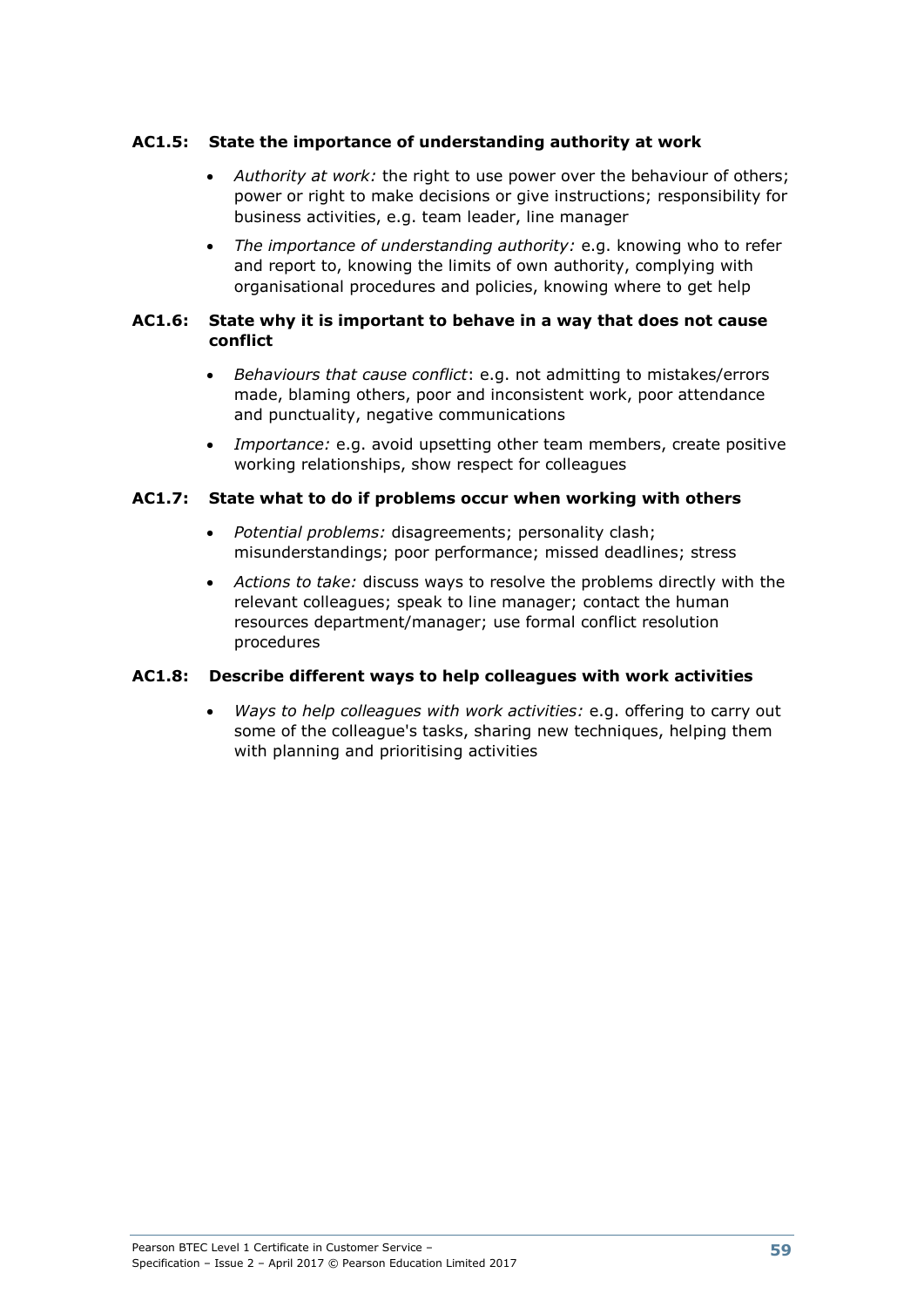**AC1.5: State the importance of understanding authority at work**

- *Authority at work:* the right to use power over the behaviour of others; power or right to make decisions or give instructions; responsibility for business activities, e.g. team leader, line manager
- *The importance of understanding authority:* e.g. knowing who to refer and report to, knowing the limits of own authority, complying with organisational procedures and policies, knowing where to get help

**AC1.6: State why it is important to behave in a way that does not cause conflict**

- *Behaviours that cause conflict*: e.g. not admitting to mistakes/errors made, blaming others, poor and inconsistent work, poor attendance and punctuality, negative communications
- *Importance:* e.g. avoid upsetting other team members, create positive working relationships, show respect for colleagues

**AC1.7: State what to do if problems occur when working with others**

- *Potential problems:* disagreements; personality clash; misunderstandings; poor performance; missed deadlines; stress
- *Actions to take:* discuss ways to resolve the problems directly with the relevant colleagues; speak to line manager; contact the human resources department/manager; use formal conflict resolution procedures

**AC1.8: Describe different ways to help colleagues with work activities**

- *Ways to help colleagues with work activities:* e.g. offering to carry out some of the colleague's tasks, sharing new techniques, helping them with planning and prioritising activities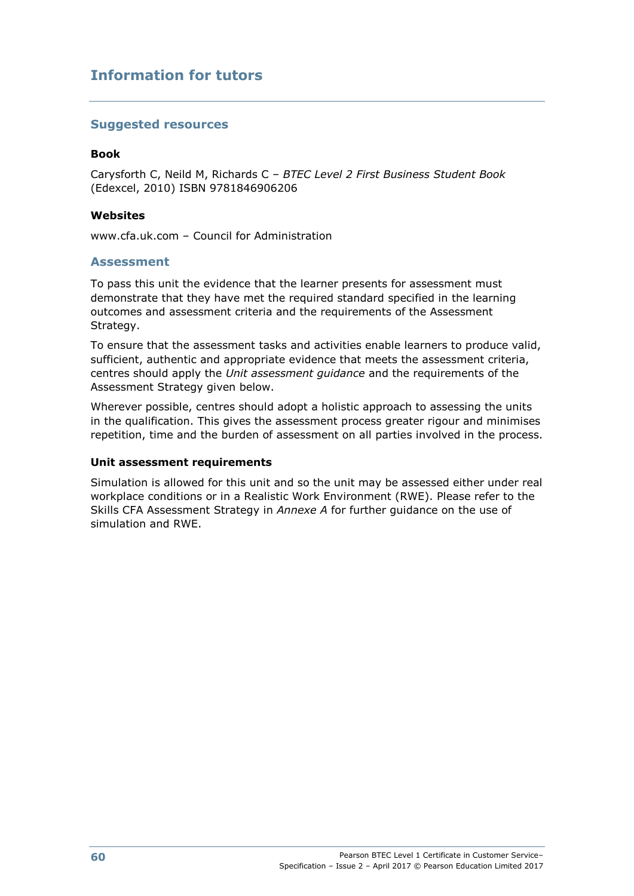## Information for tutors

### Suggested resources

**Book**

Carysforth C, Neild M, Richards C – *BTEC Level 2 First Business Student Book* (Edexcel, 2010) ISBN 9781846906206

**Websites**

www.cfa.uk.com – Council for Administration

### Assessment

To pass this unit the evidence that the learner presents for assessment must demonstrate that they have met the required standard specified in the learning outcomes and assessment criteria and the requirements of the Assessment Strategy.

To ensure that the assessment tasks and activities enable learners to produce valid, sufficient, authentic and appropriate evidence that meets the assessment criteria, centres should apply the *Unit assessment guidance* and the requirements of the Assessment Strategy given below.

Wherever possible, centres should adopt a holistic approach to assessing the units in the qualification. This gives the assessment process greater rigour and minimises repetition, time and the burden of assessment on all parties involved in the process.

**Unit assessment requirements**

Simulation is allowed for this unit and so the unit may be assessed either under real workplace conditions or in a Realistic Work Environment (RWE). Please refer to the Skills CFA Assessment Strategy in *Annexe A* for further guidance on the use of simulation and RWE.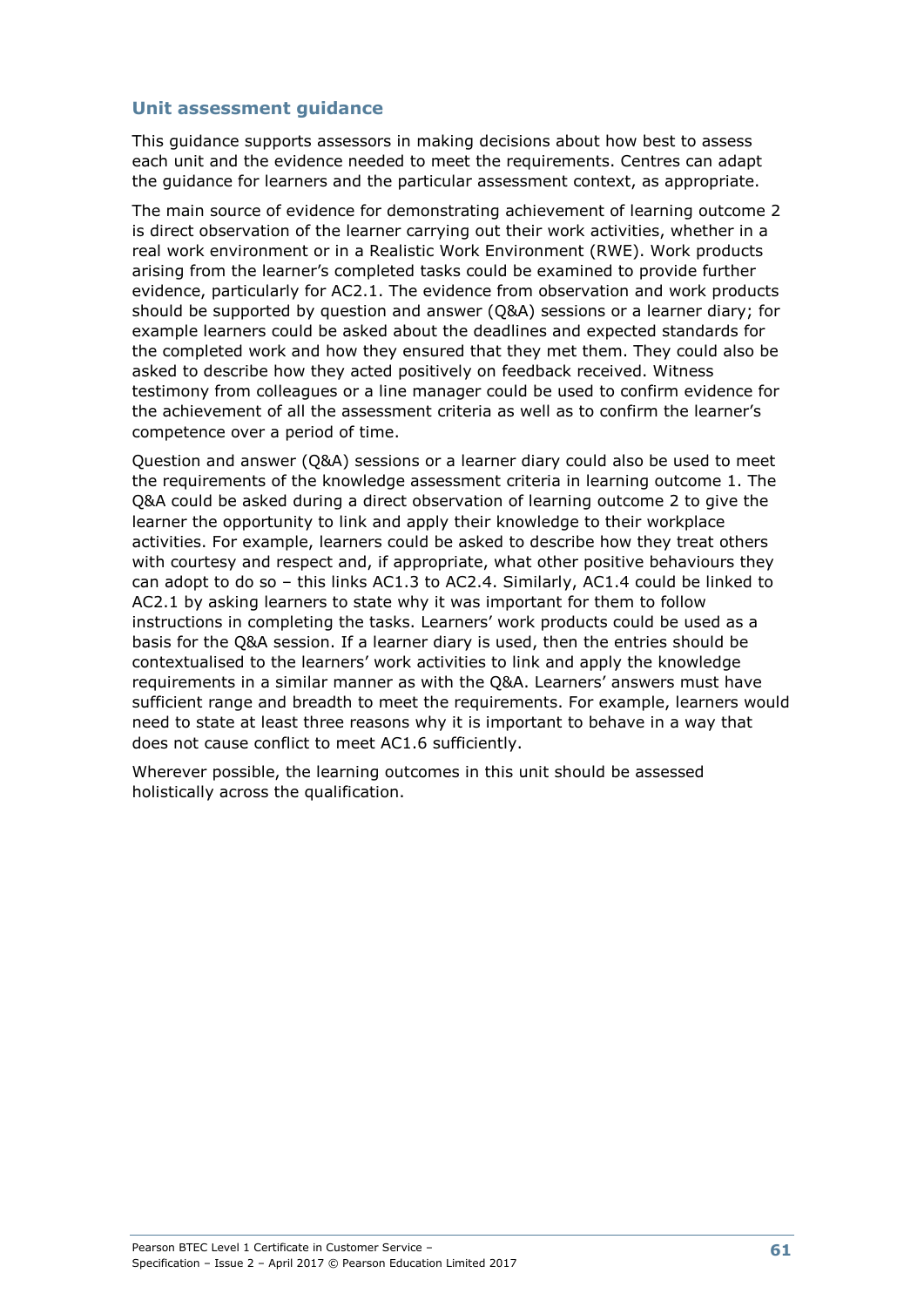### Unit assessment guidance

This guidance supports assessors in making decisions about how best to assess each unit and the evidence needed to meet the requirements. Centres can adapt the guidance for learners and the particular assessment context, as appropriate.

The main source of evidence for demonstrating achievement of learning outcome 2 is direct observation of the learner carrying out their work activities, whether in a real work environment or in a Realistic Work Environment (RWE). Work products arising from the learner's completed tasks could be examined to provide further evidence, particularly for AC2.1. The evidence from observation and work products should be supported by question and answer (Q&A) sessions or a learner diary; for example learners could be asked about the deadlines and expected standards for the completed work and how they ensured that they met them. They could also be asked to describe how they acted positively on feedback received. Witness testimony from colleagues or a line manager could be used to confirm evidence for the achievement of all the assessment criteria as well as to confirm the learner's competence over a period of time.

Question and answer (Q&A) sessions or a learner diary could also be used to meet the requirements of the knowledge assessment criteria in learning outcome 1. The Q&A could be asked during a direct observation of learning outcome 2 to give the learner the opportunity to link and apply their knowledge to their workplace activities. For example, learners could be asked to describe how they treat others with courtesy and respect and, if appropriate, what other positive behaviours they can adopt to do so – this links AC1.3 to AC2.4. Similarly, AC1.4 could be linked to AC2.1 by asking learners to state why it was important for them to follow instructions in completing the tasks. Learners' work products could be used as a basis for the Q&A session. If a learner diary is used, then the entries should be contextualised to the learners' work activities to link and apply the knowledge requirements in a similar manner as with the Q&A. Learners' answers must have sufficient range and breadth to meet the requirements. For example, learners would need to state at least three reasons why it is important to behave in a way that does not cause conflict to meet AC1.6 sufficiently.

Wherever possible, the learning outcomes in this unit should be assessed holistically across the qualification.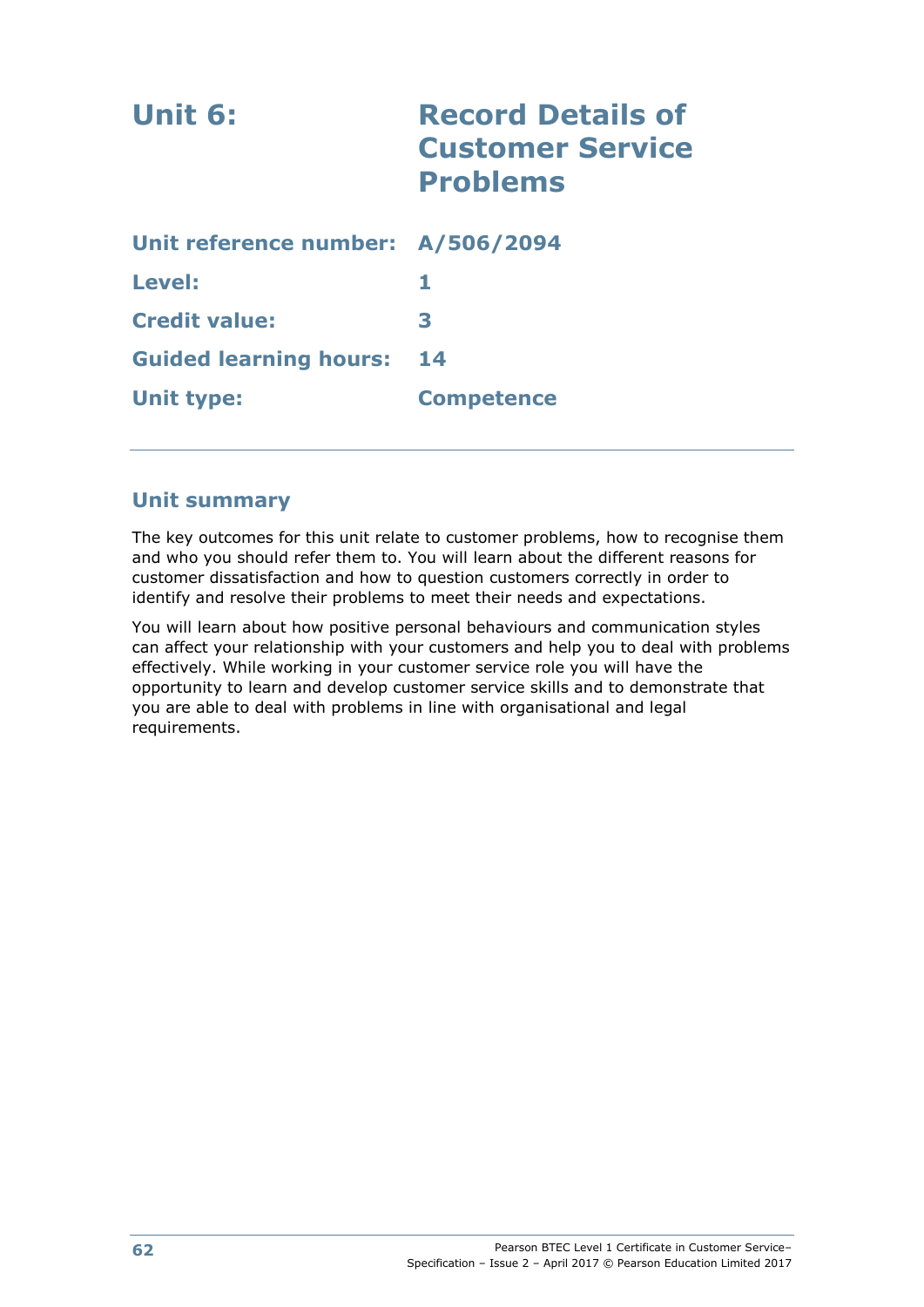# Unit 6: Record Details of Customer Service Problems

| | |
|---|---|
| **Unit reference number:** | **A/506/2094** |
| **Level:** | **1** |
| **Credit value:** | **3** |
| **Guided learning hours:** | **14** |
| **Unit type:** | **Competence** |

## Unit summary

The key outcomes for this unit relate to customer problems, how to recognise them and who you should refer them to. You will learn about the different reasons for customer dissatisfaction and how to question customers correctly in order to identify and resolve their problems to meet their needs and expectations.

You will learn about how positive personal behaviours and communication styles can affect your relationship with your customers and help you to deal with problems effectively. While working in your customer service role you will have the opportunity to learn and develop customer service skills and to demonstrate that you are able to deal with problems in line with organisational and legal requirements.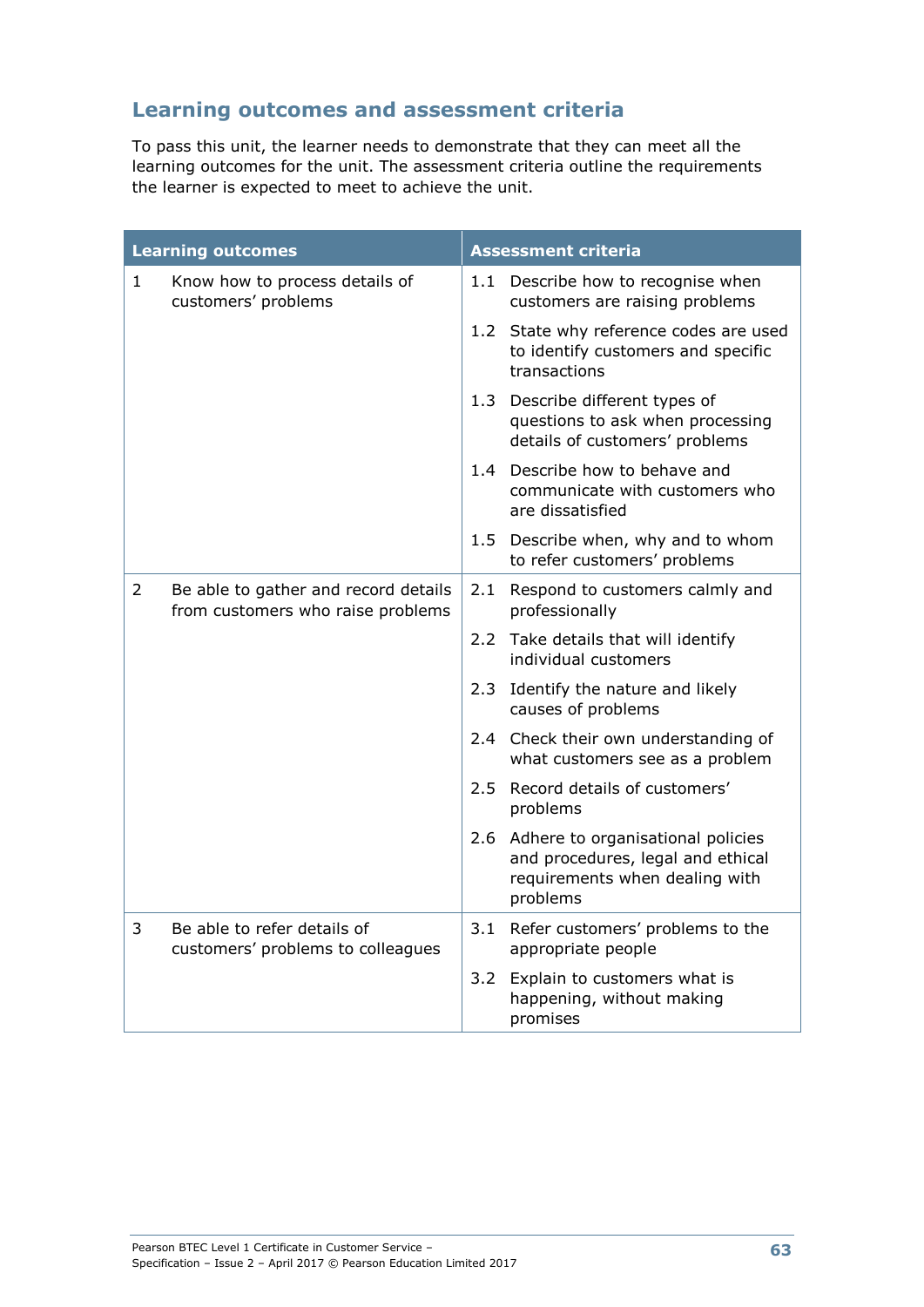## Learning outcomes and assessment criteria

To pass this unit, the learner needs to demonstrate that they can meet all the learning outcomes for the unit. The assessment criteria outline the requirements the learner is expected to meet to achieve the unit.

| Learning outcomes | | Assessment criteria | |
|---|---|---|---|
| 1 | Know how to process details of customers' problems | 1.1 | Describe how to recognise when customers are raising problems |
| | | 1.2 | State why reference codes are used to identify customers and specific transactions |
| | | 1.3 | Describe different types of questions to ask when processing details of customers' problems |
| | | 1.4 | Describe how to behave and communicate with customers who are dissatisfied |
| | | 1.5 | Describe when, why and to whom to refer customers' problems |
| 2 | Be able to gather and record details from customers who raise problems | 2.1 | Respond to customers calmly and professionally |
| | | 2.2 | Take details that will identify individual customers |
| | | 2.3 | Identify the nature and likely causes of problems |
| | | 2.4 | Check their own understanding of what customers see as a problem |
| | | 2.5 | Record details of customers' problems |
| | | 2.6 | Adhere to organisational policies and procedures, legal and ethical requirements when dealing with problems |
| 3 | Be able to refer details of customers' problems to colleagues | 3.1 | Refer customers' problems to the appropriate people |
| | | 3.2 | Explain to customers what is happening, without making promises |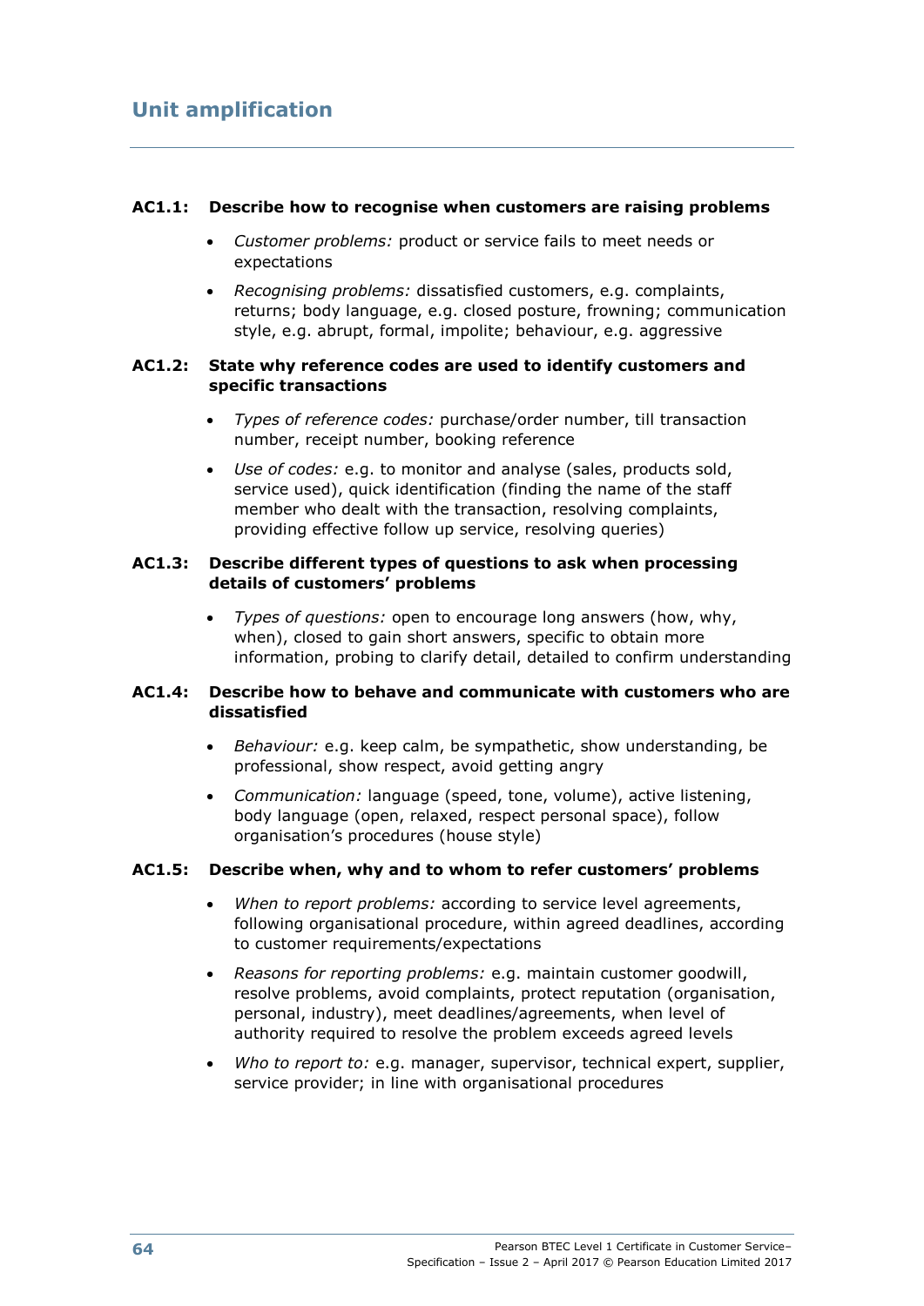## Unit amplification

**AC1.1: Describe how to recognise when customers are raising problems**

- *Customer problems:* product or service fails to meet needs or expectations
- *Recognising problems:* dissatisfied customers, e.g. complaints, returns; body language, e.g. closed posture, frowning; communication style, e.g. abrupt, formal, impolite; behaviour, e.g. aggressive

**AC1.2: State why reference codes are used to identify customers and specific transactions**

- *Types of reference codes:* purchase/order number, till transaction number, receipt number, booking reference
- *Use of codes:* e.g. to monitor and analyse (sales, products sold, service used), quick identification (finding the name of the staff member who dealt with the transaction, resolving complaints, providing effective follow up service, resolving queries)

**AC1.3: Describe different types of questions to ask when processing details of customers' problems**

- *Types of questions:* open to encourage long answers (how, why, when), closed to gain short answers, specific to obtain more information, probing to clarify detail, detailed to confirm understanding

**AC1.4: Describe how to behave and communicate with customers who are dissatisfied**

- *Behaviour:* e.g. keep calm, be sympathetic, show understanding, be professional, show respect, avoid getting angry
- *Communication:* language (speed, tone, volume), active listening, body language (open, relaxed, respect personal space), follow organisation's procedures (house style)

**AC1.5: Describe when, why and to whom to refer customers' problems**

- *When to report problems:* according to service level agreements, following organisational procedure, within agreed deadlines, according to customer requirements/expectations
- *Reasons for reporting problems:* e.g. maintain customer goodwill, resolve problems, avoid complaints, protect reputation (organisation, personal, industry), meet deadlines/agreements, when level of authority required to resolve the problem exceeds agreed levels
- *Who to report to:* e.g. manager, supervisor, technical expert, supplier, service provider; in line with organisational procedures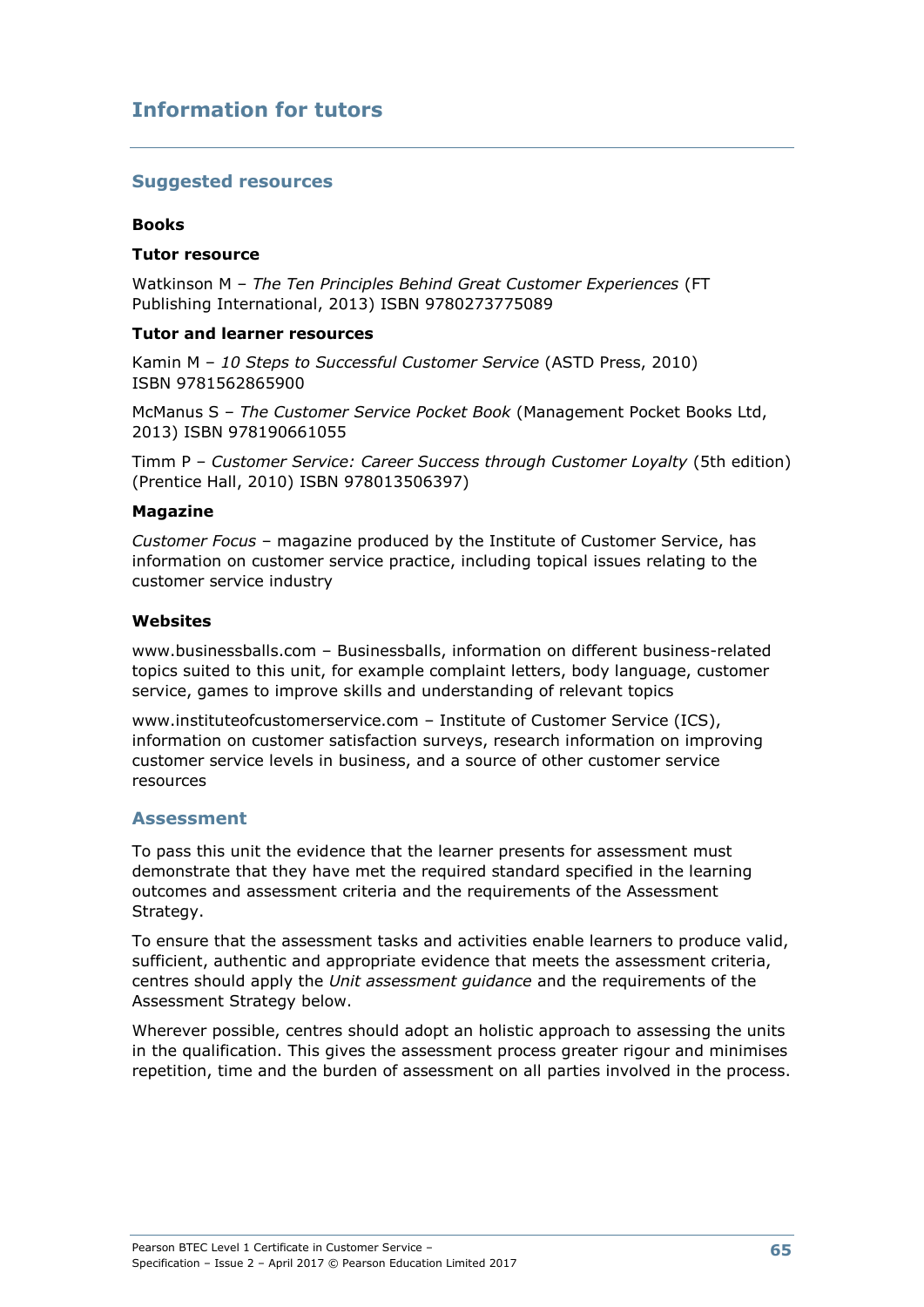## Information for tutors

### Suggested resources

**Books**

**Tutor resource**

Watkinson M – *The Ten Principles Behind Great Customer Experiences* (FT Publishing International, 2013) ISBN 9780273775089

**Tutor and learner resources**

Kamin M – *10 Steps to Successful Customer Service* (ASTD Press, 2010) ISBN 9781562865900

McManus S – *The Customer Service Pocket Book* (Management Pocket Books Ltd, 2013) ISBN 978190661055

Timm P – *Customer Service: Career Success through Customer Loyalty* (5th edition) (Prentice Hall, 2010) ISBN 978013506397)

**Magazine**

*Customer Focus* – magazine produced by the Institute of Customer Service, has information on customer service practice, including topical issues relating to the customer service industry

**Websites**

www.businessballs.com – Businessballs, information on different business-related topics suited to this unit, for example complaint letters, body language, customer service, games to improve skills and understanding of relevant topics

www.instituteofcustomerservice.com – Institute of Customer Service (ICS), information on customer satisfaction surveys, research information on improving customer service levels in business, and a source of other customer service resources

### Assessment

To pass this unit the evidence that the learner presents for assessment must demonstrate that they have met the required standard specified in the learning outcomes and assessment criteria and the requirements of the Assessment Strategy.

To ensure that the assessment tasks and activities enable learners to produce valid, sufficient, authentic and appropriate evidence that meets the assessment criteria, centres should apply the *Unit assessment guidance* and the requirements of the Assessment Strategy below.

Wherever possible, centres should adopt an holistic approach to assessing the units in the qualification. This gives the assessment process greater rigour and minimises repetition, time and the burden of assessment on all parties involved in the process.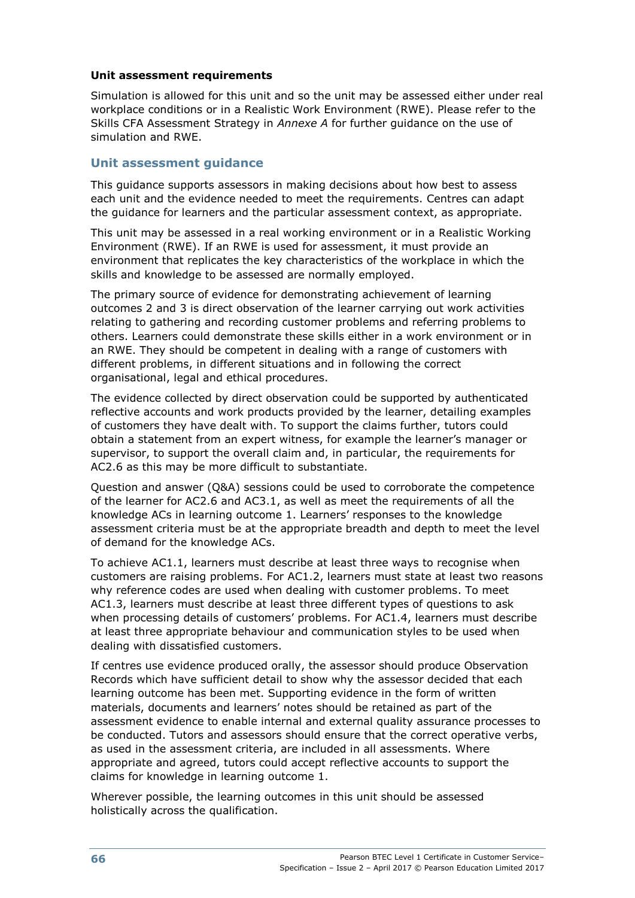**Unit assessment requirements**

Simulation is allowed for this unit and so the unit may be assessed either under real workplace conditions or in a Realistic Work Environment (RWE). Please refer to the Skills CFA Assessment Strategy in *Annexe A* for further guidance on the use of simulation and RWE.

## Unit assessment guidance

This guidance supports assessors in making decisions about how best to assess each unit and the evidence needed to meet the requirements. Centres can adapt the guidance for learners and the particular assessment context, as appropriate.

This unit may be assessed in a real working environment or in a Realistic Working Environment (RWE). If an RWE is used for assessment, it must provide an environment that replicates the key characteristics of the workplace in which the skills and knowledge to be assessed are normally employed.

The primary source of evidence for demonstrating achievement of learning outcomes 2 and 3 is direct observation of the learner carrying out work activities relating to gathering and recording customer problems and referring problems to others. Learners could demonstrate these skills either in a work environment or in an RWE. They should be competent in dealing with a range of customers with different problems, in different situations and in following the correct organisational, legal and ethical procedures.

The evidence collected by direct observation could be supported by authenticated reflective accounts and work products provided by the learner, detailing examples of customers they have dealt with. To support the claims further, tutors could obtain a statement from an expert witness, for example the learner's manager or supervisor, to support the overall claim and, in particular, the requirements for AC2.6 as this may be more difficult to substantiate.

Question and answer (Q&A) sessions could be used to corroborate the competence of the learner for AC2.6 and AC3.1, as well as meet the requirements of all the knowledge ACs in learning outcome 1. Learners' responses to the knowledge assessment criteria must be at the appropriate breadth and depth to meet the level of demand for the knowledge ACs.

To achieve AC1.1, learners must describe at least three ways to recognise when customers are raising problems. For AC1.2, learners must state at least two reasons why reference codes are used when dealing with customer problems. To meet AC1.3, learners must describe at least three different types of questions to ask when processing details of customers' problems. For AC1.4, learners must describe at least three appropriate behaviour and communication styles to be used when dealing with dissatisfied customers.

If centres use evidence produced orally, the assessor should produce Observation Records which have sufficient detail to show why the assessor decided that each learning outcome has been met. Supporting evidence in the form of written materials, documents and learners' notes should be retained as part of the assessment evidence to enable internal and external quality assurance processes to be conducted. Tutors and assessors should ensure that the correct operative verbs, as used in the assessment criteria, are included in all assessments. Where appropriate and agreed, tutors could accept reflective accounts to support the claims for knowledge in learning outcome 1.

Wherever possible, the learning outcomes in this unit should be assessed holistically across the qualification.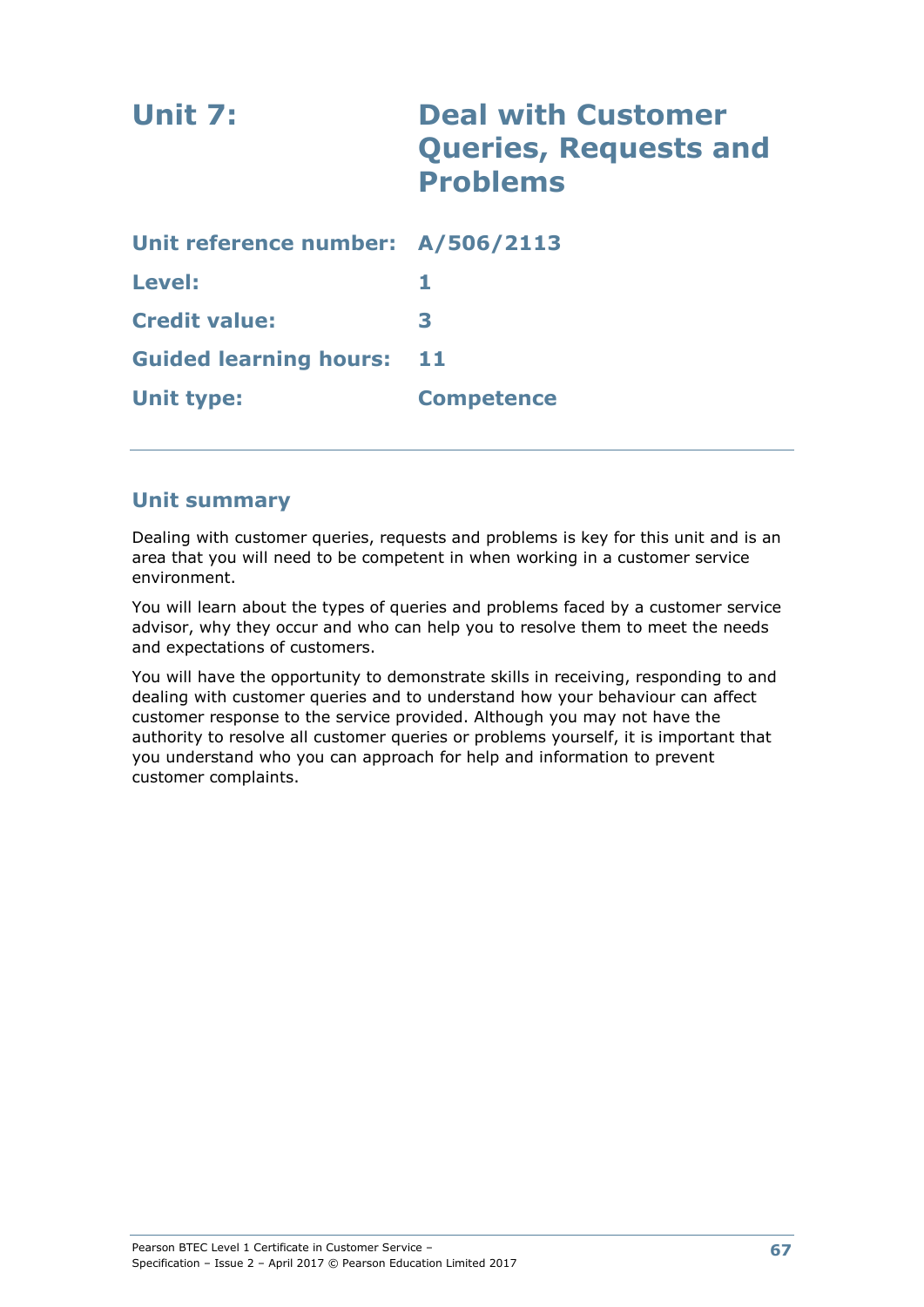# Unit 7: Deal with Customer Queries, Requests and Problems

| | |
|---|---|
| **Unit reference number:** | **A/506/2113** |
| **Level:** | **1** |
| **Credit value:** | **3** |
| **Guided learning hours:** | **11** |
| **Unit type:** | **Competence** |

## Unit summary

Dealing with customer queries, requests and problems is key for this unit and is an area that you will need to be competent in when working in a customer service environment.

You will learn about the types of queries and problems faced by a customer service advisor, why they occur and who can help you to resolve them to meet the needs and expectations of customers.

You will have the opportunity to demonstrate skills in receiving, responding to and dealing with customer queries and to understand how your behaviour can affect customer response to the service provided. Although you may not have the authority to resolve all customer queries or problems yourself, it is important that you understand who you can approach for help and information to prevent customer complaints.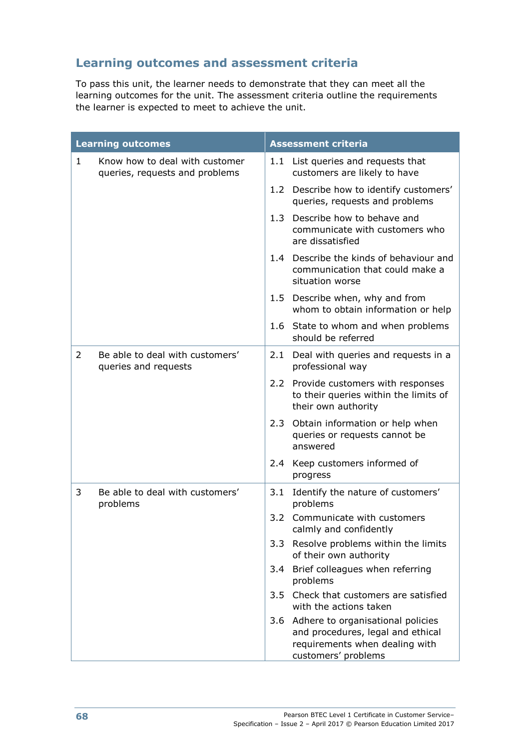## Learning outcomes and assessment criteria

To pass this unit, the learner needs to demonstrate that they can meet all the learning outcomes for the unit. The assessment criteria outline the requirements the learner is expected to meet to achieve the unit.

| Learning outcomes | Assessment criteria |
|---|---|
| 1 Know how to deal with customer queries, requests and problems | 1.1 List queries and requests that customers are likely to have |
| | 1.2 Describe how to identify customers' queries, requests and problems |
| | 1.3 Describe how to behave and communicate with customers who are dissatisfied |
| | 1.4 Describe the kinds of behaviour and communication that could make a situation worse |
| | 1.5 Describe when, why and from whom to obtain information or help |
| | 1.6 State to whom and when problems should be referred |
| 2 Be able to deal with customers' queries and requests | 2.1 Deal with queries and requests in a professional way |
| | 2.2 Provide customers with responses to their queries within the limits of their own authority |
| | 2.3 Obtain information or help when queries or requests cannot be answered |
| | 2.4 Keep customers informed of progress |
| 3 Be able to deal with customers' problems | 3.1 Identify the nature of customers' problems |
| | 3.2 Communicate with customers calmly and confidently |
| | 3.3 Resolve problems within the limits of their own authority |
| | 3.4 Brief colleagues when referring problems |
| | 3.5 Check that customers are satisfied with the actions taken |
| | 3.6 Adhere to organisational policies and procedures, legal and ethical requirements when dealing with customers' problems |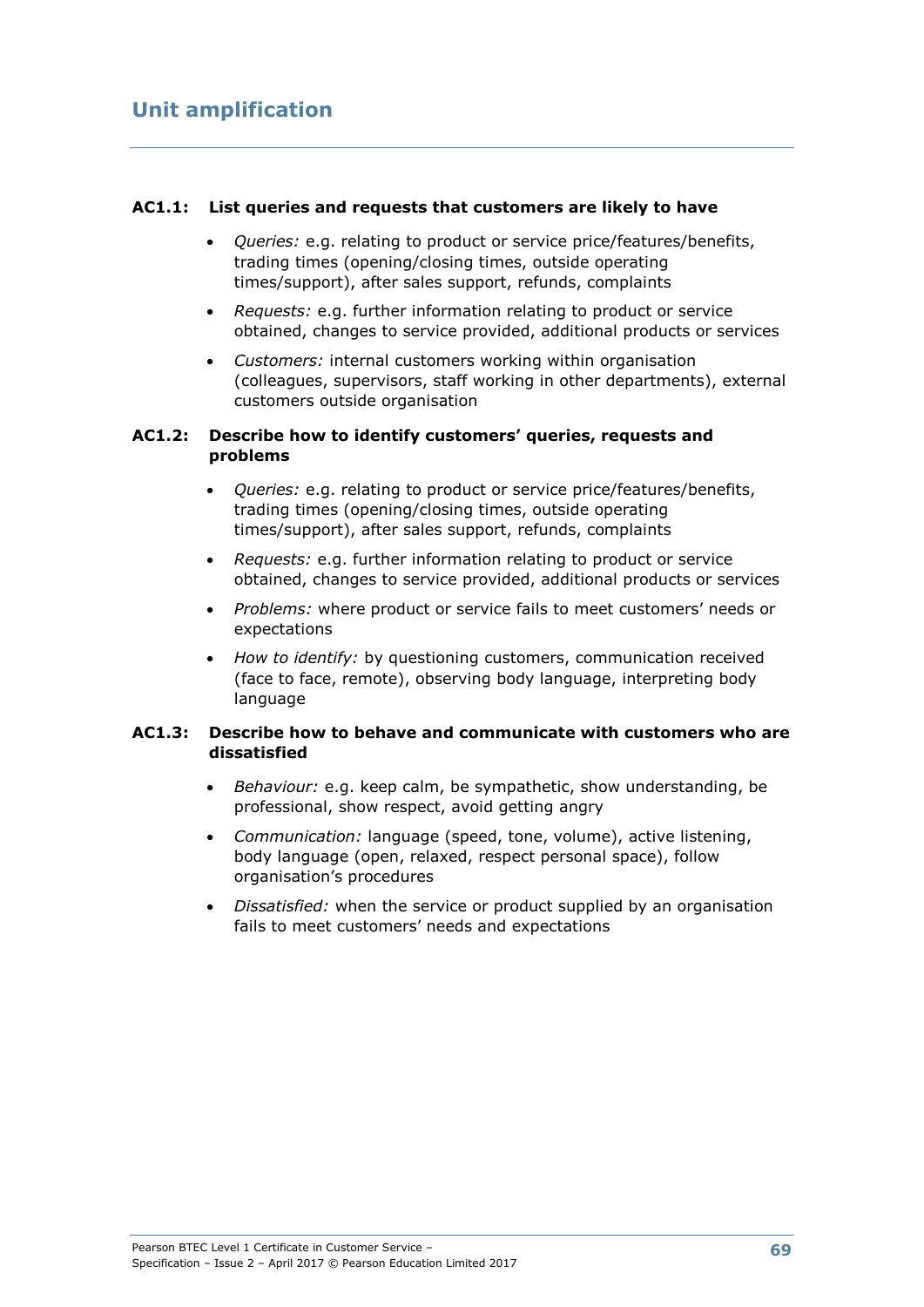## Unit amplification

**AC1.1: List queries and requests that customers are likely to have**

- *Queries:* e.g. relating to product or service price/features/benefits, trading times (opening/closing times, outside operating times/support), after sales support, refunds, complaints
- *Requests:* e.g. further information relating to product or service obtained, changes to service provided, additional products or services
- *Customers:* internal customers working within organisation (colleagues, supervisors, staff working in other departments), external customers outside organisation

**AC1.2: Describe how to identify customers' queries, requests and problems**

- *Queries:* e.g. relating to product or service price/features/benefits, trading times (opening/closing times, outside operating times/support), after sales support, refunds, complaints
- *Requests:* e.g. further information relating to product or service obtained, changes to service provided, additional products or services
- *Problems:* where product or service fails to meet customers' needs or expectations
- *How to identify:* by questioning customers, communication received (face to face, remote), observing body language, interpreting body language

**AC1.3: Describe how to behave and communicate with customers who are dissatisfied**

- *Behaviour:* e.g. keep calm, be sympathetic, show understanding, be professional, show respect, avoid getting angry
- *Communication:* language (speed, tone, volume), active listening, body language (open, relaxed, respect personal space), follow organisation's procedures
- *Dissatisfied:* when the service or product supplied by an organisation fails to meet customers' needs and expectations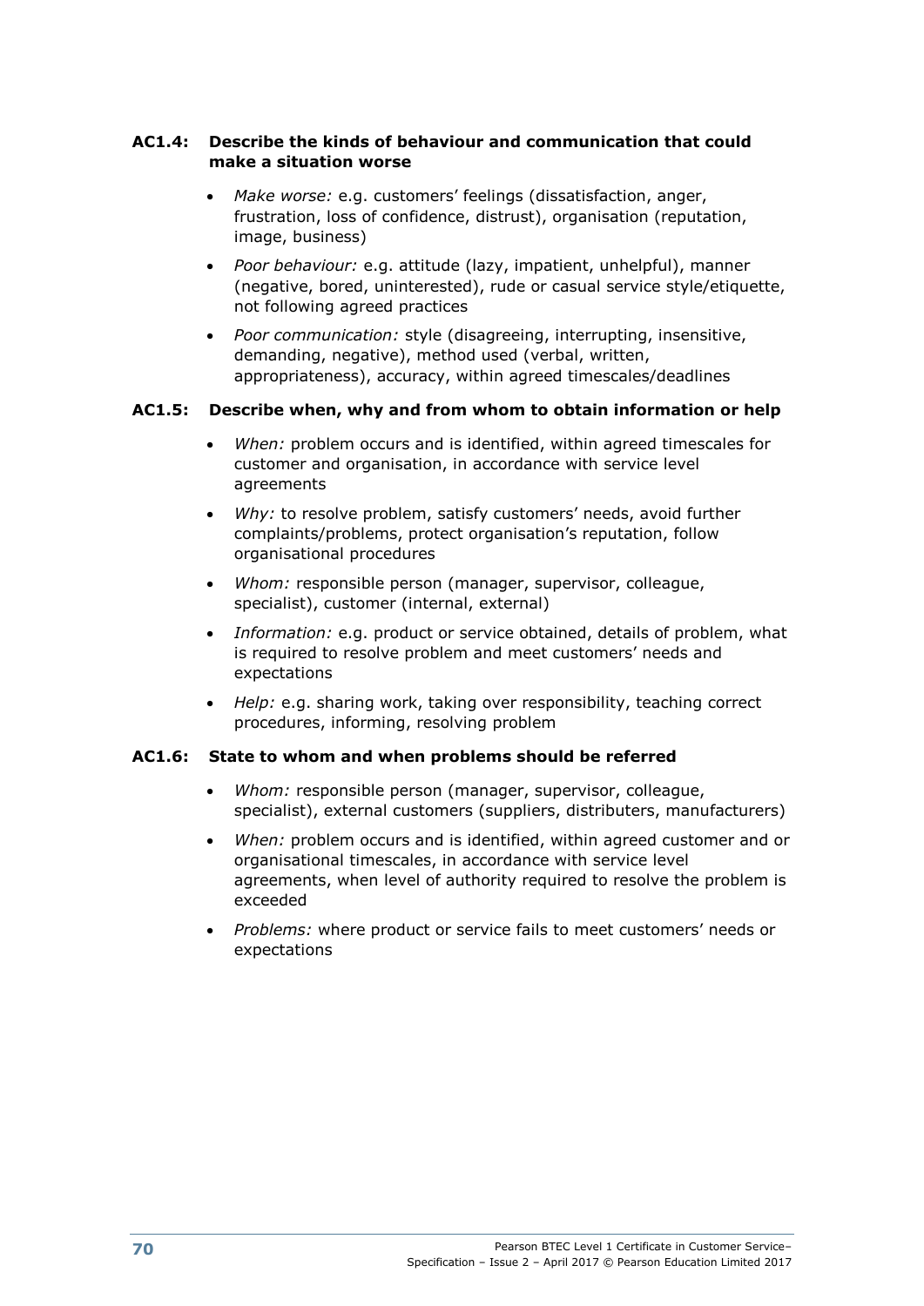### AC1.4: Describe the kinds of behaviour and communication that could make a situation worse

- *Make worse:* e.g. customers' feelings (dissatisfaction, anger, frustration, loss of confidence, distrust), organisation (reputation, image, business)
- *Poor behaviour:* e.g. attitude (lazy, impatient, unhelpful), manner (negative, bored, uninterested), rude or casual service style/etiquette, not following agreed practices
- *Poor communication:* style (disagreeing, interrupting, insensitive, demanding, negative), method used (verbal, written, appropriateness), accuracy, within agreed timescales/deadlines

### AC1.5: Describe when, why and from whom to obtain information or help

- *When:* problem occurs and is identified, within agreed timescales for customer and organisation, in accordance with service level agreements
- *Why:* to resolve problem, satisfy customers' needs, avoid further complaints/problems, protect organisation's reputation, follow organisational procedures
- *Whom:* responsible person (manager, supervisor, colleague, specialist), customer (internal, external)
- *Information:* e.g. product or service obtained, details of problem, what is required to resolve problem and meet customers' needs and expectations
- *Help:* e.g. sharing work, taking over responsibility, teaching correct procedures, informing, resolving problem

### AC1.6: State to whom and when problems should be referred

- *Whom:* responsible person (manager, supervisor, colleague, specialist), external customers (suppliers, distributers, manufacturers)
- *When:* problem occurs and is identified, within agreed customer and or organisational timescales, in accordance with service level agreements, when level of authority required to resolve the problem is exceeded
- *Problems:* where product or service fails to meet customers' needs or expectations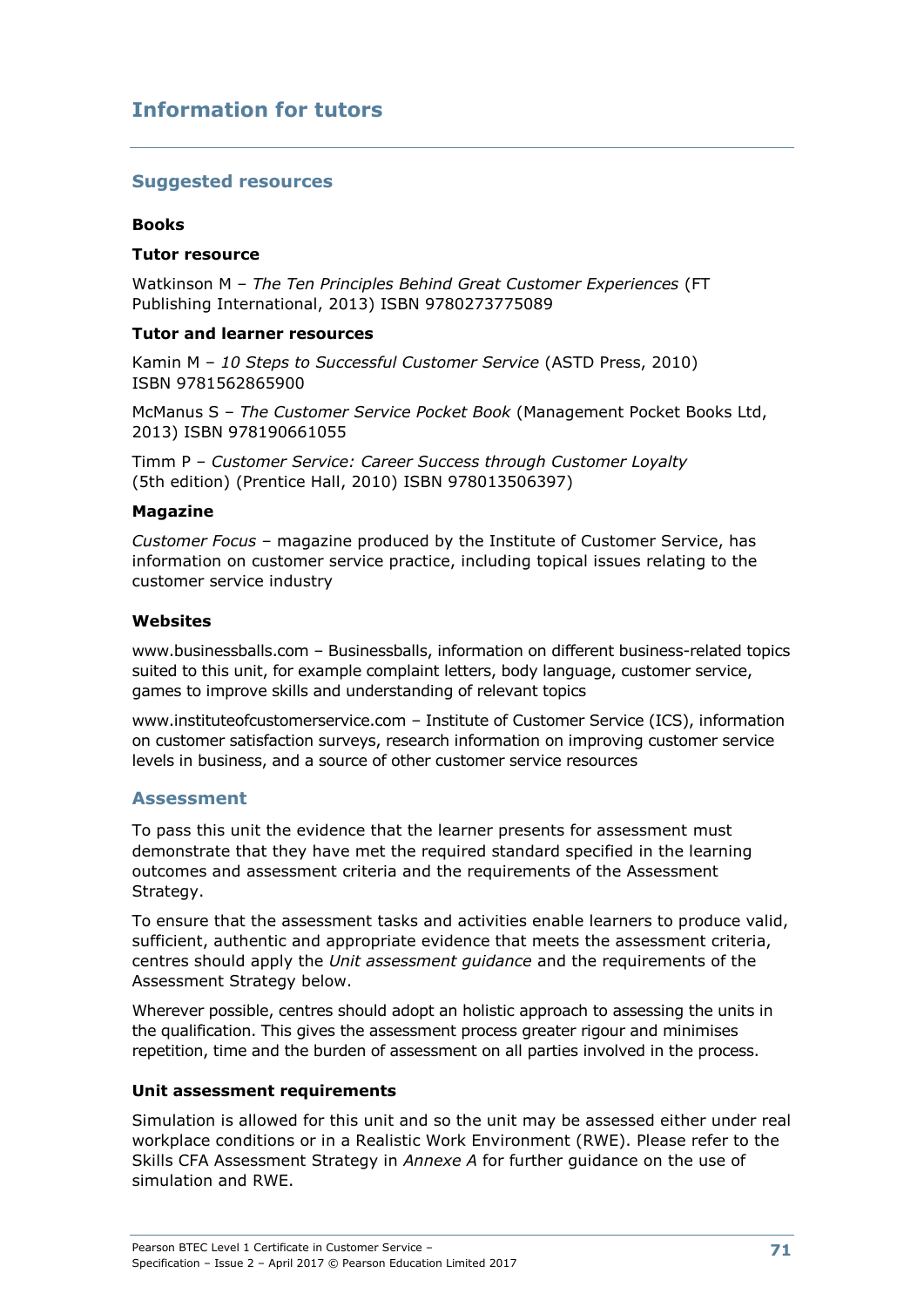## Information for tutors

### Suggested resources

**Books**

**Tutor resource**

Watkinson M – *The Ten Principles Behind Great Customer Experiences* (FT Publishing International, 2013) ISBN 9780273775089

**Tutor and learner resources**

Kamin M – *10 Steps to Successful Customer Service* (ASTD Press, 2010) ISBN 9781562865900

McManus S – *The Customer Service Pocket Book* (Management Pocket Books Ltd, 2013) ISBN 978190661055

Timm P – *Customer Service: Career Success through Customer Loyalty* (5th edition) (Prentice Hall, 2010) ISBN 978013506397)

**Magazine**

*Customer Focus* – magazine produced by the Institute of Customer Service, has information on customer service practice, including topical issues relating to the customer service industry

**Websites**

www.businessballs.com – Businessballs, information on different business-related topics suited to this unit, for example complaint letters, body language, customer service, games to improve skills and understanding of relevant topics

www.instituteofcustomerservice.com – Institute of Customer Service (ICS), information on customer satisfaction surveys, research information on improving customer service levels in business, and a source of other customer service resources

### Assessment

To pass this unit the evidence that the learner presents for assessment must demonstrate that they have met the required standard specified in the learning outcomes and assessment criteria and the requirements of the Assessment Strategy.

To ensure that the assessment tasks and activities enable learners to produce valid, sufficient, authentic and appropriate evidence that meets the assessment criteria, centres should apply the *Unit assessment guidance* and the requirements of the Assessment Strategy below.

Wherever possible, centres should adopt an holistic approach to assessing the units in the qualification. This gives the assessment process greater rigour and minimises repetition, time and the burden of assessment on all parties involved in the process.

**Unit assessment requirements**

Simulation is allowed for this unit and so the unit may be assessed either under real workplace conditions or in a Realistic Work Environment (RWE). Please refer to the Skills CFA Assessment Strategy in *Annexe A* for further guidance on the use of simulation and RWE.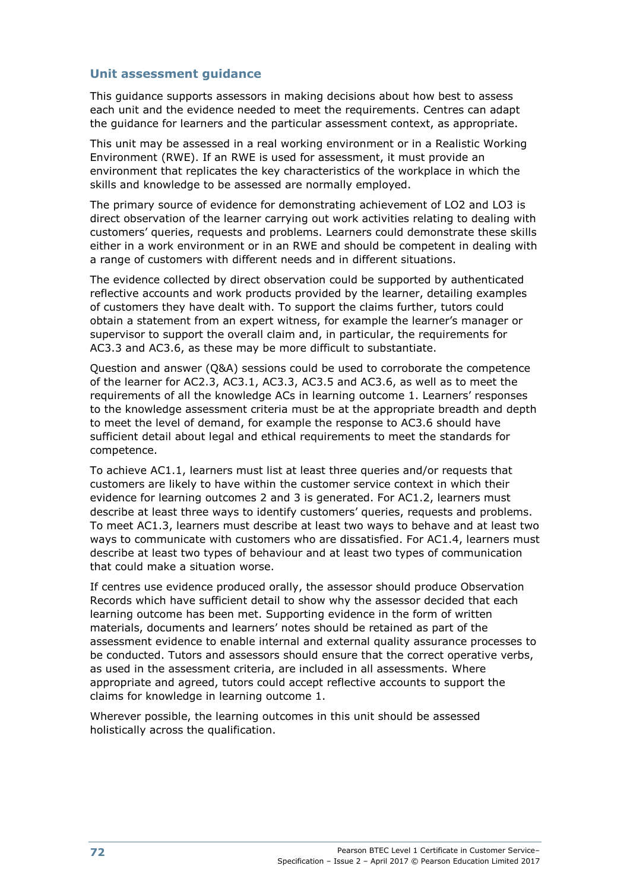## Unit assessment guidance

This guidance supports assessors in making decisions about how best to assess each unit and the evidence needed to meet the requirements. Centres can adapt the guidance for learners and the particular assessment context, as appropriate.

This unit may be assessed in a real working environment or in a Realistic Working Environment (RWE). If an RWE is used for assessment, it must provide an environment that replicates the key characteristics of the workplace in which the skills and knowledge to be assessed are normally employed.

The primary source of evidence for demonstrating achievement of LO2 and LO3 is direct observation of the learner carrying out work activities relating to dealing with customers' queries, requests and problems. Learners could demonstrate these skills either in a work environment or in an RWE and should be competent in dealing with a range of customers with different needs and in different situations.

The evidence collected by direct observation could be supported by authenticated reflective accounts and work products provided by the learner, detailing examples of customers they have dealt with. To support the claims further, tutors could obtain a statement from an expert witness, for example the learner's manager or supervisor to support the overall claim and, in particular, the requirements for AC3.3 and AC3.6, as these may be more difficult to substantiate.

Question and answer (Q&A) sessions could be used to corroborate the competence of the learner for AC2.3, AC3.1, AC3.3, AC3.5 and AC3.6, as well as to meet the requirements of all the knowledge ACs in learning outcome 1. Learners' responses to the knowledge assessment criteria must be at the appropriate breadth and depth to meet the level of demand, for example the response to AC3.6 should have sufficient detail about legal and ethical requirements to meet the standards for competence.

To achieve AC1.1, learners must list at least three queries and/or requests that customers are likely to have within the customer service context in which their evidence for learning outcomes 2 and 3 is generated. For AC1.2, learners must describe at least three ways to identify customers' queries, requests and problems. To meet AC1.3, learners must describe at least two ways to behave and at least two ways to communicate with customers who are dissatisfied. For AC1.4, learners must describe at least two types of behaviour and at least two types of communication that could make a situation worse.

If centres use evidence produced orally, the assessor should produce Observation Records which have sufficient detail to show why the assessor decided that each learning outcome has been met. Supporting evidence in the form of written materials, documents and learners' notes should be retained as part of the assessment evidence to enable internal and external quality assurance processes to be conducted. Tutors and assessors should ensure that the correct operative verbs, as used in the assessment criteria, are included in all assessments. Where appropriate and agreed, tutors could accept reflective accounts to support the claims for knowledge in learning outcome 1.

Wherever possible, the learning outcomes in this unit should be assessed holistically across the qualification.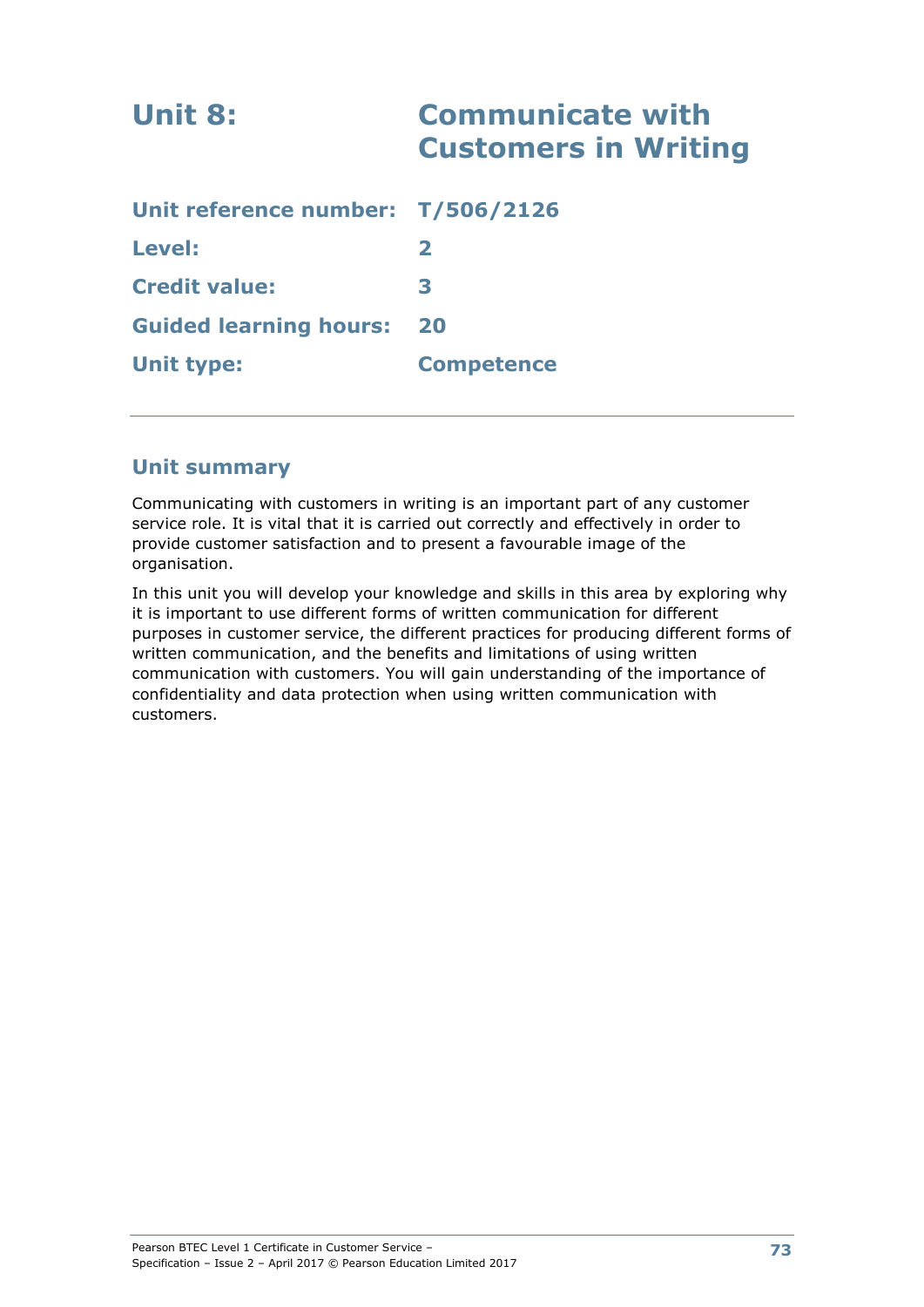# Unit 8: Communicate with Customers in Writing

**Unit reference number:** T/506/2126

**Level:** 2

**Credit value:** 3

**Guided learning hours:** 20

**Unit type:** Competence

---

## Unit summary

Communicating with customers in writing is an important part of any customer service role. It is vital that it is carried out correctly and effectively in order to provide customer satisfaction and to present a favourable image of the organisation.

In this unit you will develop your knowledge and skills in this area by exploring why it is important to use different forms of written communication for different purposes in customer service, the different practices for producing different forms of written communication, and the benefits and limitations of using written communication with customers. You will gain understanding of the importance of confidentiality and data protection when using written communication with customers.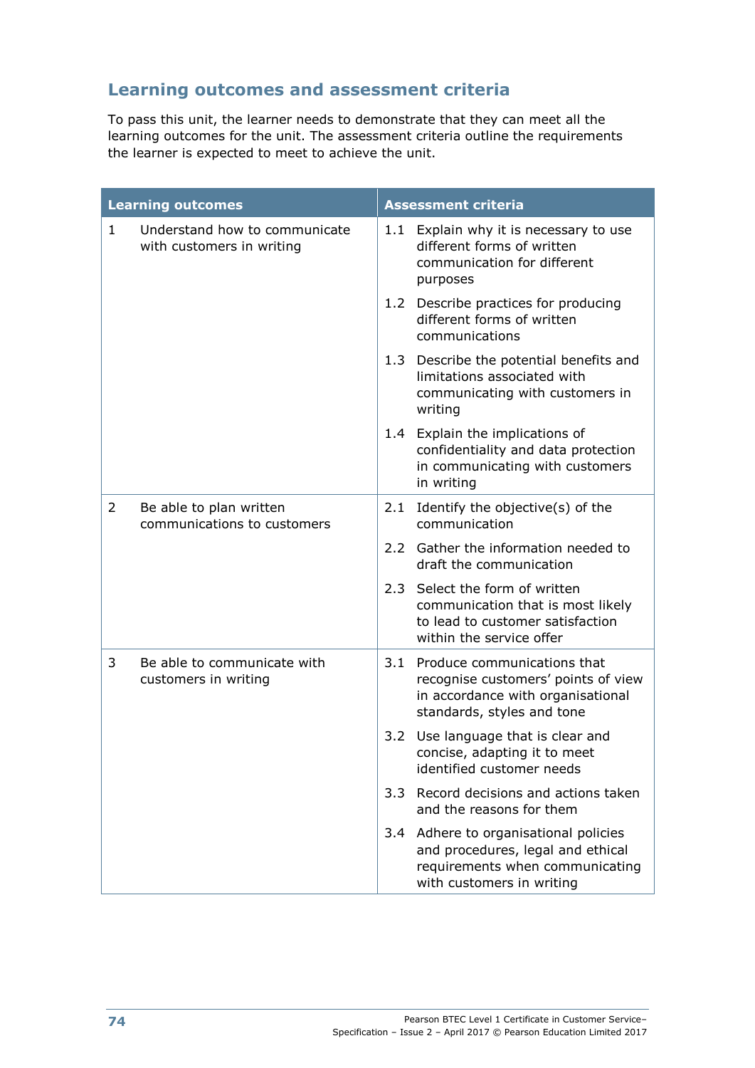## Learning outcomes and assessment criteria

To pass this unit, the learner needs to demonstrate that they can meet all the learning outcomes for the unit. The assessment criteria outline the requirements the learner is expected to meet to achieve the unit.

| Learning outcomes | Assessment criteria |
|---|---|
| 1 Understand how to communicate with customers in writing | 1.1 Explain why it is necessary to use different forms of written communication for different purposes |
| | 1.2 Describe practices for producing different forms of written communications |
| | 1.3 Describe the potential benefits and limitations associated with communicating with customers in writing |
| | 1.4 Explain the implications of confidentiality and data protection in communicating with customers in writing |
| 2 Be able to plan written communications to customers | 2.1 Identify the objective(s) of the communication |
| | 2.2 Gather the information needed to draft the communication |
| | 2.3 Select the form of written communication that is most likely to lead to customer satisfaction within the service offer |
| 3 Be able to communicate with customers in writing | 3.1 Produce communications that recognise customers' points of view in accordance with organisational standards, styles and tone |
| | 3.2 Use language that is clear and concise, adapting it to meet identified customer needs |
| | 3.3 Record decisions and actions taken and the reasons for them |
| | 3.4 Adhere to organisational policies and procedures, legal and ethical requirements when communicating with customers in writing |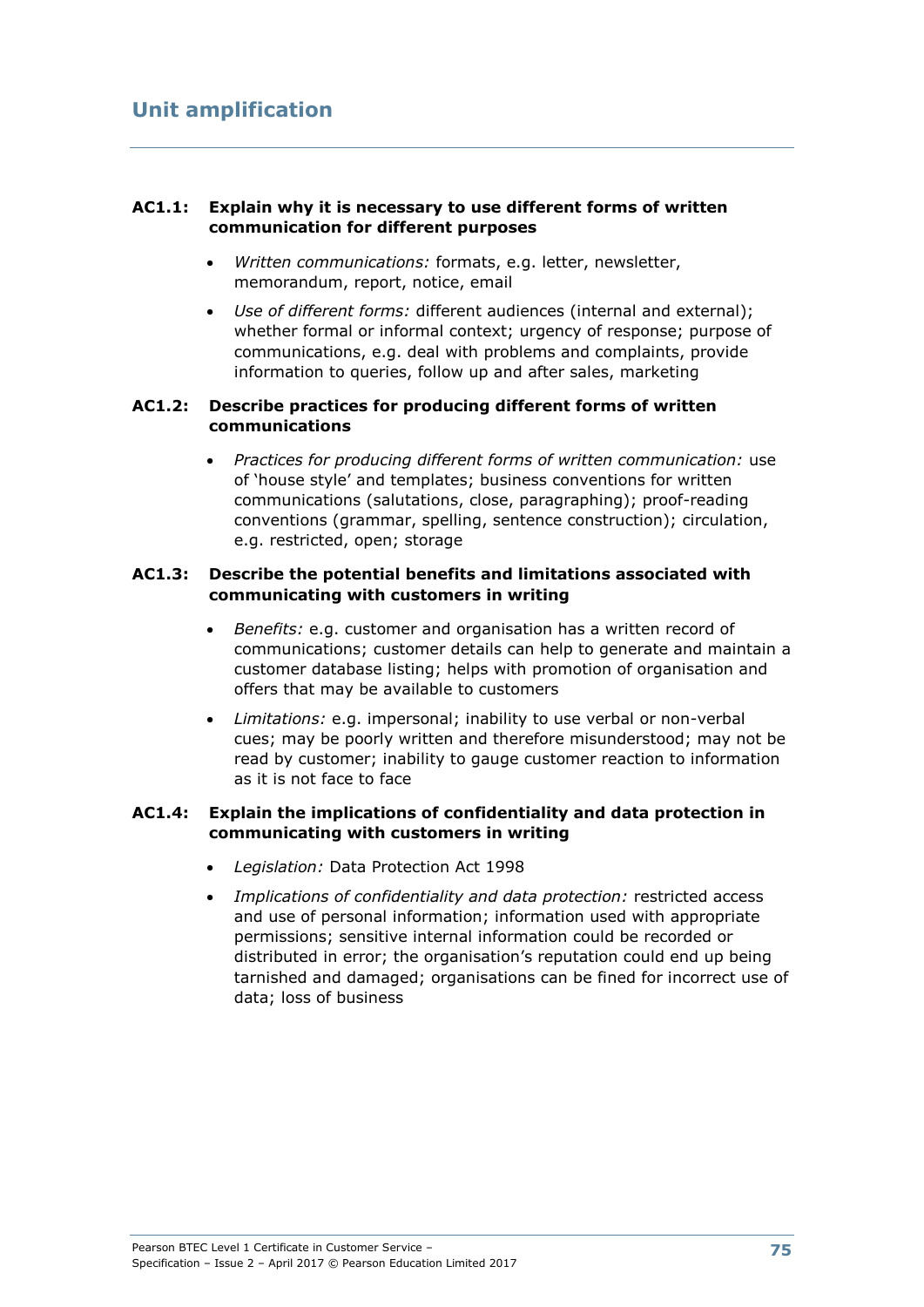## Unit amplification

### AC1.1: Explain why it is necessary to use different forms of written communication for different purposes

- *Written communications:* formats, e.g. letter, newsletter, memorandum, report, notice, email
- *Use of different forms:* different audiences (internal and external); whether formal or informal context; urgency of response; purpose of communications, e.g. deal with problems and complaints, provide information to queries, follow up and after sales, marketing

### AC1.2: Describe practices for producing different forms of written communications

- *Practices for producing different forms of written communication:* use of 'house style' and templates; business conventions for written communications (salutations, close, paragraphing); proof-reading conventions (grammar, spelling, sentence construction); circulation, e.g. restricted, open; storage

### AC1.3: Describe the potential benefits and limitations associated with communicating with customers in writing

- *Benefits:* e.g. customer and organisation has a written record of communications; customer details can help to generate and maintain a customer database listing; helps with promotion of organisation and offers that may be available to customers
- *Limitations:* e.g. impersonal; inability to use verbal or non-verbal cues; may be poorly written and therefore misunderstood; may not be read by customer; inability to gauge customer reaction to information as it is not face to face

### AC1.4: Explain the implications of confidentiality and data protection in communicating with customers in writing

- *Legislation:* Data Protection Act 1998
- *Implications of confidentiality and data protection:* restricted access and use of personal information; information used with appropriate permissions; sensitive internal information could be recorded or distributed in error; the organisation's reputation could end up being tarnished and damaged; organisations can be fined for incorrect use of data; loss of business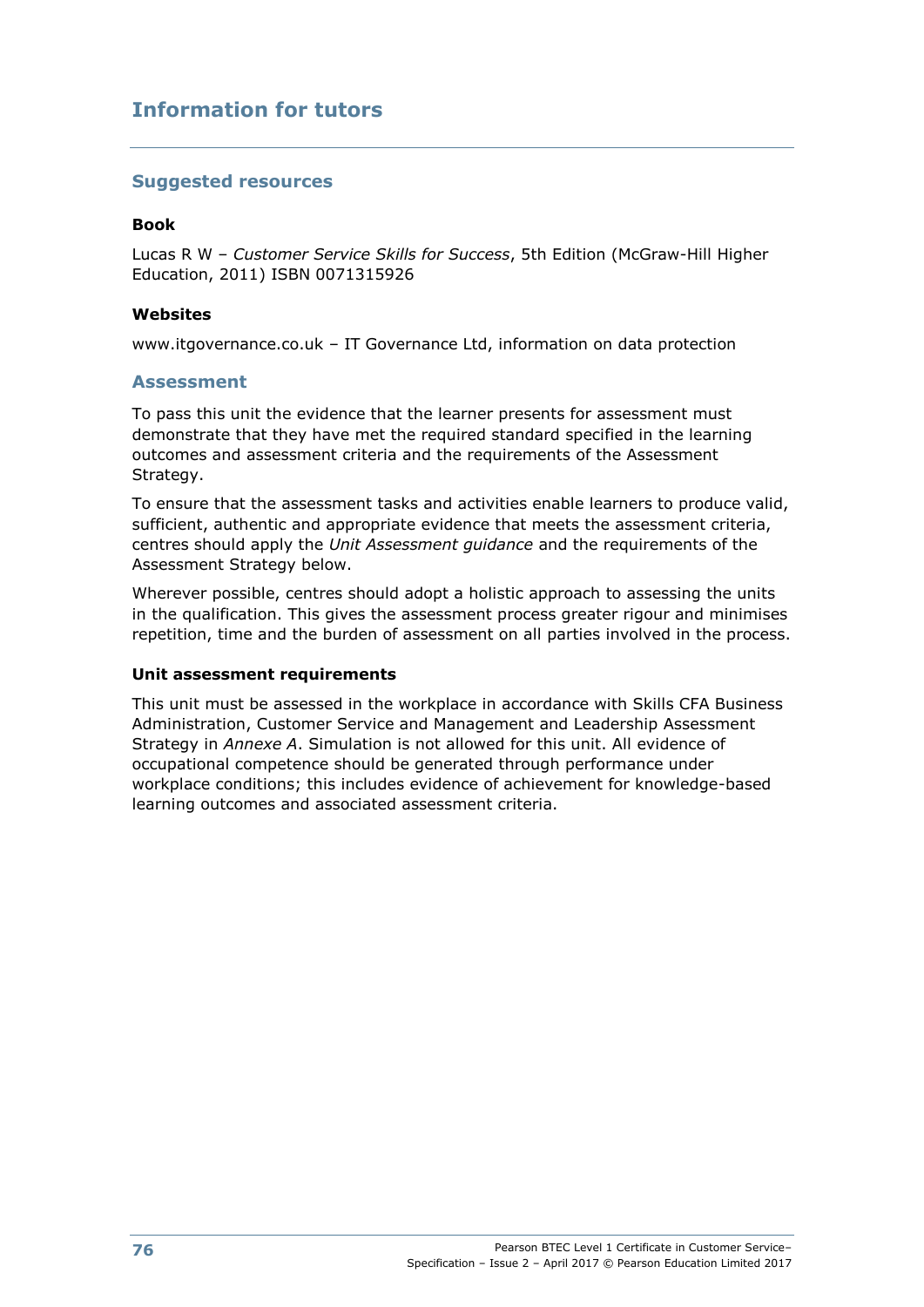## Information for tutors

### Suggested resources

**Book**

Lucas R W – *Customer Service Skills for Success*, 5th Edition (McGraw-Hill Higher Education, 2011) ISBN 0071315926

**Websites**

www.itgovernance.co.uk – IT Governance Ltd, information on data protection

### Assessment

To pass this unit the evidence that the learner presents for assessment must demonstrate that they have met the required standard specified in the learning outcomes and assessment criteria and the requirements of the Assessment Strategy.

To ensure that the assessment tasks and activities enable learners to produce valid, sufficient, authentic and appropriate evidence that meets the assessment criteria, centres should apply the *Unit Assessment guidance* and the requirements of the Assessment Strategy below.

Wherever possible, centres should adopt a holistic approach to assessing the units in the qualification. This gives the assessment process greater rigour and minimises repetition, time and the burden of assessment on all parties involved in the process.

**Unit assessment requirements**

This unit must be assessed in the workplace in accordance with Skills CFA Business Administration, Customer Service and Management and Leadership Assessment Strategy in *Annexe A*. Simulation is not allowed for this unit. All evidence of occupational competence should be generated through performance under workplace conditions; this includes evidence of achievement for knowledge-based learning outcomes and associated assessment criteria.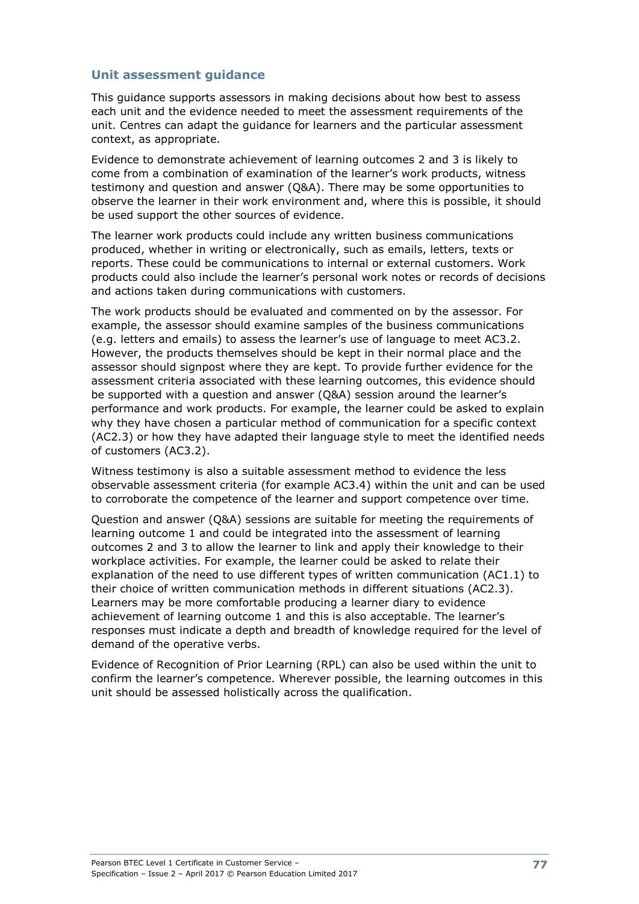## Unit assessment guidance

This guidance supports assessors in making decisions about how best to assess each unit and the evidence needed to meet the assessment requirements of the unit. Centres can adapt the guidance for learners and the particular assessment context, as appropriate.

Evidence to demonstrate achievement of learning outcomes 2 and 3 is likely to come from a combination of examination of the learner's work products, witness testimony and question and answer (Q&A). There may be some opportunities to observe the learner in their work environment and, where this is possible, it should be used support the other sources of evidence.

The learner work products could include any written business communications produced, whether in writing or electronically, such as emails, letters, texts or reports. These could be communications to internal or external customers. Work products could also include the learner's personal work notes or records of decisions and actions taken during communications with customers.

The work products should be evaluated and commented on by the assessor. For example, the assessor should examine samples of the business communications (e.g. letters and emails) to assess the learner's use of language to meet AC3.2. However, the products themselves should be kept in their normal place and the assessor should signpost where they are kept. To provide further evidence for the assessment criteria associated with these learning outcomes, this evidence should be supported with a question and answer (Q&A) session around the learner's performance and work products. For example, the learner could be asked to explain why they have chosen a particular method of communication for a specific context (AC2.3) or how they have adapted their language style to meet the identified needs of customers (AC3.2).

Witness testimony is also a suitable assessment method to evidence the less observable assessment criteria (for example AC3.4) within the unit and can be used to corroborate the competence of the learner and support competence over time.

Question and answer (Q&A) sessions are suitable for meeting the requirements of learning outcome 1 and could be integrated into the assessment of learning outcomes 2 and 3 to allow the learner to link and apply their knowledge to their workplace activities. For example, the learner could be asked to relate their explanation of the need to use different types of written communication (AC1.1) to their choice of written communication methods in different situations (AC2.3). Learners may be more comfortable producing a learner diary to evidence achievement of learning outcome 1 and this is also acceptable. The learner's responses must indicate a depth and breadth of knowledge required for the level of demand of the operative verbs.

Evidence of Recognition of Prior Learning (RPL) can also be used within the unit to confirm the learner's competence. Wherever possible, the learning outcomes in this unit should be assessed holistically across the qualification.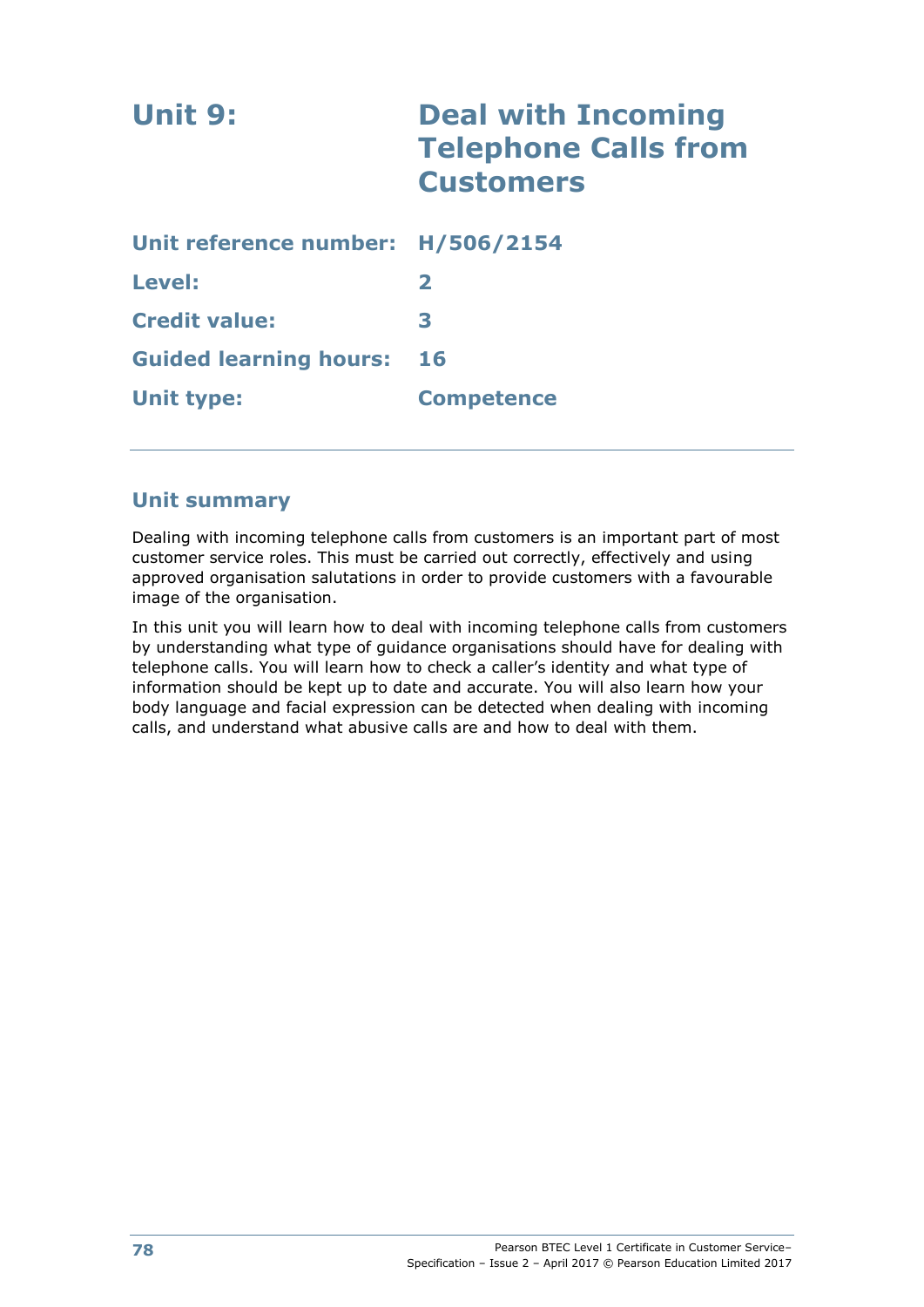# Unit 9: Deal with Incoming Telephone Calls from Customers

| | |
|---|---|
| **Unit reference number:** | **H/506/2154** |
| **Level:** | **2** |
| **Credit value:** | **3** |
| **Guided learning hours:** | **16** |
| **Unit type:** | **Competence** |

## Unit summary

Dealing with incoming telephone calls from customers is an important part of most customer service roles. This must be carried out correctly, effectively and using approved organisation salutations in order to provide customers with a favourable image of the organisation.

In this unit you will learn how to deal with incoming telephone calls from customers by understanding what type of guidance organisations should have for dealing with telephone calls. You will learn how to check a caller's identity and what type of information should be kept up to date and accurate. You will also learn how your body language and facial expression can be detected when dealing with incoming calls, and understand what abusive calls are and how to deal with them.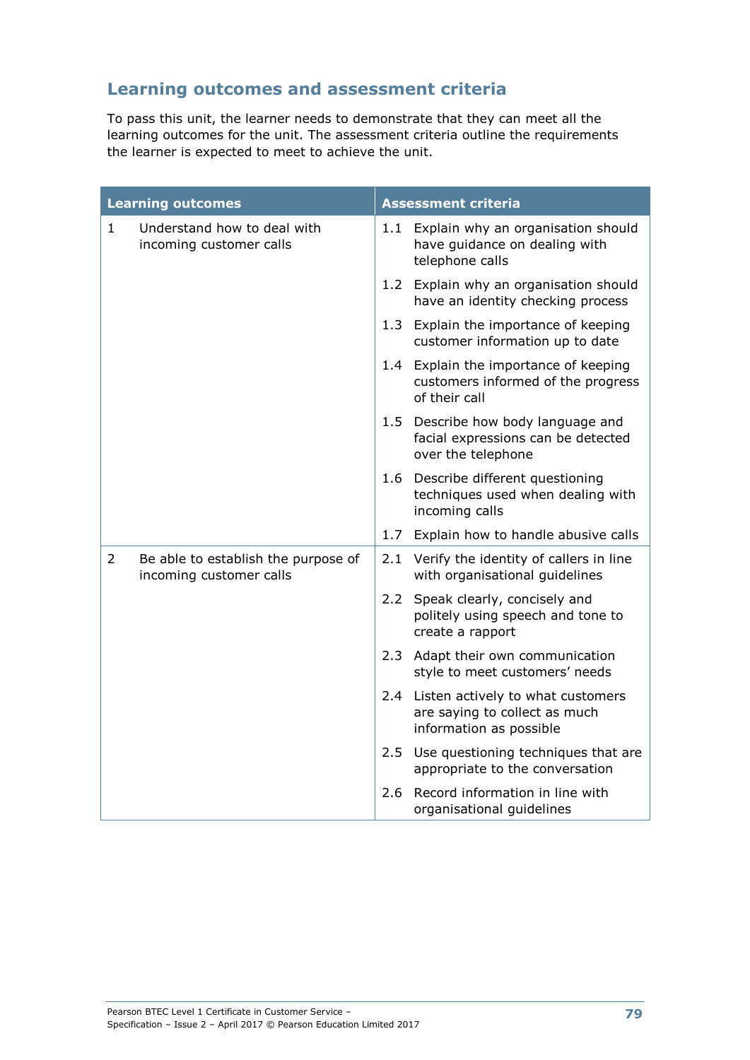## Learning outcomes and assessment criteria

To pass this unit, the learner needs to demonstrate that they can meet all the learning outcomes for the unit. The assessment criteria outline the requirements the learner is expected to meet to achieve the unit.

| Learning outcomes | Assessment criteria |
|---|---|
| 1 Understand how to deal with incoming customer calls | 1.1 Explain why an organisation should have guidance on dealing with telephone calls |
| | 1.2 Explain why an organisation should have an identity checking process |
| | 1.3 Explain the importance of keeping customer information up to date |
| | 1.4 Explain the importance of keeping customers informed of the progress of their call |
| | 1.5 Describe how body language and facial expressions can be detected over the telephone |
| | 1.6 Describe different questioning techniques used when dealing with incoming calls |
| | 1.7 Explain how to handle abusive calls |
| 2 Be able to establish the purpose of incoming customer calls | 2.1 Verify the identity of callers in line with organisational guidelines |
| | 2.2 Speak clearly, concisely and politely using speech and tone to create a rapport |
| | 2.3 Adapt their own communication style to meet customers' needs |
| | 2.4 Listen actively to what customers are saying to collect as much information as possible |
| | 2.5 Use questioning techniques that are appropriate to the conversation |
| | 2.6 Record information in line with organisational guidelines |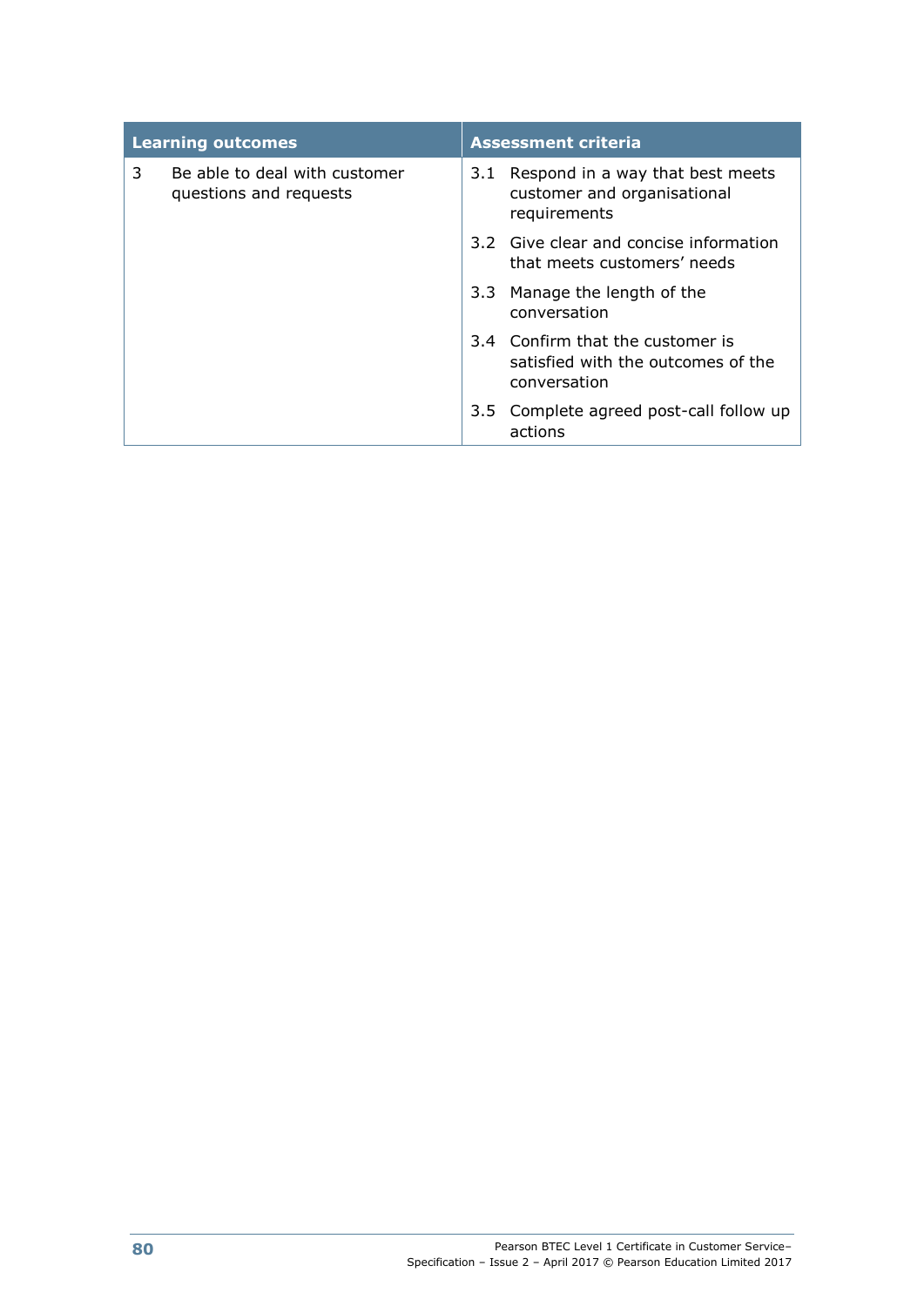| Learning outcomes | Assessment criteria |
|---|---|
| 3 Be able to deal with customer questions and requests | 3.1 Respond in a way that best meets customer and organisational requirements |
| | 3.2 Give clear and concise information that meets customers' needs |
| | 3.3 Manage the length of the conversation |
| | 3.4 Confirm that the customer is satisfied with the outcomes of the conversation |
| | 3.5 Complete agreed post-call follow up actions |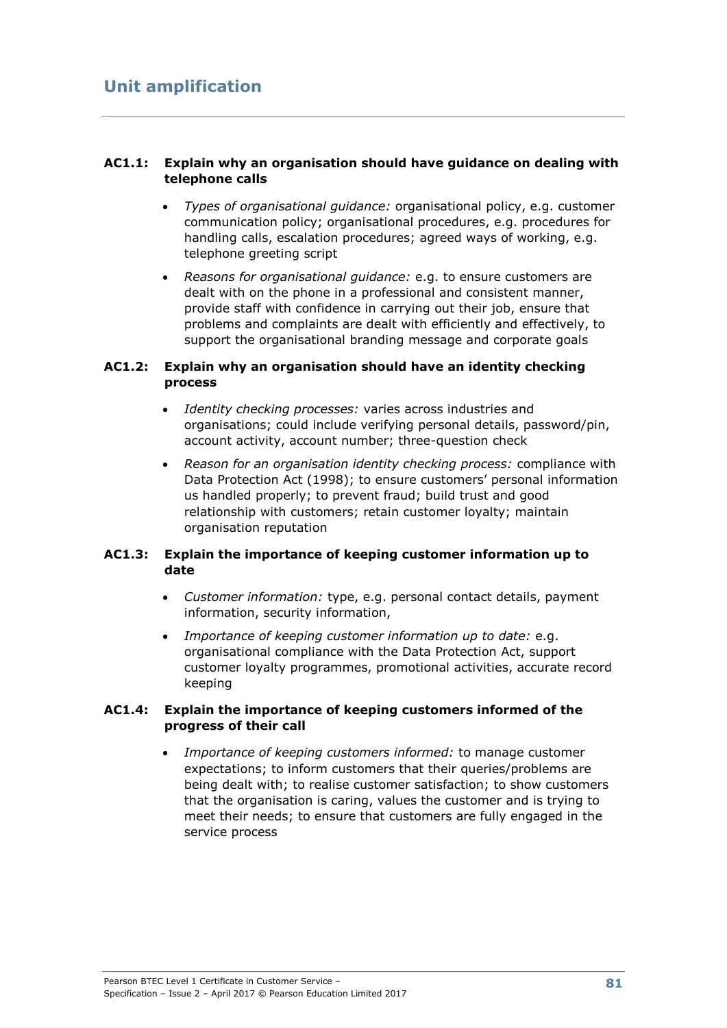## Unit amplification

### AC1.1: Explain why an organisation should have guidance on dealing with telephone calls

- *Types of organisational guidance:* organisational policy, e.g. customer communication policy; organisational procedures, e.g. procedures for handling calls, escalation procedures; agreed ways of working, e.g. telephone greeting script
- *Reasons for organisational guidance:* e.g. to ensure customers are dealt with on the phone in a professional and consistent manner, provide staff with confidence in carrying out their job, ensure that problems and complaints are dealt with efficiently and effectively, to support the organisational branding message and corporate goals

### AC1.2: Explain why an organisation should have an identity checking process

- *Identity checking processes:* varies across industries and organisations; could include verifying personal details, password/pin, account activity, account number; three-question check
- *Reason for an organisation identity checking process:* compliance with Data Protection Act (1998); to ensure customers' personal information us handled properly; to prevent fraud; build trust and good relationship with customers; retain customer loyalty; maintain organisation reputation

### AC1.3: Explain the importance of keeping customer information up to date

- *Customer information:* type, e.g. personal contact details, payment information, security information,
- *Importance of keeping customer information up to date:* e.g. organisational compliance with the Data Protection Act, support customer loyalty programmes, promotional activities, accurate record keeping

### AC1.4: Explain the importance of keeping customers informed of the progress of their call

- *Importance of keeping customers informed:* to manage customer expectations; to inform customers that their queries/problems are being dealt with; to realise customer satisfaction; to show customers that the organisation is caring, values the customer and is trying to meet their needs; to ensure that customers are fully engaged in the service process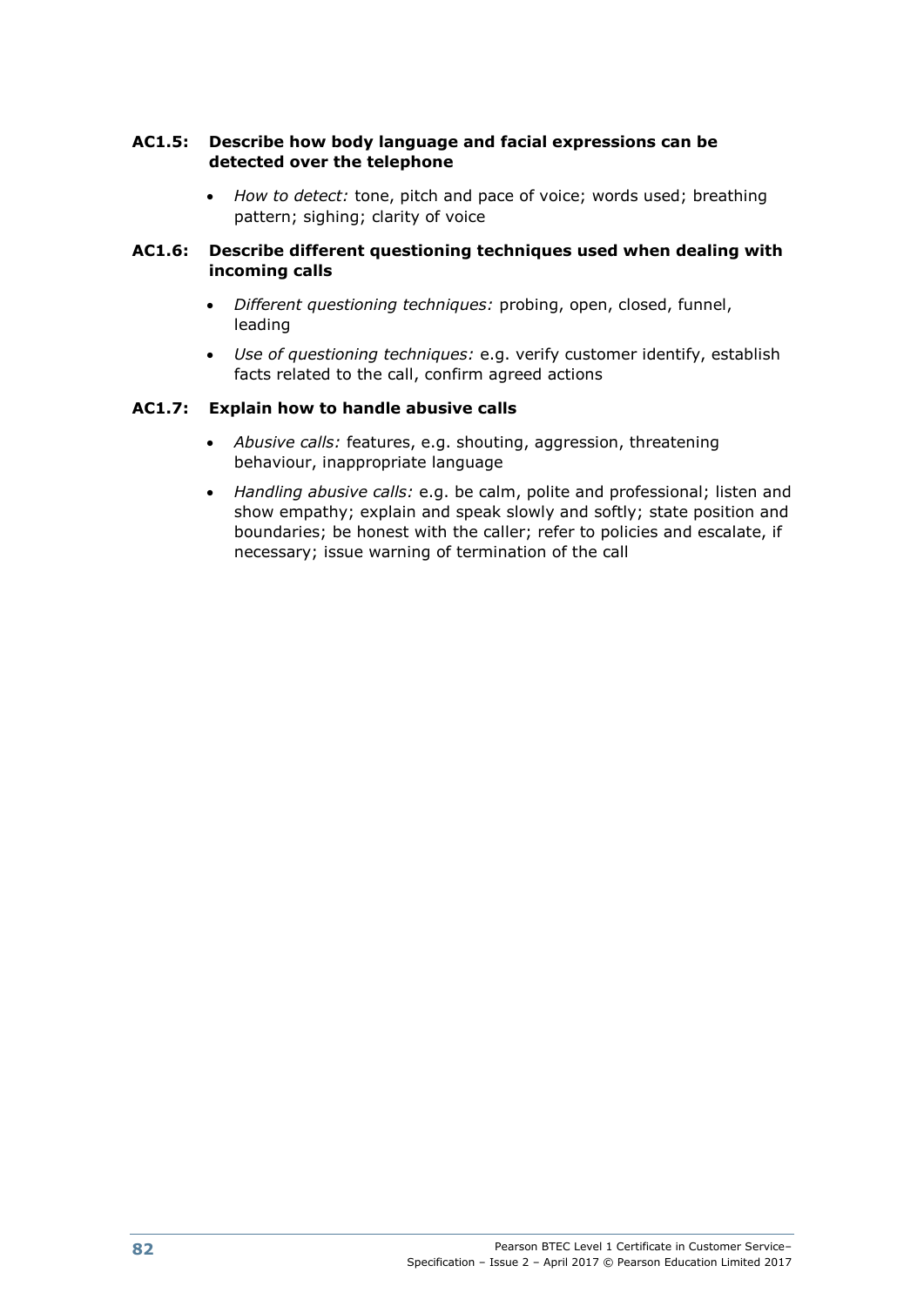### AC1.5: Describe how body language and facial expressions can be detected over the telephone

- *How to detect:* tone, pitch and pace of voice; words used; breathing pattern; sighing; clarity of voice

### AC1.6: Describe different questioning techniques used when dealing with incoming calls

- *Different questioning techniques:* probing, open, closed, funnel, leading
- *Use of questioning techniques:* e.g. verify customer identify, establish facts related to the call, confirm agreed actions

### AC1.7: Explain how to handle abusive calls

- *Abusive calls:* features, e.g. shouting, aggression, threatening behaviour, inappropriate language
- *Handling abusive calls:* e.g. be calm, polite and professional; listen and show empathy; explain and speak slowly and softly; state position and boundaries; be honest with the caller; refer to policies and escalate, if necessary; issue warning of termination of the call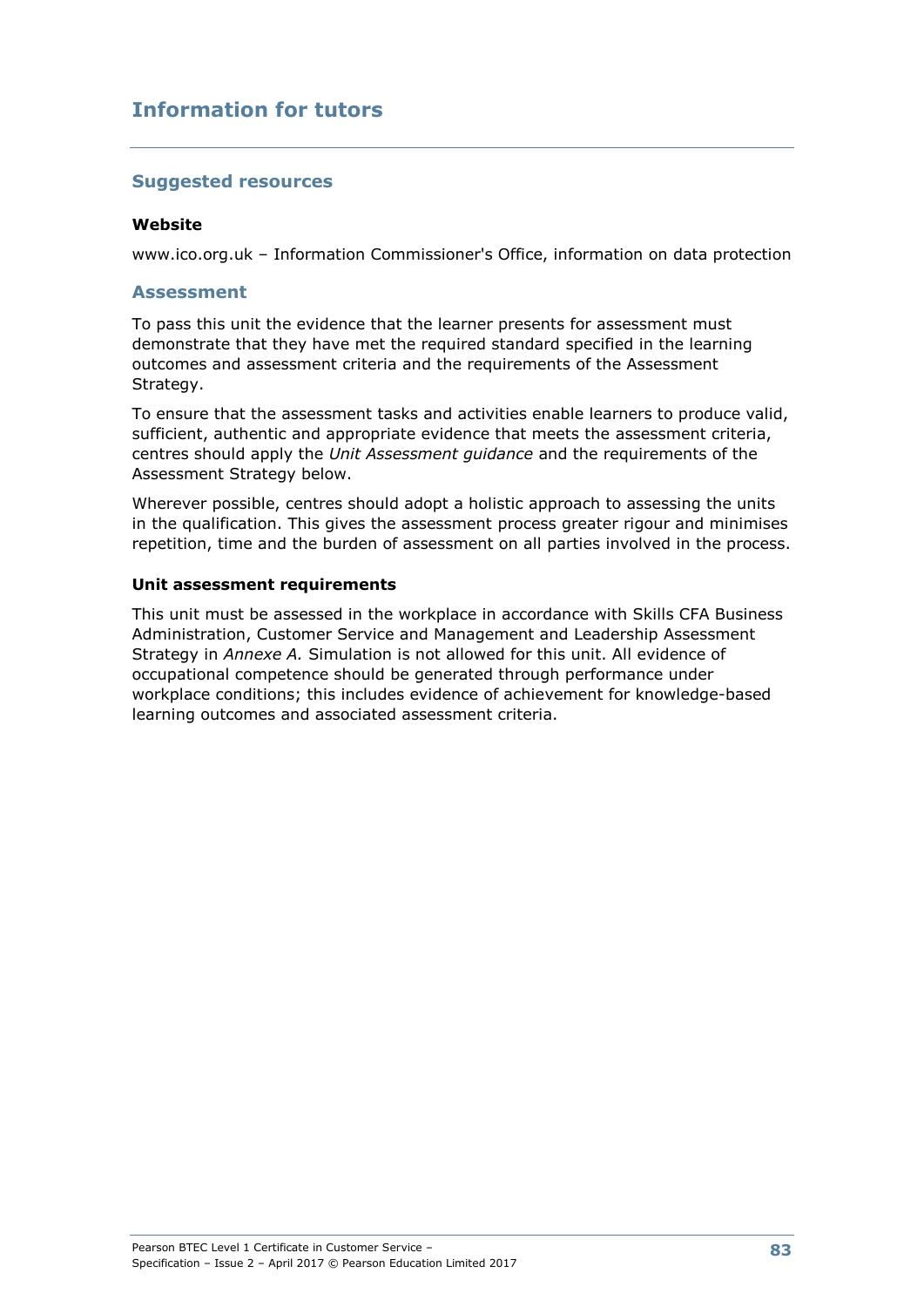## Information for tutors

### Suggested resources

**Website**

www.ico.org.uk – Information Commissioner's Office, information on data protection

### Assessment

To pass this unit the evidence that the learner presents for assessment must demonstrate that they have met the required standard specified in the learning outcomes and assessment criteria and the requirements of the Assessment Strategy.

To ensure that the assessment tasks and activities enable learners to produce valid, sufficient, authentic and appropriate evidence that meets the assessment criteria, centres should apply the *Unit Assessment guidance* and the requirements of the Assessment Strategy below.

Wherever possible, centres should adopt a holistic approach to assessing the units in the qualification. This gives the assessment process greater rigour and minimises repetition, time and the burden of assessment on all parties involved in the process.

**Unit assessment requirements**

This unit must be assessed in the workplace in accordance with Skills CFA Business Administration, Customer Service and Management and Leadership Assessment Strategy in *Annexe A.* Simulation is not allowed for this unit. All evidence of occupational competence should be generated through performance under workplace conditions; this includes evidence of achievement for knowledge-based learning outcomes and associated assessment criteria.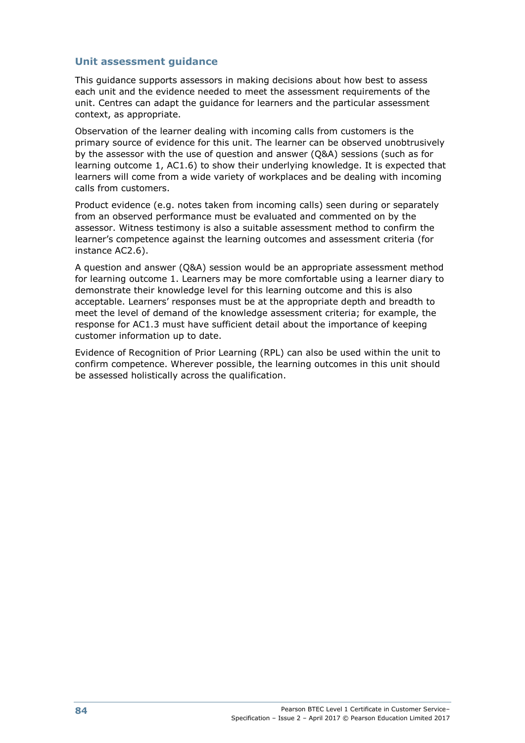## Unit assessment guidance

This guidance supports assessors in making decisions about how best to assess each unit and the evidence needed to meet the assessment requirements of the unit. Centres can adapt the guidance for learners and the particular assessment context, as appropriate.

Observation of the learner dealing with incoming calls from customers is the primary source of evidence for this unit. The learner can be observed unobtrusively by the assessor with the use of question and answer (Q&A) sessions (such as for learning outcome 1, AC1.6) to show their underlying knowledge. It is expected that learners will come from a wide variety of workplaces and be dealing with incoming calls from customers.

Product evidence (e.g. notes taken from incoming calls) seen during or separately from an observed performance must be evaluated and commented on by the assessor. Witness testimony is also a suitable assessment method to confirm the learner's competence against the learning outcomes and assessment criteria (for instance AC2.6).

A question and answer (Q&A) session would be an appropriate assessment method for learning outcome 1. Learners may be more comfortable using a learner diary to demonstrate their knowledge level for this learning outcome and this is also acceptable. Learners' responses must be at the appropriate depth and breadth to meet the level of demand of the knowledge assessment criteria; for example, the response for AC1.3 must have sufficient detail about the importance of keeping customer information up to date.

Evidence of Recognition of Prior Learning (RPL) can also be used within the unit to confirm competence. Wherever possible, the learning outcomes in this unit should be assessed holistically across the qualification.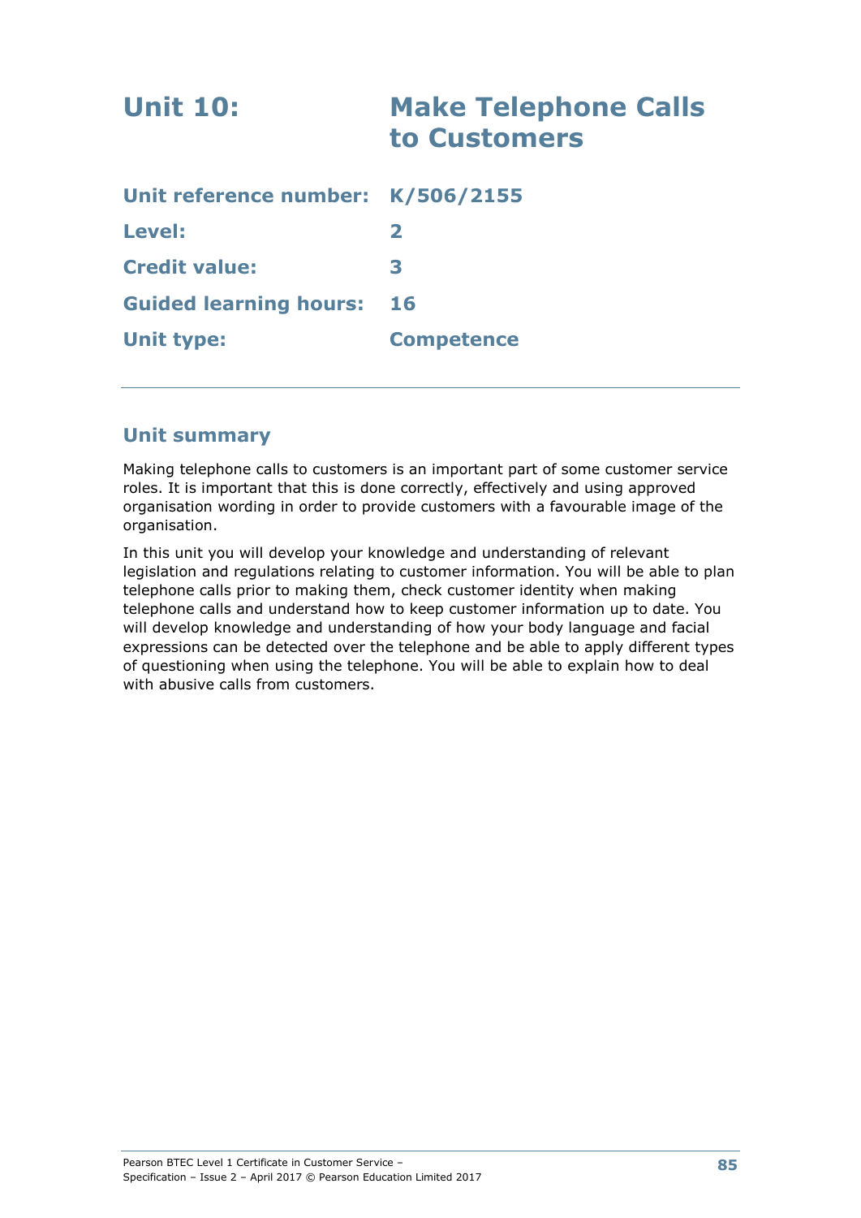# Unit 10: Make Telephone Calls to Customers

| | |
|---|---|
| **Unit reference number:** | **K/506/2155** |
| **Level:** | **2** |
| **Credit value:** | **3** |
| **Guided learning hours:** | **16** |
| **Unit type:** | **Competence** |

## Unit summary

Making telephone calls to customers is an important part of some customer service roles. It is important that this is done correctly, effectively and using approved organisation wording in order to provide customers with a favourable image of the organisation.

In this unit you will develop your knowledge and understanding of relevant legislation and regulations relating to customer information. You will be able to plan telephone calls prior to making them, check customer identity when making telephone calls and understand how to keep customer information up to date. You will develop knowledge and understanding of how your body language and facial expressions can be detected over the telephone and be able to apply different types of questioning when using the telephone. You will be able to explain how to deal with abusive calls from customers.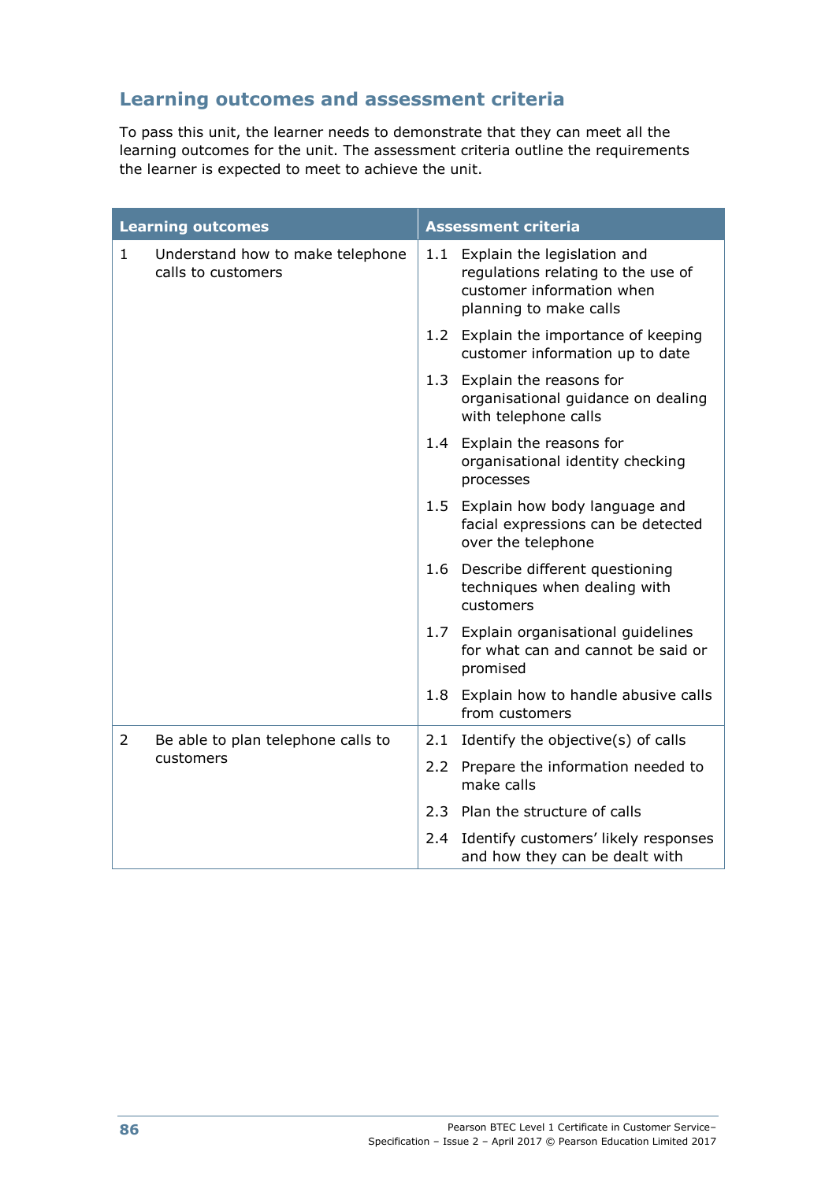## Learning outcomes and assessment criteria

To pass this unit, the learner needs to demonstrate that they can meet all the learning outcomes for the unit. The assessment criteria outline the requirements the learner is expected to meet to achieve the unit.

| Learning outcomes | Assessment criteria |
|---|---|
| 1 Understand how to make telephone calls to customers | 1.1 Explain the legislation and regulations relating to the use of customer information when planning to make calls |
| | 1.2 Explain the importance of keeping customer information up to date |
| | 1.3 Explain the reasons for organisational guidance on dealing with telephone calls |
| | 1.4 Explain the reasons for organisational identity checking processes |
| | 1.5 Explain how body language and facial expressions can be detected over the telephone |
| | 1.6 Describe different questioning techniques when dealing with customers |
| | 1.7 Explain organisational guidelines for what can and cannot be said or promised |
| | 1.8 Explain how to handle abusive calls from customers |
| 2 Be able to plan telephone calls to customers | 2.1 Identify the objective(s) of calls |
| | 2.2 Prepare the information needed to make calls |
| | 2.3 Plan the structure of calls |
| | 2.4 Identify customers' likely responses and how they can be dealt with |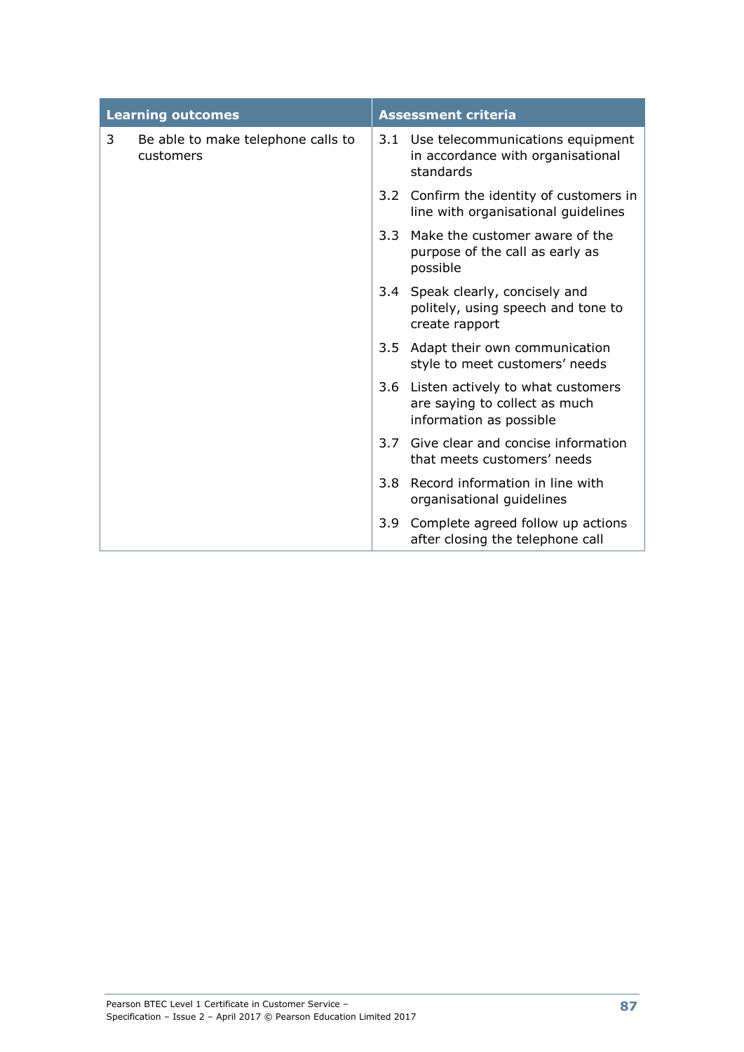| Learning outcomes | Assessment criteria |
|---|---|
| 3 Be able to make telephone calls to customers | 3.1 Use telecommunications equipment in accordance with organisational standards |
| | 3.2 Confirm the identity of customers in line with organisational guidelines |
| | 3.3 Make the customer aware of the purpose of the call as early as possible |
| | 3.4 Speak clearly, concisely and politely, using speech and tone to create rapport |
| | 3.5 Adapt their own communication style to meet customers' needs |
| | 3.6 Listen actively to what customers are saying to collect as much information as possible |
| | 3.7 Give clear and concise information that meets customers' needs |
| | 3.8 Record information in line with organisational guidelines |
| | 3.9 Complete agreed follow up actions after closing the telephone call |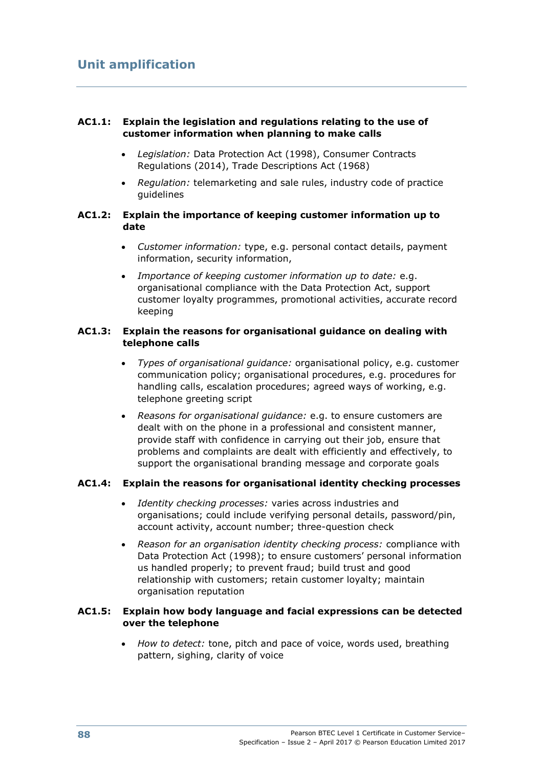## Unit amplification

**AC1.1: Explain the legislation and regulations relating to the use of customer information when planning to make calls**

- *Legislation:* Data Protection Act (1998), Consumer Contracts Regulations (2014), Trade Descriptions Act (1968)
- *Regulation:* telemarketing and sale rules, industry code of practice guidelines

**AC1.2: Explain the importance of keeping customer information up to date**

- *Customer information:* type, e.g. personal contact details, payment information, security information,
- *Importance of keeping customer information up to date:* e.g. organisational compliance with the Data Protection Act, support customer loyalty programmes, promotional activities, accurate record keeping

**AC1.3: Explain the reasons for organisational guidance on dealing with telephone calls**

- *Types of organisational guidance:* organisational policy, e.g. customer communication policy; organisational procedures, e.g. procedures for handling calls, escalation procedures; agreed ways of working, e.g. telephone greeting script
- *Reasons for organisational guidance:* e.g. to ensure customers are dealt with on the phone in a professional and consistent manner, provide staff with confidence in carrying out their job, ensure that problems and complaints are dealt with efficiently and effectively, to support the organisational branding message and corporate goals

**AC1.4: Explain the reasons for organisational identity checking processes**

- *Identity checking processes:* varies across industries and organisations; could include verifying personal details, password/pin, account activity, account number; three-question check
- *Reason for an organisation identity checking process:* compliance with Data Protection Act (1998); to ensure customers' personal information us handled properly; to prevent fraud; build trust and good relationship with customers; retain customer loyalty; maintain organisation reputation

**AC1.5: Explain how body language and facial expressions can be detected over the telephone**

- *How to detect:* tone, pitch and pace of voice, words used, breathing pattern, sighing, clarity of voice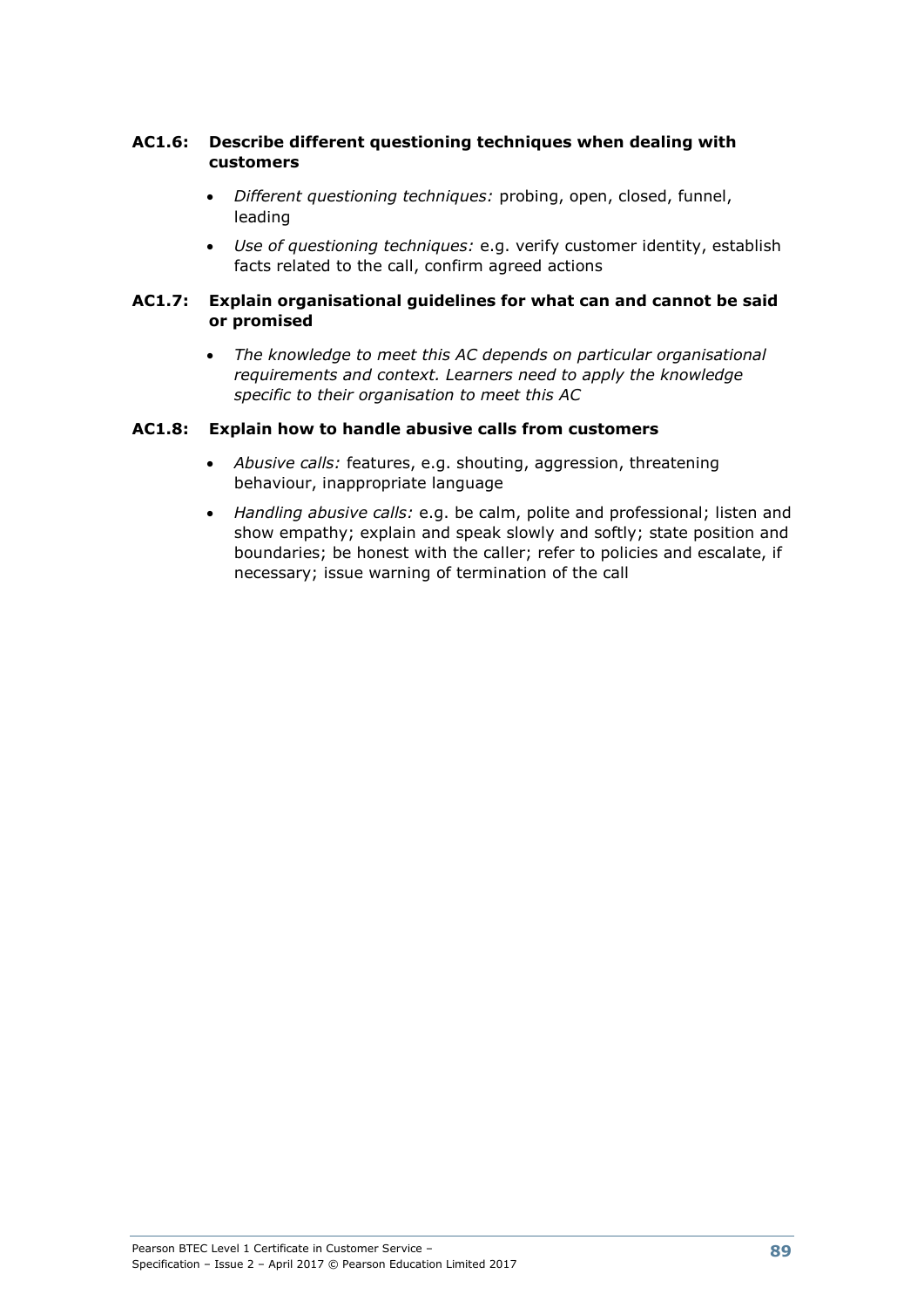**AC1.6: Describe different questioning techniques when dealing with customers**

- *Different questioning techniques:* probing, open, closed, funnel, leading
- *Use of questioning techniques:* e.g. verify customer identity, establish facts related to the call, confirm agreed actions

**AC1.7: Explain organisational guidelines for what can and cannot be said or promised**

- *The knowledge to meet this AC depends on particular organisational requirements and context. Learners need to apply the knowledge specific to their organisation to meet this AC*

**AC1.8: Explain how to handle abusive calls from customers**

- *Abusive calls:* features, e.g. shouting, aggression, threatening behaviour, inappropriate language
- *Handling abusive calls:* e.g. be calm, polite and professional; listen and show empathy; explain and speak slowly and softly; state position and boundaries; be honest with the caller; refer to policies and escalate, if necessary; issue warning of termination of the call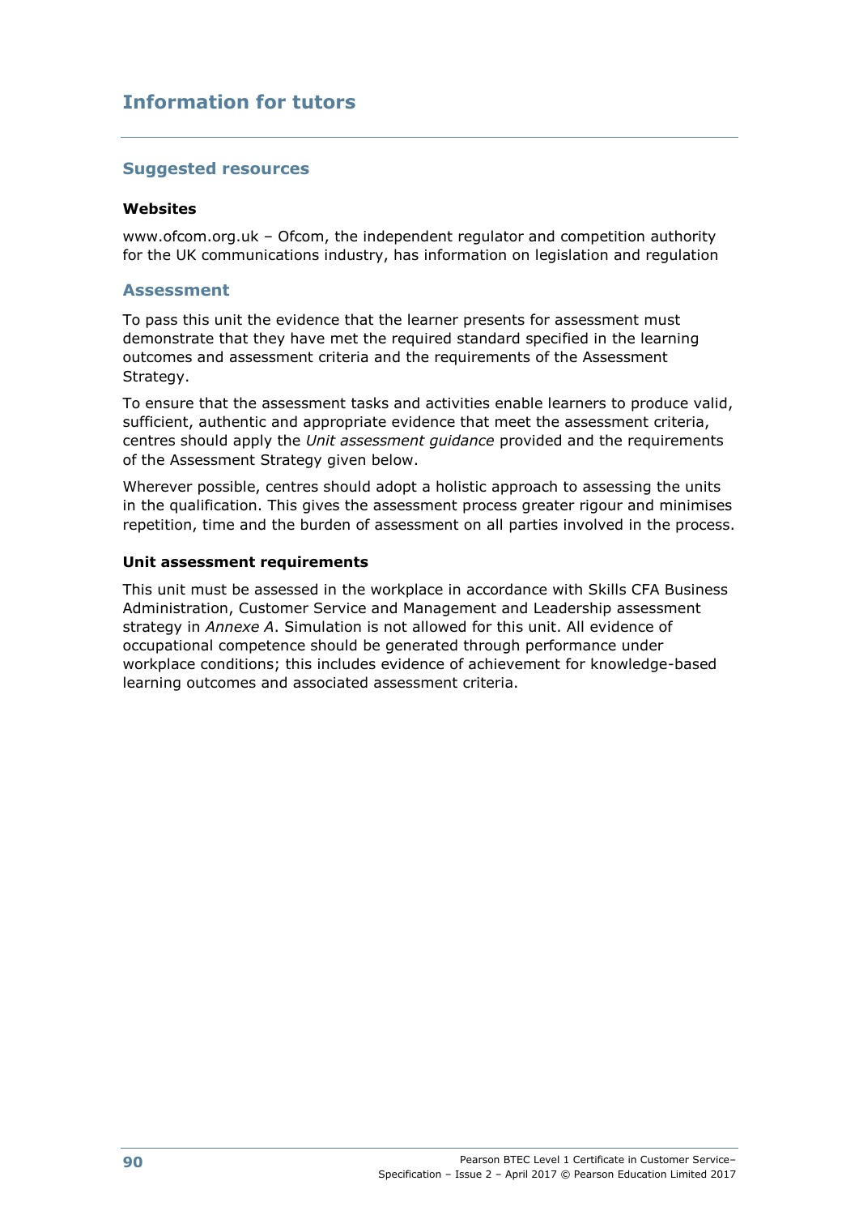## Information for tutors

### Suggested resources

**Websites**

www.ofcom.org.uk – Ofcom, the independent regulator and competition authority for the UK communications industry, has information on legislation and regulation

### Assessment

To pass this unit the evidence that the learner presents for assessment must demonstrate that they have met the required standard specified in the learning outcomes and assessment criteria and the requirements of the Assessment Strategy.

To ensure that the assessment tasks and activities enable learners to produce valid, sufficient, authentic and appropriate evidence that meet the assessment criteria, centres should apply the *Unit assessment guidance* provided and the requirements of the Assessment Strategy given below.

Wherever possible, centres should adopt a holistic approach to assessing the units in the qualification. This gives the assessment process greater rigour and minimises repetition, time and the burden of assessment on all parties involved in the process.

**Unit assessment requirements**

This unit must be assessed in the workplace in accordance with Skills CFA Business Administration, Customer Service and Management and Leadership assessment strategy in *Annexe A*. Simulation is not allowed for this unit. All evidence of occupational competence should be generated through performance under workplace conditions; this includes evidence of achievement for knowledge-based learning outcomes and associated assessment criteria.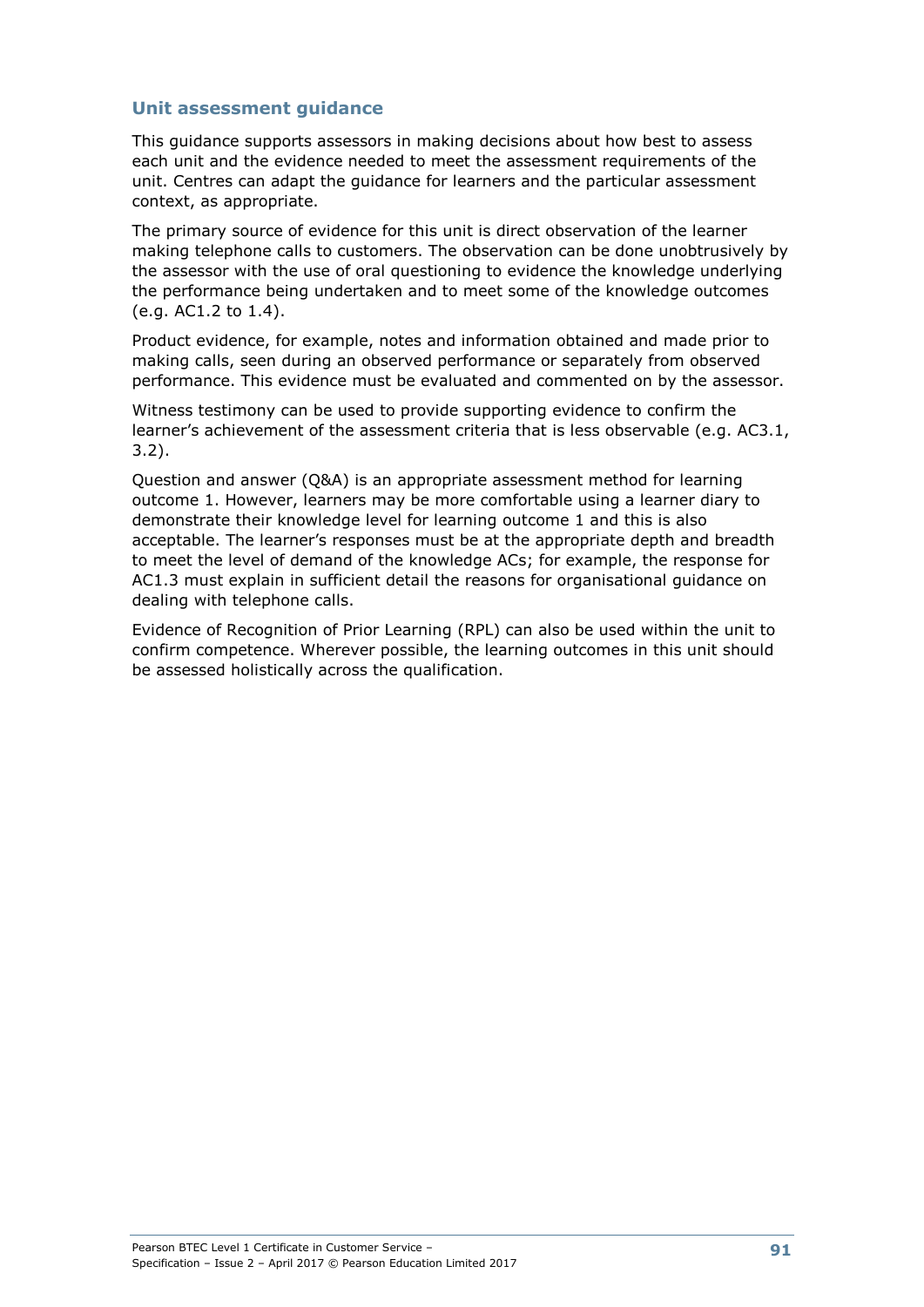### Unit assessment guidance

This guidance supports assessors in making decisions about how best to assess each unit and the evidence needed to meet the assessment requirements of the unit. Centres can adapt the guidance for learners and the particular assessment context, as appropriate.

The primary source of evidence for this unit is direct observation of the learner making telephone calls to customers. The observation can be done unobtrusively by the assessor with the use of oral questioning to evidence the knowledge underlying the performance being undertaken and to meet some of the knowledge outcomes (e.g. AC1.2 to 1.4).

Product evidence, for example, notes and information obtained and made prior to making calls, seen during an observed performance or separately from observed performance. This evidence must be evaluated and commented on by the assessor.

Witness testimony can be used to provide supporting evidence to confirm the learner's achievement of the assessment criteria that is less observable (e.g. AC3.1, 3.2).

Question and answer (Q&A) is an appropriate assessment method for learning outcome 1. However, learners may be more comfortable using a learner diary to demonstrate their knowledge level for learning outcome 1 and this is also acceptable. The learner's responses must be at the appropriate depth and breadth to meet the level of demand of the knowledge ACs; for example, the response for AC1.3 must explain in sufficient detail the reasons for organisational guidance on dealing with telephone calls.

Evidence of Recognition of Prior Learning (RPL) can also be used within the unit to confirm competence. Wherever possible, the learning outcomes in this unit should be assessed holistically across the qualification.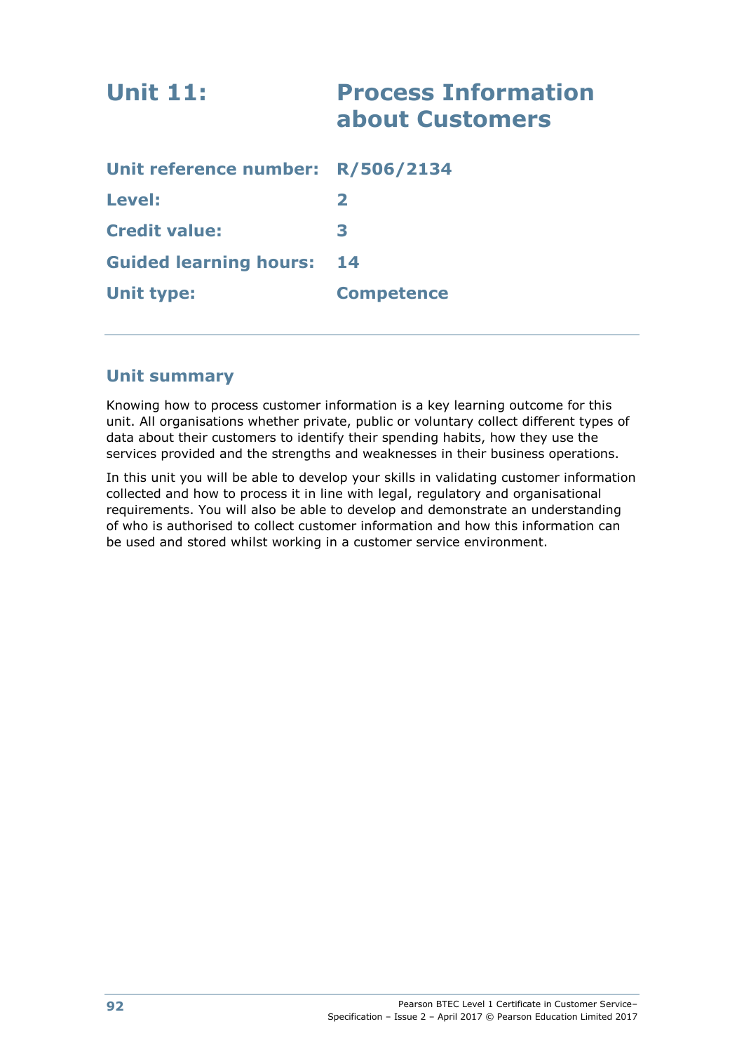# Unit 11: Process Information about Customers

| | |
|---|---|
| **Unit reference number:** | **R/506/2134** |
| **Level:** | **2** |
| **Credit value:** | **3** |
| **Guided learning hours:** | **14** |
| **Unit type:** | **Competence** |

## Unit summary

Knowing how to process customer information is a key learning outcome for this unit. All organisations whether private, public or voluntary collect different types of data about their customers to identify their spending habits, how they use the services provided and the strengths and weaknesses in their business operations.

In this unit you will be able to develop your skills in validating customer information collected and how to process it in line with legal, regulatory and organisational requirements. You will also be able to develop and demonstrate an understanding of who is authorised to collect customer information and how this information can be used and stored whilst working in a customer service environment.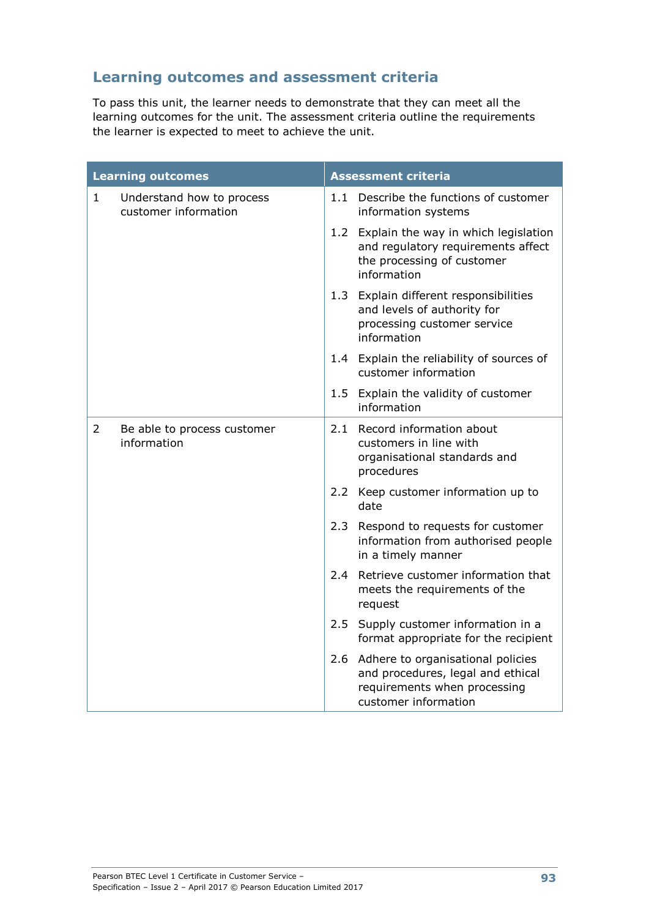## Learning outcomes and assessment criteria

To pass this unit, the learner needs to demonstrate that they can meet all the learning outcomes for the unit. The assessment criteria outline the requirements the learner is expected to meet to achieve the unit.

| Learning outcomes | Assessment criteria |
|---|---|
| 1 Understand how to process customer information | 1.1 Describe the functions of customer information systems |
| | 1.2 Explain the way in which legislation and regulatory requirements affect the processing of customer information |
| | 1.3 Explain different responsibilities and levels of authority for processing customer service information |
| | 1.4 Explain the reliability of sources of customer information |
| | 1.5 Explain the validity of customer information |
| 2 Be able to process customer information | 2.1 Record information about customers in line with organisational standards and procedures |
| | 2.2 Keep customer information up to date |
| | 2.3 Respond to requests for customer information from authorised people in a timely manner |
| | 2.4 Retrieve customer information that meets the requirements of the request |
| | 2.5 Supply customer information in a format appropriate for the recipient |
| | 2.6 Adhere to organisational policies and procedures, legal and ethical requirements when processing customer information |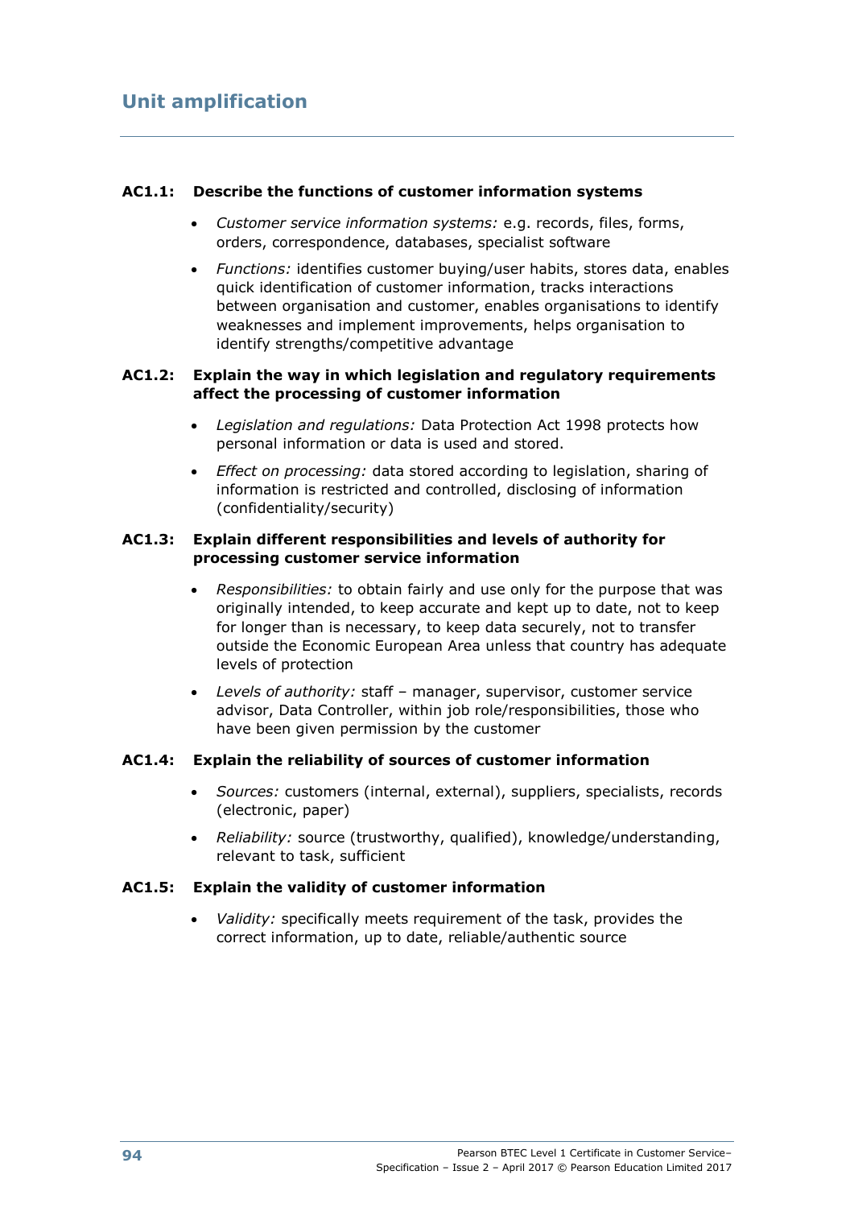## Unit amplification

**AC1.1: Describe the functions of customer information systems**

- *Customer service information systems:* e.g. records, files, forms, orders, correspondence, databases, specialist software
- *Functions:* identifies customer buying/user habits, stores data, enables quick identification of customer information, tracks interactions between organisation and customer, enables organisations to identify weaknesses and implement improvements, helps organisation to identify strengths/competitive advantage

**AC1.2: Explain the way in which legislation and regulatory requirements affect the processing of customer information**

- *Legislation and regulations:* Data Protection Act 1998 protects how personal information or data is used and stored.
- *Effect on processing:* data stored according to legislation, sharing of information is restricted and controlled, disclosing of information (confidentiality/security)

**AC1.3: Explain different responsibilities and levels of authority for processing customer service information**

- *Responsibilities:* to obtain fairly and use only for the purpose that was originally intended, to keep accurate and kept up to date, not to keep for longer than is necessary, to keep data securely, not to transfer outside the Economic European Area unless that country has adequate levels of protection
- *Levels of authority:* staff – manager, supervisor, customer service advisor, Data Controller, within job role/responsibilities, those who have been given permission by the customer

**AC1.4: Explain the reliability of sources of customer information**

- *Sources:* customers (internal, external), suppliers, specialists, records (electronic, paper)
- *Reliability:* source (trustworthy, qualified), knowledge/understanding, relevant to task, sufficient

**AC1.5: Explain the validity of customer information**

- *Validity:* specifically meets requirement of the task, provides the correct information, up to date, reliable/authentic source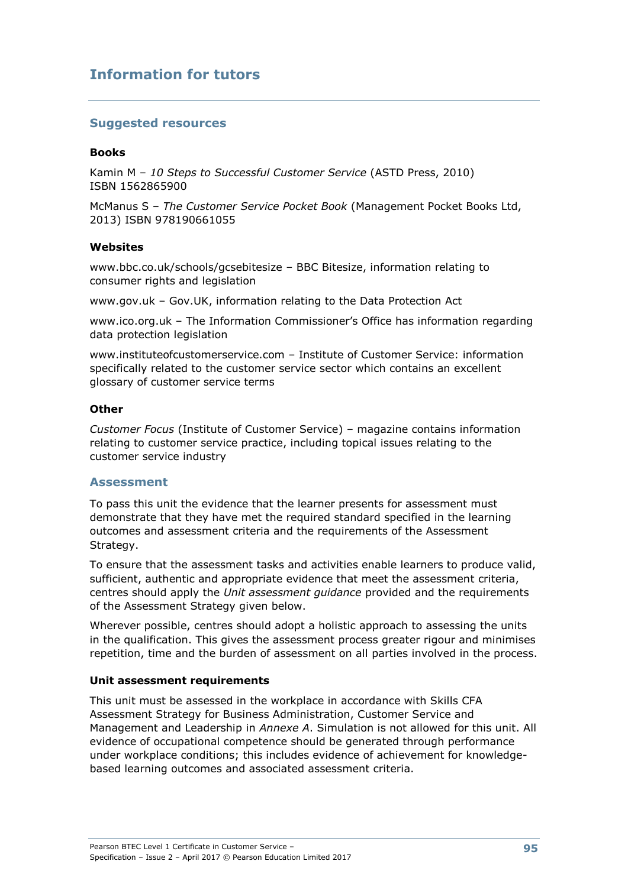## Information for tutors

### Suggested resources

**Books**

Kamin M – *10 Steps to Successful Customer Service* (ASTD Press, 2010) ISBN 1562865900

McManus S – *The Customer Service Pocket Book* (Management Pocket Books Ltd, 2013) ISBN 978190661055

**Websites**

www.bbc.co.uk/schools/gcsebitesize – BBC Bitesize, information relating to consumer rights and legislation

www.gov.uk – Gov.UK, information relating to the Data Protection Act

www.ico.org.uk – The Information Commissioner's Office has information regarding data protection legislation

www.instituteofcustomerservice.com – Institute of Customer Service: information specifically related to the customer service sector which contains an excellent glossary of customer service terms

**Other**

*Customer Focus* (Institute of Customer Service) – magazine contains information relating to customer service practice, including topical issues relating to the customer service industry

### Assessment

To pass this unit the evidence that the learner presents for assessment must demonstrate that they have met the required standard specified in the learning outcomes and assessment criteria and the requirements of the Assessment Strategy.

To ensure that the assessment tasks and activities enable learners to produce valid, sufficient, authentic and appropriate evidence that meet the assessment criteria, centres should apply the *Unit assessment guidance* provided and the requirements of the Assessment Strategy given below.

Wherever possible, centres should adopt a holistic approach to assessing the units in the qualification. This gives the assessment process greater rigour and minimises repetition, time and the burden of assessment on all parties involved in the process.

**Unit assessment requirements**

This unit must be assessed in the workplace in accordance with Skills CFA Assessment Strategy for Business Administration, Customer Service and Management and Leadership in *Annexe A*. Simulation is not allowed for this unit. All evidence of occupational competence should be generated through performance under workplace conditions; this includes evidence of achievement for knowledge-based learning outcomes and associated assessment criteria.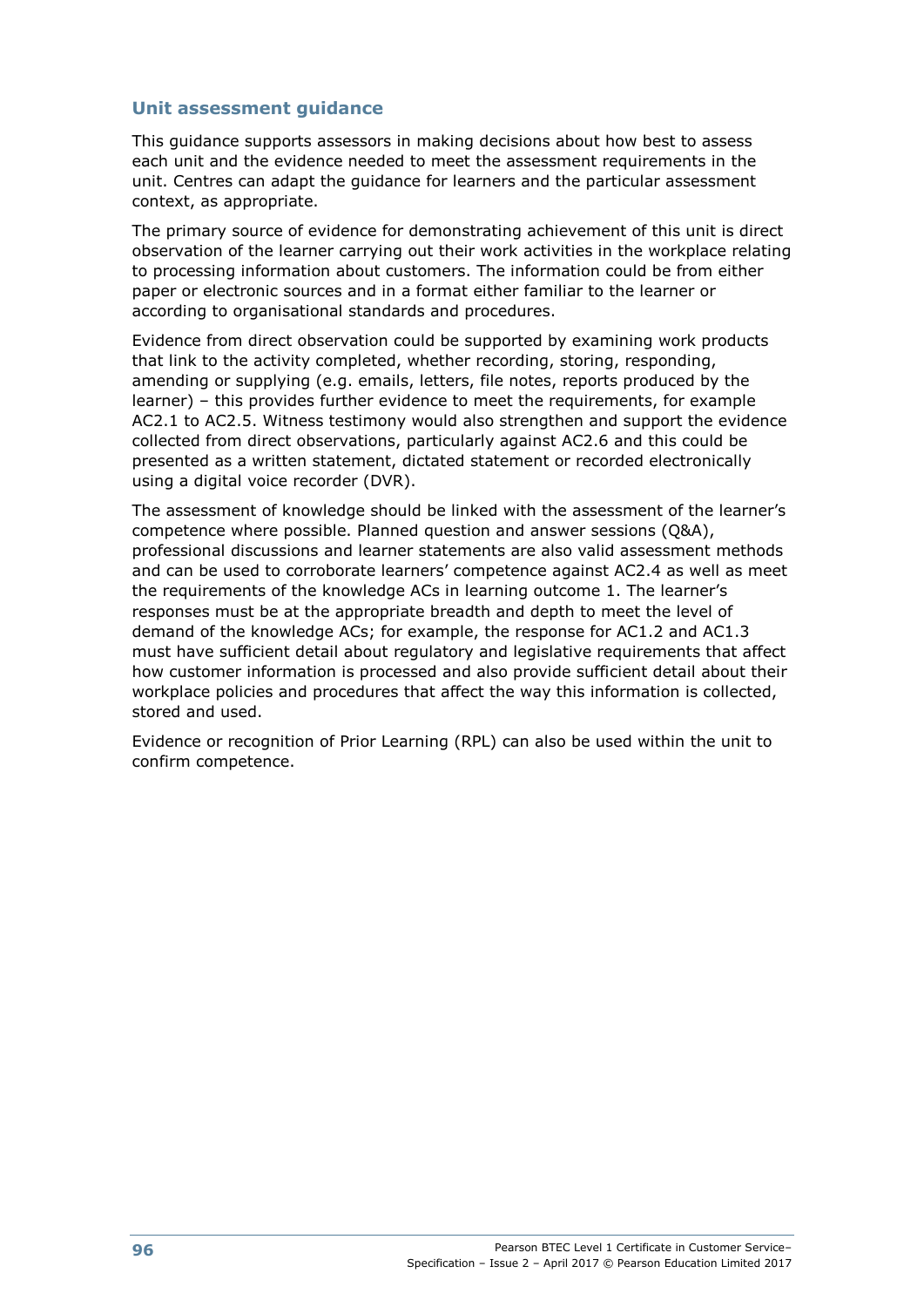## Unit assessment guidance

This guidance supports assessors in making decisions about how best to assess each unit and the evidence needed to meet the assessment requirements in the unit. Centres can adapt the guidance for learners and the particular assessment context, as appropriate.

The primary source of evidence for demonstrating achievement of this unit is direct observation of the learner carrying out their work activities in the workplace relating to processing information about customers. The information could be from either paper or electronic sources and in a format either familiar to the learner or according to organisational standards and procedures.

Evidence from direct observation could be supported by examining work products that link to the activity completed, whether recording, storing, responding, amending or supplying (e.g. emails, letters, file notes, reports produced by the learner) – this provides further evidence to meet the requirements, for example AC2.1 to AC2.5. Witness testimony would also strengthen and support the evidence collected from direct observations, particularly against AC2.6 and this could be presented as a written statement, dictated statement or recorded electronically using a digital voice recorder (DVR).

The assessment of knowledge should be linked with the assessment of the learner's competence where possible. Planned question and answer sessions (Q&A), professional discussions and learner statements are also valid assessment methods and can be used to corroborate learners' competence against AC2.4 as well as meet the requirements of the knowledge ACs in learning outcome 1. The learner's responses must be at the appropriate breadth and depth to meet the level of demand of the knowledge ACs; for example, the response for AC1.2 and AC1.3 must have sufficient detail about regulatory and legislative requirements that affect how customer information is processed and also provide sufficient detail about their workplace policies and procedures that affect the way this information is collected, stored and used.

Evidence or recognition of Prior Learning (RPL) can also be used within the unit to confirm competence.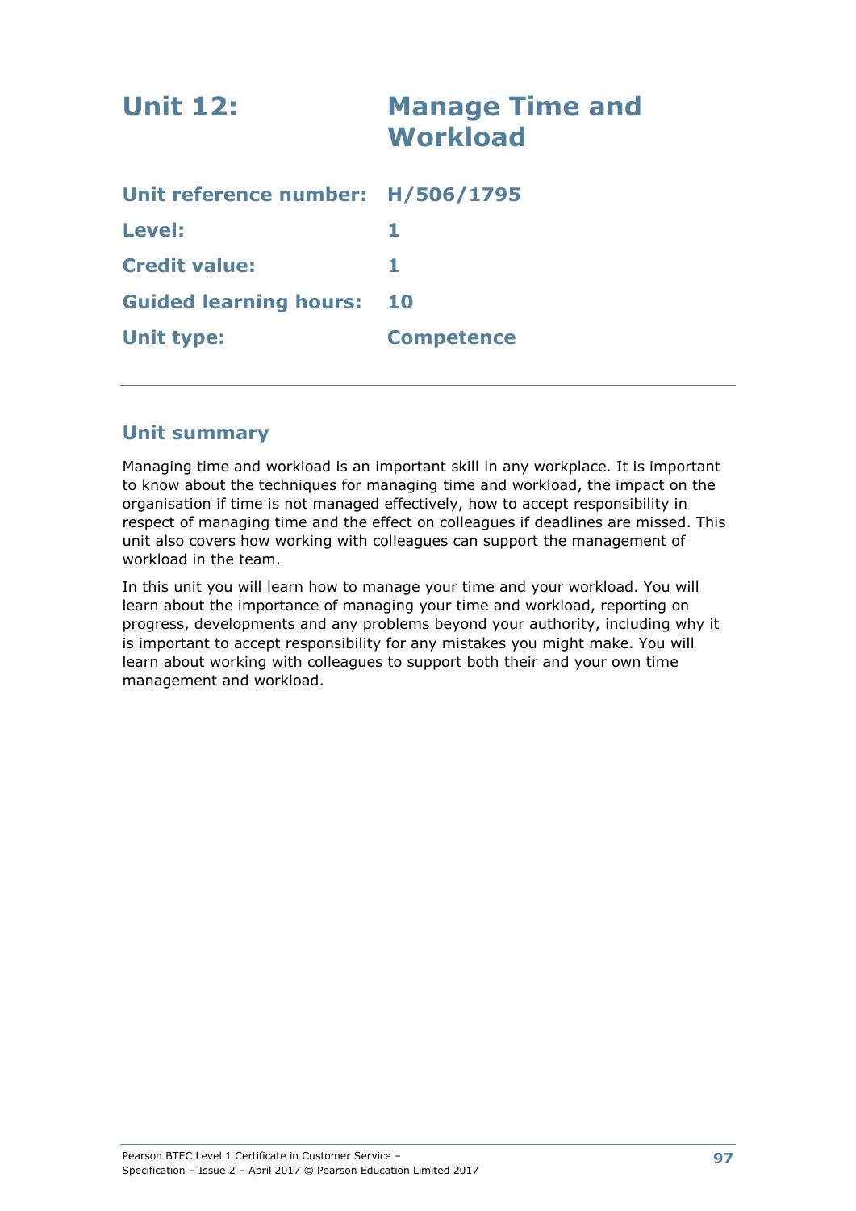# Unit 12: Manage Time and Workload

| | |
|---|---|
| **Unit reference number:** | **H/506/1795** |
| **Level:** | **1** |
| **Credit value:** | **1** |
| **Guided learning hours:** | **10** |
| **Unit type:** | **Competence** |

## Unit summary

Managing time and workload is an important skill in any workplace. It is important to know about the techniques for managing time and workload, the impact on the organisation if time is not managed effectively, how to accept responsibility in respect of managing time and the effect on colleagues if deadlines are missed. This unit also covers how working with colleagues can support the management of workload in the team.

In this unit you will learn how to manage your time and your workload. You will learn about the importance of managing your time and workload, reporting on progress, developments and any problems beyond your authority, including why it is important to accept responsibility for any mistakes you might make. You will learn about working with colleagues to support both their and your own time management and workload.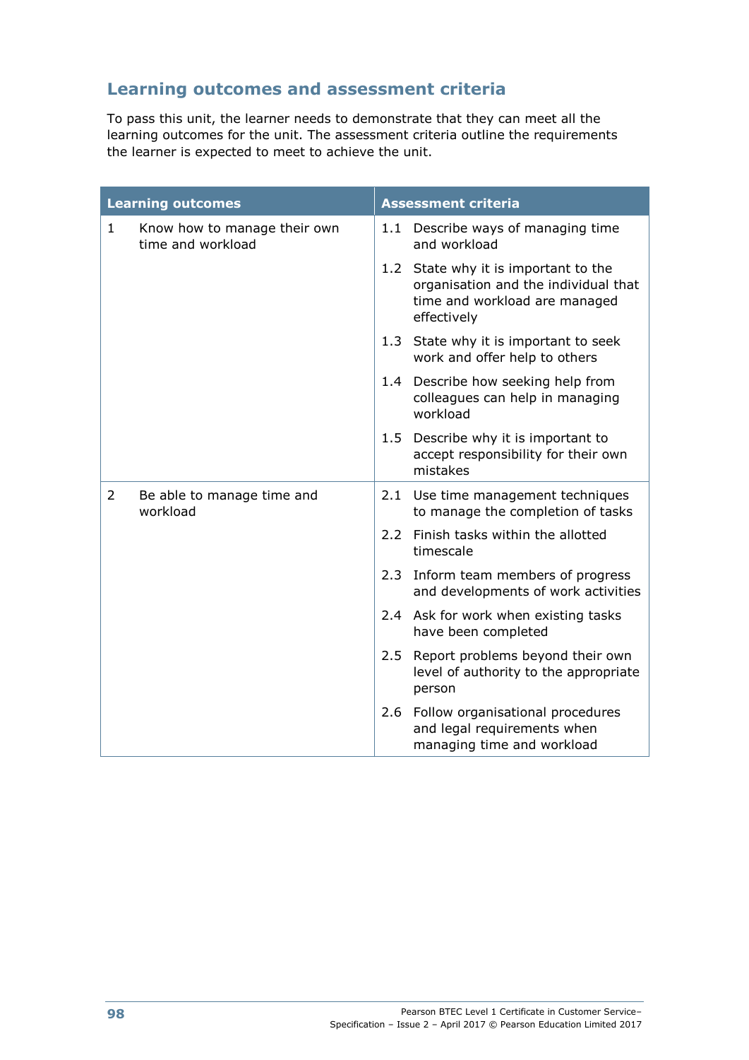## Learning outcomes and assessment criteria

To pass this unit, the learner needs to demonstrate that they can meet all the learning outcomes for the unit. The assessment criteria outline the requirements the learner is expected to meet to achieve the unit.

| Learning outcomes | Assessment criteria |
|---|---|
| 1 Know how to manage their own time and workload | 1.1 Describe ways of managing time and workload |
| | 1.2 State why it is important to the organisation and the individual that time and workload are managed effectively |
| | 1.3 State why it is important to seek work and offer help to others |
| | 1.4 Describe how seeking help from colleagues can help in managing workload |
| | 1.5 Describe why it is important to accept responsibility for their own mistakes |
| 2 Be able to manage time and workload | 2.1 Use time management techniques to manage the completion of tasks |
| | 2.2 Finish tasks within the allotted timescale |
| | 2.3 Inform team members of progress and developments of work activities |
| | 2.4 Ask for work when existing tasks have been completed |
| | 2.5 Report problems beyond their own level of authority to the appropriate person |
| | 2.6 Follow organisational procedures and legal requirements when managing time and workload |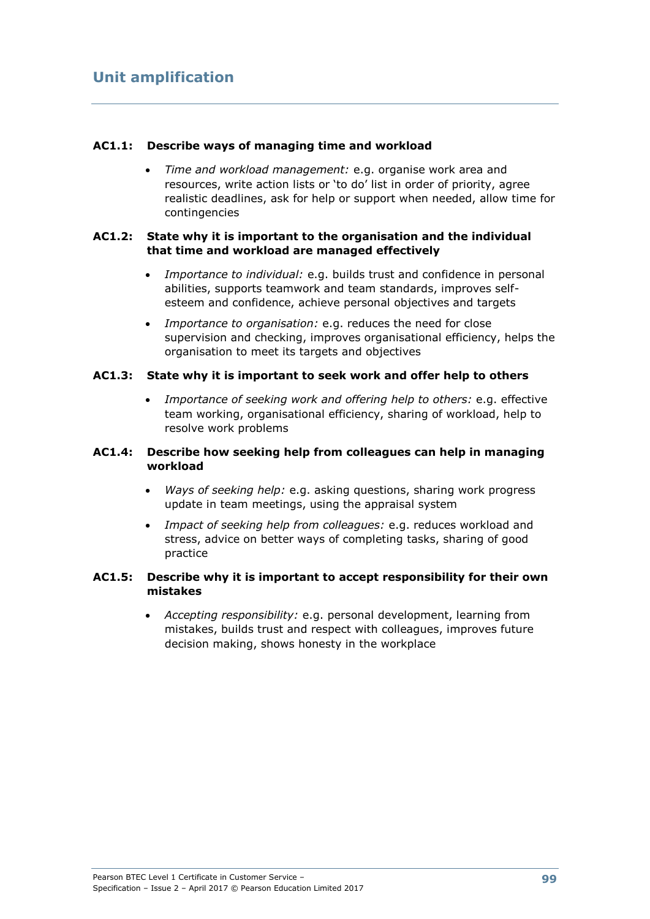## Unit amplification

**AC1.1: Describe ways of managing time and workload**

- *Time and workload management:* e.g. organise work area and resources, write action lists or 'to do' list in order of priority, agree realistic deadlines, ask for help or support when needed, allow time for contingencies

**AC1.2: State why it is important to the organisation and the individual that time and workload are managed effectively**

- *Importance to individual:* e.g. builds trust and confidence in personal abilities, supports teamwork and team standards, improves self-esteem and confidence, achieve personal objectives and targets
- *Importance to organisation:* e.g. reduces the need for close supervision and checking, improves organisational efficiency, helps the organisation to meet its targets and objectives

**AC1.3: State why it is important to seek work and offer help to others**

- *Importance of seeking work and offering help to others:* e.g. effective team working, organisational efficiency, sharing of workload, help to resolve work problems

**AC1.4: Describe how seeking help from colleagues can help in managing workload**

- *Ways of seeking help:* e.g. asking questions, sharing work progress update in team meetings, using the appraisal system
- *Impact of seeking help from colleagues:* e.g. reduces workload and stress, advice on better ways of completing tasks, sharing of good practice

**AC1.5: Describe why it is important to accept responsibility for their own mistakes**

- *Accepting responsibility:* e.g. personal development, learning from mistakes, builds trust and respect with colleagues, improves future decision making, shows honesty in the workplace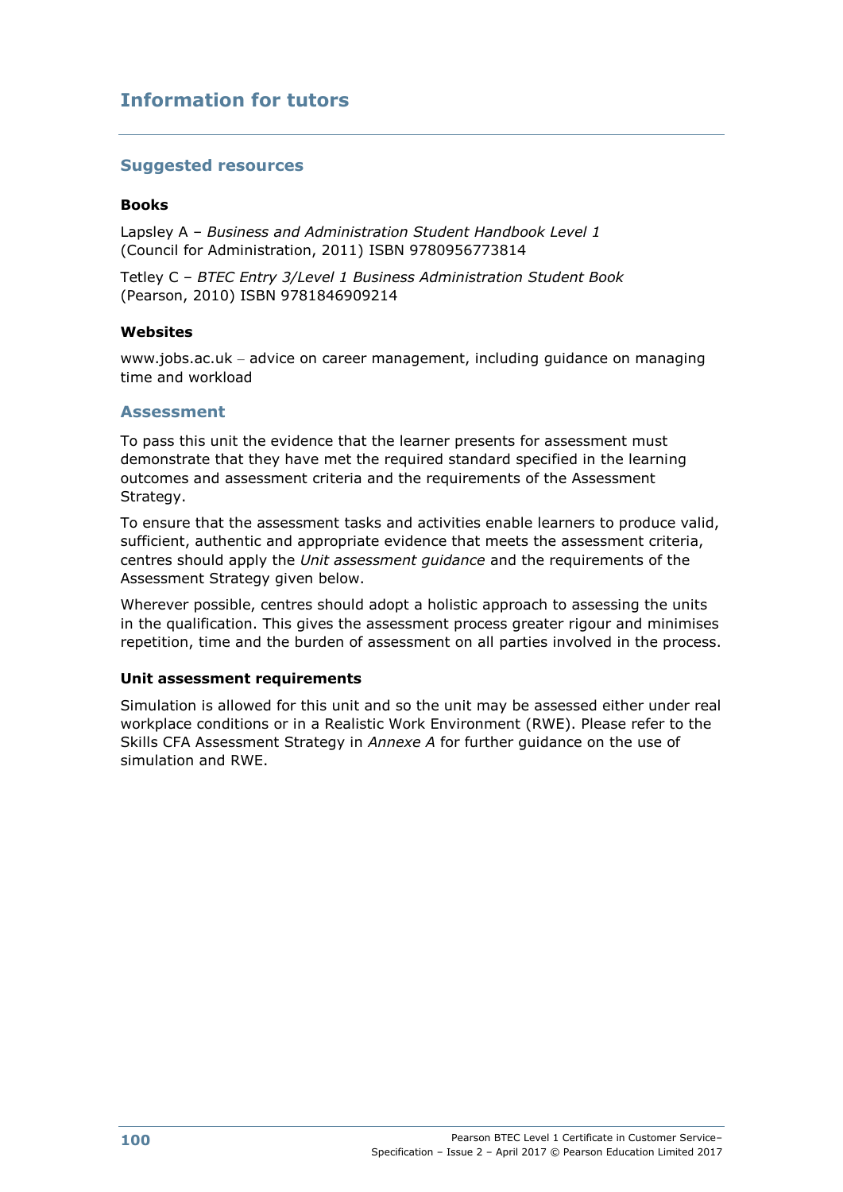## Information for tutors

### Suggested resources

**Books**

Lapsley A – *Business and Administration Student Handbook Level 1* (Council for Administration, 2011) ISBN 9780956773814

Tetley C – *BTEC Entry 3/Level 1 Business Administration Student Book* (Pearson, 2010) ISBN 9781846909214

**Websites**

www.jobs.ac.uk – advice on career management, including guidance on managing time and workload

### Assessment

To pass this unit the evidence that the learner presents for assessment must demonstrate that they have met the required standard specified in the learning outcomes and assessment criteria and the requirements of the Assessment Strategy.

To ensure that the assessment tasks and activities enable learners to produce valid, sufficient, authentic and appropriate evidence that meets the assessment criteria, centres should apply the *Unit assessment guidance* and the requirements of the Assessment Strategy given below.

Wherever possible, centres should adopt a holistic approach to assessing the units in the qualification. This gives the assessment process greater rigour and minimises repetition, time and the burden of assessment on all parties involved in the process.

**Unit assessment requirements**

Simulation is allowed for this unit and so the unit may be assessed either under real workplace conditions or in a Realistic Work Environment (RWE). Please refer to the Skills CFA Assessment Strategy in *Annexe A* for further guidance on the use of simulation and RWE.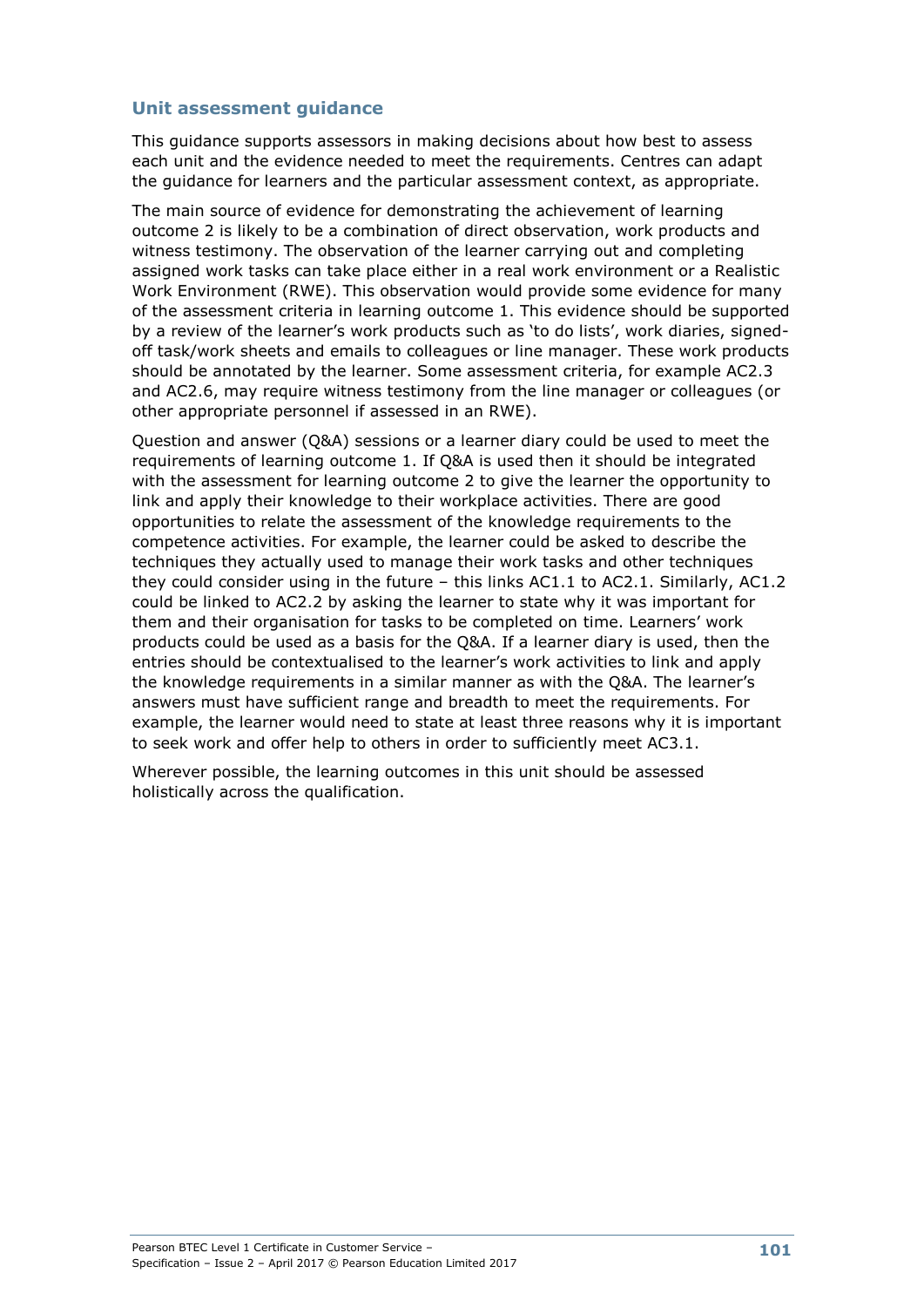### Unit assessment guidance

This guidance supports assessors in making decisions about how best to assess each unit and the evidence needed to meet the requirements. Centres can adapt the guidance for learners and the particular assessment context, as appropriate.

The main source of evidence for demonstrating the achievement of learning outcome 2 is likely to be a combination of direct observation, work products and witness testimony. The observation of the learner carrying out and completing assigned work tasks can take place either in a real work environment or a Realistic Work Environment (RWE). This observation would provide some evidence for many of the assessment criteria in learning outcome 1. This evidence should be supported by a review of the learner's work products such as 'to do lists', work diaries, signed-off task/work sheets and emails to colleagues or line manager. These work products should be annotated by the learner. Some assessment criteria, for example AC2.3 and AC2.6, may require witness testimony from the line manager or colleagues (or other appropriate personnel if assessed in an RWE).

Question and answer (Q&A) sessions or a learner diary could be used to meet the requirements of learning outcome 1. If Q&A is used then it should be integrated with the assessment for learning outcome 2 to give the learner the opportunity to link and apply their knowledge to their workplace activities. There are good opportunities to relate the assessment of the knowledge requirements to the competence activities. For example, the learner could be asked to describe the techniques they actually used to manage their work tasks and other techniques they could consider using in the future – this links AC1.1 to AC2.1. Similarly, AC1.2 could be linked to AC2.2 by asking the learner to state why it was important for them and their organisation for tasks to be completed on time. Learners' work products could be used as a basis for the Q&A. If a learner diary is used, then the entries should be contextualised to the learner's work activities to link and apply the knowledge requirements in a similar manner as with the Q&A. The learner's answers must have sufficient range and breadth to meet the requirements. For example, the learner would need to state at least three reasons why it is important to seek work and offer help to others in order to sufficiently meet AC3.1.

Wherever possible, the learning outcomes in this unit should be assessed holistically across the qualification.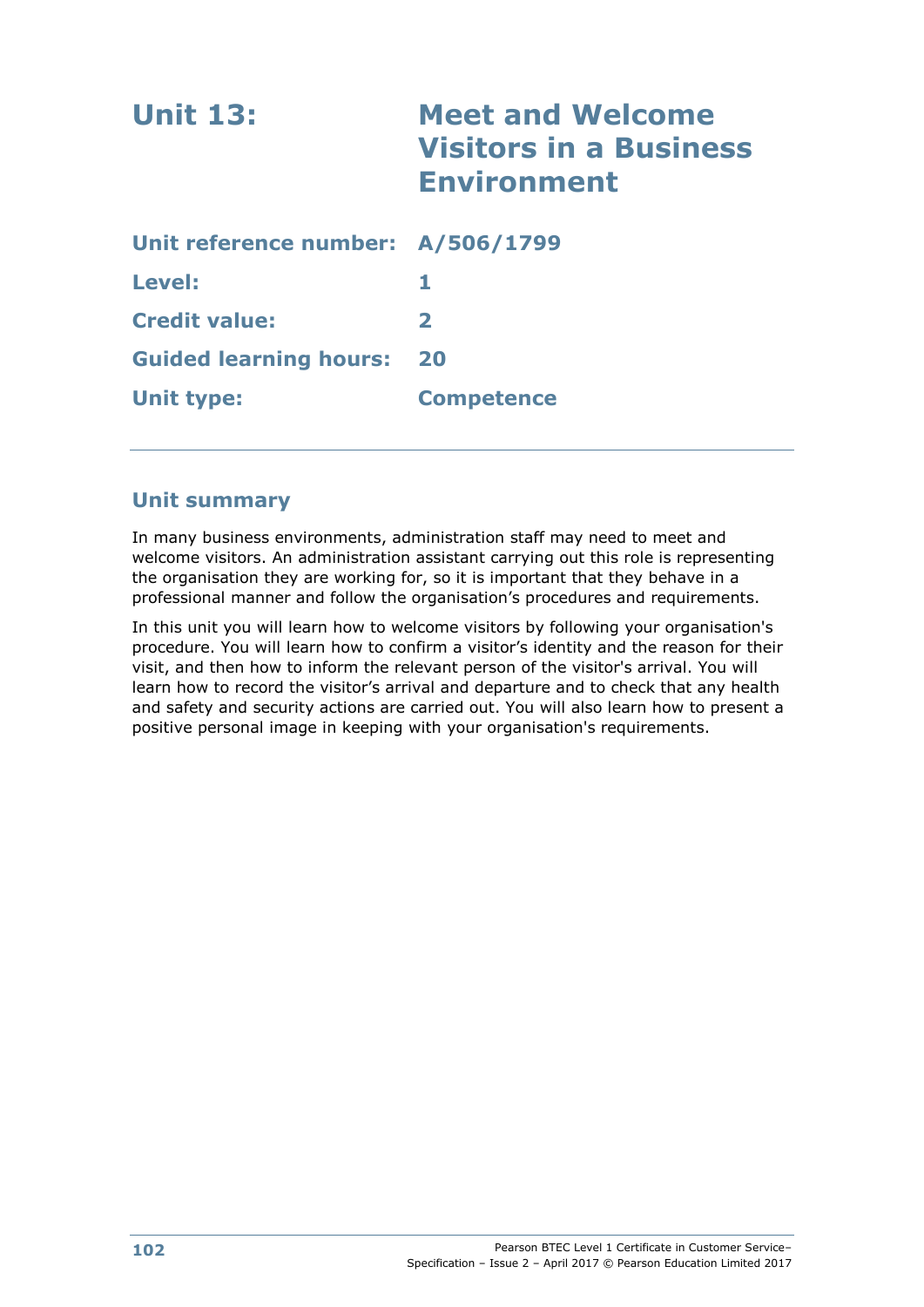# Unit 13: Meet and Welcome Visitors in a Business Environment

| | |
|---|---|
| **Unit reference number:** | **A/506/1799** |
| **Level:** | **1** |
| **Credit value:** | **2** |
| **Guided learning hours:** | **20** |
| **Unit type:** | **Competence** |

## Unit summary

In many business environments, administration staff may need to meet and welcome visitors. An administration assistant carrying out this role is representing the organisation they are working for, so it is important that they behave in a professional manner and follow the organisation's procedures and requirements.

In this unit you will learn how to welcome visitors by following your organisation's procedure. You will learn how to confirm a visitor's identity and the reason for their visit, and then how to inform the relevant person of the visitor's arrival. You will learn how to record the visitor's arrival and departure and to check that any health and safety and security actions are carried out. You will also learn how to present a positive personal image in keeping with your organisation's requirements.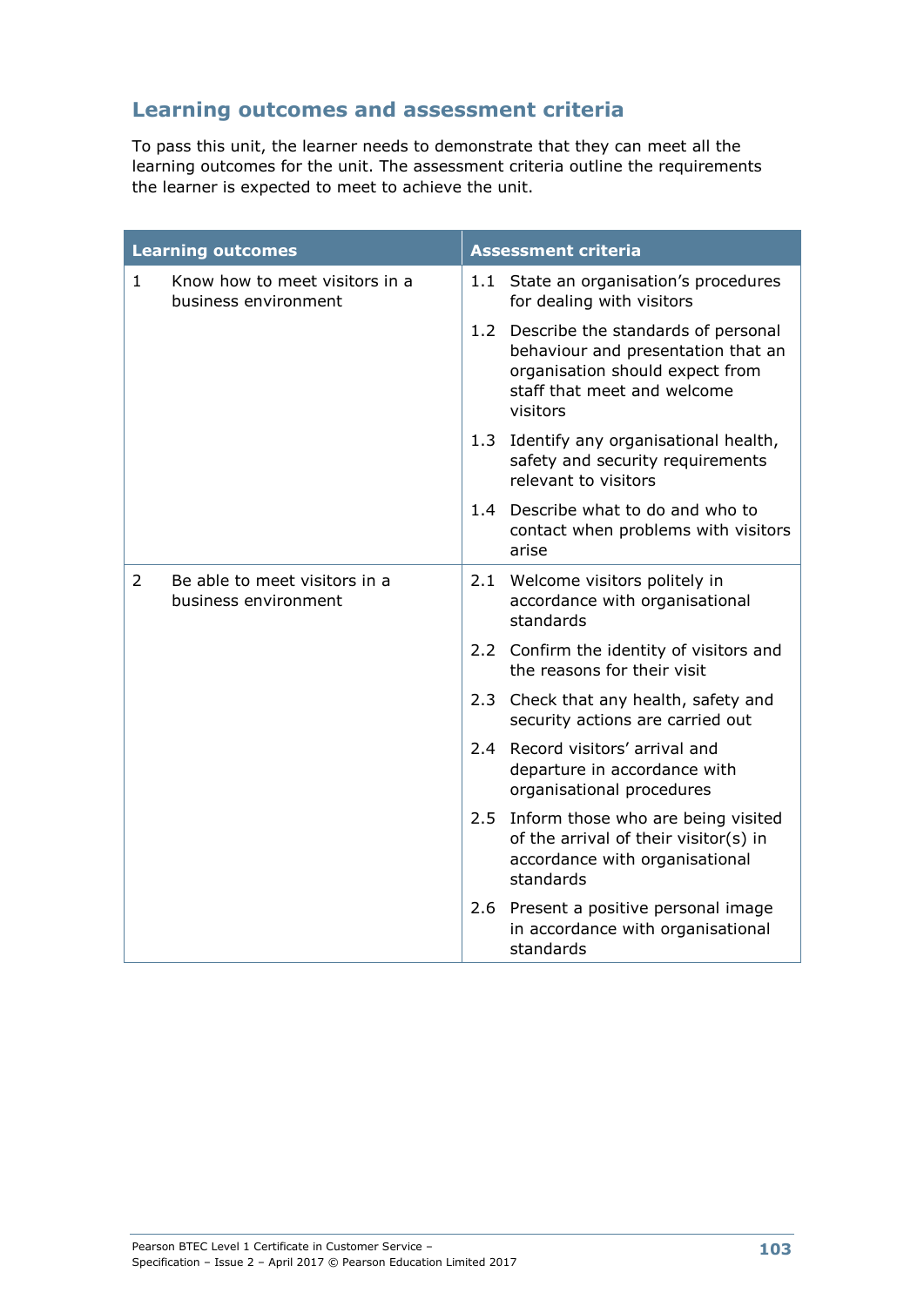## Learning outcomes and assessment criteria

To pass this unit, the learner needs to demonstrate that they can meet all the learning outcomes for the unit. The assessment criteria outline the requirements the learner is expected to meet to achieve the unit.

| Learning outcomes | Assessment criteria |
|---|---|
| 1 Know how to meet visitors in a business environment | 1.1 State an organisation's procedures for dealing with visitors |
| | 1.2 Describe the standards of personal behaviour and presentation that an organisation should expect from staff that meet and welcome visitors |
| | 1.3 Identify any organisational health, safety and security requirements relevant to visitors |
| | 1.4 Describe what to do and who to contact when problems with visitors arise |
| 2 Be able to meet visitors in a business environment | 2.1 Welcome visitors politely in accordance with organisational standards |
| | 2.2 Confirm the identity of visitors and the reasons for their visit |
| | 2.3 Check that any health, safety and security actions are carried out |
| | 2.4 Record visitors' arrival and departure in accordance with organisational procedures |
| | 2.5 Inform those who are being visited of the arrival of their visitor(s) in accordance with organisational standards |
| | 2.6 Present a positive personal image in accordance with organisational standards |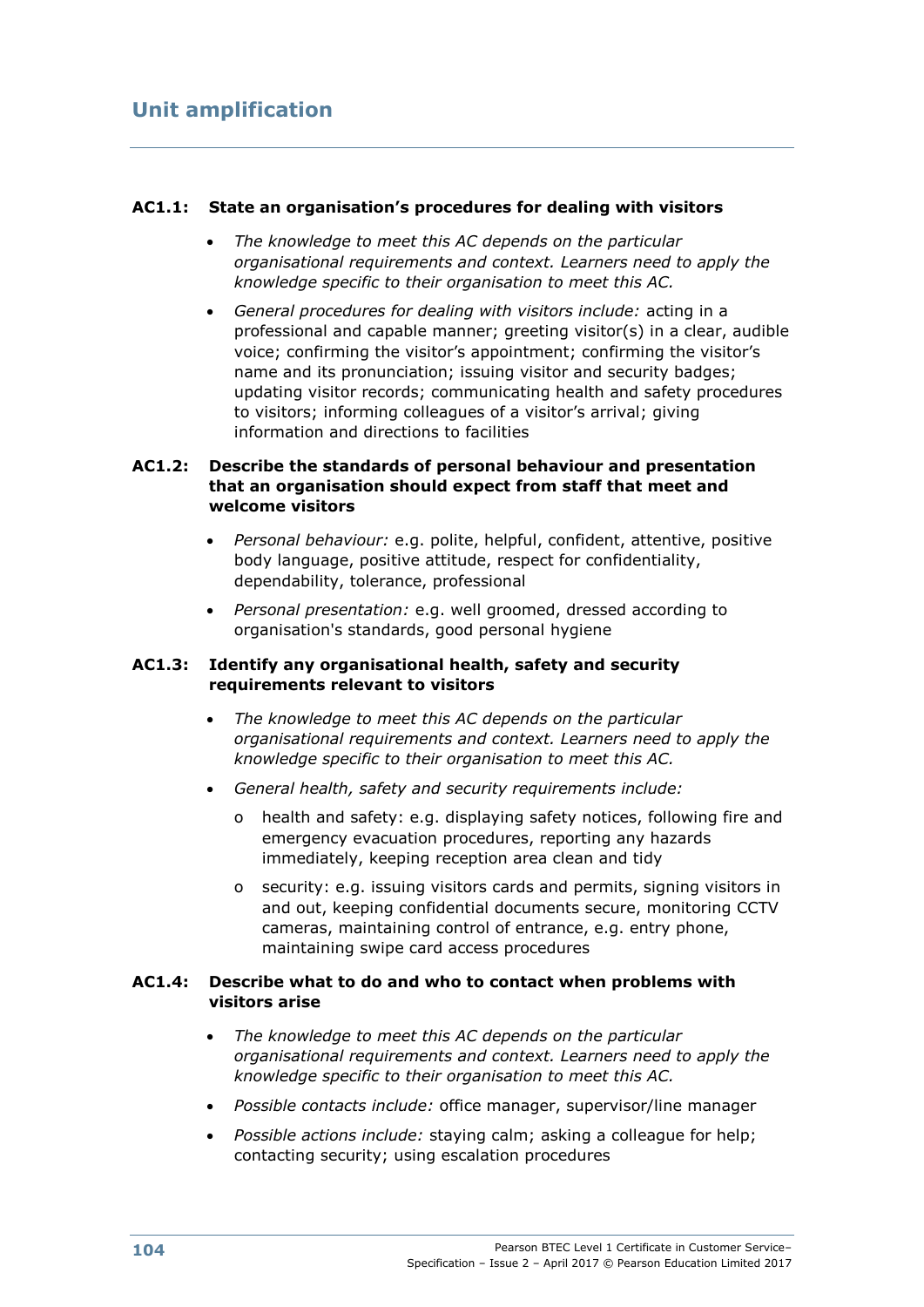## Unit amplification

**AC1.1: State an organisation's procedures for dealing with visitors**

- *The knowledge to meet this AC depends on the particular organisational requirements and context. Learners need to apply the knowledge specific to their organisation to meet this AC.*
- *General procedures for dealing with visitors include:* acting in a professional and capable manner; greeting visitor(s) in a clear, audible voice; confirming the visitor's appointment; confirming the visitor's name and its pronunciation; issuing visitor and security badges; updating visitor records; communicating health and safety procedures to visitors; informing colleagues of a visitor's arrival; giving information and directions to facilities

**AC1.2: Describe the standards of personal behaviour and presentation that an organisation should expect from staff that meet and welcome visitors**

- *Personal behaviour:* e.g. polite, helpful, confident, attentive, positive body language, positive attitude, respect for confidentiality, dependability, tolerance, professional
- *Personal presentation:* e.g. well groomed, dressed according to organisation's standards, good personal hygiene

**AC1.3: Identify any organisational health, safety and security requirements relevant to visitors**

- *The knowledge to meet this AC depends on the particular organisational requirements and context. Learners need to apply the knowledge specific to their organisation to meet this AC.*
- *General health, safety and security requirements include:*
  - health and safety: e.g. displaying safety notices, following fire and emergency evacuation procedures, reporting any hazards immediately, keeping reception area clean and tidy
  - security: e.g. issuing visitors cards and permits, signing visitors in and out, keeping confidential documents secure, monitoring CCTV cameras, maintaining control of entrance, e.g. entry phone, maintaining swipe card access procedures

**AC1.4: Describe what to do and who to contact when problems with visitors arise**

- *The knowledge to meet this AC depends on the particular organisational requirements and context. Learners need to apply the knowledge specific to their organisation to meet this AC.*
- *Possible contacts include:* office manager, supervisor/line manager
- *Possible actions include:* staying calm; asking a colleague for help; contacting security; using escalation procedures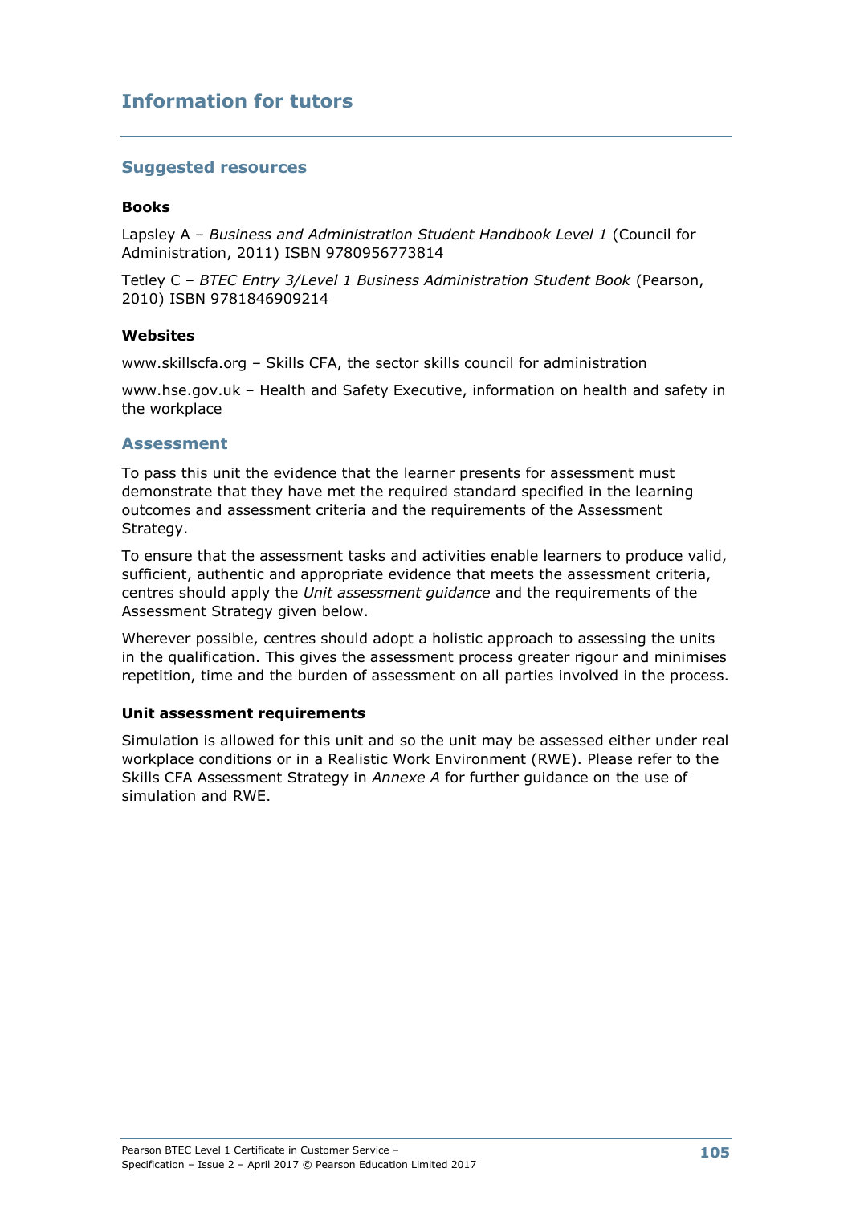## Information for tutors

### Suggested resources

**Books**

Lapsley A – *Business and Administration Student Handbook Level 1* (Council for Administration, 2011) ISBN 9780956773814

Tetley C – *BTEC Entry 3/Level 1 Business Administration Student Book* (Pearson, 2010) ISBN 9781846909214

**Websites**

www.skillscfa.org – Skills CFA, the sector skills council for administration

www.hse.gov.uk – Health and Safety Executive, information on health and safety in the workplace

### Assessment

To pass this unit the evidence that the learner presents for assessment must demonstrate that they have met the required standard specified in the learning outcomes and assessment criteria and the requirements of the Assessment Strategy.

To ensure that the assessment tasks and activities enable learners to produce valid, sufficient, authentic and appropriate evidence that meets the assessment criteria, centres should apply the *Unit assessment guidance* and the requirements of the Assessment Strategy given below.

Wherever possible, centres should adopt a holistic approach to assessing the units in the qualification. This gives the assessment process greater rigour and minimises repetition, time and the burden of assessment on all parties involved in the process.

**Unit assessment requirements**

Simulation is allowed for this unit and so the unit may be assessed either under real workplace conditions or in a Realistic Work Environment (RWE). Please refer to the Skills CFA Assessment Strategy in *Annexe A* for further guidance on the use of simulation and RWE.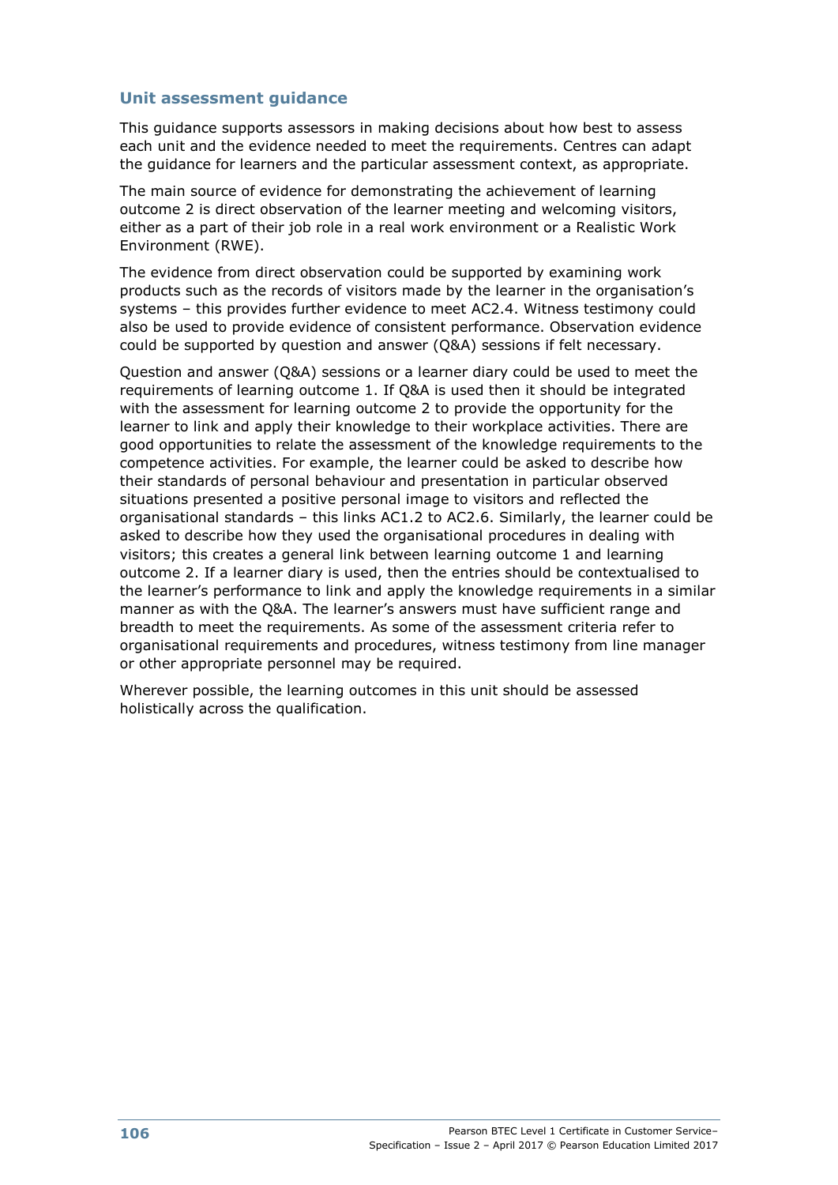## Unit assessment guidance

This guidance supports assessors in making decisions about how best to assess each unit and the evidence needed to meet the requirements. Centres can adapt the guidance for learners and the particular assessment context, as appropriate.

The main source of evidence for demonstrating the achievement of learning outcome 2 is direct observation of the learner meeting and welcoming visitors, either as a part of their job role in a real work environment or a Realistic Work Environment (RWE).

The evidence from direct observation could be supported by examining work products such as the records of visitors made by the learner in the organisation's systems – this provides further evidence to meet AC2.4. Witness testimony could also be used to provide evidence of consistent performance. Observation evidence could be supported by question and answer (Q&A) sessions if felt necessary.

Question and answer (Q&A) sessions or a learner diary could be used to meet the requirements of learning outcome 1. If Q&A is used then it should be integrated with the assessment for learning outcome 2 to provide the opportunity for the learner to link and apply their knowledge to their workplace activities. There are good opportunities to relate the assessment of the knowledge requirements to the competence activities. For example, the learner could be asked to describe how their standards of personal behaviour and presentation in particular observed situations presented a positive personal image to visitors and reflected the organisational standards – this links AC1.2 to AC2.6. Similarly, the learner could be asked to describe how they used the organisational procedures in dealing with visitors; this creates a general link between learning outcome 1 and learning outcome 2. If a learner diary is used, then the entries should be contextualised to the learner's performance to link and apply the knowledge requirements in a similar manner as with the Q&A. The learner's answers must have sufficient range and breadth to meet the requirements. As some of the assessment criteria refer to organisational requirements and procedures, witness testimony from line manager or other appropriate personnel may be required.

Wherever possible, the learning outcomes in this unit should be assessed holistically across the qualification.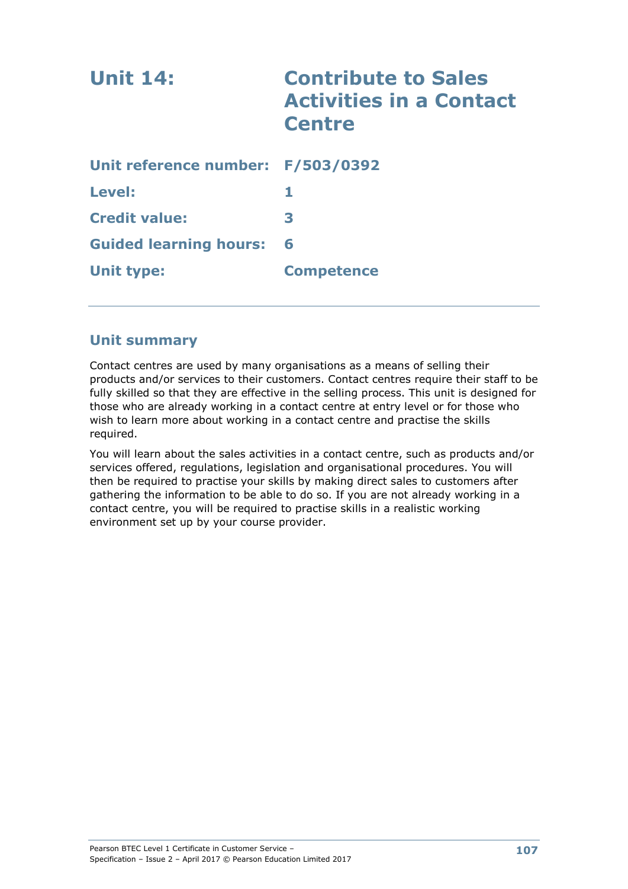# Unit 14: Contribute to Sales Activities in a Contact Centre

**Unit reference number:** F/503/0392

**Level:** 1

**Credit value:** 3

**Guided learning hours:** 6

**Unit type:** Competence

---

## Unit summary

Contact centres are used by many organisations as a means of selling their products and/or services to their customers. Contact centres require their staff to be fully skilled so that they are effective in the selling process. This unit is designed for those who are already working in a contact centre at entry level or for those who wish to learn more about working in a contact centre and practise the skills required.

You will learn about the sales activities in a contact centre, such as products and/or services offered, regulations, legislation and organisational procedures. You will then be required to practise your skills by making direct sales to customers after gathering the information to be able to do so. If you are not already working in a contact centre, you will be required to practise skills in a realistic working environment set up by your course provider.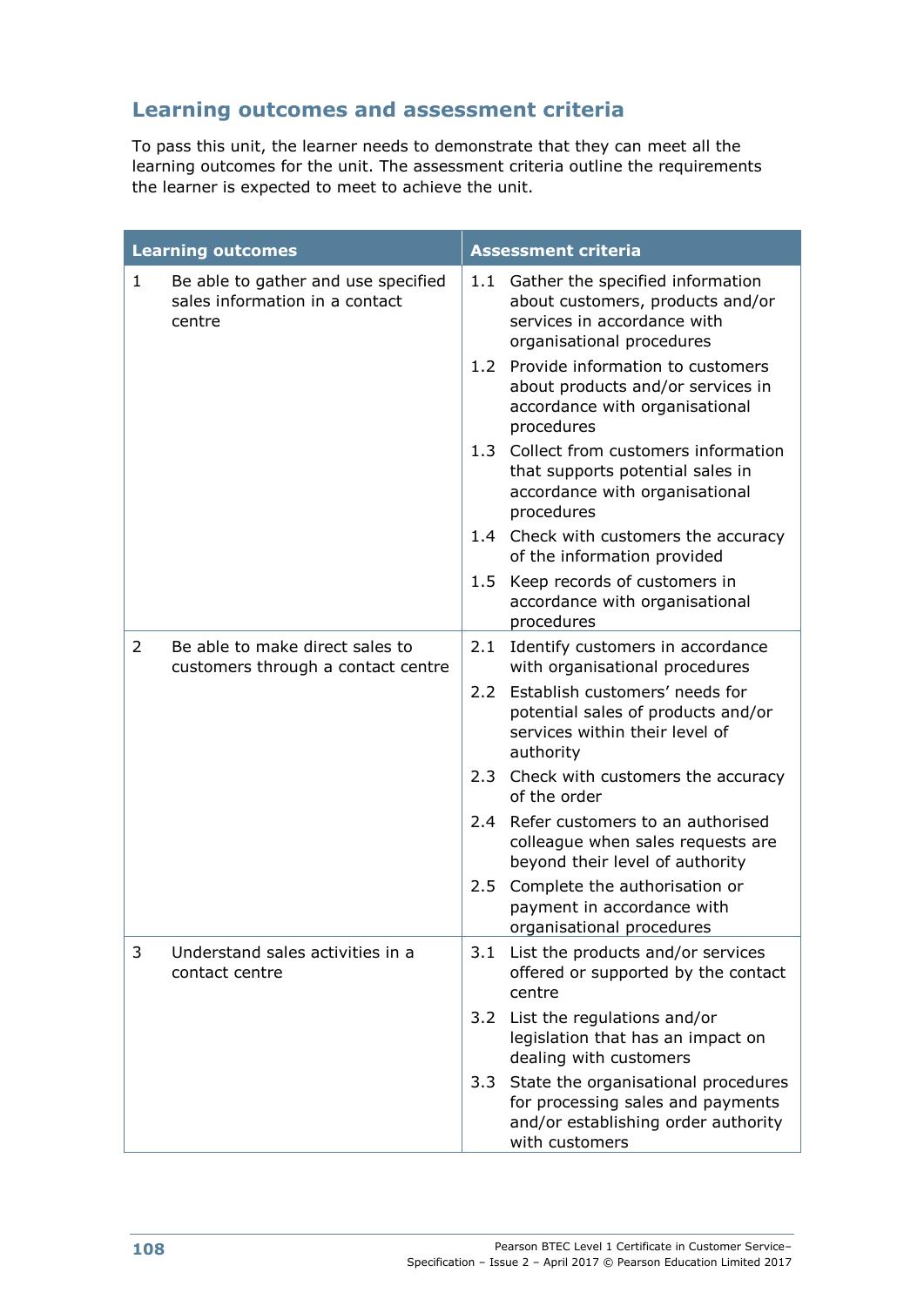## Learning outcomes and assessment criteria

To pass this unit, the learner needs to demonstrate that they can meet all the learning outcomes for the unit. The assessment criteria outline the requirements the learner is expected to meet to achieve the unit.

| Learning outcomes | Assessment criteria |
|---|---|
| 1 Be able to gather and use specified sales information in a contact centre | 1.1 Gather the specified information about customers, products and/or services in accordance with organisational procedures |
| | 1.2 Provide information to customers about products and/or services in accordance with organisational procedures |
| | 1.3 Collect from customers information that supports potential sales in accordance with organisational procedures |
| | 1.4 Check with customers the accuracy of the information provided |
| | 1.5 Keep records of customers in accordance with organisational procedures |
| 2 Be able to make direct sales to customers through a contact centre | 2.1 Identify customers in accordance with organisational procedures |
| | 2.2 Establish customers' needs for potential sales of products and/or services within their level of authority |
| | 2.3 Check with customers the accuracy of the order |
| | 2.4 Refer customers to an authorised colleague when sales requests are beyond their level of authority |
| | 2.5 Complete the authorisation or payment in accordance with organisational procedures |
| 3 Understand sales activities in a contact centre | 3.1 List the products and/or services offered or supported by the contact centre |
| | 3.2 List the regulations and/or legislation that has an impact on dealing with customers |
| | 3.3 State the organisational procedures for processing sales and payments and/or establishing order authority with customers |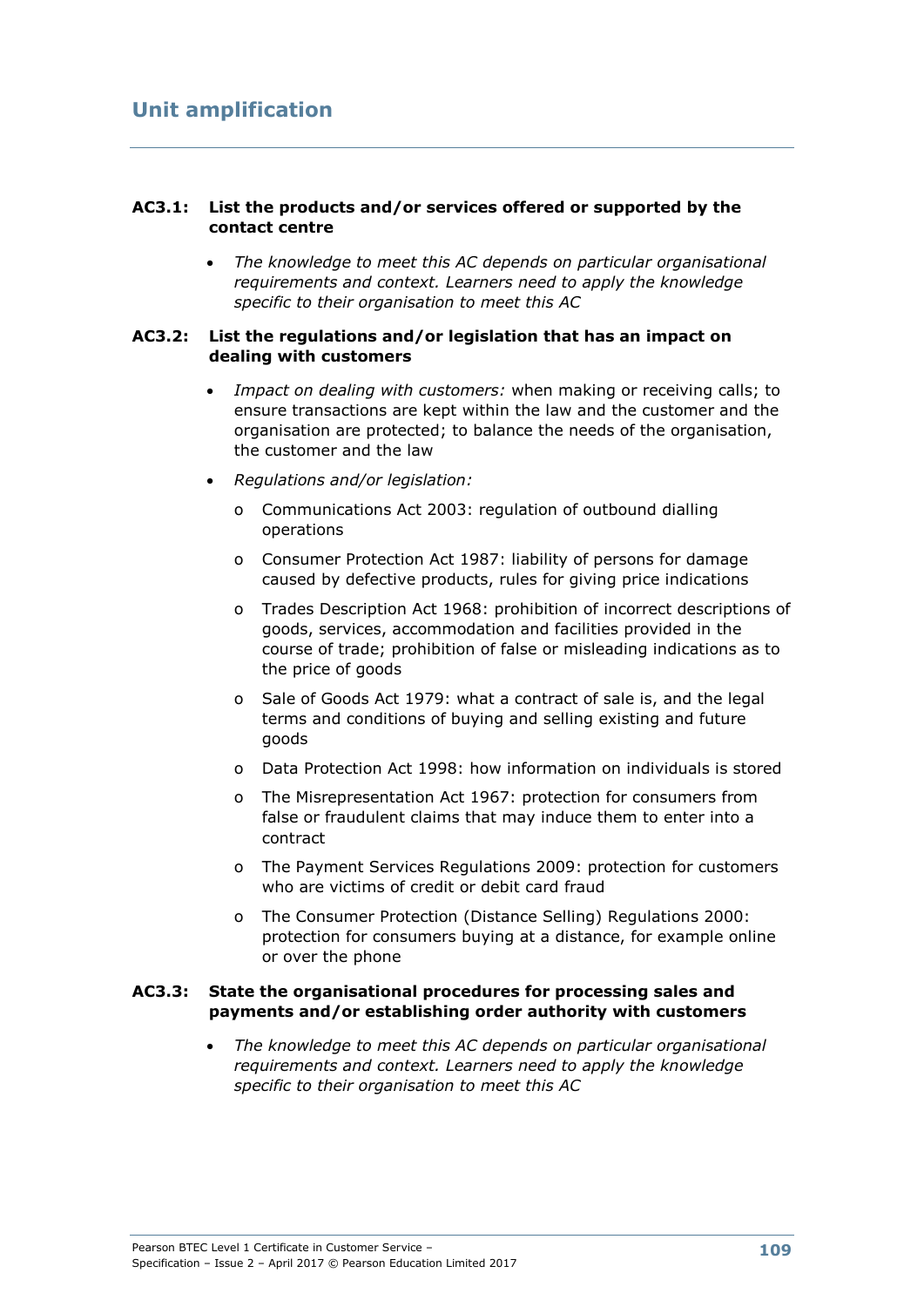## Unit amplification

**AC3.1: List the products and/or services offered or supported by the contact centre**

- *The knowledge to meet this AC depends on particular organisational requirements and context. Learners need to apply the knowledge specific to their organisation to meet this AC*

**AC3.2: List the regulations and/or legislation that has an impact on dealing with customers**

- *Impact on dealing with customers:* when making or receiving calls; to ensure transactions are kept within the law and the customer and the organisation are protected; to balance the needs of the organisation, the customer and the law
- *Regulations and/or legislation:*
  - Communications Act 2003: regulation of outbound dialling operations
  - Consumer Protection Act 1987: liability of persons for damage caused by defective products, rules for giving price indications
  - Trades Description Act 1968: prohibition of incorrect descriptions of goods, services, accommodation and facilities provided in the course of trade; prohibition of false or misleading indications as to the price of goods
  - Sale of Goods Act 1979: what a contract of sale is, and the legal terms and conditions of buying and selling existing and future goods
  - Data Protection Act 1998: how information on individuals is stored
  - The Misrepresentation Act 1967: protection for consumers from false or fraudulent claims that may induce them to enter into a contract
  - The Payment Services Regulations 2009: protection for customers who are victims of credit or debit card fraud
  - The Consumer Protection (Distance Selling) Regulations 2000: protection for consumers buying at a distance, for example online or over the phone

**AC3.3: State the organisational procedures for processing sales and payments and/or establishing order authority with customers**

- *The knowledge to meet this AC depends on particular organisational requirements and context. Learners need to apply the knowledge specific to their organisation to meet this AC*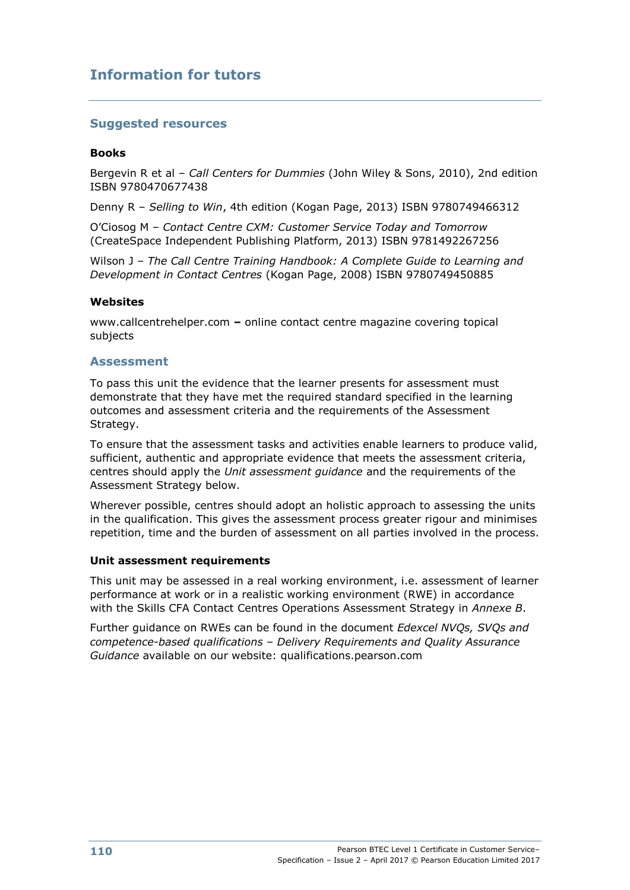## Information for tutors

### Suggested resources

**Books**

Bergevin R et al – *Call Centers for Dummies* (John Wiley & Sons, 2010), 2nd edition ISBN 9780470677438

Denny R – *Selling to Win*, 4th edition (Kogan Page, 2013) ISBN 9780749466312

O'Ciosog M – *Contact Centre CXM: Customer Service Today and Tomorrow* (CreateSpace Independent Publishing Platform, 2013) ISBN 9781492267256

Wilson J – *The Call Centre Training Handbook: A Complete Guide to Learning and Development in Contact Centres* (Kogan Page, 2008) ISBN 9780749450885

**Websites**

www.callcentrehelper.com **–** online contact centre magazine covering topical subjects

### Assessment

To pass this unit the evidence that the learner presents for assessment must demonstrate that they have met the required standard specified in the learning outcomes and assessment criteria and the requirements of the Assessment Strategy.

To ensure that the assessment tasks and activities enable learners to produce valid, sufficient, authentic and appropriate evidence that meets the assessment criteria, centres should apply the *Unit assessment guidance* and the requirements of the Assessment Strategy below.

Wherever possible, centres should adopt an holistic approach to assessing the units in the qualification. This gives the assessment process greater rigour and minimises repetition, time and the burden of assessment on all parties involved in the process.

**Unit assessment requirements**

This unit may be assessed in a real working environment, i.e. assessment of learner performance at work or in a realistic working environment (RWE) in accordance with the Skills CFA Contact Centres Operations Assessment Strategy in *Annexe B*.

Further guidance on RWEs can be found in the document *Edexcel NVQs, SVQs and competence-based qualifications – Delivery Requirements and Quality Assurance Guidance* available on our website: qualifications.pearson.com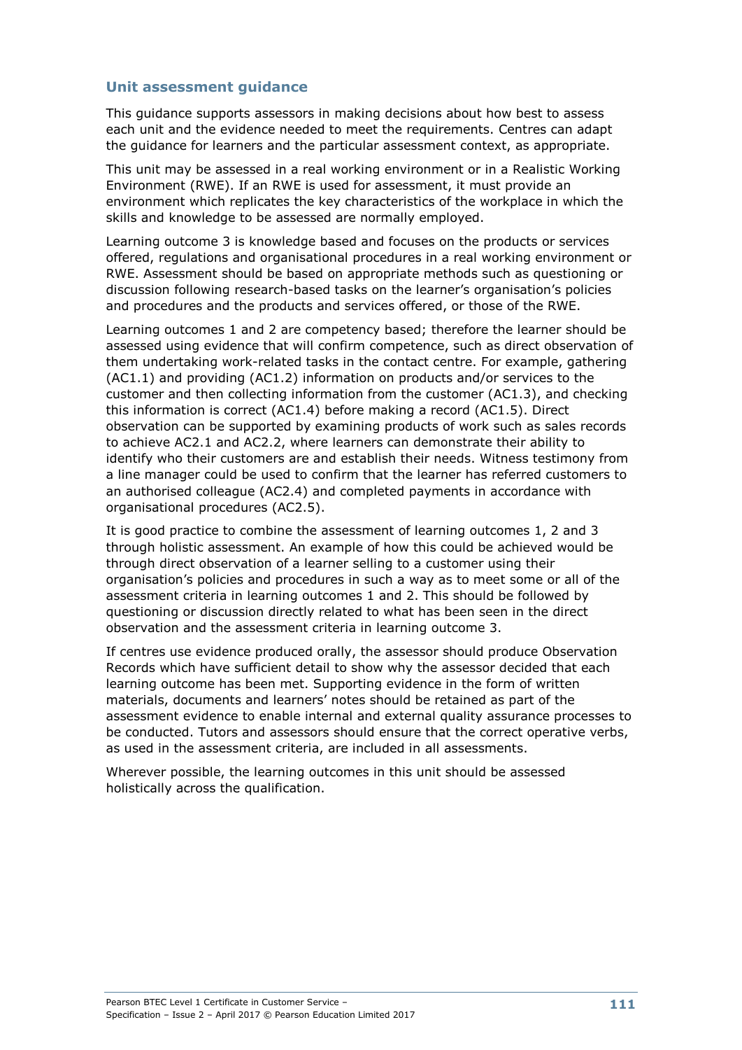## Unit assessment guidance

This guidance supports assessors in making decisions about how best to assess each unit and the evidence needed to meet the requirements. Centres can adapt the guidance for learners and the particular assessment context, as appropriate.

This unit may be assessed in a real working environment or in a Realistic Working Environment (RWE). If an RWE is used for assessment, it must provide an environment which replicates the key characteristics of the workplace in which the skills and knowledge to be assessed are normally employed.

Learning outcome 3 is knowledge based and focuses on the products or services offered, regulations and organisational procedures in a real working environment or RWE. Assessment should be based on appropriate methods such as questioning or discussion following research-based tasks on the learner's organisation's policies and procedures and the products and services offered, or those of the RWE.

Learning outcomes 1 and 2 are competency based; therefore the learner should be assessed using evidence that will confirm competence, such as direct observation of them undertaking work-related tasks in the contact centre. For example, gathering (AC1.1) and providing (AC1.2) information on products and/or services to the customer and then collecting information from the customer (AC1.3), and checking this information is correct (AC1.4) before making a record (AC1.5). Direct observation can be supported by examining products of work such as sales records to achieve AC2.1 and AC2.2, where learners can demonstrate their ability to identify who their customers are and establish their needs. Witness testimony from a line manager could be used to confirm that the learner has referred customers to an authorised colleague (AC2.4) and completed payments in accordance with organisational procedures (AC2.5).

It is good practice to combine the assessment of learning outcomes 1, 2 and 3 through holistic assessment. An example of how this could be achieved would be through direct observation of a learner selling to a customer using their organisation's policies and procedures in such a way as to meet some or all of the assessment criteria in learning outcomes 1 and 2. This should be followed by questioning or discussion directly related to what has been seen in the direct observation and the assessment criteria in learning outcome 3.

If centres use evidence produced orally, the assessor should produce Observation Records which have sufficient detail to show why the assessor decided that each learning outcome has been met. Supporting evidence in the form of written materials, documents and learners' notes should be retained as part of the assessment evidence to enable internal and external quality assurance processes to be conducted. Tutors and assessors should ensure that the correct operative verbs, as used in the assessment criteria, are included in all assessments.

Wherever possible, the learning outcomes in this unit should be assessed holistically across the qualification.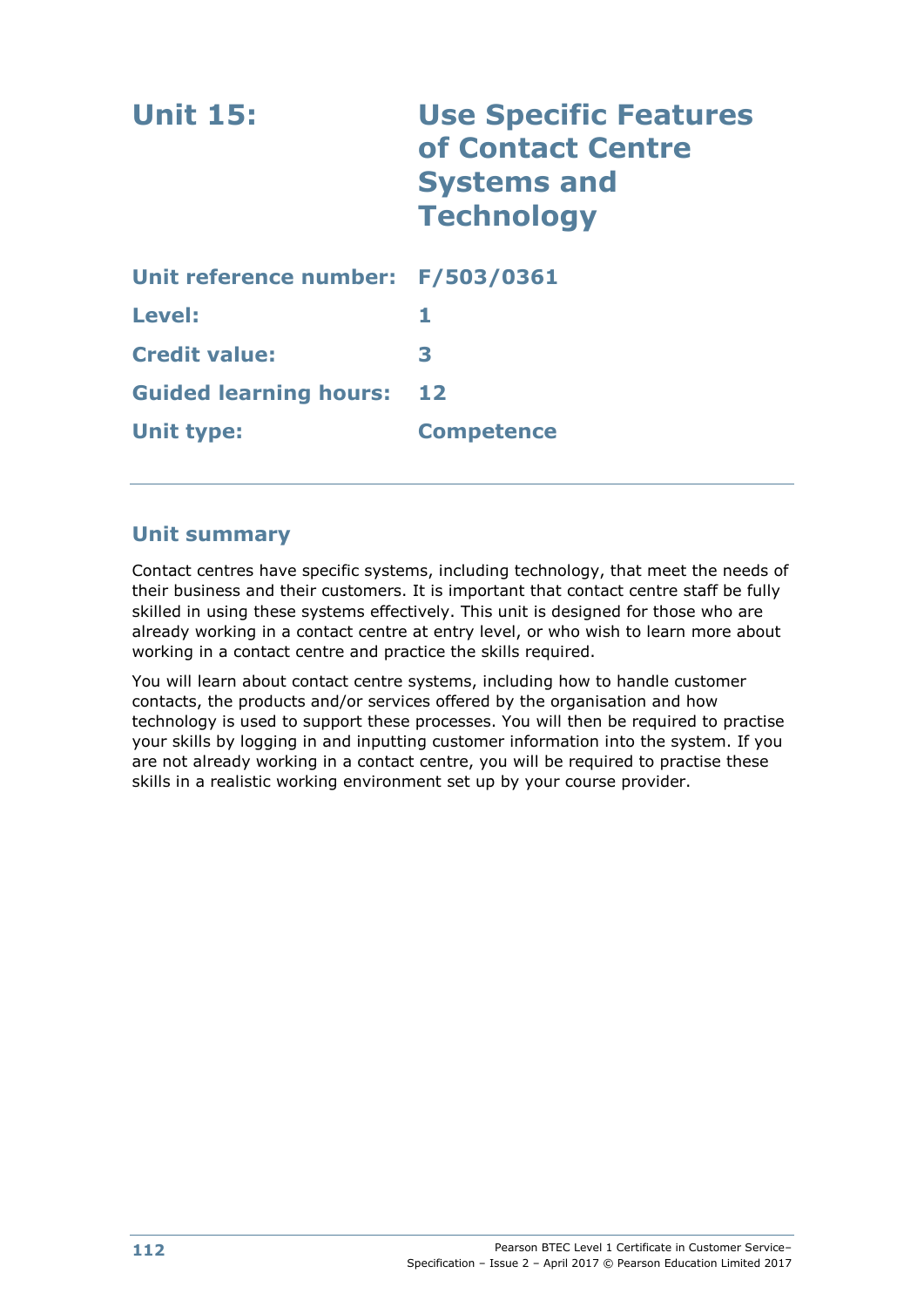# Unit 15: Use Specific Features of Contact Centre Systems and Technology

| | |
|---|---|
| **Unit reference number:** | **F/503/0361** |
| **Level:** | **1** |
| **Credit value:** | **3** |
| **Guided learning hours:** | **12** |
| **Unit type:** | **Competence** |

## Unit summary

Contact centres have specific systems, including technology, that meet the needs of their business and their customers. It is important that contact centre staff be fully skilled in using these systems effectively. This unit is designed for those who are already working in a contact centre at entry level, or who wish to learn more about working in a contact centre and practice the skills required.

You will learn about contact centre systems, including how to handle customer contacts, the products and/or services offered by the organisation and how technology is used to support these processes. You will then be required to practise your skills by logging in and inputting customer information into the system. If you are not already working in a contact centre, you will be required to practise these skills in a realistic working environment set up by your course provider.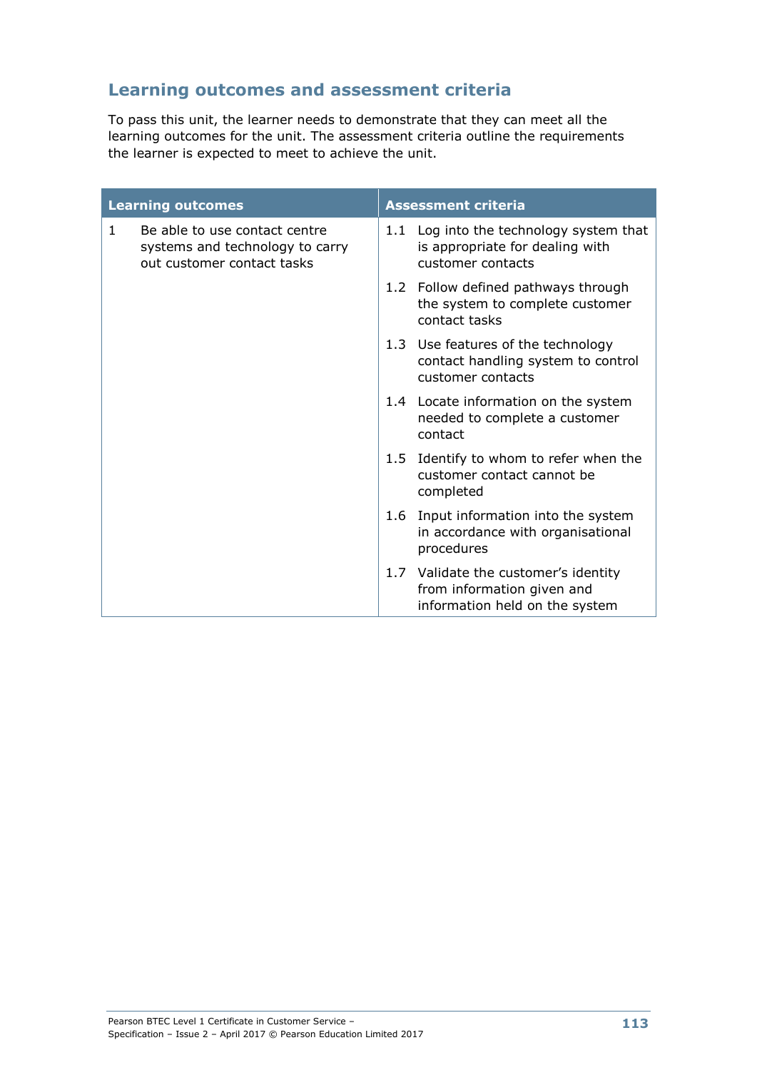## Learning outcomes and assessment criteria

To pass this unit, the learner needs to demonstrate that they can meet all the learning outcomes for the unit. The assessment criteria outline the requirements the learner is expected to meet to achieve the unit.

| Learning outcomes | Assessment criteria |
|---|---|
| 1 Be able to use contact centre systems and technology to carry out customer contact tasks | 1.1 Log into the technology system that is appropriate for dealing with customer contacts |
| | 1.2 Follow defined pathways through the system to complete customer contact tasks |
| | 1.3 Use features of the technology contact handling system to control customer contacts |
| | 1.4 Locate information on the system needed to complete a customer contact |
| | 1.5 Identify to whom to refer when the customer contact cannot be completed |
| | 1.6 Input information into the system in accordance with organisational procedures |
| | 1.7 Validate the customer's identity from information given and information held on the system |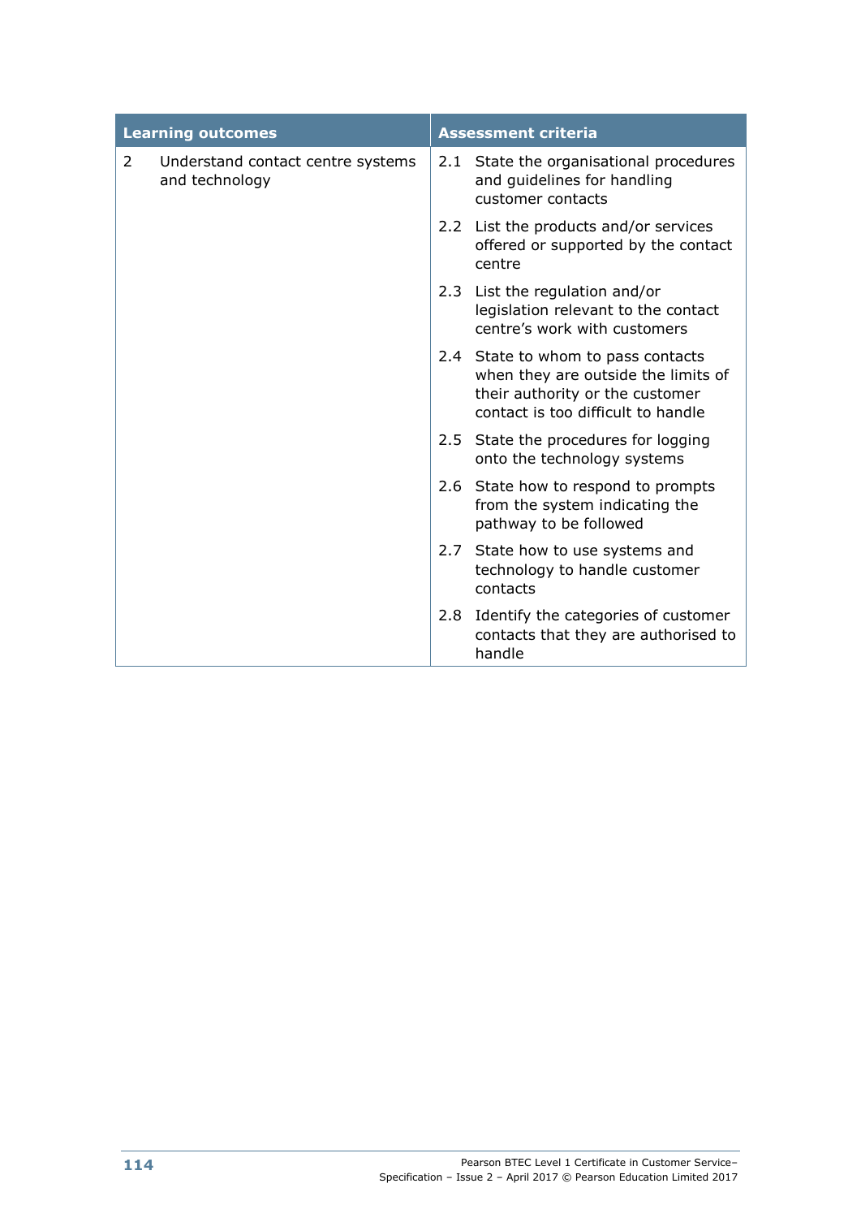| Learning outcomes | Assessment criteria |
|---|---|
| 2 Understand contact centre systems and technology | 2.1 State the organisational procedures and guidelines for handling customer contacts |
| | 2.2 List the products and/or services offered or supported by the contact centre |
| | 2.3 List the regulation and/or legislation relevant to the contact centre's work with customers |
| | 2.4 State to whom to pass contacts when they are outside the limits of their authority or the customer contact is too difficult to handle |
| | 2.5 State the procedures for logging onto the technology systems |
| | 2.6 State how to respond to prompts from the system indicating the pathway to be followed |
| | 2.7 State how to use systems and technology to handle customer contacts |
| | 2.8 Identify the categories of customer contacts that they are authorised to handle |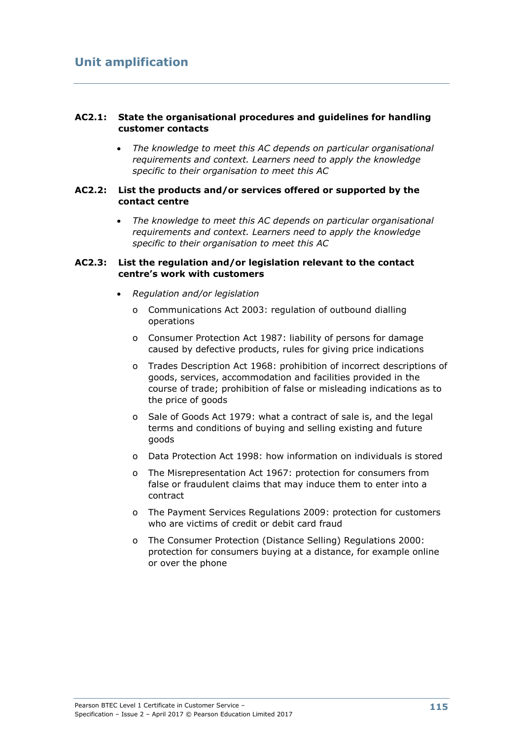## Unit amplification

**AC2.1: State the organisational procedures and guidelines for handling customer contacts**

- *The knowledge to meet this AC depends on particular organisational requirements and context. Learners need to apply the knowledge specific to their organisation to meet this AC*

**AC2.2: List the products and/or services offered or supported by the contact centre**

- *The knowledge to meet this AC depends on particular organisational requirements and context. Learners need to apply the knowledge specific to their organisation to meet this AC*

**AC2.3: List the regulation and/or legislation relevant to the contact centre's work with customers**

- *Regulation and/or legislation*
  - Communications Act 2003: regulation of outbound dialling operations
  - Consumer Protection Act 1987: liability of persons for damage caused by defective products, rules for giving price indications
  - Trades Description Act 1968: prohibition of incorrect descriptions of goods, services, accommodation and facilities provided in the course of trade; prohibition of false or misleading indications as to the price of goods
  - Sale of Goods Act 1979: what a contract of sale is, and the legal terms and conditions of buying and selling existing and future goods
  - Data Protection Act 1998: how information on individuals is stored
  - The Misrepresentation Act 1967: protection for consumers from false or fraudulent claims that may induce them to enter into a contract
  - The Payment Services Regulations 2009: protection for customers who are victims of credit or debit card fraud
  - The Consumer Protection (Distance Selling) Regulations 2000: protection for consumers buying at a distance, for example online or over the phone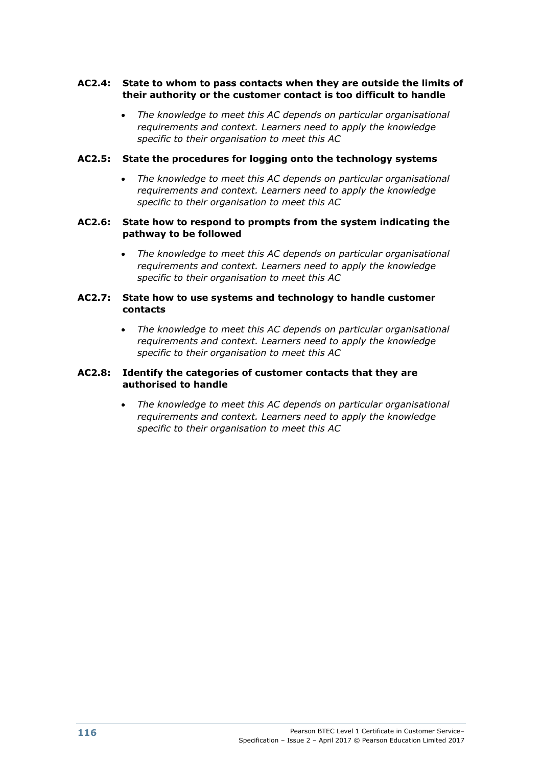**AC2.4: State to whom to pass contacts when they are outside the limits of their authority or the customer contact is too difficult to handle**

- *The knowledge to meet this AC depends on particular organisational requirements and context. Learners need to apply the knowledge specific to their organisation to meet this AC*

**AC2.5: State the procedures for logging onto the technology systems**

- *The knowledge to meet this AC depends on particular organisational requirements and context. Learners need to apply the knowledge specific to their organisation to meet this AC*

**AC2.6: State how to respond to prompts from the system indicating the pathway to be followed**

- *The knowledge to meet this AC depends on particular organisational requirements and context. Learners need to apply the knowledge specific to their organisation to meet this AC*

**AC2.7: State how to use systems and technology to handle customer contacts**

- *The knowledge to meet this AC depends on particular organisational requirements and context. Learners need to apply the knowledge specific to their organisation to meet this AC*

**AC2.8: Identify the categories of customer contacts that they are authorised to handle**

- *The knowledge to meet this AC depends on particular organisational requirements and context. Learners need to apply the knowledge specific to their organisation to meet this AC*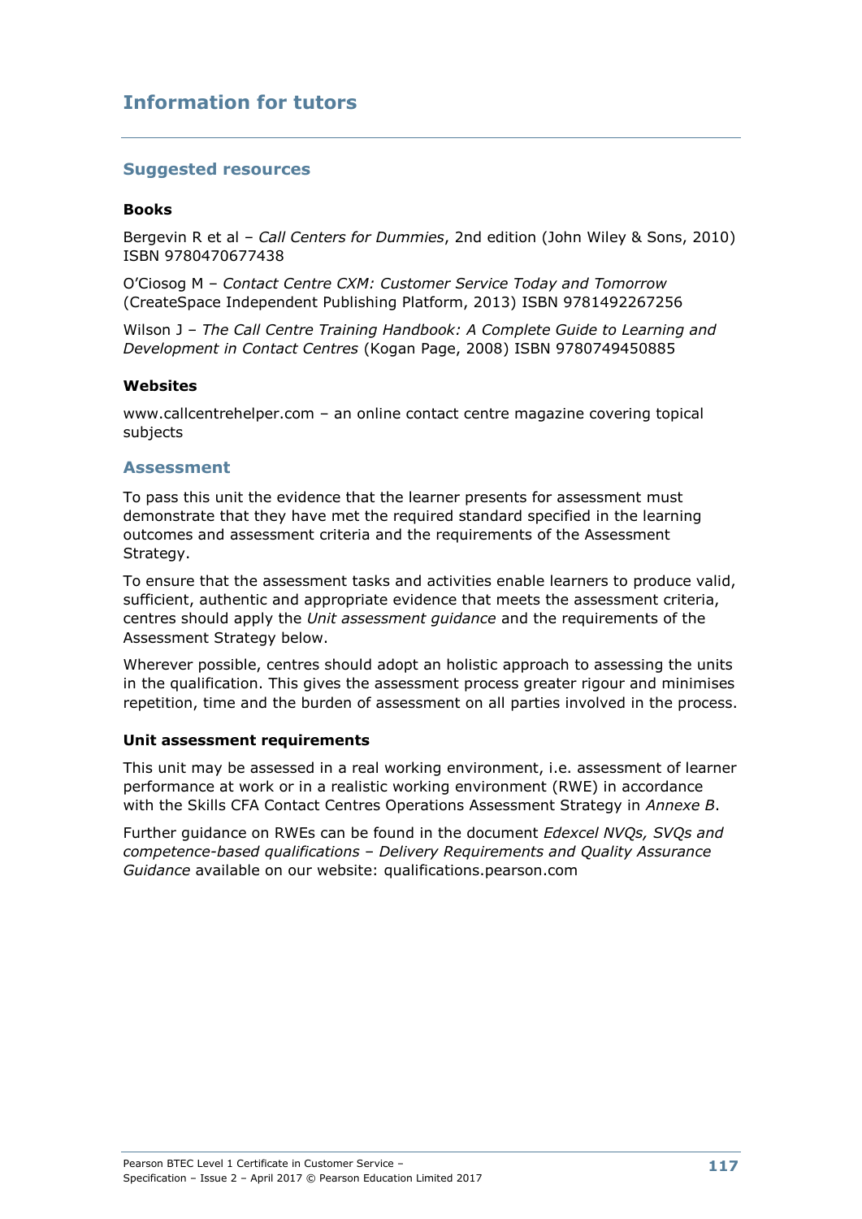# Information for tutors

## Suggested resources

**Books**

Bergevin R et al – *Call Centers for Dummies*, 2nd edition (John Wiley & Sons, 2010) ISBN 9780470677438

O'Ciosog M – *Contact Centre CXM: Customer Service Today and Tomorrow* (CreateSpace Independent Publishing Platform, 2013) ISBN 9781492267256

Wilson J – *The Call Centre Training Handbook: A Complete Guide to Learning and Development in Contact Centres* (Kogan Page, 2008) ISBN 9780749450885

**Websites**

www.callcentrehelper.com – an online contact centre magazine covering topical subjects

## Assessment

To pass this unit the evidence that the learner presents for assessment must demonstrate that they have met the required standard specified in the learning outcomes and assessment criteria and the requirements of the Assessment Strategy.

To ensure that the assessment tasks and activities enable learners to produce valid, sufficient, authentic and appropriate evidence that meets the assessment criteria, centres should apply the *Unit assessment guidance* and the requirements of the Assessment Strategy below.

Wherever possible, centres should adopt an holistic approach to assessing the units in the qualification. This gives the assessment process greater rigour and minimises repetition, time and the burden of assessment on all parties involved in the process.

**Unit assessment requirements**

This unit may be assessed in a real working environment, i.e. assessment of learner performance at work or in a realistic working environment (RWE) in accordance with the Skills CFA Contact Centres Operations Assessment Strategy in *Annexe B*.

Further guidance on RWEs can be found in the document *Edexcel NVQs, SVQs and competence-based qualifications – Delivery Requirements and Quality Assurance Guidance* available on our website: qualifications.pearson.com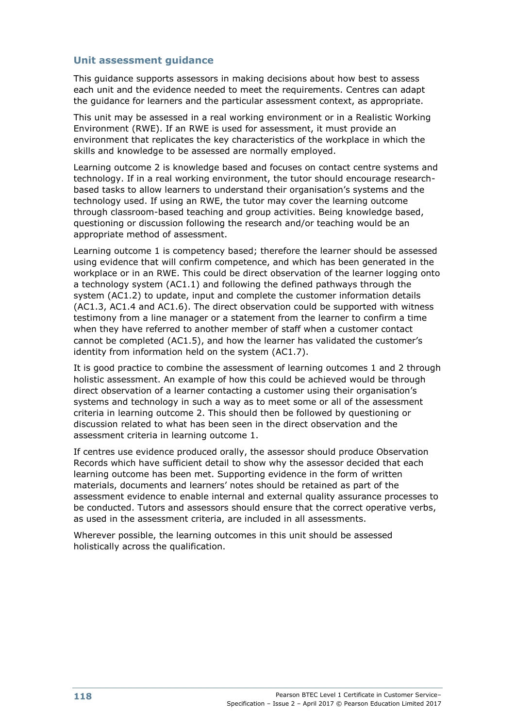### Unit assessment guidance

This guidance supports assessors in making decisions about how best to assess each unit and the evidence needed to meet the requirements. Centres can adapt the guidance for learners and the particular assessment context, as appropriate.

This unit may be assessed in a real working environment or in a Realistic Working Environment (RWE). If an RWE is used for assessment, it must provide an environment that replicates the key characteristics of the workplace in which the skills and knowledge to be assessed are normally employed.

Learning outcome 2 is knowledge based and focuses on contact centre systems and technology. If in a real working environment, the tutor should encourage research-based tasks to allow learners to understand their organisation's systems and the technology used. If using an RWE, the tutor may cover the learning outcome through classroom-based teaching and group activities. Being knowledge based, questioning or discussion following the research and/or teaching would be an appropriate method of assessment.

Learning outcome 1 is competency based; therefore the learner should be assessed using evidence that will confirm competence, and which has been generated in the workplace or in an RWE. This could be direct observation of the learner logging onto a technology system (AC1.1) and following the defined pathways through the system (AC1.2) to update, input and complete the customer information details (AC1.3, AC1.4 and AC1.6). The direct observation could be supported with witness testimony from a line manager or a statement from the learner to confirm a time when they have referred to another member of staff when a customer contact cannot be completed (AC1.5), and how the learner has validated the customer's identity from information held on the system (AC1.7).

It is good practice to combine the assessment of learning outcomes 1 and 2 through holistic assessment. An example of how this could be achieved would be through direct observation of a learner contacting a customer using their organisation's systems and technology in such a way as to meet some or all of the assessment criteria in learning outcome 2. This should then be followed by questioning or discussion related to what has been seen in the direct observation and the assessment criteria in learning outcome 1.

If centres use evidence produced orally, the assessor should produce Observation Records which have sufficient detail to show why the assessor decided that each learning outcome has been met. Supporting evidence in the form of written materials, documents and learners' notes should be retained as part of the assessment evidence to enable internal and external quality assurance processes to be conducted. Tutors and assessors should ensure that the correct operative verbs, as used in the assessment criteria, are included in all assessments.

Wherever possible, the learning outcomes in this unit should be assessed holistically across the qualification.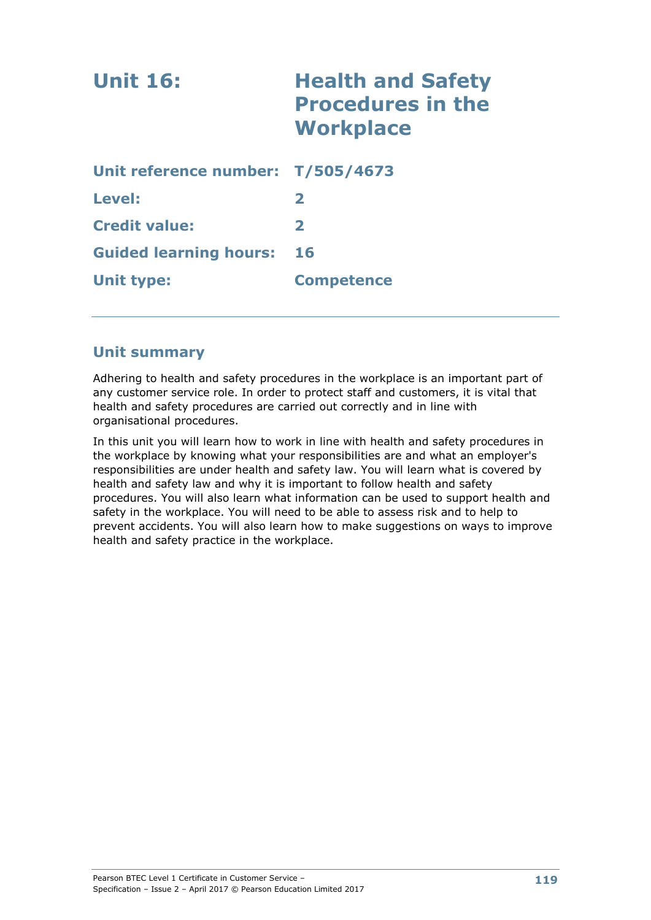# Unit 16: Health and Safety Procedures in the Workplace

| | |
|---|---|
| **Unit reference number:** | **T/505/4673** |
| **Level:** | **2** |
| **Credit value:** | **2** |
| **Guided learning hours:** | **16** |
| **Unit type:** | **Competence** |

## Unit summary

Adhering to health and safety procedures in the workplace is an important part of any customer service role. In order to protect staff and customers, it is vital that health and safety procedures are carried out correctly and in line with organisational procedures.

In this unit you will learn how to work in line with health and safety procedures in the workplace by knowing what your responsibilities are and what an employer's responsibilities are under health and safety law. You will learn what is covered by health and safety law and why it is important to follow health and safety procedures. You will also learn what information can be used to support health and safety in the workplace. You will need to be able to assess risk and to help to prevent accidents. You will also learn how to make suggestions on ways to improve health and safety practice in the workplace.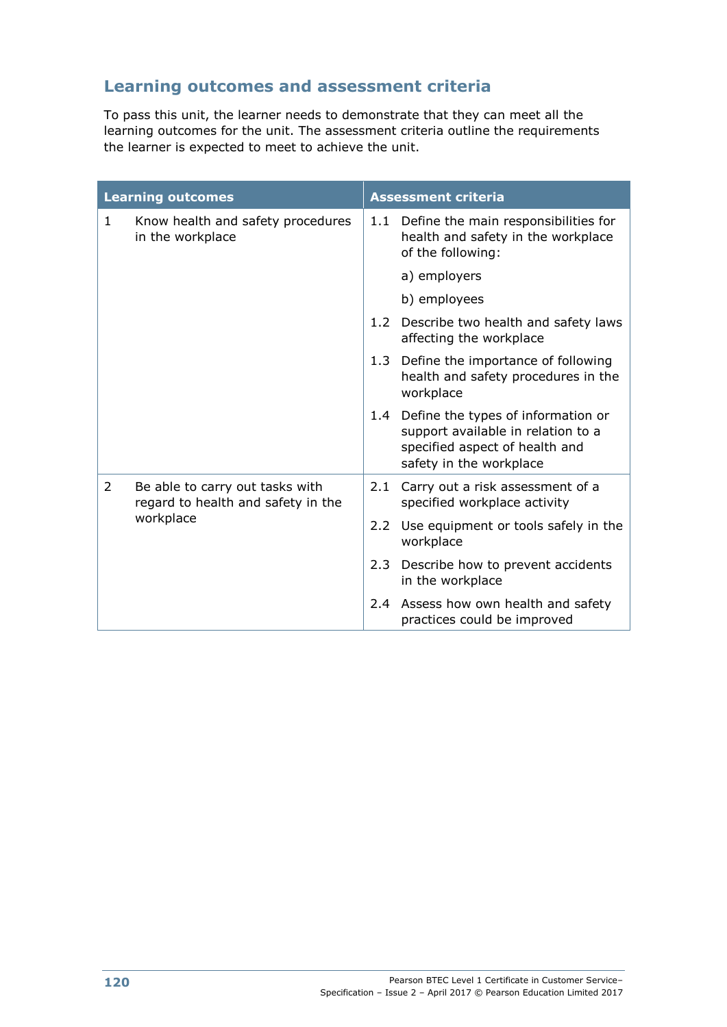## Learning outcomes and assessment criteria

To pass this unit, the learner needs to demonstrate that they can meet all the learning outcomes for the unit. The assessment criteria outline the requirements the learner is expected to meet to achieve the unit.

| Learning outcomes | Assessment criteria |
|---|---|
| 1 Know health and safety procedures in the workplace | 1.1 Define the main responsibilities for health and safety in the workplace of the following:<br>a) employers<br>b) employees |
| | 1.2 Describe two health and safety laws affecting the workplace |
| | 1.3 Define the importance of following health and safety procedures in the workplace |
| | 1.4 Define the types of information or support available in relation to a specified aspect of health and safety in the workplace |
| 2 Be able to carry out tasks with regard to health and safety in the workplace | 2.1 Carry out a risk assessment of a specified workplace activity |
| | 2.2 Use equipment or tools safely in the workplace |
| | 2.3 Describe how to prevent accidents in the workplace |
| | 2.4 Assess how own health and safety practices could be improved |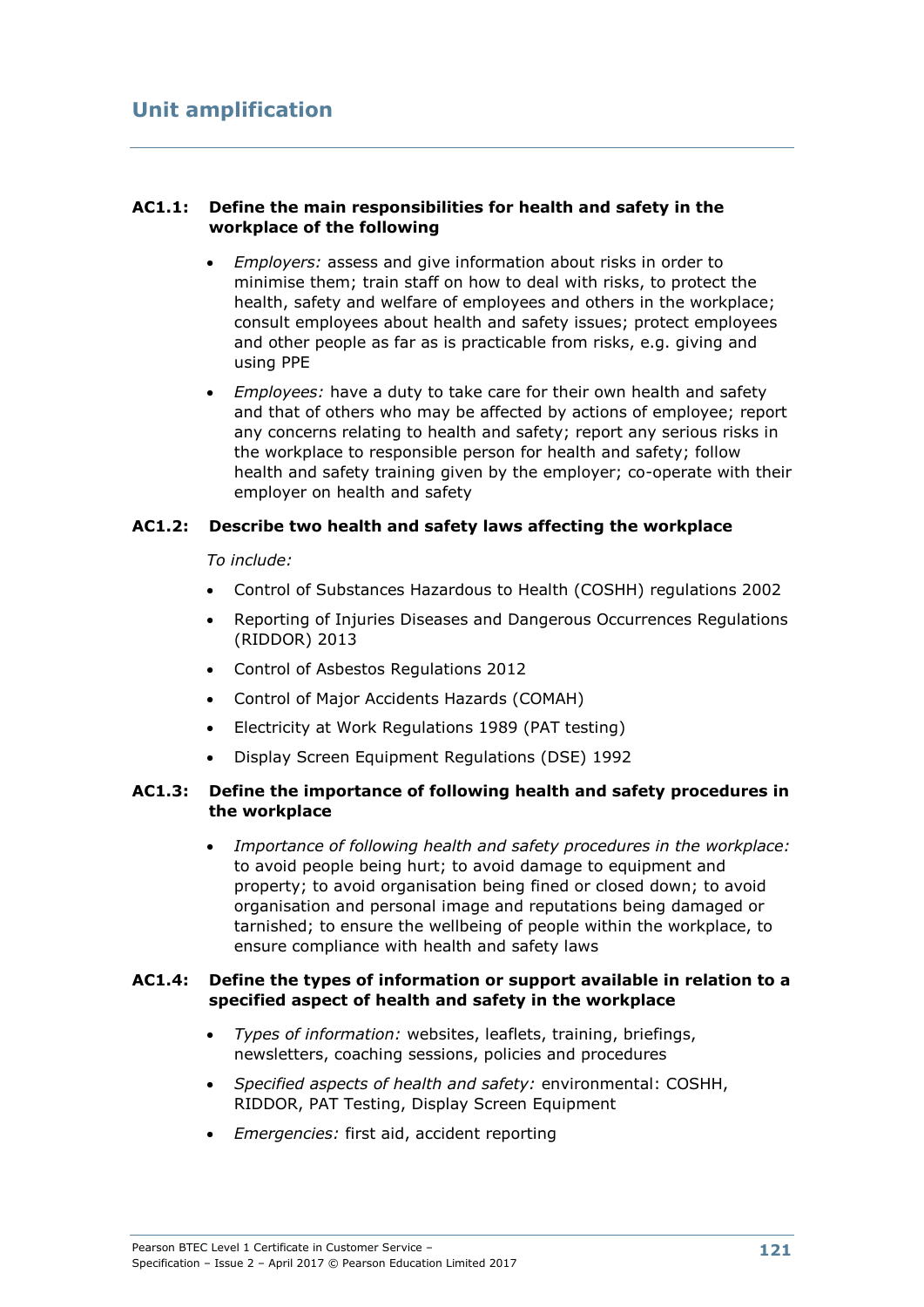## Unit amplification

**AC1.1: Define the main responsibilities for health and safety in the workplace of the following**

- *Employers:* assess and give information about risks in order to minimise them; train staff on how to deal with risks, to protect the health, safety and welfare of employees and others in the workplace; consult employees about health and safety issues; protect employees and other people as far as is practicable from risks, e.g. giving and using PPE
- *Employees:* have a duty to take care for their own health and safety and that of others who may be affected by actions of employee; report any concerns relating to health and safety; report any serious risks in the workplace to responsible person for health and safety; follow health and safety training given by the employer; co-operate with their employer on health and safety

**AC1.2: Describe two health and safety laws affecting the workplace**

*To include:*

- Control of Substances Hazardous to Health (COSHH) regulations 2002
- Reporting of Injuries Diseases and Dangerous Occurrences Regulations (RIDDOR) 2013
- Control of Asbestos Regulations 2012
- Control of Major Accidents Hazards (COMAH)
- Electricity at Work Regulations 1989 (PAT testing)
- Display Screen Equipment Regulations (DSE) 1992

**AC1.3: Define the importance of following health and safety procedures in the workplace**

- *Importance of following health and safety procedures in the workplace:* to avoid people being hurt; to avoid damage to equipment and property; to avoid organisation being fined or closed down; to avoid organisation and personal image and reputations being damaged or tarnished; to ensure the wellbeing of people within the workplace, to ensure compliance with health and safety laws

**AC1.4: Define the types of information or support available in relation to a specified aspect of health and safety in the workplace**

- *Types of information:* websites, leaflets, training, briefings, newsletters, coaching sessions, policies and procedures
- *Specified aspects of health and safety:* environmental: COSHH, RIDDOR, PAT Testing, Display Screen Equipment
- *Emergencies:* first aid, accident reporting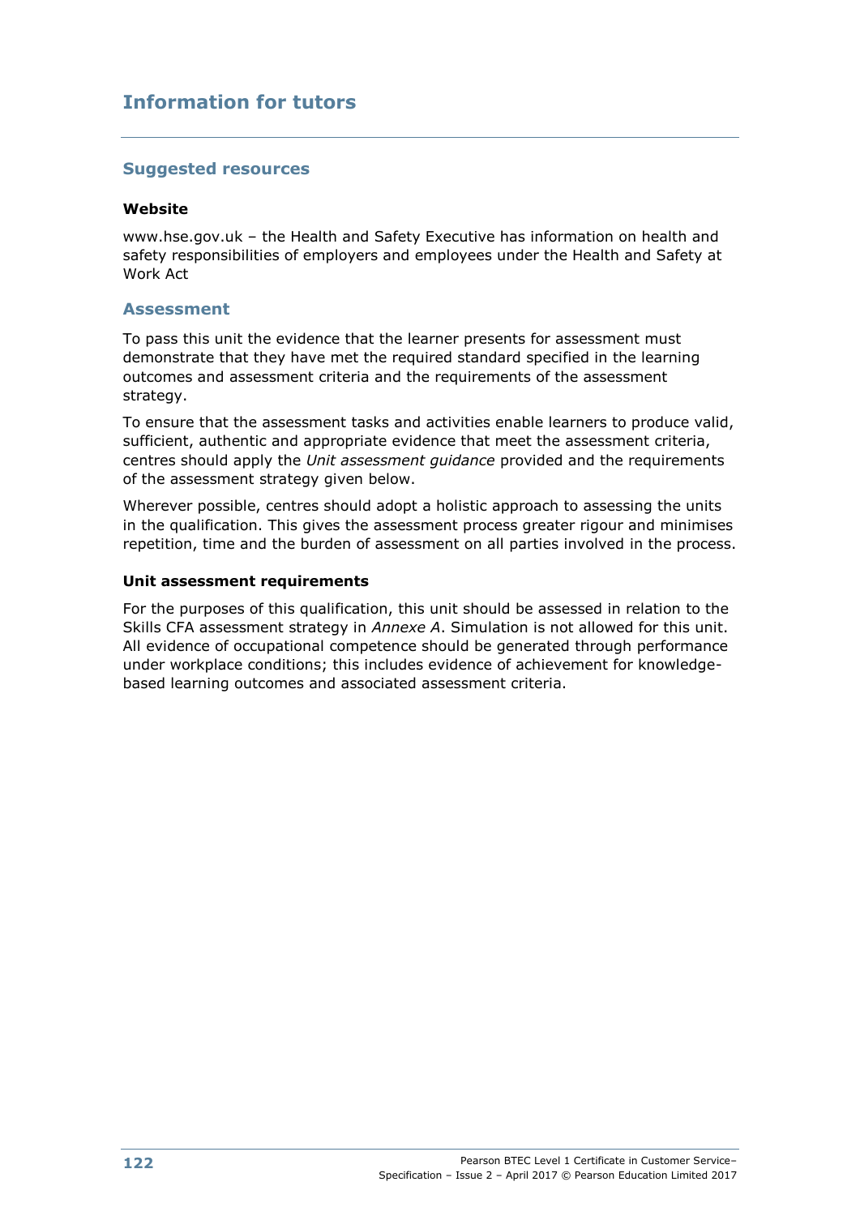# Information for tutors

## Suggested resources

### Website

www.hse.gov.uk – the Health and Safety Executive has information on health and safety responsibilities of employers and employees under the Health and Safety at Work Act

## Assessment

To pass this unit the evidence that the learner presents for assessment must demonstrate that they have met the required standard specified in the learning outcomes and assessment criteria and the requirements of the assessment strategy.

To ensure that the assessment tasks and activities enable learners to produce valid, sufficient, authentic and appropriate evidence that meet the assessment criteria, centres should apply the *Unit assessment guidance* provided and the requirements of the assessment strategy given below.

Wherever possible, centres should adopt a holistic approach to assessing the units in the qualification. This gives the assessment process greater rigour and minimises repetition, time and the burden of assessment on all parties involved in the process.

### Unit assessment requirements

For the purposes of this qualification, this unit should be assessed in relation to the Skills CFA assessment strategy in *Annexe A*. Simulation is not allowed for this unit. All evidence of occupational competence should be generated through performance under workplace conditions; this includes evidence of achievement for knowledge-based learning outcomes and associated assessment criteria.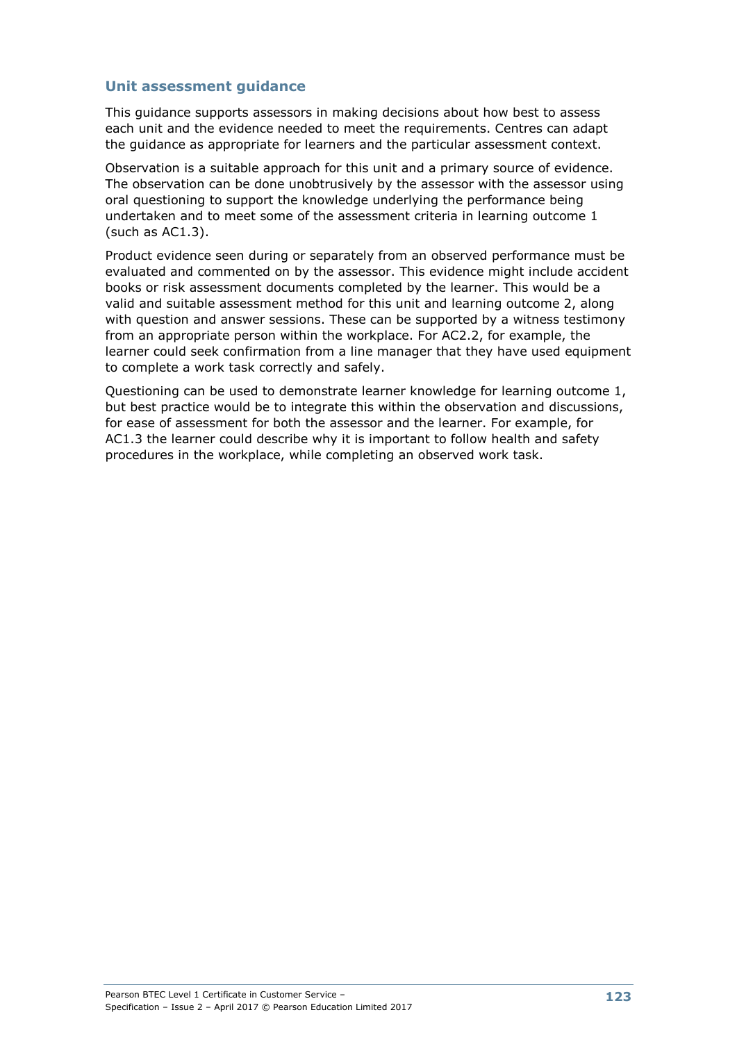### Unit assessment guidance

This guidance supports assessors in making decisions about how best to assess each unit and the evidence needed to meet the requirements. Centres can adapt the guidance as appropriate for learners and the particular assessment context.

Observation is a suitable approach for this unit and a primary source of evidence. The observation can be done unobtrusively by the assessor with the assessor using oral questioning to support the knowledge underlying the performance being undertaken and to meet some of the assessment criteria in learning outcome 1 (such as AC1.3).

Product evidence seen during or separately from an observed performance must be evaluated and commented on by the assessor. This evidence might include accident books or risk assessment documents completed by the learner. This would be a valid and suitable assessment method for this unit and learning outcome 2, along with question and answer sessions. These can be supported by a witness testimony from an appropriate person within the workplace. For AC2.2, for example, the learner could seek confirmation from a line manager that they have used equipment to complete a work task correctly and safely.

Questioning can be used to demonstrate learner knowledge for learning outcome 1, but best practice would be to integrate this within the observation and discussions, for ease of assessment for both the assessor and the learner. For example, for AC1.3 the learner could describe why it is important to follow health and safety procedures in the workplace, while completing an observed work task.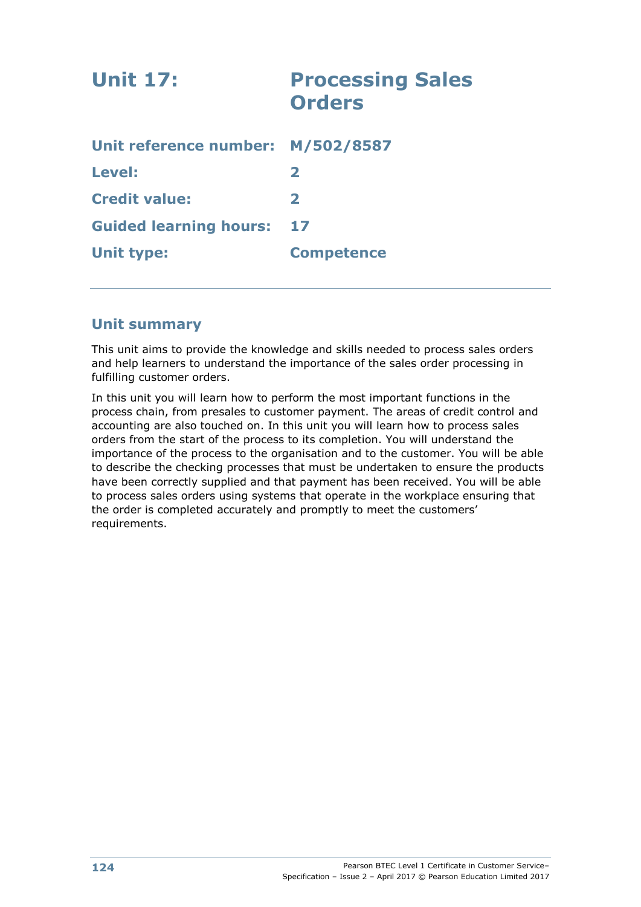# Unit 17: Processing Sales Orders

| | |
|---|---|
| **Unit reference number:** | **M/502/8587** |
| **Level:** | **2** |
| **Credit value:** | **2** |
| **Guided learning hours:** | **17** |
| **Unit type:** | **Competence** |

## Unit summary

This unit aims to provide the knowledge and skills needed to process sales orders and help learners to understand the importance of the sales order processing in fulfilling customer orders.

In this unit you will learn how to perform the most important functions in the process chain, from presales to customer payment. The areas of credit control and accounting are also touched on. In this unit you will learn how to process sales orders from the start of the process to its completion. You will understand the importance of the process to the organisation and to the customer. You will be able to describe the checking processes that must be undertaken to ensure the products have been correctly supplied and that payment has been received. You will be able to process sales orders using systems that operate in the workplace ensuring that the order is completed accurately and promptly to meet the customers' requirements.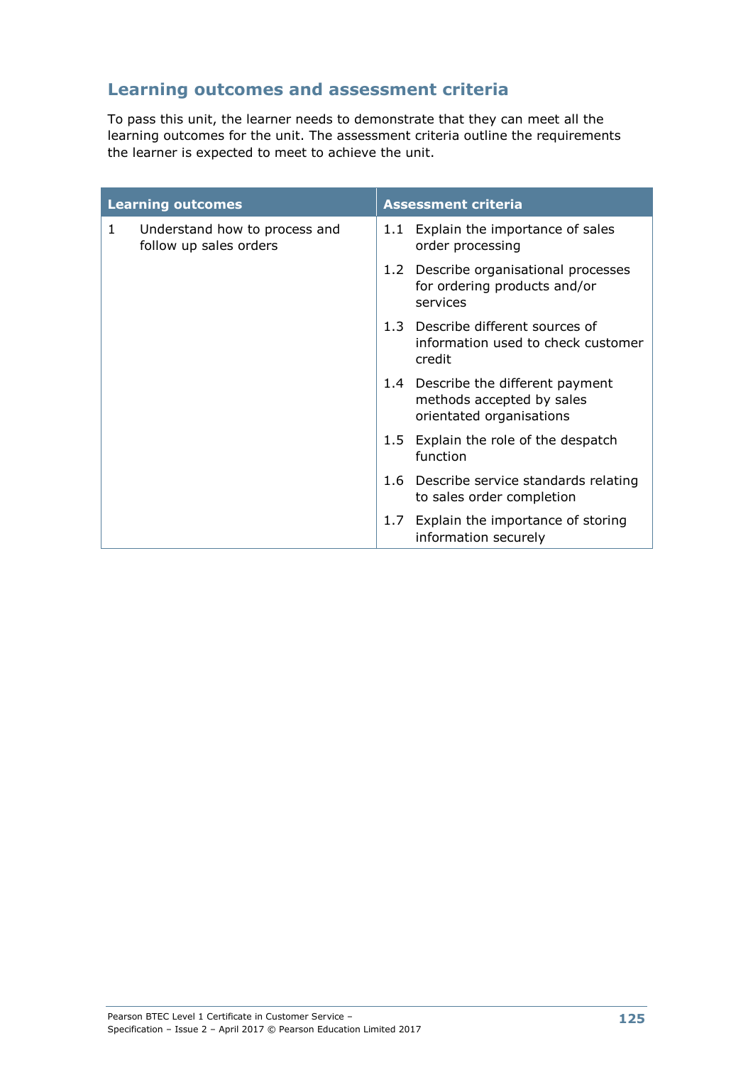## Learning outcomes and assessment criteria

To pass this unit, the learner needs to demonstrate that they can meet all the learning outcomes for the unit. The assessment criteria outline the requirements the learner is expected to meet to achieve the unit.

| Learning outcomes | Assessment criteria |
|---|---|
| 1 Understand how to process and follow up sales orders | 1.1 Explain the importance of sales order processing |
| | 1.2 Describe organisational processes for ordering products and/or services |
| | 1.3 Describe different sources of information used to check customer credit |
| | 1.4 Describe the different payment methods accepted by sales orientated organisations |
| | 1.5 Explain the role of the despatch function |
| | 1.6 Describe service standards relating to sales order completion |
| | 1.7 Explain the importance of storing information securely |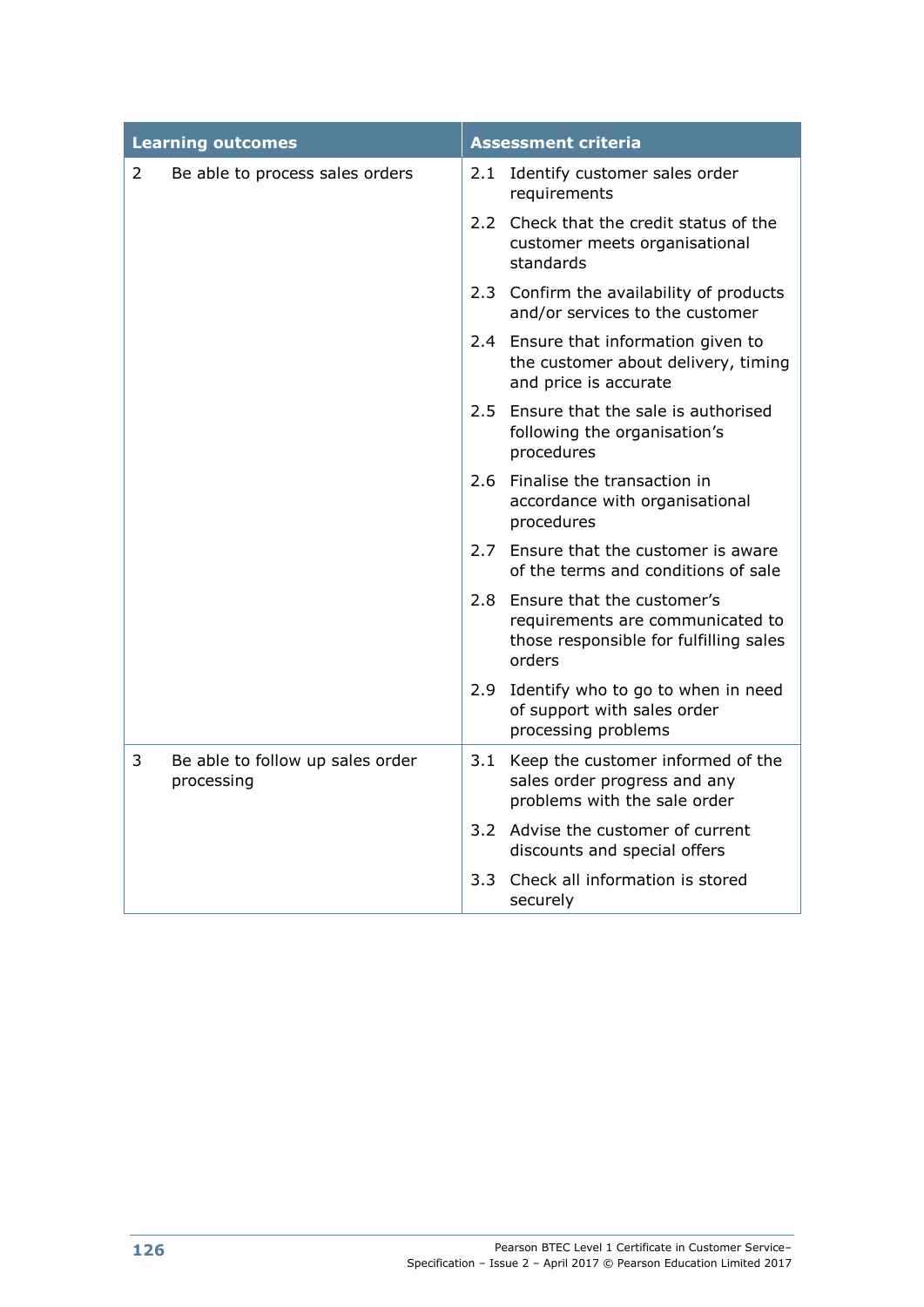| Learning outcomes | Assessment criteria |
|---|---|
| 2 Be able to process sales orders | 2.1 Identify customer sales order requirements |
| | 2.2 Check that the credit status of the customer meets organisational standards |
| | 2.3 Confirm the availability of products and/or services to the customer |
| | 2.4 Ensure that information given to the customer about delivery, timing and price is accurate |
| | 2.5 Ensure that the sale is authorised following the organisation's procedures |
| | 2.6 Finalise the transaction in accordance with organisational procedures |
| | 2.7 Ensure that the customer is aware of the terms and conditions of sale |
| | 2.8 Ensure that the customer's requirements are communicated to those responsible for fulfilling sales orders |
| | 2.9 Identify who to go to when in need of support with sales order processing problems |
| 3 Be able to follow up sales order processing | 3.1 Keep the customer informed of the sales order progress and any problems with the sale order |
| | 3.2 Advise the customer of current discounts and special offers |
| | 3.3 Check all information is stored securely |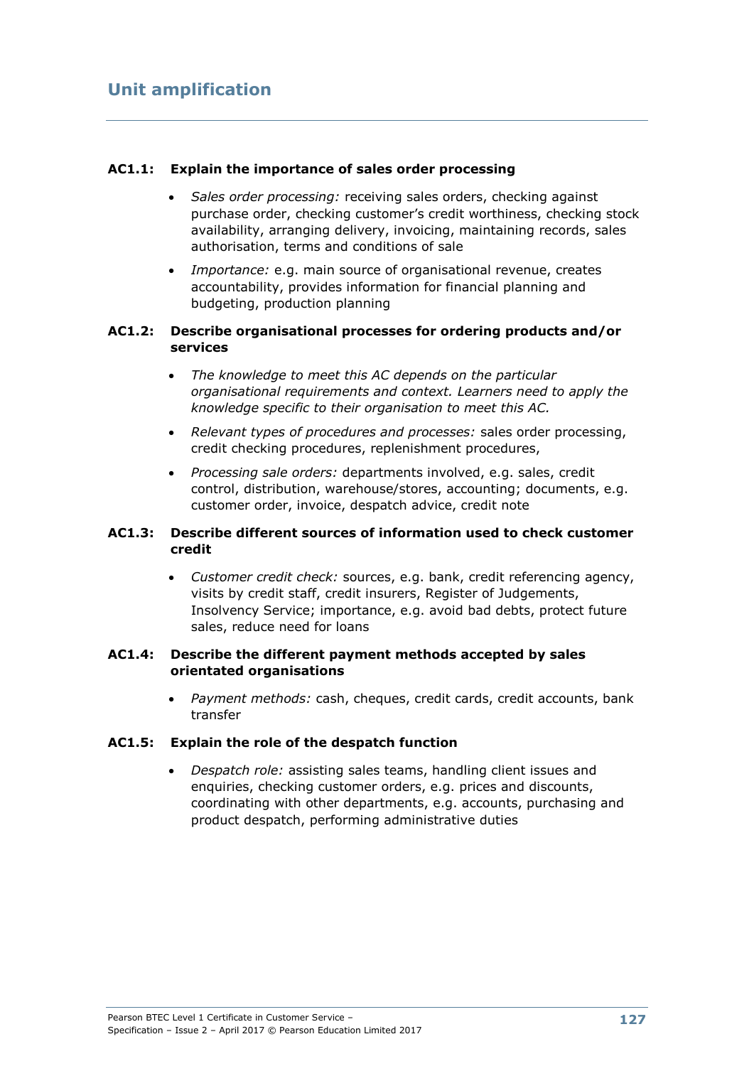## Unit amplification

**AC1.1: Explain the importance of sales order processing**

- *Sales order processing:* receiving sales orders, checking against purchase order, checking customer's credit worthiness, checking stock availability, arranging delivery, invoicing, maintaining records, sales authorisation, terms and conditions of sale
- *Importance:* e.g. main source of organisational revenue, creates accountability, provides information for financial planning and budgeting, production planning

**AC1.2: Describe organisational processes for ordering products and/or services**

- *The knowledge to meet this AC depends on the particular organisational requirements and context. Learners need to apply the knowledge specific to their organisation to meet this AC.*
- *Relevant types of procedures and processes:* sales order processing, credit checking procedures, replenishment procedures,
- *Processing sale orders:* departments involved, e.g. sales, credit control, distribution, warehouse/stores, accounting; documents, e.g. customer order, invoice, despatch advice, credit note

**AC1.3: Describe different sources of information used to check customer credit**

- *Customer credit check:* sources, e.g. bank, credit referencing agency, visits by credit staff, credit insurers, Register of Judgements, Insolvency Service; importance, e.g. avoid bad debts, protect future sales, reduce need for loans

**AC1.4: Describe the different payment methods accepted by sales orientated organisations**

- *Payment methods:* cash, cheques, credit cards, credit accounts, bank transfer

**AC1.5: Explain the role of the despatch function**

- *Despatch role:* assisting sales teams, handling client issues and enquiries, checking customer orders, e.g. prices and discounts, coordinating with other departments, e.g. accounts, purchasing and product despatch, performing administrative duties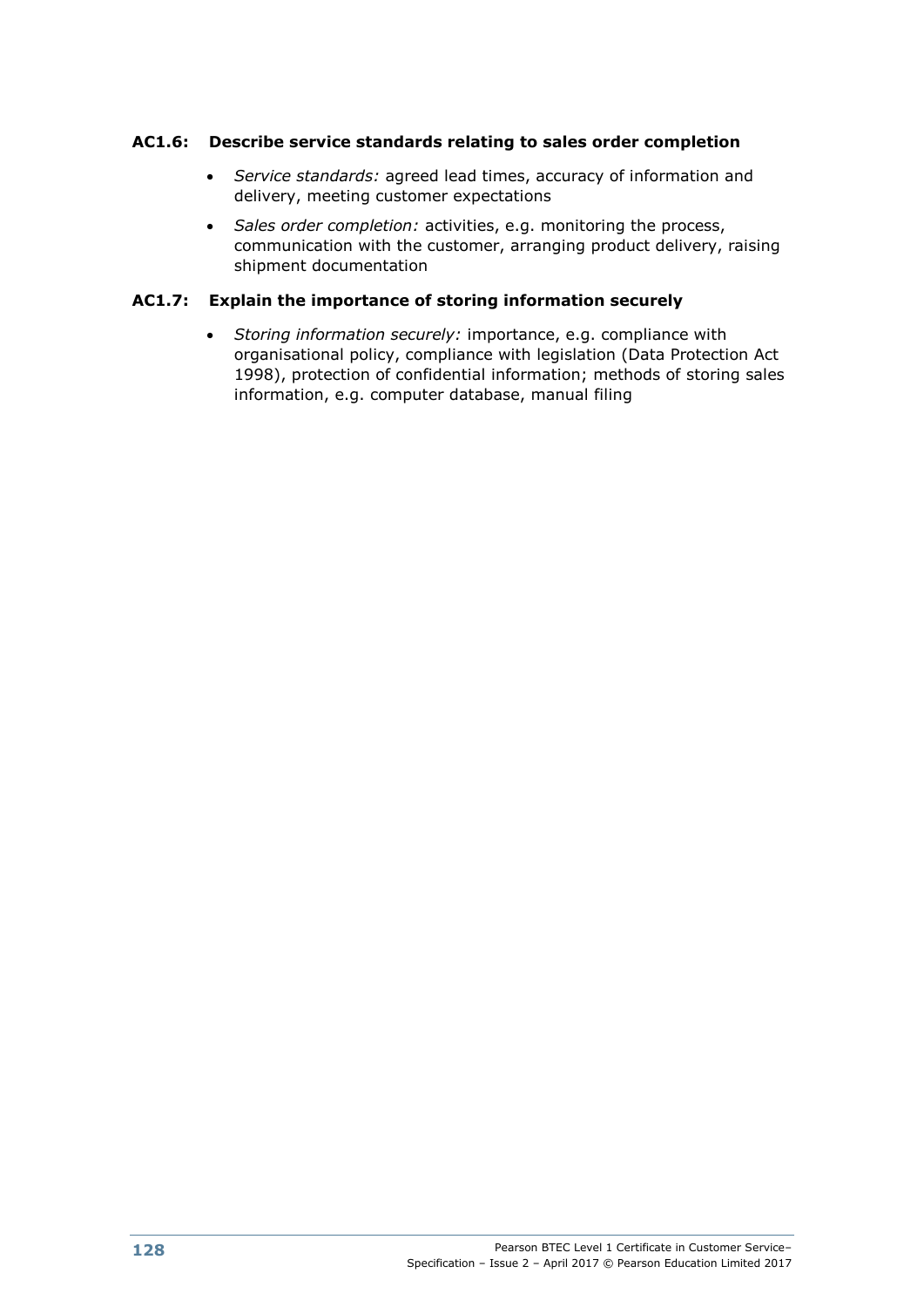### AC1.6: Describe service standards relating to sales order completion

- *Service standards:* agreed lead times, accuracy of information and delivery, meeting customer expectations
- *Sales order completion:* activities, e.g. monitoring the process, communication with the customer, arranging product delivery, raising shipment documentation

### AC1.7: Explain the importance of storing information securely

- *Storing information securely:* importance, e.g. compliance with organisational policy, compliance with legislation (Data Protection Act 1998), protection of confidential information; methods of storing sales information, e.g. computer database, manual filing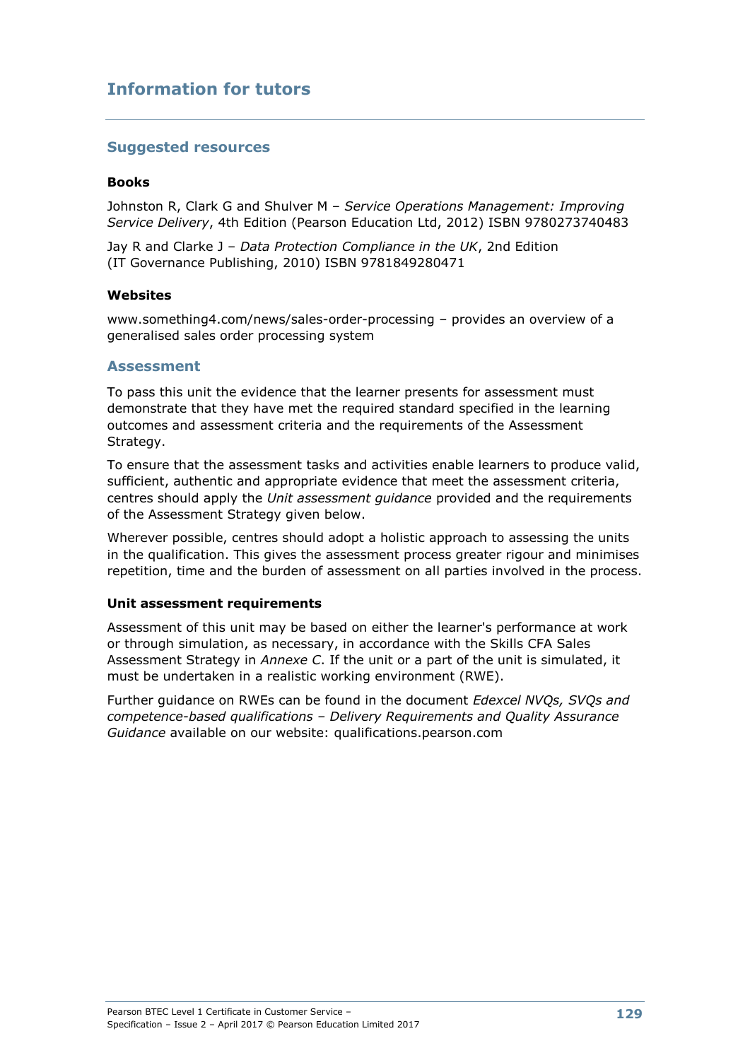# Information for tutors

## Suggested resources

**Books**

Johnston R, Clark G and Shulver M – *Service Operations Management: Improving Service Delivery*, 4th Edition (Pearson Education Ltd, 2012) ISBN 9780273740483

Jay R and Clarke J – *Data Protection Compliance in the UK*, 2nd Edition (IT Governance Publishing, 2010) ISBN 9781849280471

**Websites**

www.something4.com/news/sales-order-processing – provides an overview of a generalised sales order processing system

## Assessment

To pass this unit the evidence that the learner presents for assessment must demonstrate that they have met the required standard specified in the learning outcomes and assessment criteria and the requirements of the Assessment Strategy.

To ensure that the assessment tasks and activities enable learners to produce valid, sufficient, authentic and appropriate evidence that meet the assessment criteria, centres should apply the *Unit assessment guidance* provided and the requirements of the Assessment Strategy given below.

Wherever possible, centres should adopt a holistic approach to assessing the units in the qualification. This gives the assessment process greater rigour and minimises repetition, time and the burden of assessment on all parties involved in the process.

**Unit assessment requirements**

Assessment of this unit may be based on either the learner's performance at work or through simulation, as necessary, in accordance with the Skills CFA Sales Assessment Strategy in *Annexe C*. If the unit or a part of the unit is simulated, it must be undertaken in a realistic working environment (RWE).

Further guidance on RWEs can be found in the document *Edexcel NVQs, SVQs and competence-based qualifications – Delivery Requirements and Quality Assurance Guidance* available on our website: qualifications.pearson.com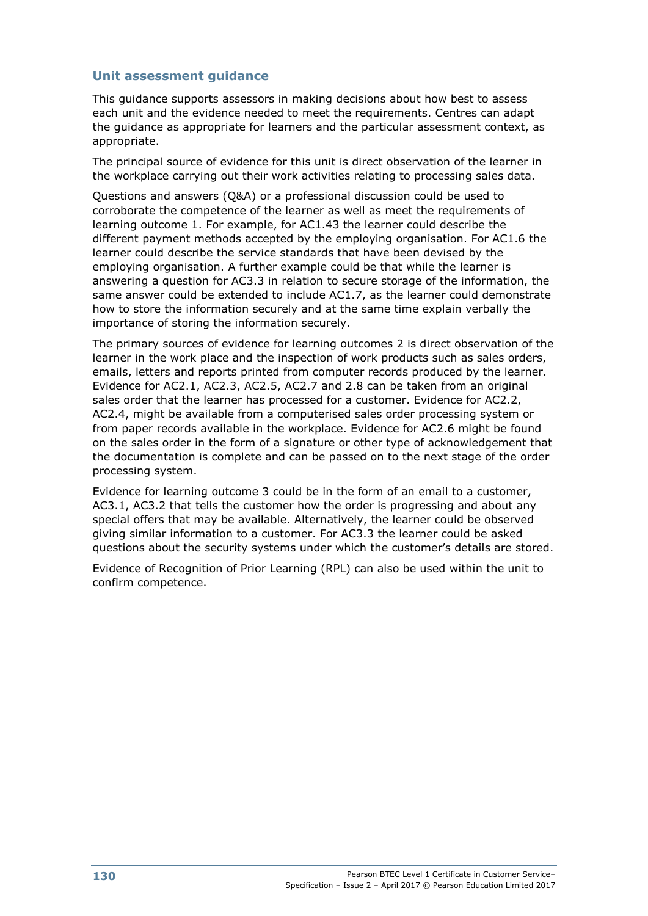## Unit assessment guidance

This guidance supports assessors in making decisions about how best to assess each unit and the evidence needed to meet the requirements. Centres can adapt the guidance as appropriate for learners and the particular assessment context, as appropriate.

The principal source of evidence for this unit is direct observation of the learner in the workplace carrying out their work activities relating to processing sales data.

Questions and answers (Q&A) or a professional discussion could be used to corroborate the competence of the learner as well as meet the requirements of learning outcome 1. For example, for AC1.43 the learner could describe the different payment methods accepted by the employing organisation. For AC1.6 the learner could describe the service standards that have been devised by the employing organisation. A further example could be that while the learner is answering a question for AC3.3 in relation to secure storage of the information, the same answer could be extended to include AC1.7, as the learner could demonstrate how to store the information securely and at the same time explain verbally the importance of storing the information securely.

The primary sources of evidence for learning outcomes 2 is direct observation of the learner in the work place and the inspection of work products such as sales orders, emails, letters and reports printed from computer records produced by the learner. Evidence for AC2.1, AC2.3, AC2.5, AC2.7 and 2.8 can be taken from an original sales order that the learner has processed for a customer. Evidence for AC2.2, AC2.4, might be available from a computerised sales order processing system or from paper records available in the workplace. Evidence for AC2.6 might be found on the sales order in the form of a signature or other type of acknowledgement that the documentation is complete and can be passed on to the next stage of the order processing system.

Evidence for learning outcome 3 could be in the form of an email to a customer, AC3.1, AC3.2 that tells the customer how the order is progressing and about any special offers that may be available. Alternatively, the learner could be observed giving similar information to a customer. For AC3.3 the learner could be asked questions about the security systems under which the customer's details are stored.

Evidence of Recognition of Prior Learning (RPL) can also be used within the unit to confirm competence.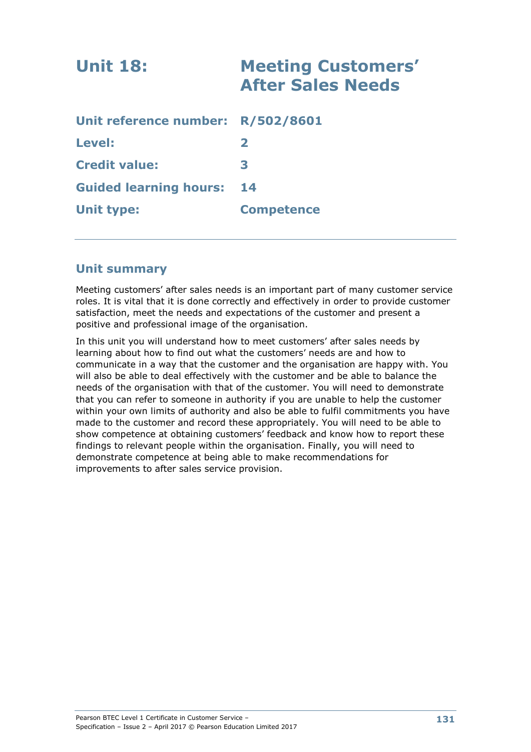# Unit 18: Meeting Customers' After Sales Needs

| | |
|---|---|
| **Unit reference number:** | **R/502/8601** |
| **Level:** | **2** |
| **Credit value:** | **3** |
| **Guided learning hours:** | **14** |
| **Unit type:** | **Competence** |

## Unit summary

Meeting customers' after sales needs is an important part of many customer service roles. It is vital that it is done correctly and effectively in order to provide customer satisfaction, meet the needs and expectations of the customer and present a positive and professional image of the organisation.

In this unit you will understand how to meet customers' after sales needs by learning about how to find out what the customers' needs are and how to communicate in a way that the customer and the organisation are happy with. You will also be able to deal effectively with the customer and be able to balance the needs of the organisation with that of the customer. You will need to demonstrate that you can refer to someone in authority if you are unable to help the customer within your own limits of authority and also be able to fulfil commitments you have made to the customer and record these appropriately. You will need to be able to show competence at obtaining customers' feedback and know how to report these findings to relevant people within the organisation. Finally, you will need to demonstrate competence at being able to make recommendations for improvements to after sales service provision.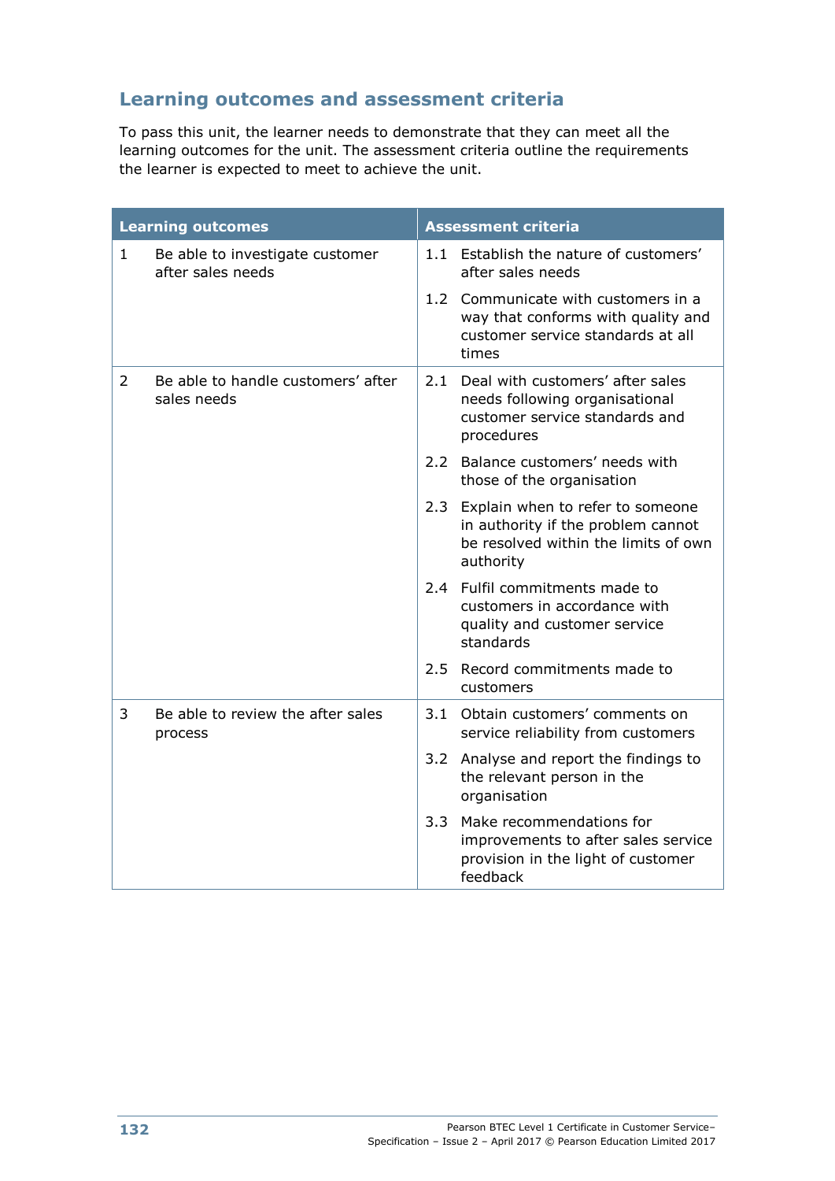## Learning outcomes and assessment criteria

To pass this unit, the learner needs to demonstrate that they can meet all the learning outcomes for the unit. The assessment criteria outline the requirements the learner is expected to meet to achieve the unit.

| Learning outcomes | Assessment criteria |
|---|---|
| 1 Be able to investigate customer after sales needs | 1.1 Establish the nature of customers' after sales needs |
| | 1.2 Communicate with customers in a way that conforms with quality and customer service standards at all times |
| 2 Be able to handle customers' after sales needs | 2.1 Deal with customers' after sales needs following organisational customer service standards and procedures |
| | 2.2 Balance customers' needs with those of the organisation |
| | 2.3 Explain when to refer to someone in authority if the problem cannot be resolved within the limits of own authority |
| | 2.4 Fulfil commitments made to customers in accordance with quality and customer service standards |
| | 2.5 Record commitments made to customers |
| 3 Be able to review the after sales process | 3.1 Obtain customers' comments on service reliability from customers |
| | 3.2 Analyse and report the findings to the relevant person in the organisation |
| | 3.3 Make recommendations for improvements to after sales service provision in the light of customer feedback |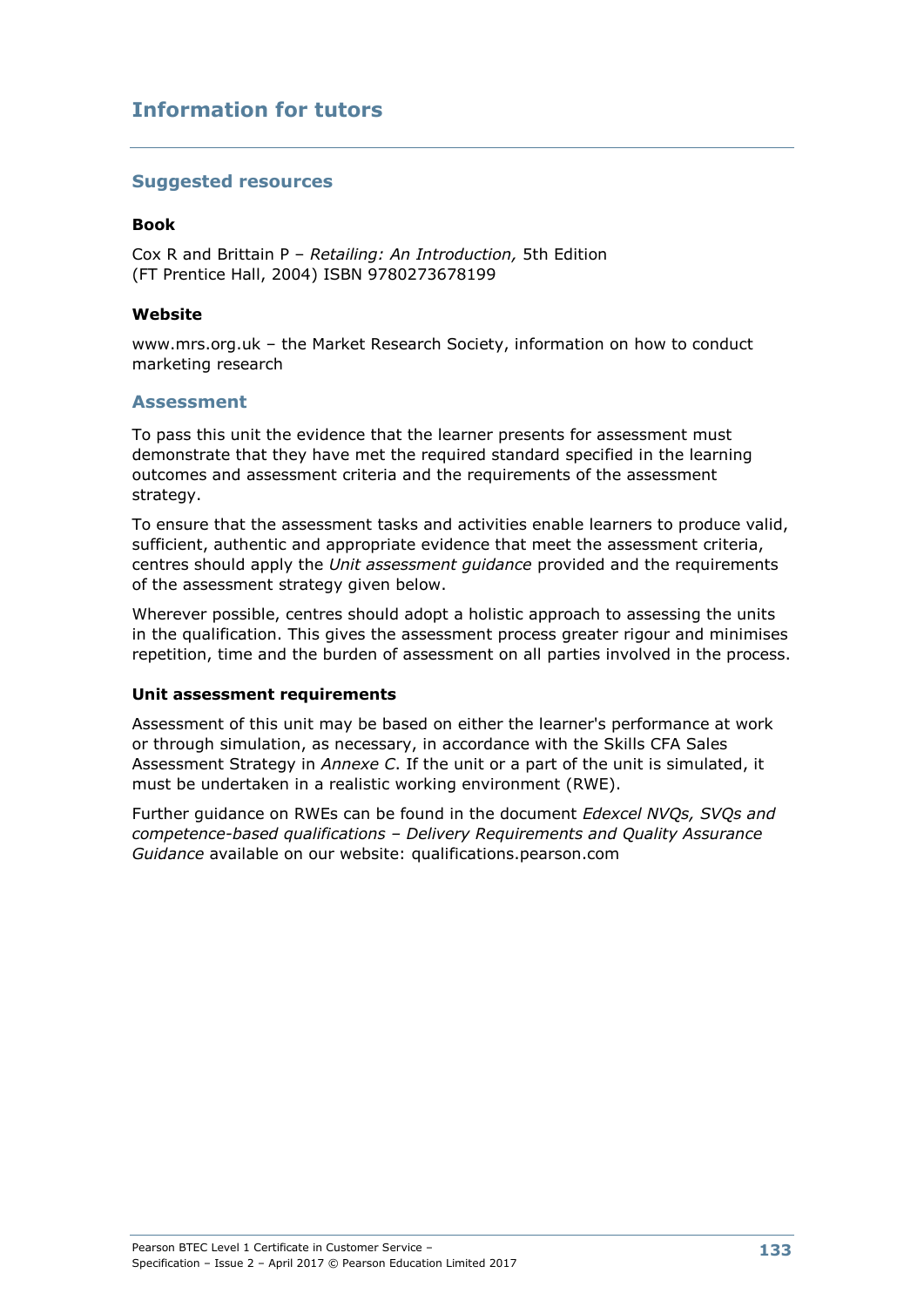## Information for tutors

### Suggested resources

**Book**

Cox R and Brittain P – *Retailing: An Introduction,* 5th Edition
(FT Prentice Hall, 2004) ISBN 9780273678199

**Website**

www.mrs.org.uk – the Market Research Society, information on how to conduct marketing research

### Assessment

To pass this unit the evidence that the learner presents for assessment must demonstrate that they have met the required standard specified in the learning outcomes and assessment criteria and the requirements of the assessment strategy.

To ensure that the assessment tasks and activities enable learners to produce valid, sufficient, authentic and appropriate evidence that meet the assessment criteria, centres should apply the *Unit assessment guidance* provided and the requirements of the assessment strategy given below.

Wherever possible, centres should adopt a holistic approach to assessing the units in the qualification. This gives the assessment process greater rigour and minimises repetition, time and the burden of assessment on all parties involved in the process.

**Unit assessment requirements**

Assessment of this unit may be based on either the learner's performance at work or through simulation, as necessary, in accordance with the Skills CFA Sales Assessment Strategy in *Annexe C*. If the unit or a part of the unit is simulated, it must be undertaken in a realistic working environment (RWE).

Further guidance on RWEs can be found in the document *Edexcel NVQs, SVQs and competence-based qualifications – Delivery Requirements and Quality Assurance Guidance* available on our website: qualifications.pearson.com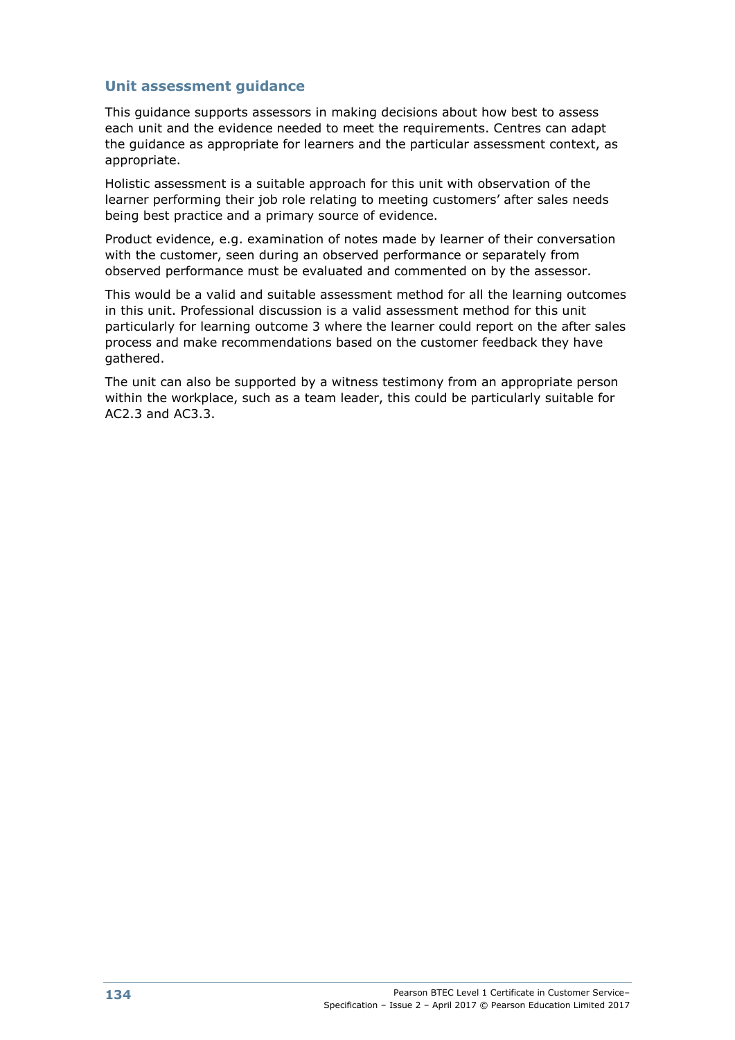## Unit assessment guidance

This guidance supports assessors in making decisions about how best to assess each unit and the evidence needed to meet the requirements. Centres can adapt the guidance as appropriate for learners and the particular assessment context, as appropriate.

Holistic assessment is a suitable approach for this unit with observation of the learner performing their job role relating to meeting customers' after sales needs being best practice and a primary source of evidence.

Product evidence, e.g. examination of notes made by learner of their conversation with the customer, seen during an observed performance or separately from observed performance must be evaluated and commented on by the assessor.

This would be a valid and suitable assessment method for all the learning outcomes in this unit. Professional discussion is a valid assessment method for this unit particularly for learning outcome 3 where the learner could report on the after sales process and make recommendations based on the customer feedback they have gathered.

The unit can also be supported by a witness testimony from an appropriate person within the workplace, such as a team leader, this could be particularly suitable for AC2.3 and AC3.3.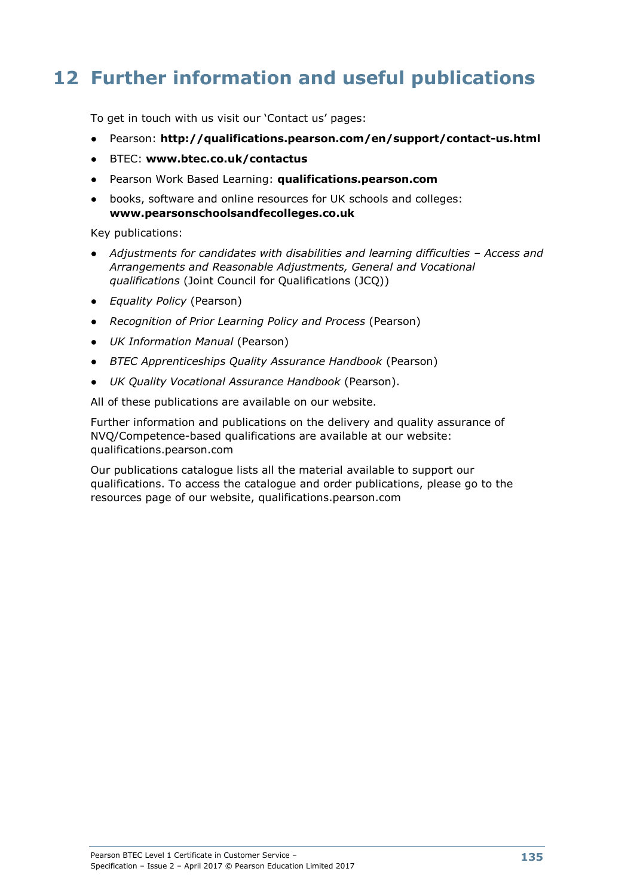# 12 Further information and useful publications

To get in touch with us visit our 'Contact us' pages:

- Pearson: **http://qualifications.pearson.com/en/support/contact-us.html**
- BTEC: **www.btec.co.uk/contactus**
- Pearson Work Based Learning: **qualifications.pearson.com**
- books, software and online resources for UK schools and colleges: **www.pearsonschoolsandfecolleges.co.uk**

Key publications:

- *Adjustments for candidates with disabilities and learning difficulties – Access and Arrangements and Reasonable Adjustments, General and Vocational qualifications* (Joint Council for Qualifications (JCQ))
- *Equality Policy* (Pearson)
- *Recognition of Prior Learning Policy and Process* (Pearson)
- *UK Information Manual* (Pearson)
- *BTEC Apprenticeships Quality Assurance Handbook* (Pearson)
- *UK Quality Vocational Assurance Handbook* (Pearson).

All of these publications are available on our website.

Further information and publications on the delivery and quality assurance of NVQ/Competence-based qualifications are available at our website: qualifications.pearson.com

Our publications catalogue lists all the material available to support our qualifications. To access the catalogue and order publications, please go to the resources page of our website, qualifications.pearson.com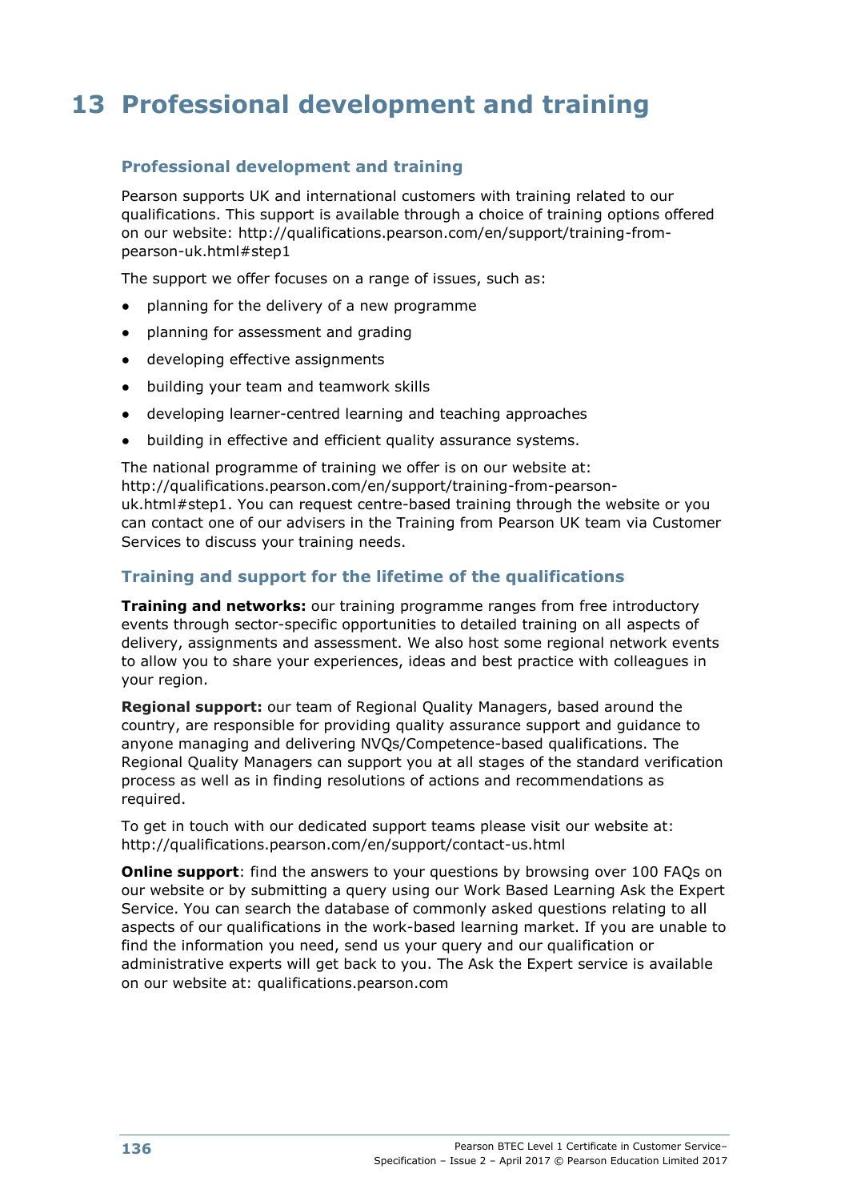# 13 Professional development and training

## Professional development and training

Pearson supports UK and international customers with training related to our qualifications. This support is available through a choice of training options offered on our website: http://qualifications.pearson.com/en/support/training-from-pearson-uk.html#step1

The support we offer focuses on a range of issues, such as:

- planning for the delivery of a new programme
- planning for assessment and grading
- developing effective assignments
- building your team and teamwork skills
- developing learner-centred learning and teaching approaches
- building in effective and efficient quality assurance systems.

The national programme of training we offer is on our website at: http://qualifications.pearson.com/en/support/training-from-pearson-uk.html#step1. You can request centre-based training through the website or you can contact one of our advisers in the Training from Pearson UK team via Customer Services to discuss your training needs.

## Training and support for the lifetime of the qualifications

**Training and networks:** our training programme ranges from free introductory events through sector-specific opportunities to detailed training on all aspects of delivery, assignments and assessment. We also host some regional network events to allow you to share your experiences, ideas and best practice with colleagues in your region.

**Regional support:** our team of Regional Quality Managers, based around the country, are responsible for providing quality assurance support and guidance to anyone managing and delivering NVQs/Competence-based qualifications. The Regional Quality Managers can support you at all stages of the standard verification process as well as in finding resolutions of actions and recommendations as required.

To get in touch with our dedicated support teams please visit our website at: http://qualifications.pearson.com/en/support/contact-us.html

**Online support**: find the answers to your questions by browsing over 100 FAQs on our website or by submitting a query using our Work Based Learning Ask the Expert Service. You can search the database of commonly asked questions relating to all aspects of our qualifications in the work-based learning market. If you are unable to find the information you need, send us your query and our qualification or administrative experts will get back to you. The Ask the Expert service is available on our website at: qualifications.pearson.com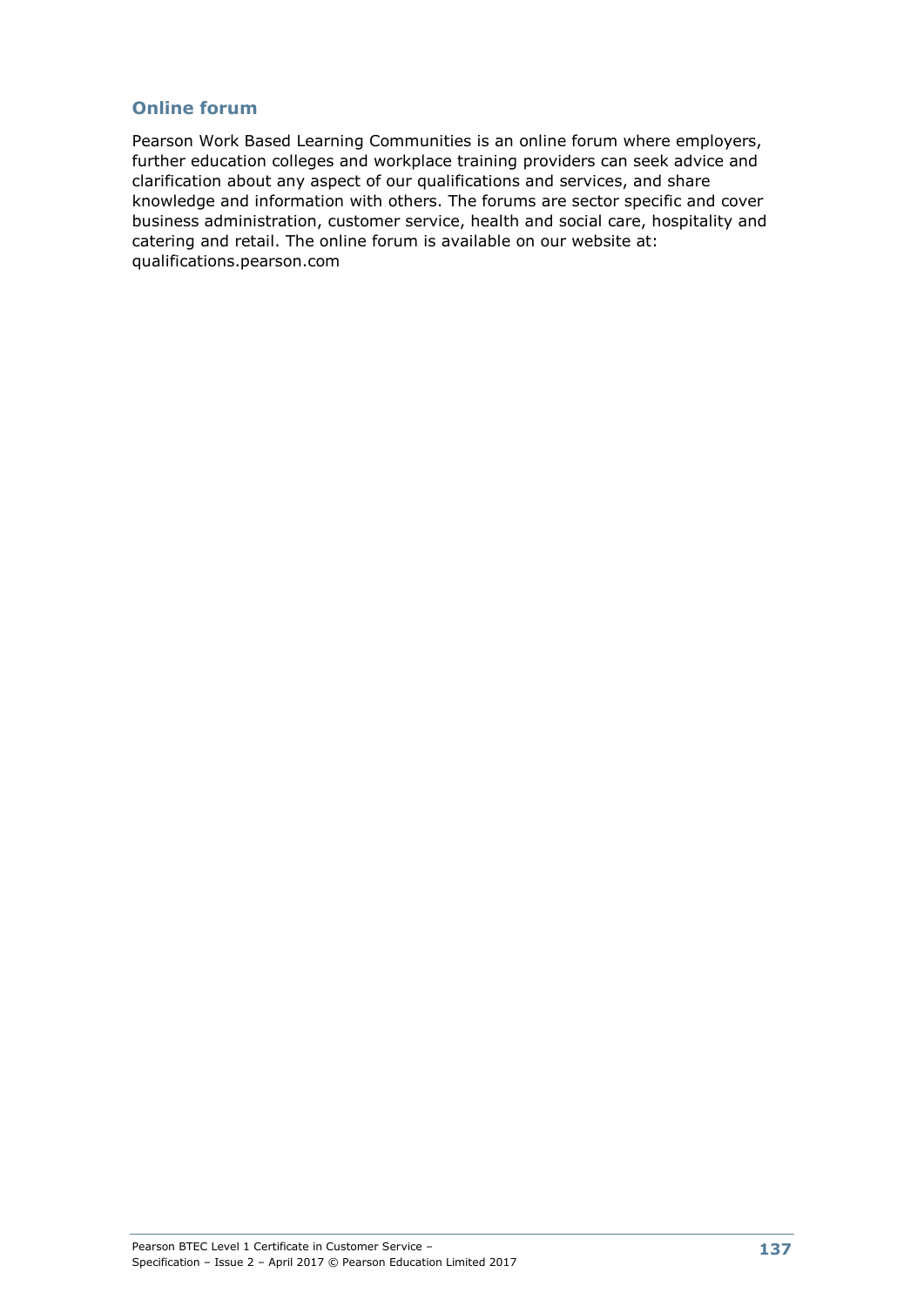## Online forum

Pearson Work Based Learning Communities is an online forum where employers, further education colleges and workplace training providers can seek advice and clarification about any aspect of our qualifications and services, and share knowledge and information with others. The forums are sector specific and cover business administration, customer service, health and social care, hospitality and catering and retail. The online forum is available on our website at: qualifications.pearson.com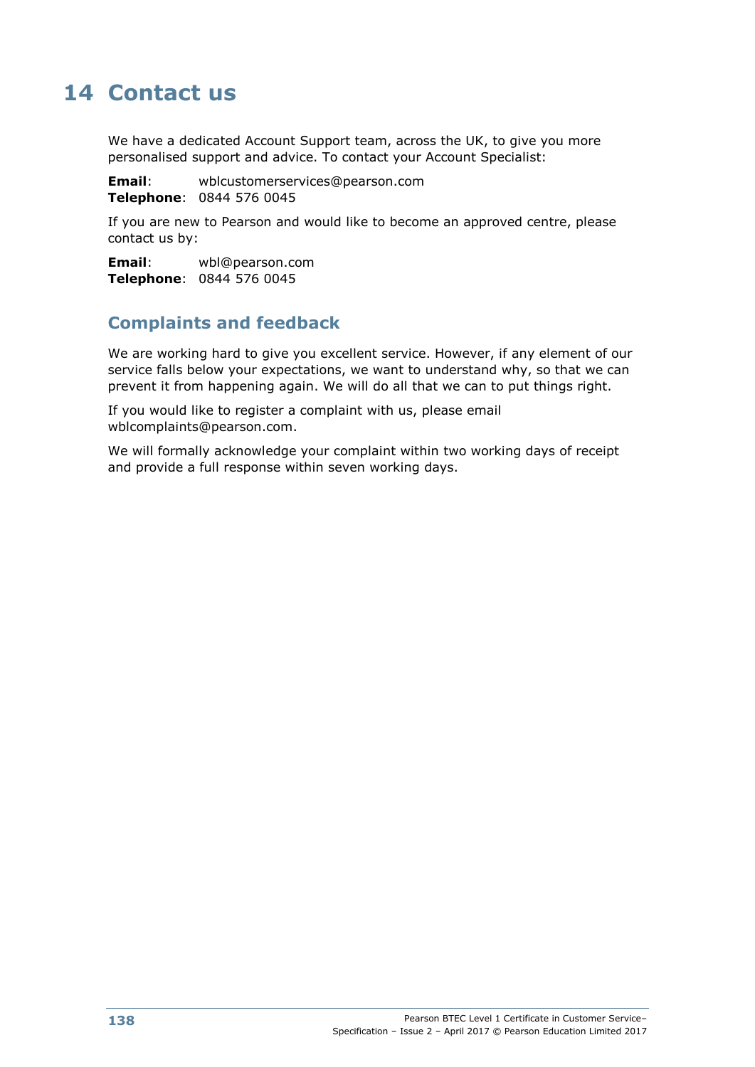# 14 Contact us

We have a dedicated Account Support team, across the UK, to give you more personalised support and advice. To contact your Account Specialist:

**Email**: wblcustomerservices@pearson.com
**Telephone**: 0844 576 0045

If you are new to Pearson and would like to become an approved centre, please contact us by:

**Email**: wbl@pearson.com
**Telephone**: 0844 576 0045

## Complaints and feedback

We are working hard to give you excellent service. However, if any element of our service falls below your expectations, we want to understand why, so that we can prevent it from happening again. We will do all that we can to put things right.

If you would like to register a complaint with us, please email wblcomplaints@pearson.com.

We will formally acknowledge your complaint within two working days of receipt and provide a full response within seven working days.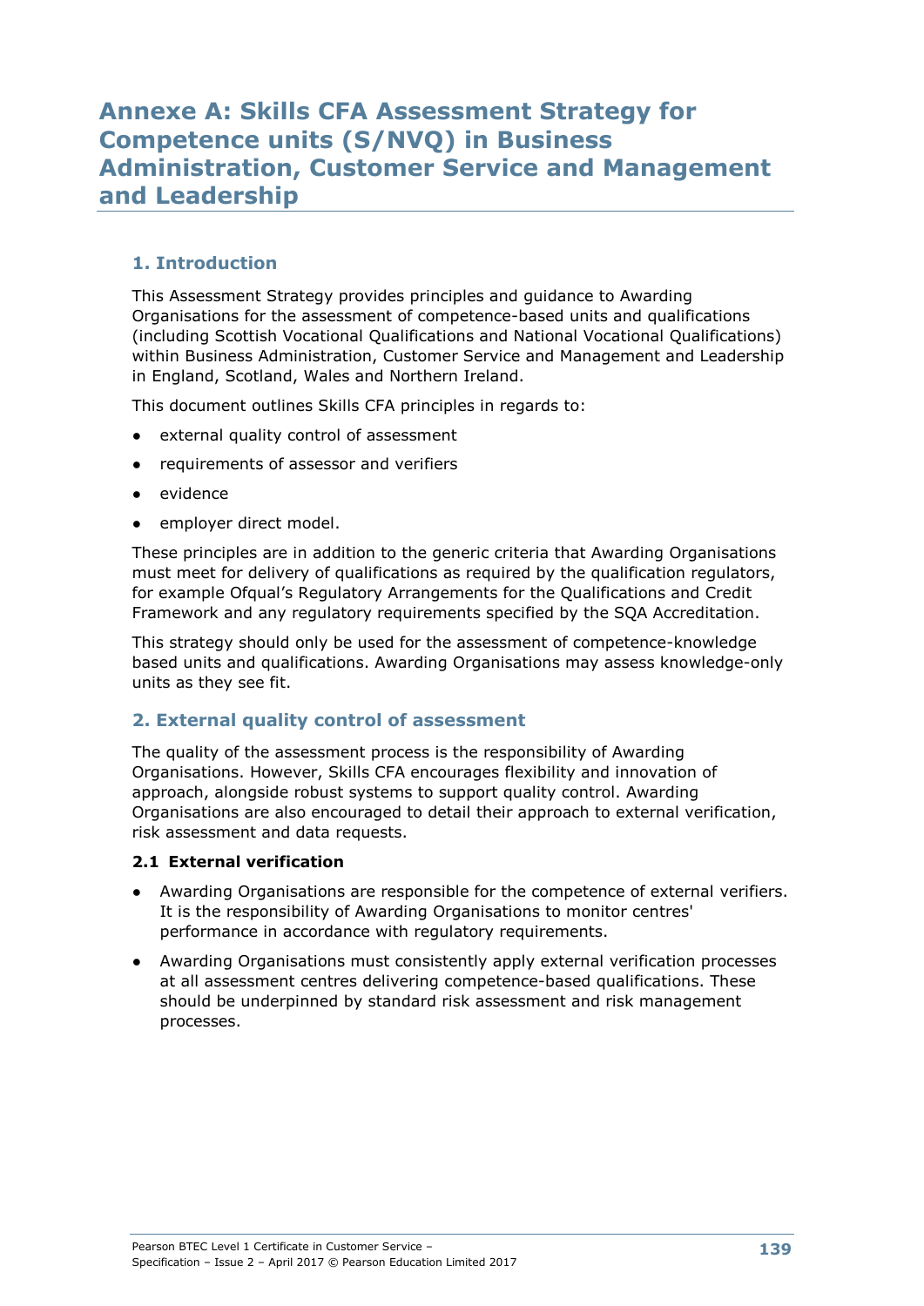# Annexe A: Skills CFA Assessment Strategy for Competence units (S/NVQ) in Business Administration, Customer Service and Management and Leadership

## 1. Introduction

This Assessment Strategy provides principles and guidance to Awarding Organisations for the assessment of competence-based units and qualifications (including Scottish Vocational Qualifications and National Vocational Qualifications) within Business Administration, Customer Service and Management and Leadership in England, Scotland, Wales and Northern Ireland.

This document outlines Skills CFA principles in regards to:

- external quality control of assessment
- requirements of assessor and verifiers
- evidence
- employer direct model.

These principles are in addition to the generic criteria that Awarding Organisations must meet for delivery of qualifications as required by the qualification regulators, for example Ofqual's Regulatory Arrangements for the Qualifications and Credit Framework and any regulatory requirements specified by the SQA Accreditation.

This strategy should only be used for the assessment of competence-knowledge based units and qualifications. Awarding Organisations may assess knowledge-only units as they see fit.

## 2. External quality control of assessment

The quality of the assessment process is the responsibility of Awarding Organisations. However, Skills CFA encourages flexibility and innovation of approach, alongside robust systems to support quality control. Awarding Organisations are also encouraged to detail their approach to external verification, risk assessment and data requests.

### 2.1 External verification

- Awarding Organisations are responsible for the competence of external verifiers. It is the responsibility of Awarding Organisations to monitor centres' performance in accordance with regulatory requirements.
- Awarding Organisations must consistently apply external verification processes at all assessment centres delivering competence-based qualifications. These should be underpinned by standard risk assessment and risk management processes.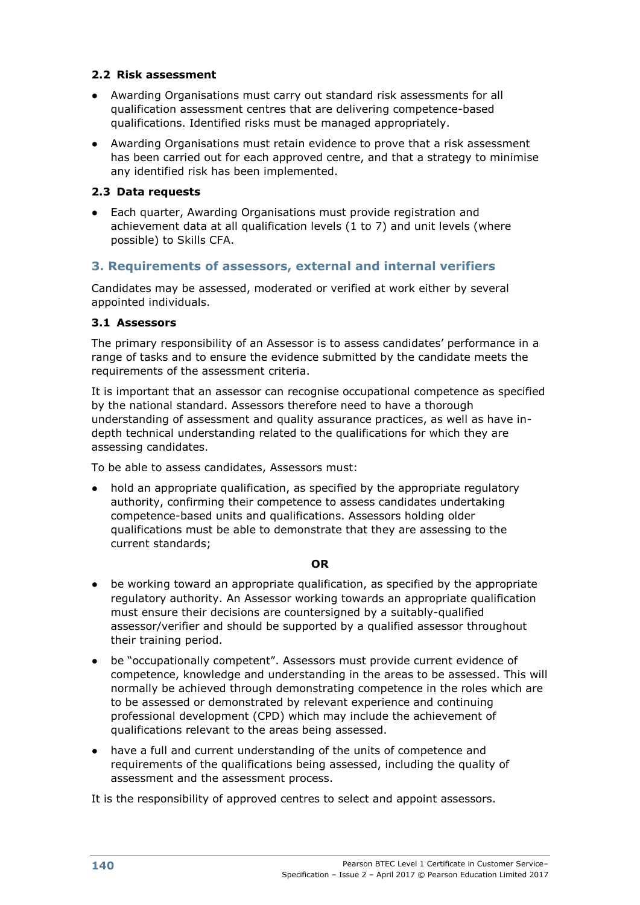### 2.2 Risk assessment

- Awarding Organisations must carry out standard risk assessments for all qualification assessment centres that are delivering competence-based qualifications. Identified risks must be managed appropriately.
- Awarding Organisations must retain evidence to prove that a risk assessment has been carried out for each approved centre, and that a strategy to minimise any identified risk has been implemented.

### 2.3 Data requests

- Each quarter, Awarding Organisations must provide registration and achievement data at all qualification levels (1 to 7) and unit levels (where possible) to Skills CFA.

## 3. Requirements of assessors, external and internal verifiers

Candidates may be assessed, moderated or verified at work either by several appointed individuals.

### 3.1 Assessors

The primary responsibility of an Assessor is to assess candidates' performance in a range of tasks and to ensure the evidence submitted by the candidate meets the requirements of the assessment criteria.

It is important that an assessor can recognise occupational competence as specified by the national standard. Assessors therefore need to have a thorough understanding of assessment and quality assurance practices, as well as have in-depth technical understanding related to the qualifications for which they are assessing candidates.

To be able to assess candidates, Assessors must:

- hold an appropriate qualification, as specified by the appropriate regulatory authority, confirming their competence to assess candidates undertaking competence-based units and qualifications. Assessors holding older qualifications must be able to demonstrate that they are assessing to the current standards;

**OR**

- be working toward an appropriate qualification, as specified by the appropriate regulatory authority. An Assessor working towards an appropriate qualification must ensure their decisions are countersigned by a suitably-qualified assessor/verifier and should be supported by a qualified assessor throughout their training period.
- be "occupationally competent". Assessors must provide current evidence of competence, knowledge and understanding in the areas to be assessed. This will normally be achieved through demonstrating competence in the roles which are to be assessed or demonstrated by relevant experience and continuing professional development (CPD) which may include the achievement of qualifications relevant to the areas being assessed.
- have a full and current understanding of the units of competence and requirements of the qualifications being assessed, including the quality of assessment and the assessment process.

It is the responsibility of approved centres to select and appoint assessors.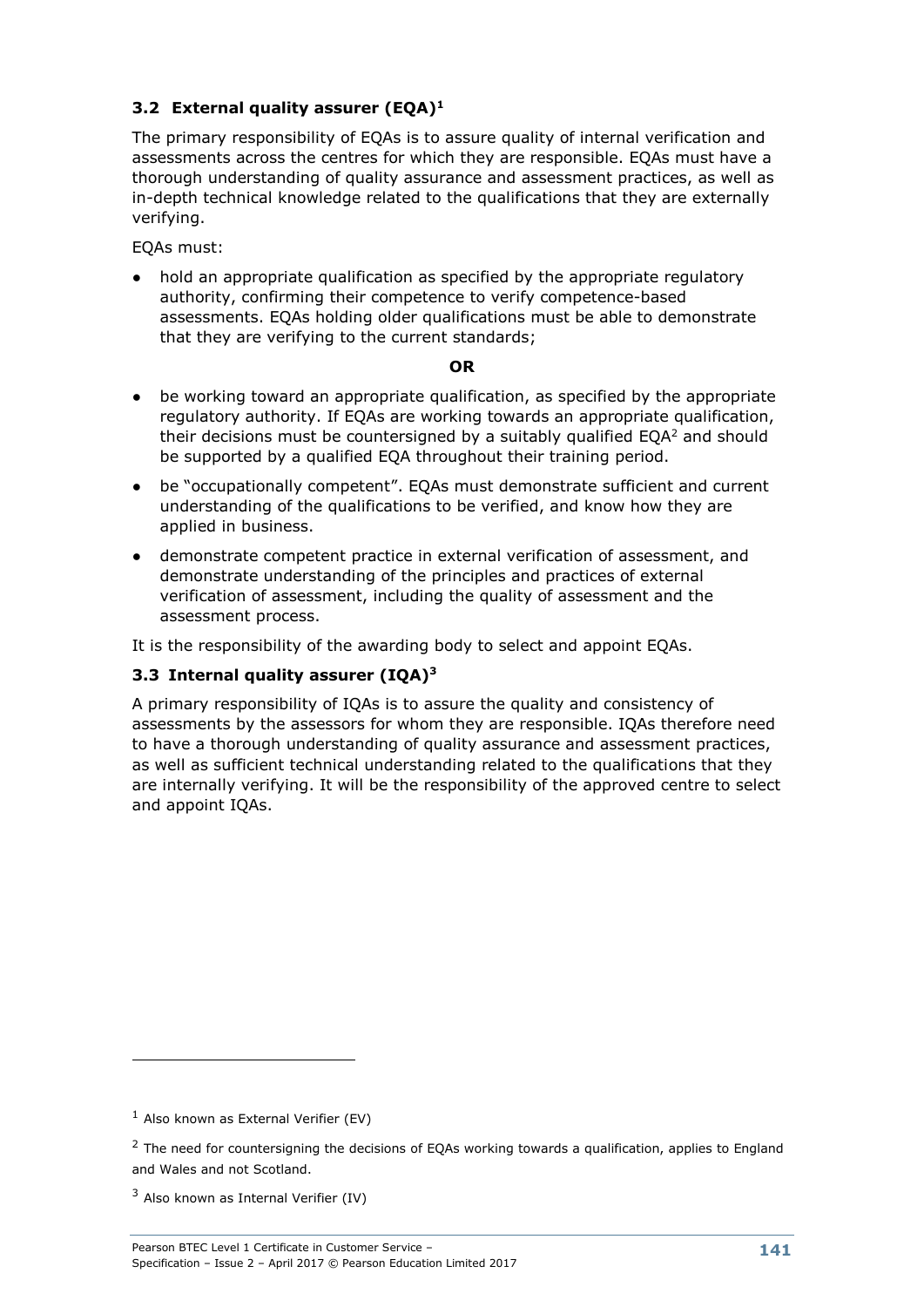### 3.2 External quality assurer (EQA)[1]

The primary responsibility of EQAs is to assure quality of internal verification and assessments across the centres for which they are responsible. EQAs must have a thorough understanding of quality assurance and assessment practices, as well as in-depth technical knowledge related to the qualifications that they are externally verifying.

EQAs must:

- hold an appropriate qualification as specified by the appropriate regulatory authority, confirming their competence to verify competence-based assessments. EQAs holding older qualifications must be able to demonstrate that they are verifying to the current standards;

**OR**

- be working toward an appropriate qualification, as specified by the appropriate regulatory authority. If EQAs are working towards an appropriate qualification, their decisions must be countersigned by a suitably qualified EQA[2] and should be supported by a qualified EQA throughout their training period.
- be "occupationally competent". EQAs must demonstrate sufficient and current understanding of the qualifications to be verified, and know how they are applied in business.
- demonstrate competent practice in external verification of assessment, and demonstrate understanding of the principles and practices of external verification of assessment, including the quality of assessment and the assessment process.

It is the responsibility of the awarding body to select and appoint EQAs.

### 3.3 Internal quality assurer (IQA)[3]

A primary responsibility of IQAs is to assure the quality and consistency of assessments by the assessors for whom they are responsible. IQAs therefore need to have a thorough understanding of quality assurance and assessment practices, as well as sufficient technical understanding related to the qualifications that they are internally verifying. It will be the responsibility of the approved centre to select and appoint IQAs.

---

[1] Also known as External Verifier (EV)

[2] The need for countersigning the decisions of EQAs working towards a qualification, applies to England and Wales and not Scotland.

[3] Also known as Internal Verifier (IV)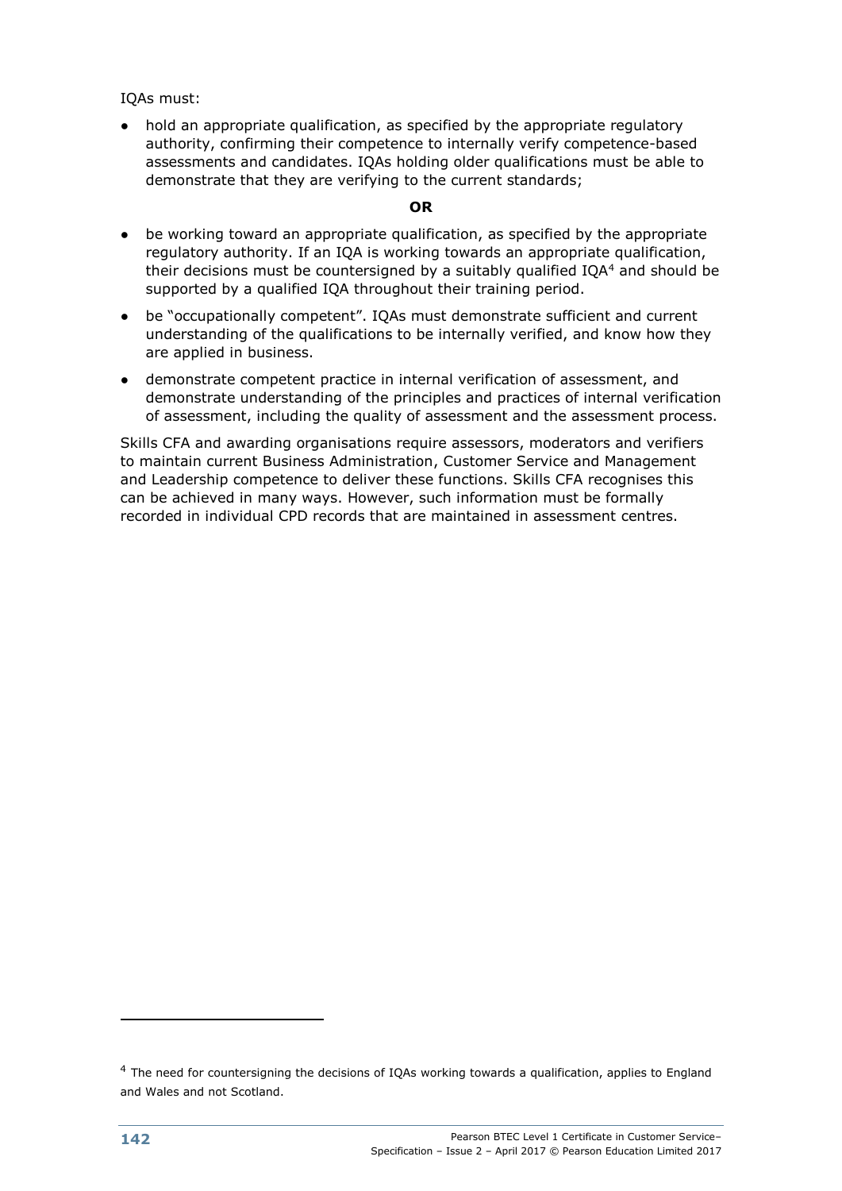IQAs must:

- hold an appropriate qualification, as specified by the appropriate regulatory authority, confirming their competence to internally verify competence-based assessments and candidates. IQAs holding older qualifications must be able to demonstrate that they are verifying to the current standards;

**OR**

- be working toward an appropriate qualification, as specified by the appropriate regulatory authority. If an IQA is working towards an appropriate qualification, their decisions must be countersigned by a suitably qualified IQA[4] and should be supported by a qualified IQA throughout their training period.
- be "occupationally competent". IQAs must demonstrate sufficient and current understanding of the qualifications to be internally verified, and know how they are applied in business.
- demonstrate competent practice in internal verification of assessment, and demonstrate understanding of the principles and practices of internal verification of assessment, including the quality of assessment and the assessment process.

Skills CFA and awarding organisations require assessors, moderators and verifiers to maintain current Business Administration, Customer Service and Management and Leadership competence to deliver these functions. Skills CFA recognises this can be achieved in many ways. However, such information must be formally recorded in individual CPD records that are maintained in assessment centres.

---

[4] The need for countersigning the decisions of IQAs working towards a qualification, applies to England and Wales and not Scotland.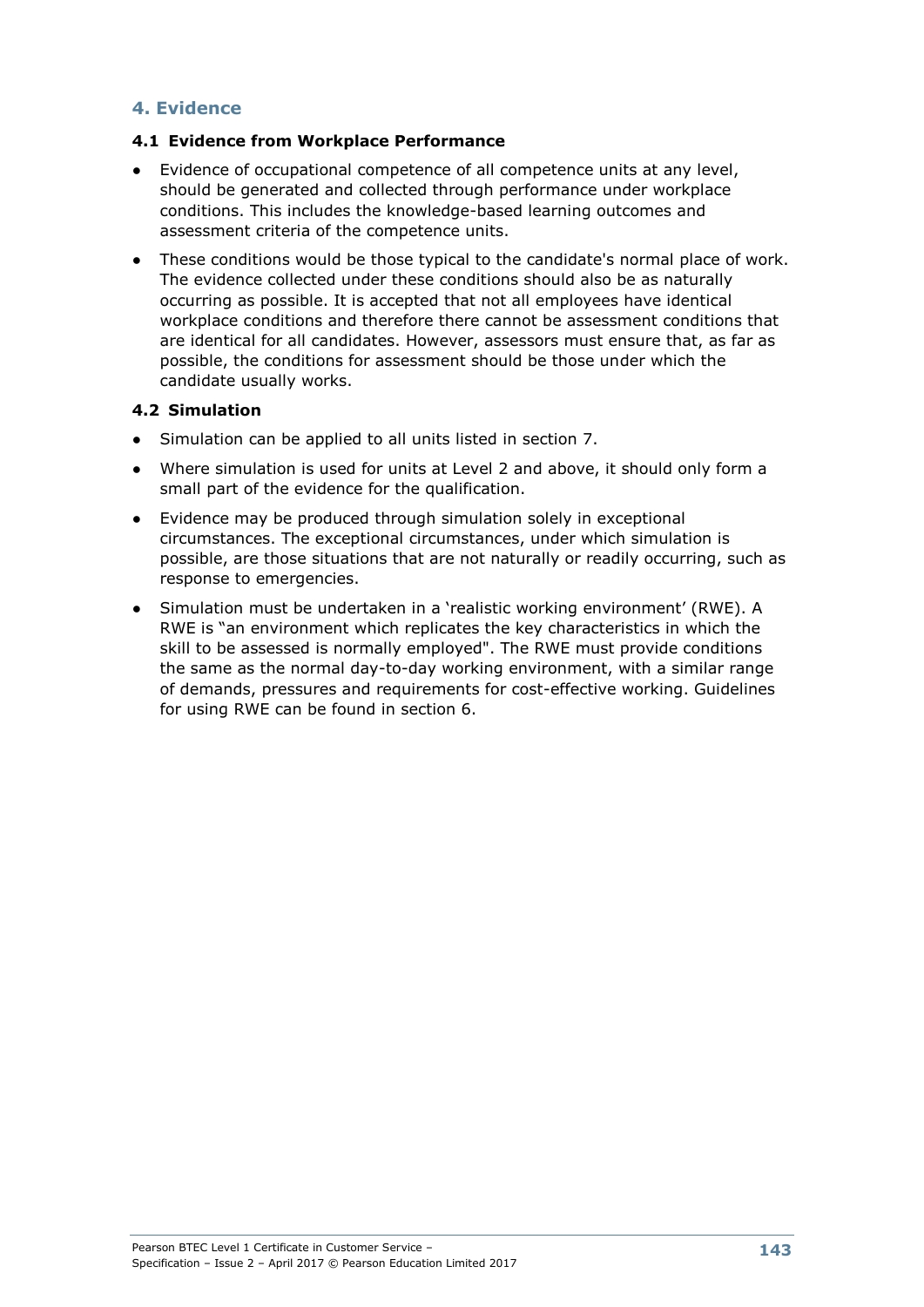## 4. Evidence

### 4.1 Evidence from Workplace Performance

- Evidence of occupational competence of all competence units at any level, should be generated and collected through performance under workplace conditions. This includes the knowledge-based learning outcomes and assessment criteria of the competence units.
- These conditions would be those typical to the candidate's normal place of work. The evidence collected under these conditions should also be as naturally occurring as possible. It is accepted that not all employees have identical workplace conditions and therefore there cannot be assessment conditions that are identical for all candidates. However, assessors must ensure that, as far as possible, the conditions for assessment should be those under which the candidate usually works.

### 4.2 Simulation

- Simulation can be applied to all units listed in section 7.
- Where simulation is used for units at Level 2 and above, it should only form a small part of the evidence for the qualification.
- Evidence may be produced through simulation solely in exceptional circumstances. The exceptional circumstances, under which simulation is possible, are those situations that are not naturally or readily occurring, such as response to emergencies.
- Simulation must be undertaken in a 'realistic working environment' (RWE). A RWE is "an environment which replicates the key characteristics in which the skill to be assessed is normally employed". The RWE must provide conditions the same as the normal day-to-day working environment, with a similar range of demands, pressures and requirements for cost-effective working. Guidelines for using RWE can be found in section 6.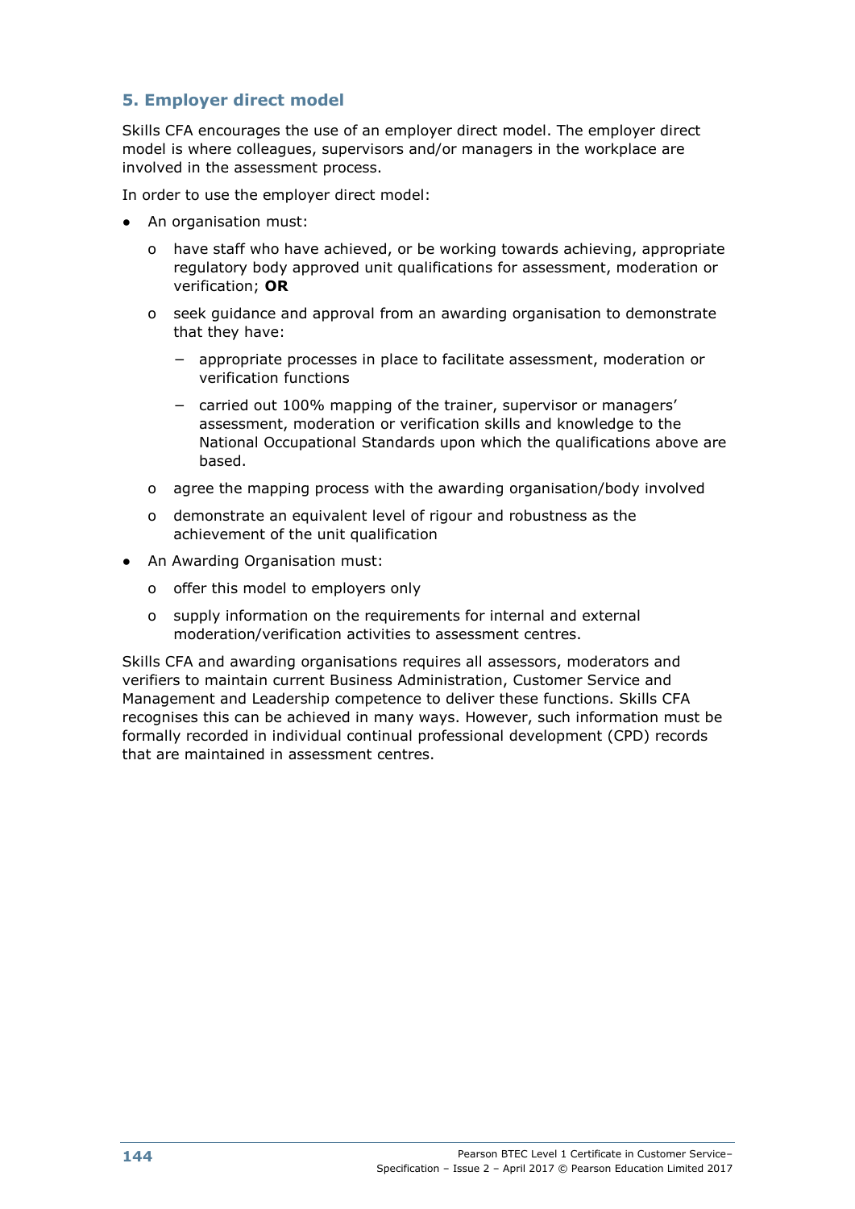## 5. Employer direct model

Skills CFA encourages the use of an employer direct model. The employer direct model is where colleagues, supervisors and/or managers in the workplace are involved in the assessment process.

In order to use the employer direct model:

- An organisation must:
  - have staff who have achieved, or be working towards achieving, appropriate regulatory body approved unit qualifications for assessment, moderation or verification; **OR**
  - seek guidance and approval from an awarding organisation to demonstrate that they have:
    - appropriate processes in place to facilitate assessment, moderation or verification functions
    - carried out 100% mapping of the trainer, supervisor or managers' assessment, moderation or verification skills and knowledge to the National Occupational Standards upon which the qualifications above are based.
  - agree the mapping process with the awarding organisation/body involved
  - demonstrate an equivalent level of rigour and robustness as the achievement of the unit qualification
- An Awarding Organisation must:
  - offer this model to employers only
  - supply information on the requirements for internal and external moderation/verification activities to assessment centres.

Skills CFA and awarding organisations requires all assessors, moderators and verifiers to maintain current Business Administration, Customer Service and Management and Leadership competence to deliver these functions. Skills CFA recognises this can be achieved in many ways. However, such information must be formally recorded in individual continual professional development (CPD) records that are maintained in assessment centres.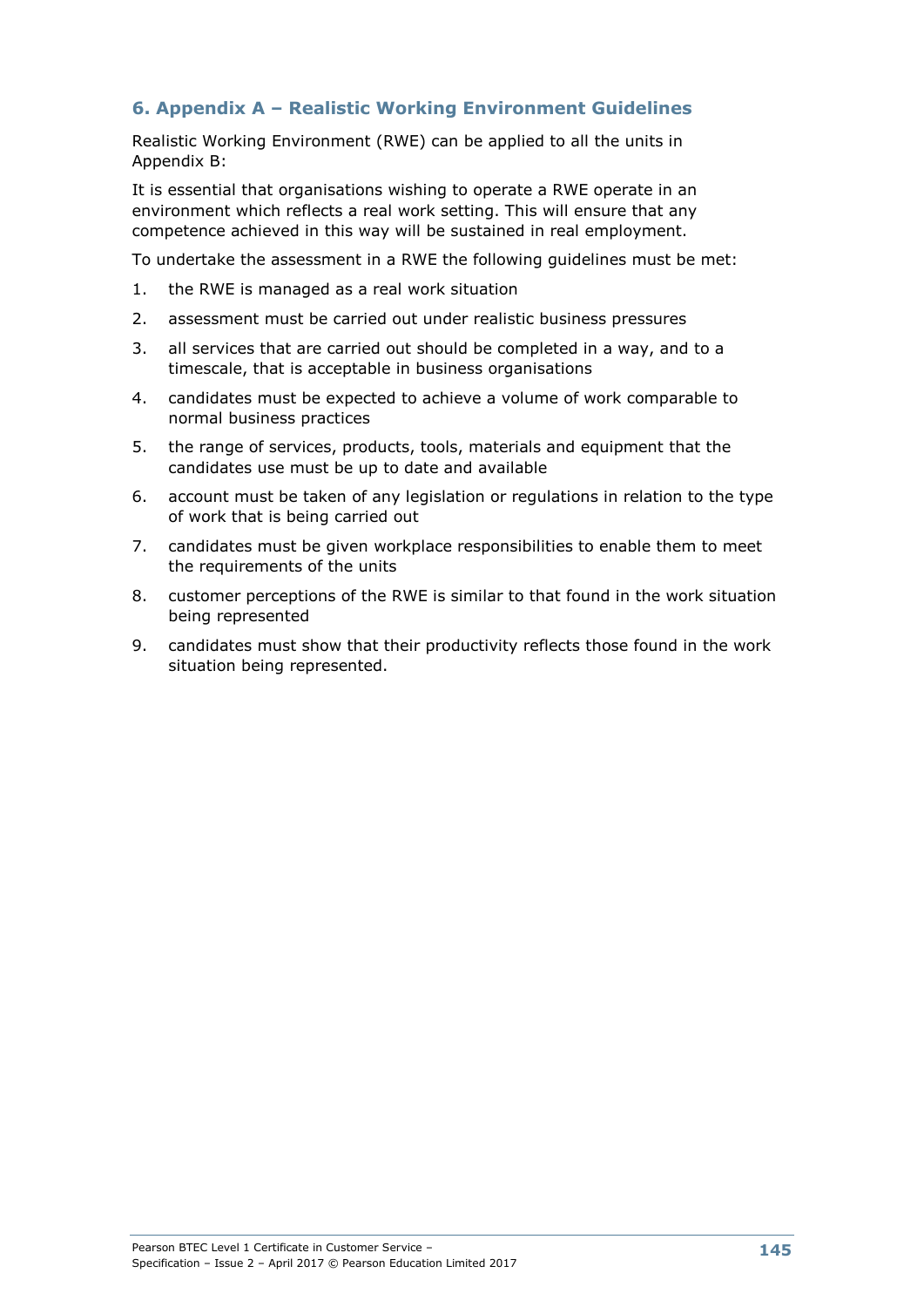## 6. Appendix A – Realistic Working Environment Guidelines

Realistic Working Environment (RWE) can be applied to all the units in Appendix B:

It is essential that organisations wishing to operate a RWE operate in an environment which reflects a real work setting. This will ensure that any competence achieved in this way will be sustained in real employment.

To undertake the assessment in a RWE the following guidelines must be met:

1. the RWE is managed as a real work situation
2. assessment must be carried out under realistic business pressures
3. all services that are carried out should be completed in a way, and to a timescale, that is acceptable in business organisations
4. candidates must be expected to achieve a volume of work comparable to normal business practices
5. the range of services, products, tools, materials and equipment that the candidates use must be up to date and available
6. account must be taken of any legislation or regulations in relation to the type of work that is being carried out
7. candidates must be given workplace responsibilities to enable them to meet the requirements of the units
8. customer perceptions of the RWE is similar to that found in the work situation being represented
9. candidates must show that their productivity reflects those found in the work situation being represented.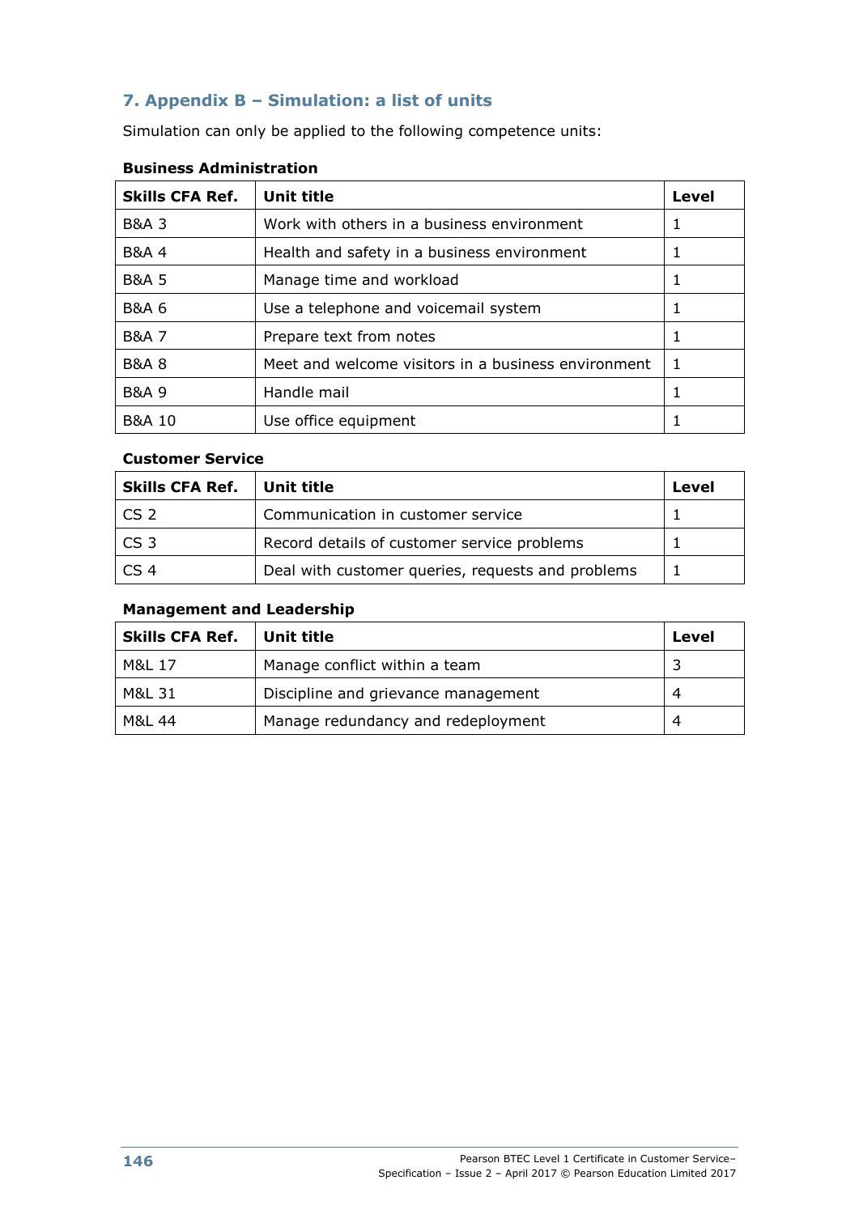## 7. Appendix B – Simulation: a list of units

Simulation can only be applied to the following competence units:

**Business Administration**

| Skills CFA Ref. | Unit title | Level |
|---|---|---|
| B&A 3 | Work with others in a business environment | 1 |
| B&A 4 | Health and safety in a business environment | 1 |
| B&A 5 | Manage time and workload | 1 |
| B&A 6 | Use a telephone and voicemail system | 1 |
| B&A 7 | Prepare text from notes | 1 |
| B&A 8 | Meet and welcome visitors in a business environment | 1 |
| B&A 9 | Handle mail | 1 |
| B&A 10 | Use office equipment | 1 |

**Customer Service**

| Skills CFA Ref. | Unit title | Level |
|---|---|---|
| CS 2 | Communication in customer service | 1 |
| CS 3 | Record details of customer service problems | 1 |
| CS 4 | Deal with customer queries, requests and problems | 1 |

**Management and Leadership**

| Skills CFA Ref. | Unit title | Level |
|---|---|---|
| M&L 17 | Manage conflict within a team | 3 |
| M&L 31 | Discipline and grievance management | 4 |
| M&L 44 | Manage redundancy and redeployment | 4 |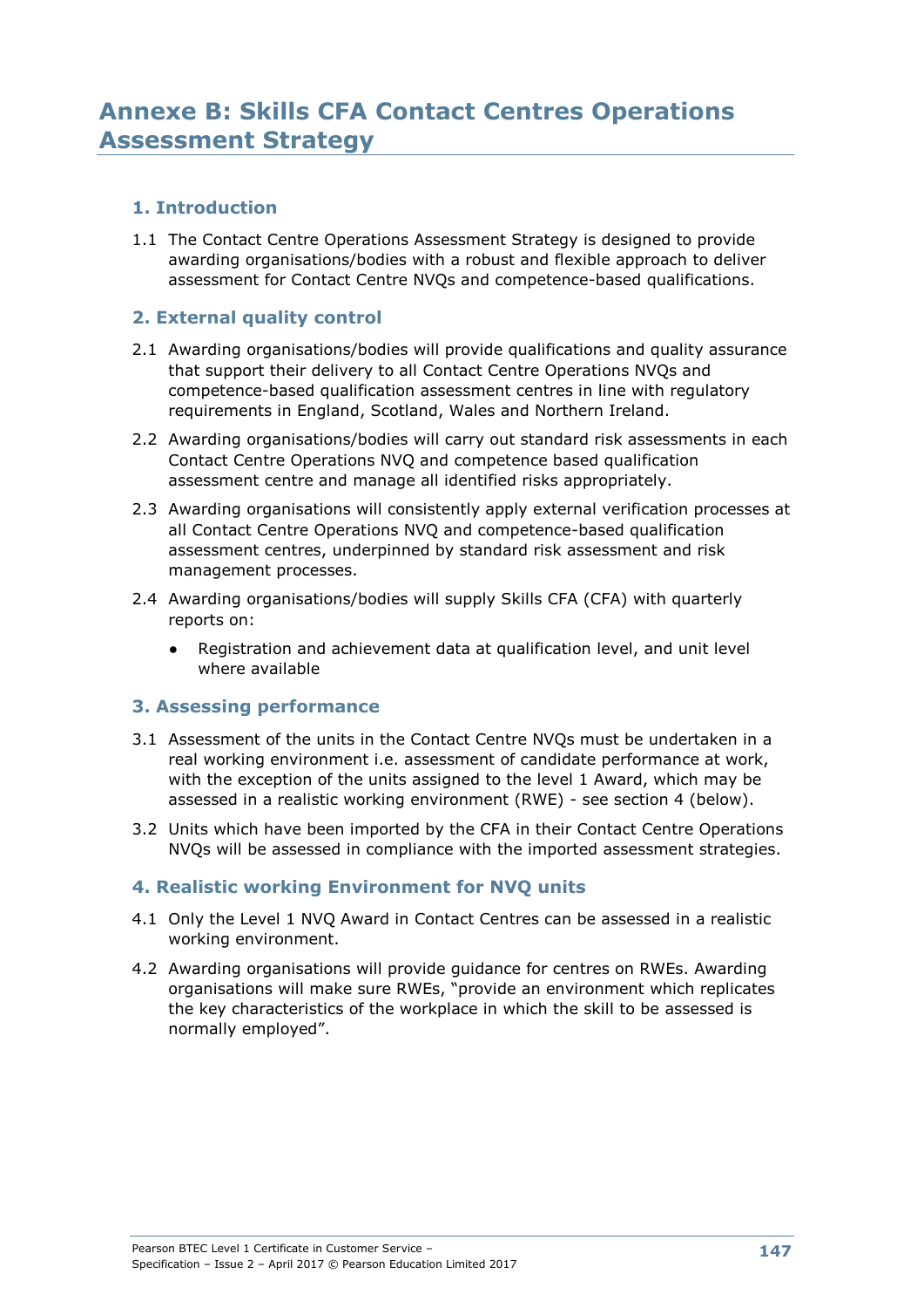# Annexe B: Skills CFA Contact Centres Operations Assessment Strategy

## 1. Introduction

1.1 The Contact Centre Operations Assessment Strategy is designed to provide awarding organisations/bodies with a robust and flexible approach to deliver assessment for Contact Centre NVQs and competence-based qualifications.

## 2. External quality control

2.1 Awarding organisations/bodies will provide qualifications and quality assurance that support their delivery to all Contact Centre Operations NVQs and competence-based qualification assessment centres in line with regulatory requirements in England, Scotland, Wales and Northern Ireland.

2.2 Awarding organisations/bodies will carry out standard risk assessments in each Contact Centre Operations NVQ and competence based qualification assessment centre and manage all identified risks appropriately.

2.3 Awarding organisations will consistently apply external verification processes at all Contact Centre Operations NVQ and competence-based qualification assessment centres, underpinned by standard risk assessment and risk management processes.

2.4 Awarding organisations/bodies will supply Skills CFA (CFA) with quarterly reports on:

- Registration and achievement data at qualification level, and unit level where available

## 3. Assessing performance

3.1 Assessment of the units in the Contact Centre NVQs must be undertaken in a real working environment i.e. assessment of candidate performance at work, with the exception of the units assigned to the level 1 Award, which may be assessed in a realistic working environment (RWE) - see section 4 (below).

3.2 Units which have been imported by the CFA in their Contact Centre Operations NVQs will be assessed in compliance with the imported assessment strategies.

## 4. Realistic working Environment for NVQ units

4.1 Only the Level 1 NVQ Award in Contact Centres can be assessed in a realistic working environment.

4.2 Awarding organisations will provide guidance for centres on RWEs. Awarding organisations will make sure RWEs, "provide an environment which replicates the key characteristics of the workplace in which the skill to be assessed is normally employed".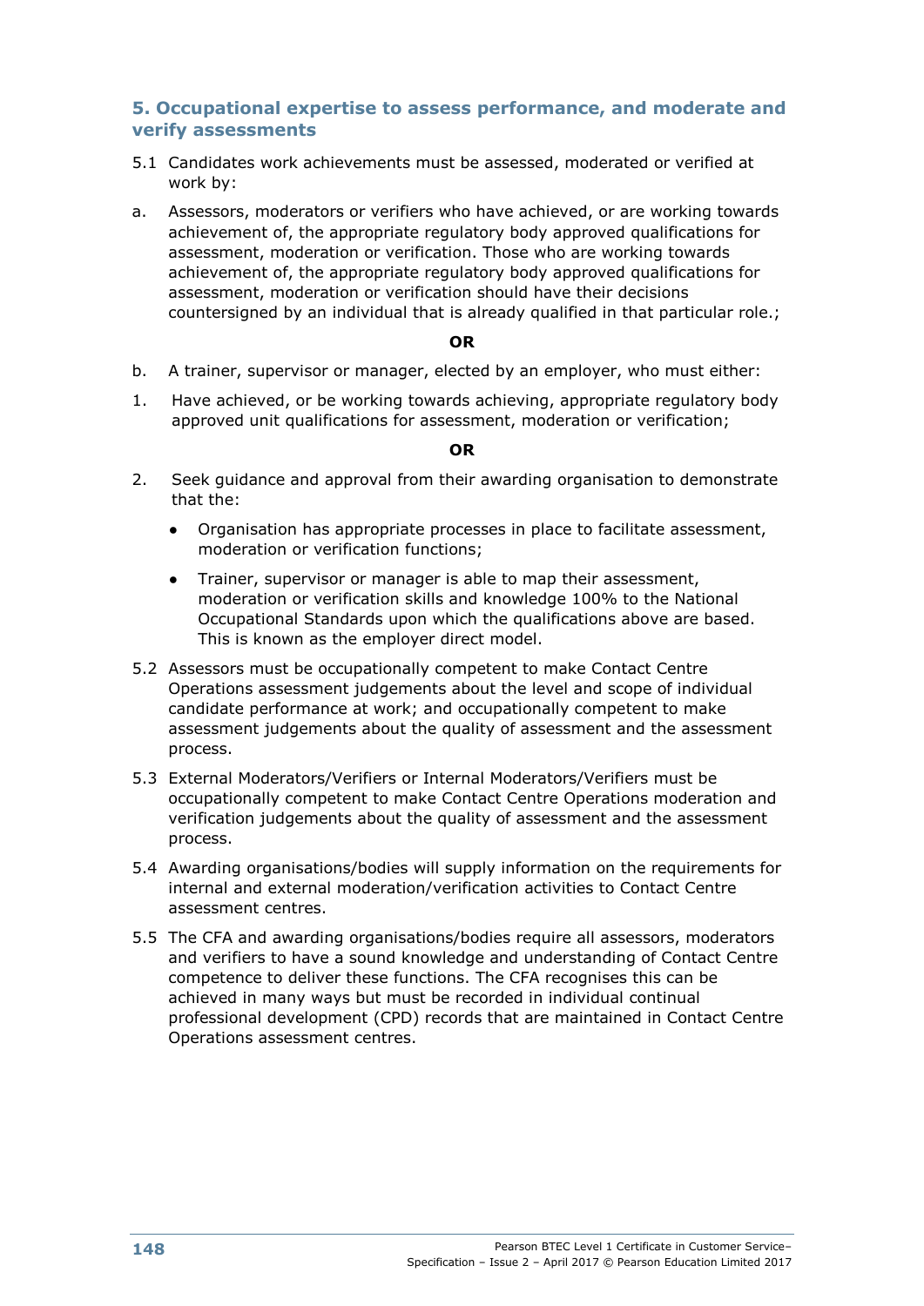## 5. Occupational expertise to assess performance, and moderate and verify assessments

5.1 Candidates work achievements must be assessed, moderated or verified at work by:

a. Assessors, moderators or verifiers who have achieved, or are working towards achievement of, the appropriate regulatory body approved qualifications for assessment, moderation or verification. Those who are working towards achievement of, the appropriate regulatory body approved qualifications for assessment, moderation or verification should have their decisions countersigned by an individual that is already qualified in that particular role.;

**OR**

b. A trainer, supervisor or manager, elected by an employer, who must either:

1. Have achieved, or be working towards achieving, appropriate regulatory body approved unit qualifications for assessment, moderation or verification;

**OR**

2. Seek guidance and approval from their awarding organisation to demonstrate that the:
   - Organisation has appropriate processes in place to facilitate assessment, moderation or verification functions;
   - Trainer, supervisor or manager is able to map their assessment, moderation or verification skills and knowledge 100% to the National Occupational Standards upon which the qualifications above are based. This is known as the employer direct model.

5.2 Assessors must be occupationally competent to make Contact Centre Operations assessment judgements about the level and scope of individual candidate performance at work; and occupationally competent to make assessment judgements about the quality of assessment and the assessment process.

5.3 External Moderators/Verifiers or Internal Moderators/Verifiers must be occupationally competent to make Contact Centre Operations moderation and verification judgements about the quality of assessment and the assessment process.

5.4 Awarding organisations/bodies will supply information on the requirements for internal and external moderation/verification activities to Contact Centre assessment centres.

5.5 The CFA and awarding organisations/bodies require all assessors, moderators and verifiers to have a sound knowledge and understanding of Contact Centre competence to deliver these functions. The CFA recognises this can be achieved in many ways but must be recorded in individual continual professional development (CPD) records that are maintained in Contact Centre Operations assessment centres.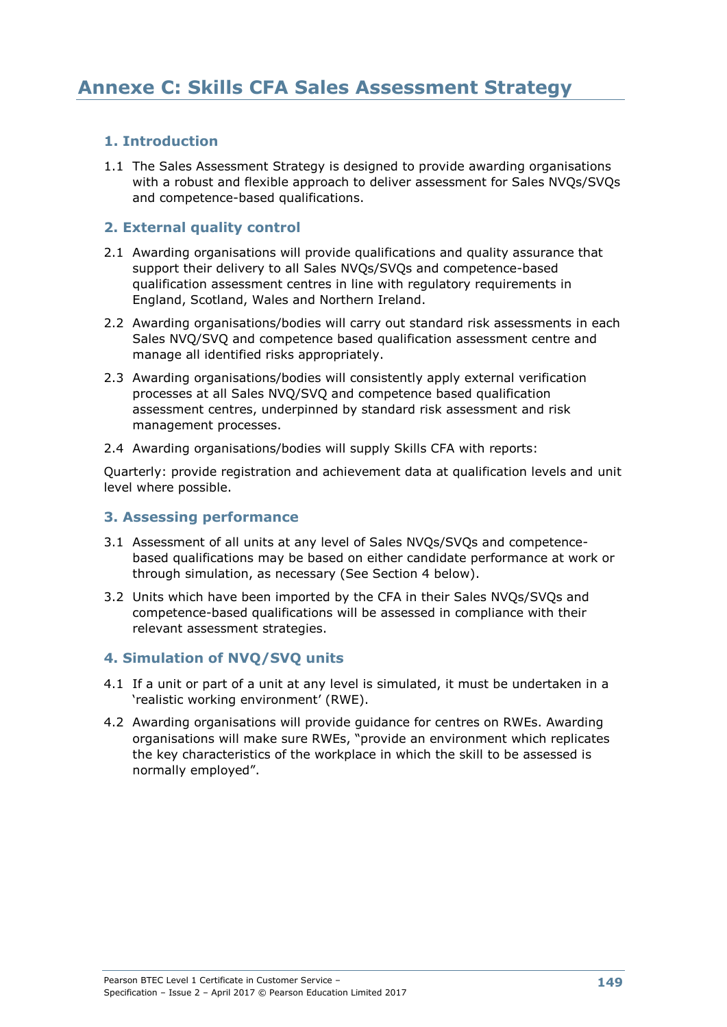# Annexe C: Skills CFA Sales Assessment Strategy

## 1. Introduction

1.1 The Sales Assessment Strategy is designed to provide awarding organisations with a robust and flexible approach to deliver assessment for Sales NVQs/SVQs and competence-based qualifications.

## 2. External quality control

2.1 Awarding organisations will provide qualifications and quality assurance that support their delivery to all Sales NVQs/SVQs and competence-based qualification assessment centres in line with regulatory requirements in England, Scotland, Wales and Northern Ireland.

2.2 Awarding organisations/bodies will carry out standard risk assessments in each Sales NVQ/SVQ and competence based qualification assessment centre and manage all identified risks appropriately.

2.3 Awarding organisations/bodies will consistently apply external verification processes at all Sales NVQ/SVQ and competence based qualification assessment centres, underpinned by standard risk assessment and risk management processes.

2.4 Awarding organisations/bodies will supply Skills CFA with reports:

Quarterly: provide registration and achievement data at qualification levels and unit level where possible.

## 3. Assessing performance

3.1 Assessment of all units at any level of Sales NVQs/SVQs and competence-based qualifications may be based on either candidate performance at work or through simulation, as necessary (See Section 4 below).

3.2 Units which have been imported by the CFA in their Sales NVQs/SVQs and competence-based qualifications will be assessed in compliance with their relevant assessment strategies.

## 4. Simulation of NVQ/SVQ units

4.1 If a unit or part of a unit at any level is simulated, it must be undertaken in a 'realistic working environment' (RWE).

4.2 Awarding organisations will provide guidance for centres on RWEs. Awarding organisations will make sure RWEs, "provide an environment which replicates the key characteristics of the workplace in which the skill to be assessed is normally employed".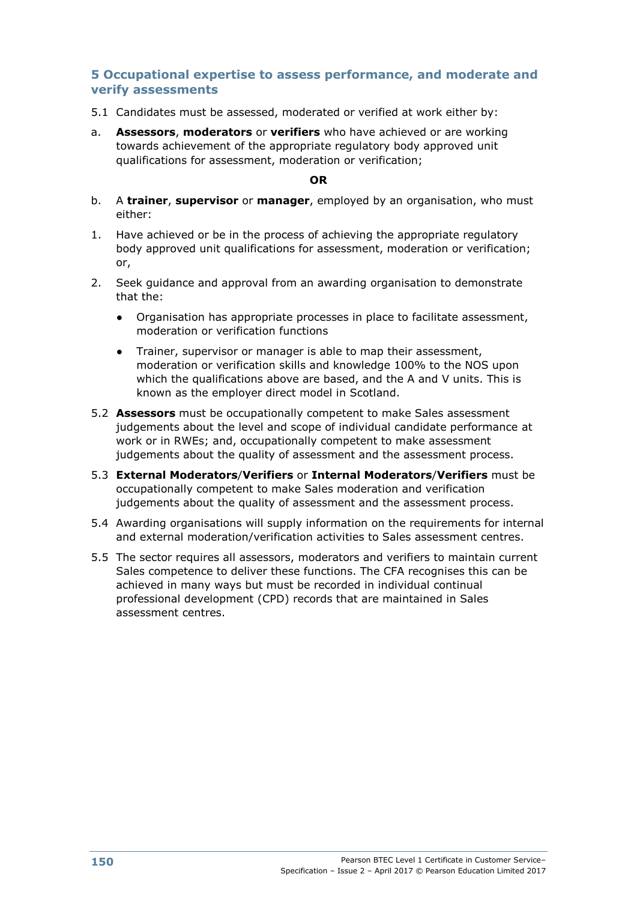## 5 Occupational expertise to assess performance, and moderate and verify assessments

5.1 Candidates must be assessed, moderated or verified at work either by:

a. **Assessors**, **moderators** or **verifiers** who have achieved or are working towards achievement of the appropriate regulatory body approved unit qualifications for assessment, moderation or verification;

**OR**

b. A **trainer**, **supervisor** or **manager**, employed by an organisation, who must either:

1. Have achieved or be in the process of achieving the appropriate regulatory body approved unit qualifications for assessment, moderation or verification; or,

2. Seek guidance and approval from an awarding organisation to demonstrate that the:

   - Organisation has appropriate processes in place to facilitate assessment, moderation or verification functions
   - Trainer, supervisor or manager is able to map their assessment, moderation or verification skills and knowledge 100% to the NOS upon which the qualifications above are based, and the A and V units. This is known as the employer direct model in Scotland.

5.2 **Assessors** must be occupationally competent to make Sales assessment judgements about the level and scope of individual candidate performance at work or in RWEs; and, occupationally competent to make assessment judgements about the quality of assessment and the assessment process.

5.3 **External Moderators**/**Verifiers** or **Internal Moderators**/**Verifiers** must be occupationally competent to make Sales moderation and verification judgements about the quality of assessment and the assessment process.

5.4 Awarding organisations will supply information on the requirements for internal and external moderation/verification activities to Sales assessment centres.

5.5 The sector requires all assessors, moderators and verifiers to maintain current Sales competence to deliver these functions. The CFA recognises this can be achieved in many ways but must be recorded in individual continual professional development (CPD) records that are maintained in Sales assessment centres.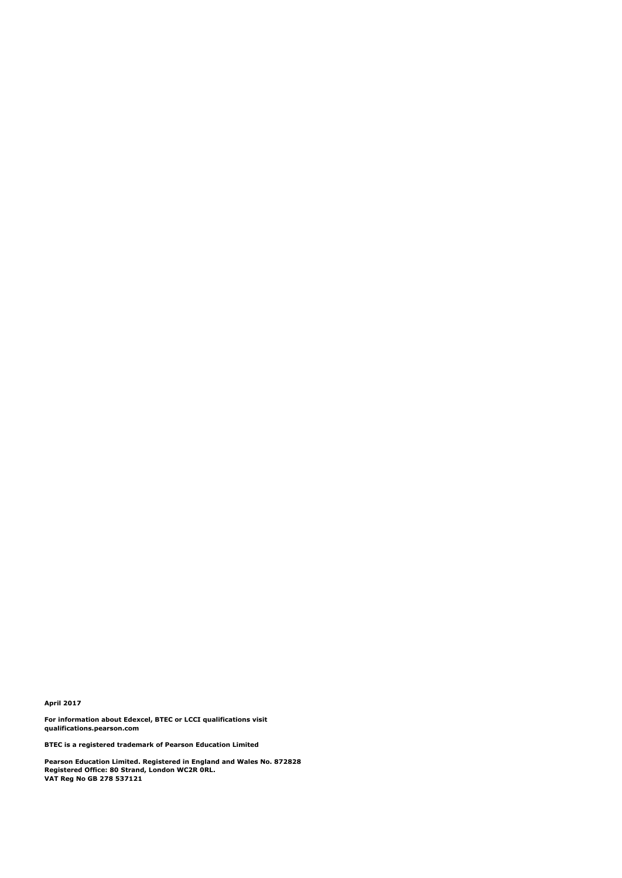**April 2017**

**For information about Edexcel, BTEC or LCCI qualifications visit qualifications.pearson.com**

**BTEC is a registered trademark of Pearson Education Limited**

**Pearson Education Limited. Registered in England and Wales No. 872828**
**Registered Office: 80 Strand, London WC2R 0RL.**
**VAT Reg No GB 278 537121**